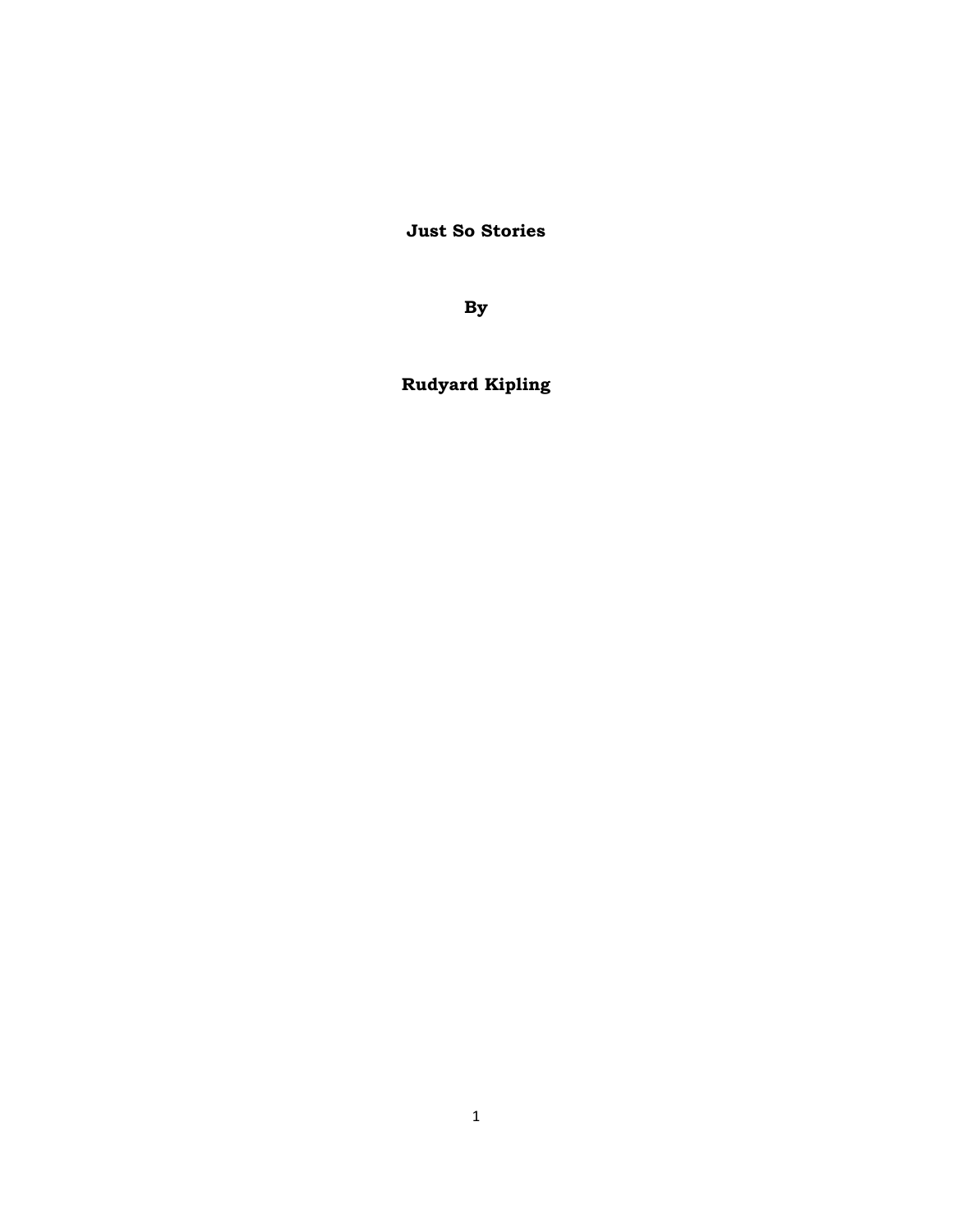# Just So Stories

**By**

**Rudyard Kipling**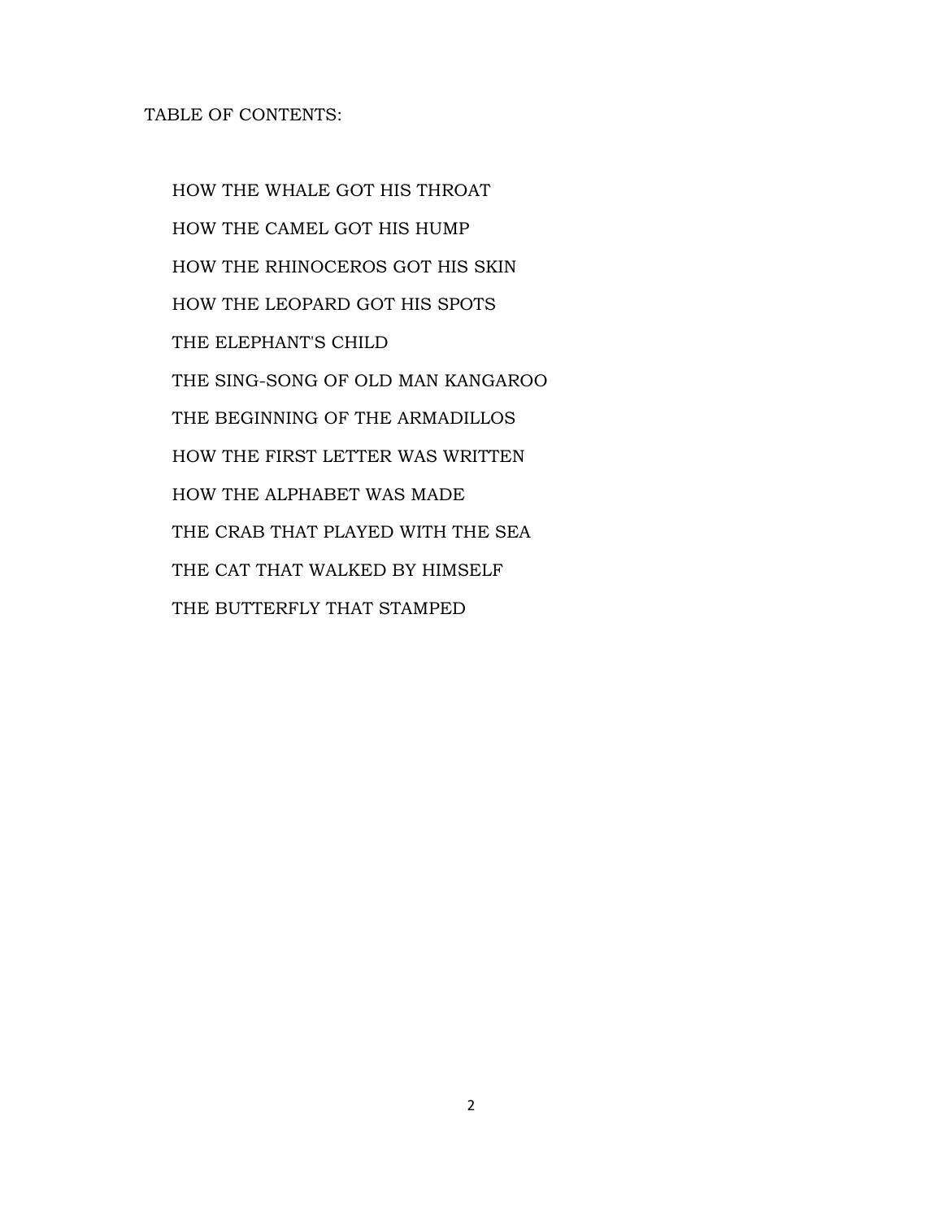TABLE OF CONTENTS:

- HOW THE WHALE GOT HIS THROAT
- HOW THE CAMEL GOT HIS HUMP
- HOW THE RHINOCEROS GOT HIS SKIN
- HOW THE LEOPARD GOT HIS SPOTS
- THE ELEPHANT'S CHILD
- THE SING-SONG OF OLD MAN KANGAROO
- THE BEGINNING OF THE ARMADILLOS
- HOW THE FIRST LETTER WAS WRITTEN
- HOW THE ALPHABET WAS MADE
- THE CRAB THAT PLAYED WITH THE SEA
- THE CAT THAT WALKED BY HIMSELF
- THE BUTTERFLY THAT STAMPED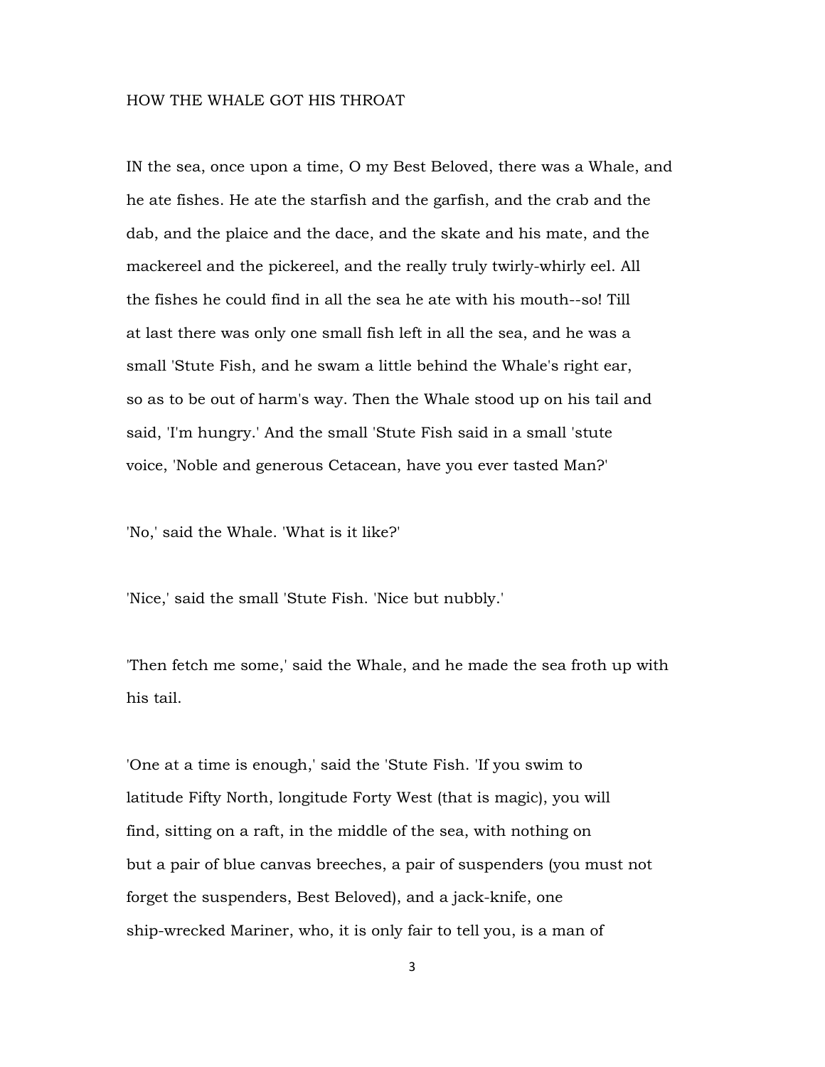## HOW THE WHALE GOT HIS THROAT

IN the sea, once upon a time, O my Best Beloved, there was a Whale, and he ate fishes. He ate the starfish and the garfish, and the crab and the dab, and the plaice and the dace, and the skate and his mate, and the mackereel and the pickereel, and the really truly twirly-whirly eel. All the fishes he could find in all the sea he ate with his mouth--so! Till at last there was only one small fish left in all the sea, and he was a small 'Stute Fish, and he swam a little behind the Whale's right ear, so as to be out of harm's way. Then the Whale stood up on his tail and said, 'I'm hungry.' And the small 'Stute Fish said in a small 'stute voice, 'Noble and generous Cetacean, have you ever tasted Man?'

'No,' said the Whale. 'What is it like?'

'Nice,' said the small 'Stute Fish. 'Nice but nubbly.'

'Then fetch me some,' said the Whale, and he made the sea froth up with his tail.

'One at a time is enough,' said the 'Stute Fish. 'If you swim to latitude Fifty North, longitude Forty West (that is magic), you will find, sitting on a raft, in the middle of the sea, with nothing on but a pair of blue canvas breeches, a pair of suspenders (you must not forget the suspenders, Best Beloved), and a jack-knife, one ship-wrecked Mariner, who, it is only fair to tell you, is a man of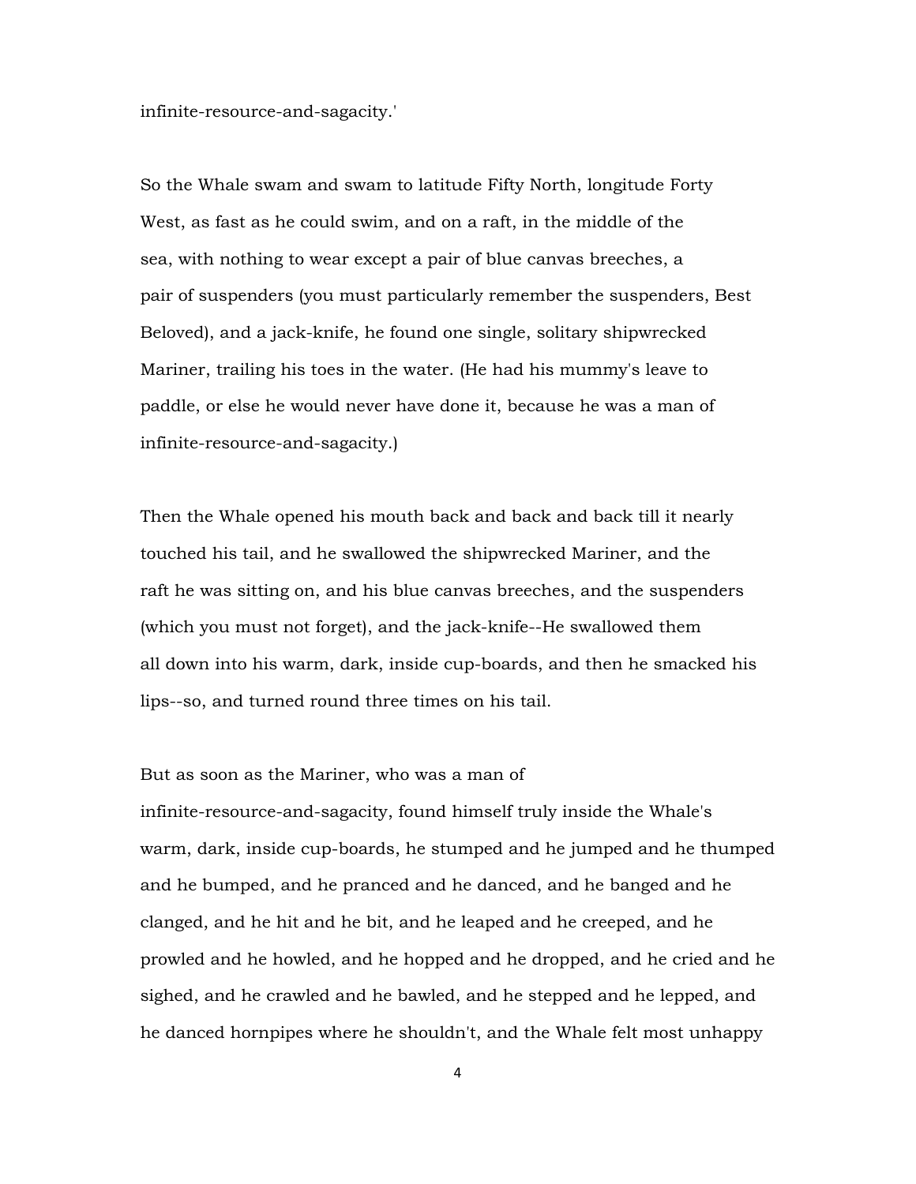infinite-resource-and-sagacity.'

So the Whale swam and swam to latitude Fifty North, longitude Forty West, as fast as he could swim, and on a raft, in the middle of the sea, with nothing to wear except a pair of blue canvas breeches, a pair of suspenders (you must particularly remember the suspenders, Best Beloved), and a jack-knife, he found one single, solitary shipwrecked Mariner, trailing his toes in the water. (He had his mummy's leave to paddle, or else he would never have done it, because he was a man of infinite-resource-and-sagacity.)

Then the Whale opened his mouth back and back and back till it nearly touched his tail, and he swallowed the shipwrecked Mariner, and the raft he was sitting on, and his blue canvas breeches, and the suspenders (which you must not forget), and the jack-knife--He swallowed them all down into his warm, dark, inside cup-boards, and then he smacked his lips--so, and turned round three times on his tail.

But as soon as the Mariner, who was a man of infinite-resource-and-sagacity, found himself truly inside the Whale's warm, dark, inside cup-boards, he stumped and he jumped and he thumped and he bumped, and he pranced and he danced, and he banged and he clanged, and he hit and he bit, and he leaped and he creeped, and he prowled and he howled, and he hopped and he dropped, and he cried and he sighed, and he crawled and he bawled, and he stepped and he lepped, and he danced hornpipes where he shouldn't, and the Whale felt most unhappy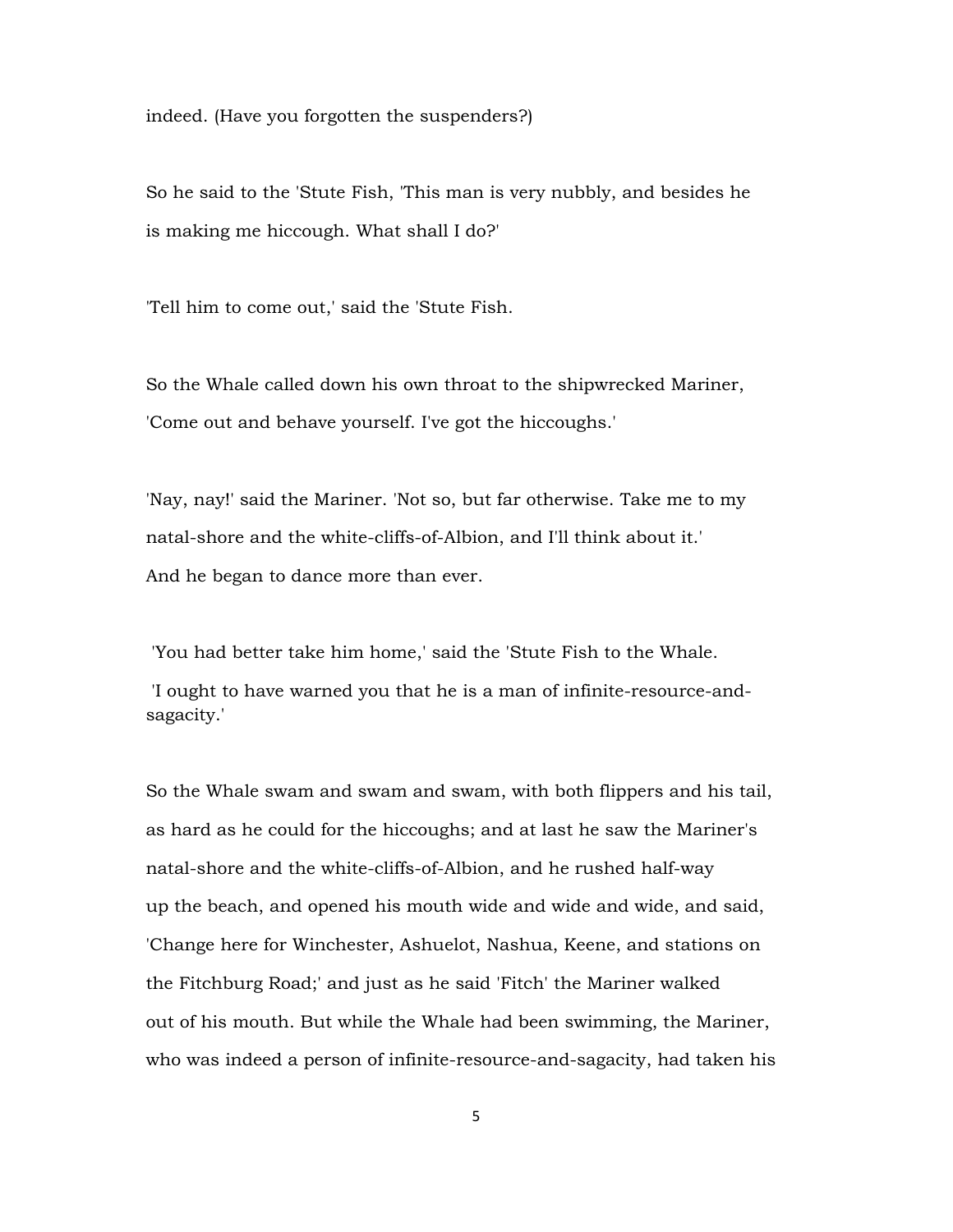indeed. (Have you forgotten the suspenders?)

So he said to the 'Stute Fish, 'This man is very nubbly, and besides he is making me hiccough. What shall I do?'

'Tell him to come out,' said the 'Stute Fish.

So the Whale called down his own throat to the shipwrecked Mariner, 'Come out and behave yourself. I've got the hiccoughs.'

'Nay, nay!' said the Mariner. 'Not so, but far otherwise. Take me to my natal-shore and the white-cliffs-of-Albion, and I'll think about it.' And he began to dance more than ever.

'You had better take him home,' said the 'Stute Fish to the Whale. 'I ought to have warned you that he is a man of infinite-resource-and-sagacity.'

So the Whale swam and swam and swam, with both flippers and his tail, as hard as he could for the hiccoughs; and at last he saw the Mariner's natal-shore and the white-cliffs-of-Albion, and he rushed half-way up the beach, and opened his mouth wide and wide and wide, and said, 'Change here for Winchester, Ashuelot, Nashua, Keene, and stations on the Fitchburg Road;' and just as he said 'Fitch' the Mariner walked out of his mouth. But while the Whale had been swimming, the Mariner, who was indeed a person of infinite-resource-and-sagacity, had taken his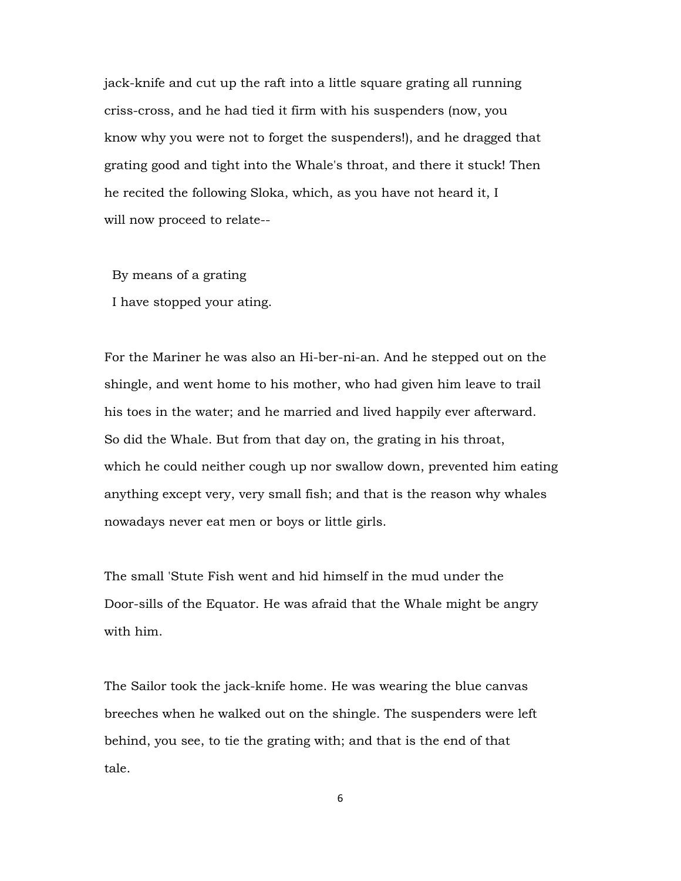jack-knife and cut up the raft into a little square grating all running criss-cross, and he had tied it firm with his suspenders (now, you know why you were not to forget the suspenders!), and he dragged that grating good and tight into the Whale's throat, and there it stuck! Then he recited the following Sloka, which, as you have not heard it, I will now proceed to relate--

> By means of a grating  
> I have stopped your ating.

For the Mariner he was also an Hi-ber-ni-an. And he stepped out on the shingle, and went home to his mother, who had given him leave to trail his toes in the water; and he married and lived happily ever afterward. So did the Whale. But from that day on, the grating in his throat, which he could neither cough up nor swallow down, prevented him eating anything except very, very small fish; and that is the reason why whales nowadays never eat men or boys or little girls.

The small 'Stute Fish went and hid himself in the mud under the Door-sills of the Equator. He was afraid that the Whale might be angry with him.

The Sailor took the jack-knife home. He was wearing the blue canvas breeches when he walked out on the shingle. The suspenders were left behind, you see, to tie the grating with; and that is the end of that tale.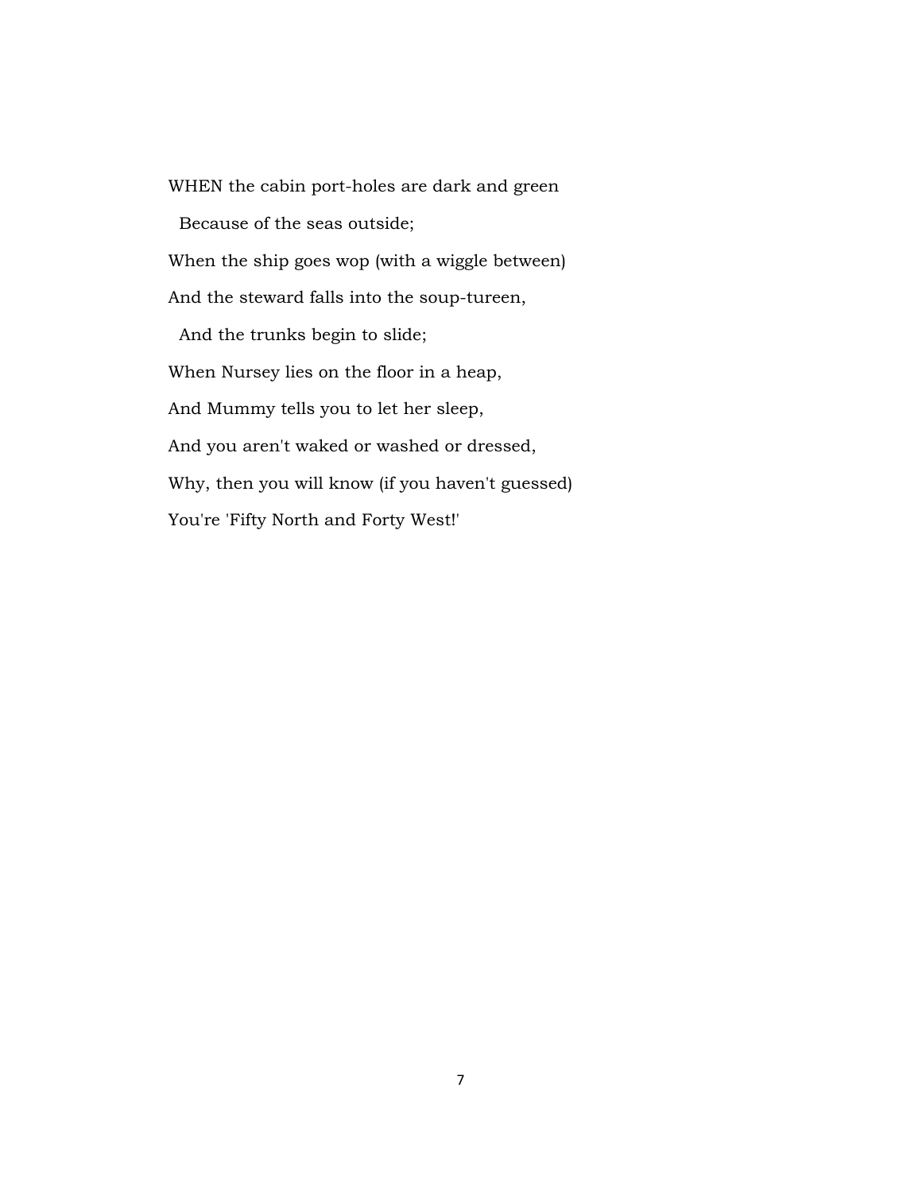WHEN the cabin port-holes are dark and green

  Because of the seas outside;

When the ship goes wop (with a wiggle between)

And the steward falls into the soup-tureen,

  And the trunks begin to slide;

When Nursey lies on the floor in a heap,

And Mummy tells you to let her sleep,

And you aren't waked or washed or dressed,

Why, then you will know (if you haven't guessed)

You're 'Fifty North and Forty West!'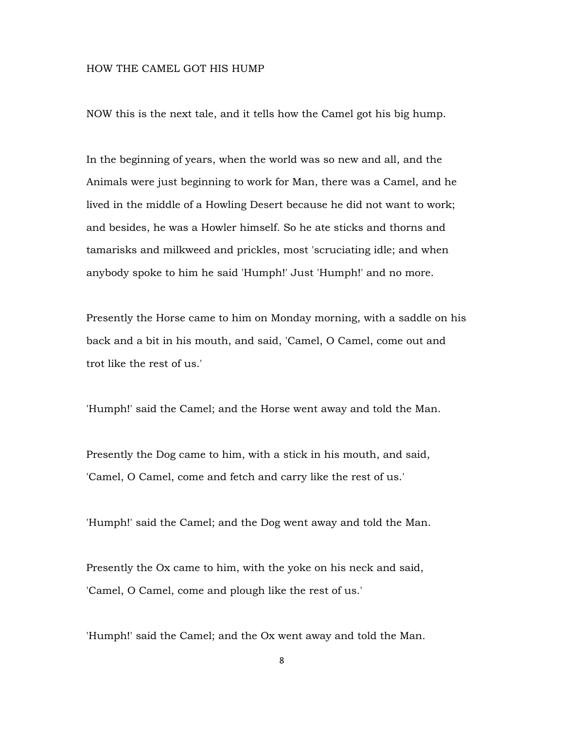# HOW THE CAMEL GOT HIS HUMP

NOW this is the next tale, and it tells how the Camel got his big hump.

In the beginning of years, when the world was so new and all, and the Animals were just beginning to work for Man, there was a Camel, and he lived in the middle of a Howling Desert because he did not want to work; and besides, he was a Howler himself. So he ate sticks and thorns and tamarisks and milkweed and prickles, most 'scruciating idle; and when anybody spoke to him he said 'Humph!' Just 'Humph!' and no more.

Presently the Horse came to him on Monday morning, with a saddle on his back and a bit in his mouth, and said, 'Camel, O Camel, come out and trot like the rest of us.'

'Humph!' said the Camel; and the Horse went away and told the Man.

Presently the Dog came to him, with a stick in his mouth, and said, 'Camel, O Camel, come and fetch and carry like the rest of us.'

'Humph!' said the Camel; and the Dog went away and told the Man.

Presently the Ox came to him, with the yoke on his neck and said, 'Camel, O Camel, come and plough like the rest of us.'

'Humph!' said the Camel; and the Ox went away and told the Man.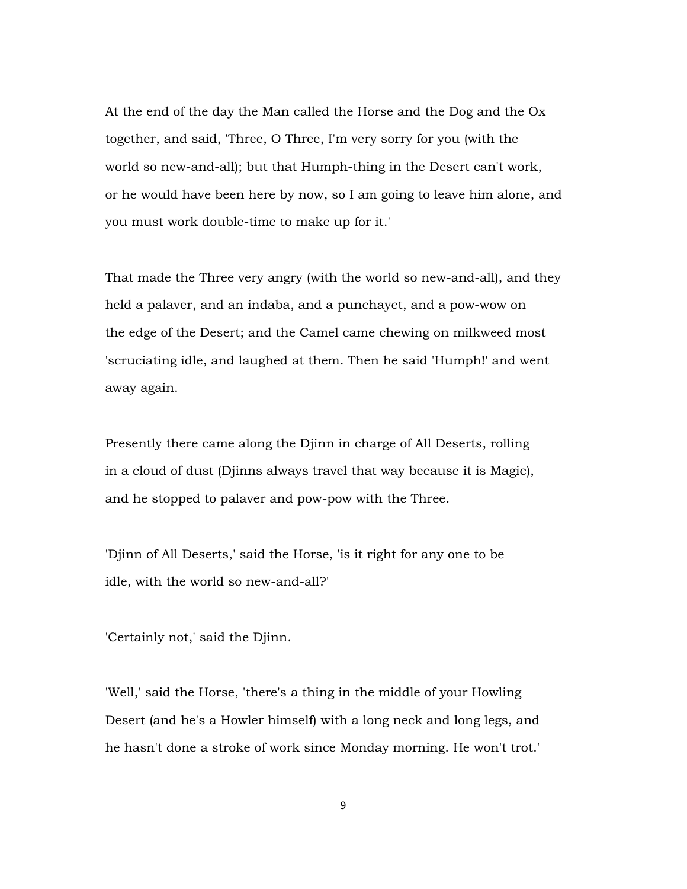At the end of the day the Man called the Horse and the Dog and the Ox together, and said, 'Three, O Three, I'm very sorry for you (with the world so new-and-all); but that Humph-thing in the Desert can't work, or he would have been here by now, so I am going to leave him alone, and you must work double-time to make up for it.'

That made the Three very angry (with the world so new-and-all), and they held a palaver, and an indaba, and a punchayet, and a pow-wow on the edge of the Desert; and the Camel came chewing on milkweed most 'scruciating idle, and laughed at them. Then he said 'Humph!' and went away again.

Presently there came along the Djinn in charge of All Deserts, rolling in a cloud of dust (Djinns always travel that way because it is Magic), and he stopped to palaver and pow-pow with the Three.

'Djinn of All Deserts,' said the Horse, 'is it right for any one to be idle, with the world so new-and-all?'

'Certainly not,' said the Djinn.

'Well,' said the Horse, 'there's a thing in the middle of your Howling Desert (and he's a Howler himself) with a long neck and long legs, and he hasn't done a stroke of work since Monday morning. He won't trot.'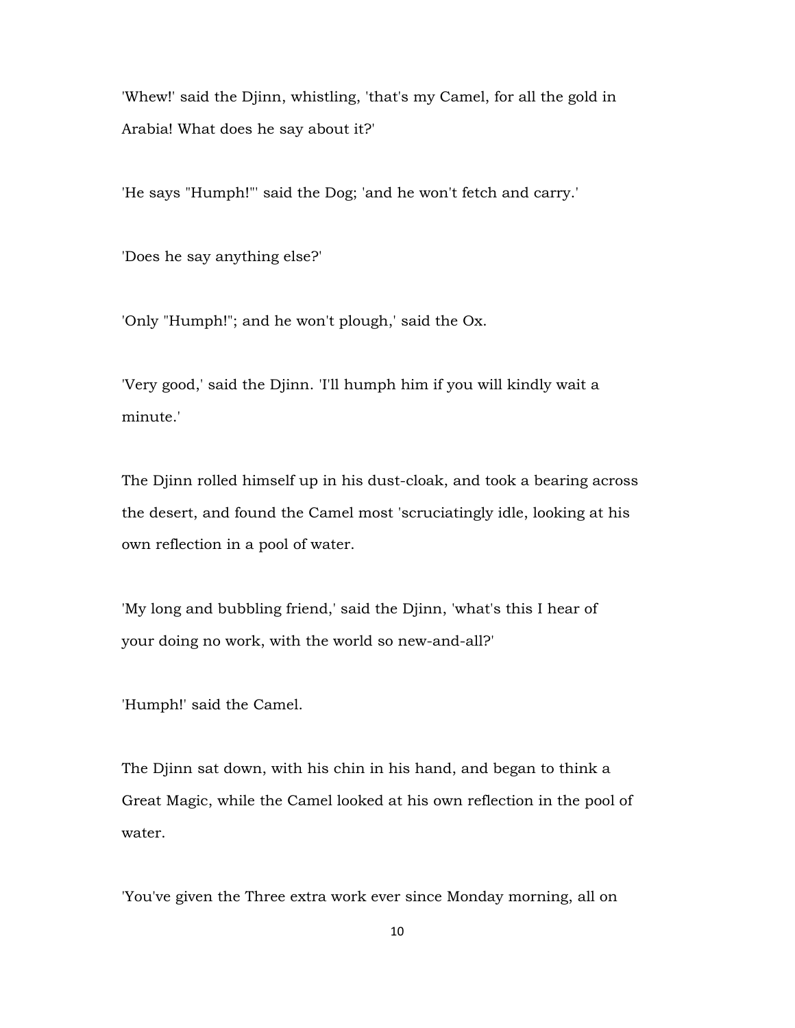'Whew!' said the Djinn, whistling, 'that's my Camel, for all the gold in Arabia! What does he say about it?'

'He says "Humph!"' said the Dog; 'and he won't fetch and carry.'

'Does he say anything else?'

'Only "Humph!"; and he won't plough,' said the Ox.

'Very good,' said the Djinn. 'I'll humph him if you will kindly wait a minute.'

The Djinn rolled himself up in his dust-cloak, and took a bearing across the desert, and found the Camel most 'scruciatingly idle, looking at his own reflection in a pool of water.

'My long and bubbling friend,' said the Djinn, 'what's this I hear of your doing no work, with the world so new-and-all?'

'Humph!' said the Camel.

The Djinn sat down, with his chin in his hand, and began to think a Great Magic, while the Camel looked at his own reflection in the pool of water.

'You've given the Three extra work ever since Monday morning, all on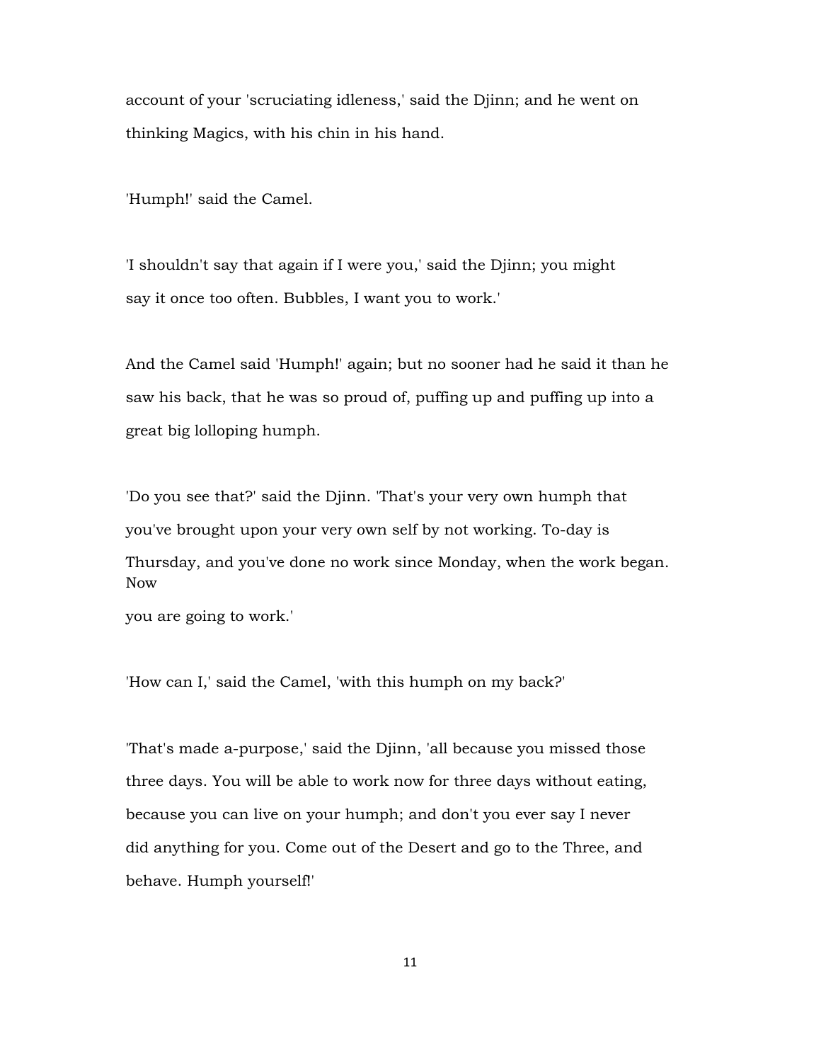account of your 'scruciating idleness,' said the Djinn; and he went on thinking Magics, with his chin in his hand.

'Humph!' said the Camel.

'I shouldn't say that again if I were you,' said the Djinn; you might say it once too often. Bubbles, I want you to work.'

And the Camel said 'Humph!' again; but no sooner had he said it than he saw his back, that he was so proud of, puffing up and puffing up into a great big lolloping humph.

'Do you see that?' said the Djinn. 'That's your very own humph that you've brought upon your very own self by not working. To-day is Thursday, and you've done no work since Monday, when the work began. Now you are going to work.'

'How can I,' said the Camel, 'with this humph on my back?'

'That's made a-purpose,' said the Djinn, 'all because you missed those three days. You will be able to work now for three days without eating, because you can live on your humph; and don't you ever say I never did anything for you. Come out of the Desert and go to the Three, and behave. Humph yourself!'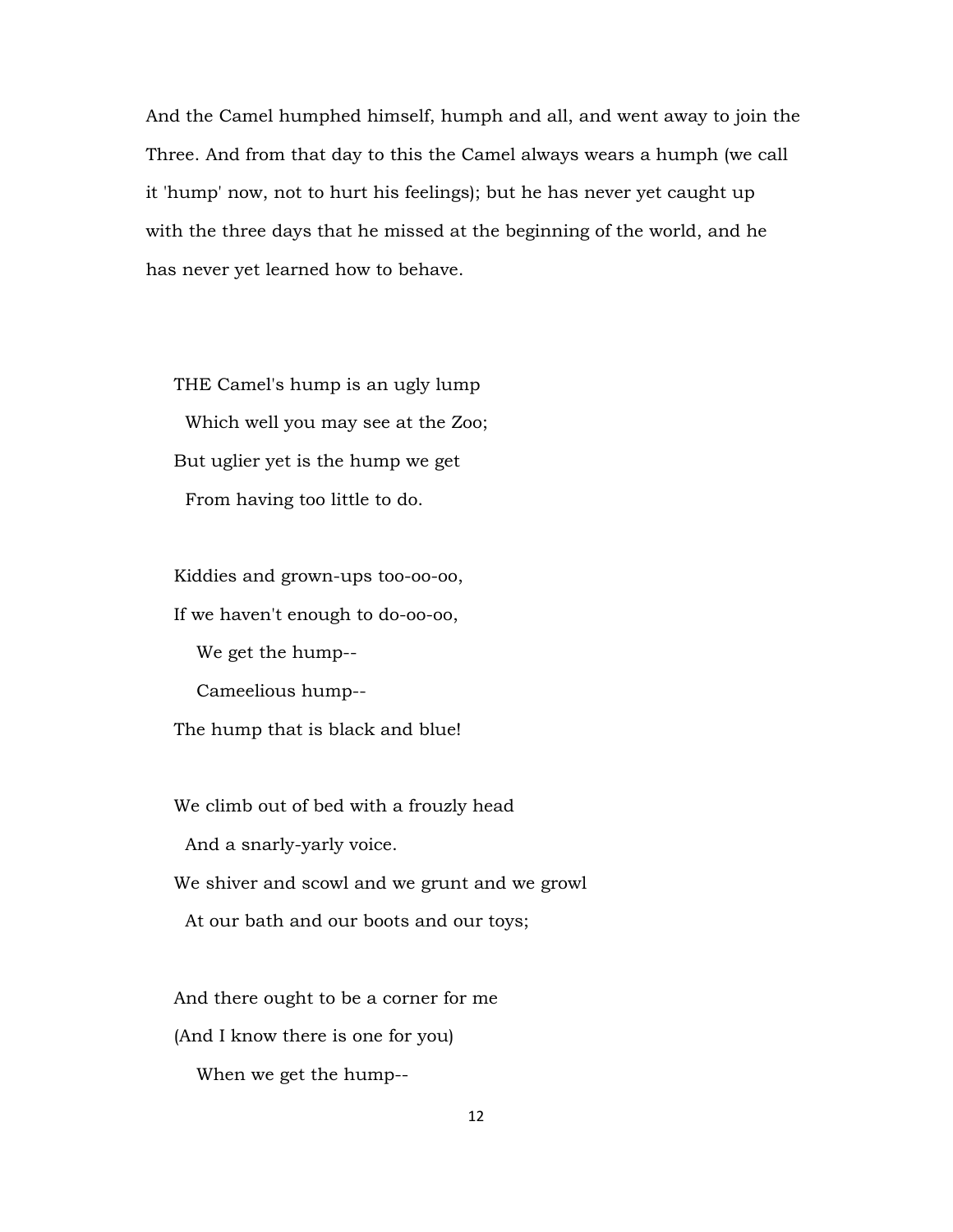And the Camel humphed himself, humph and all, and went away to join the Three. And from that day to this the Camel always wears a humph (we call it 'hump' now, not to hurt his feelings); but he has never yet caught up with the three days that he missed at the beginning of the world, and he has never yet learned how to behave.

THE Camel's hump is an ugly lump  
  Which well you may see at the Zoo;  
But uglier yet is the hump we get  
  From having too little to do.

Kiddies and grown-ups too-oo-oo,  
If we haven't enough to do-oo-oo,  
    We get the hump--  
    Cameelious hump--  
The hump that is black and blue!

We climb out of bed with a frouzly head  
  And a snarly-yarly voice.  
We shiver and scowl and we grunt and we growl  
  At our bath and our boots and our toys;

And there ought to be a corner for me  
(And I know there is one for you)  
    When we get the hump--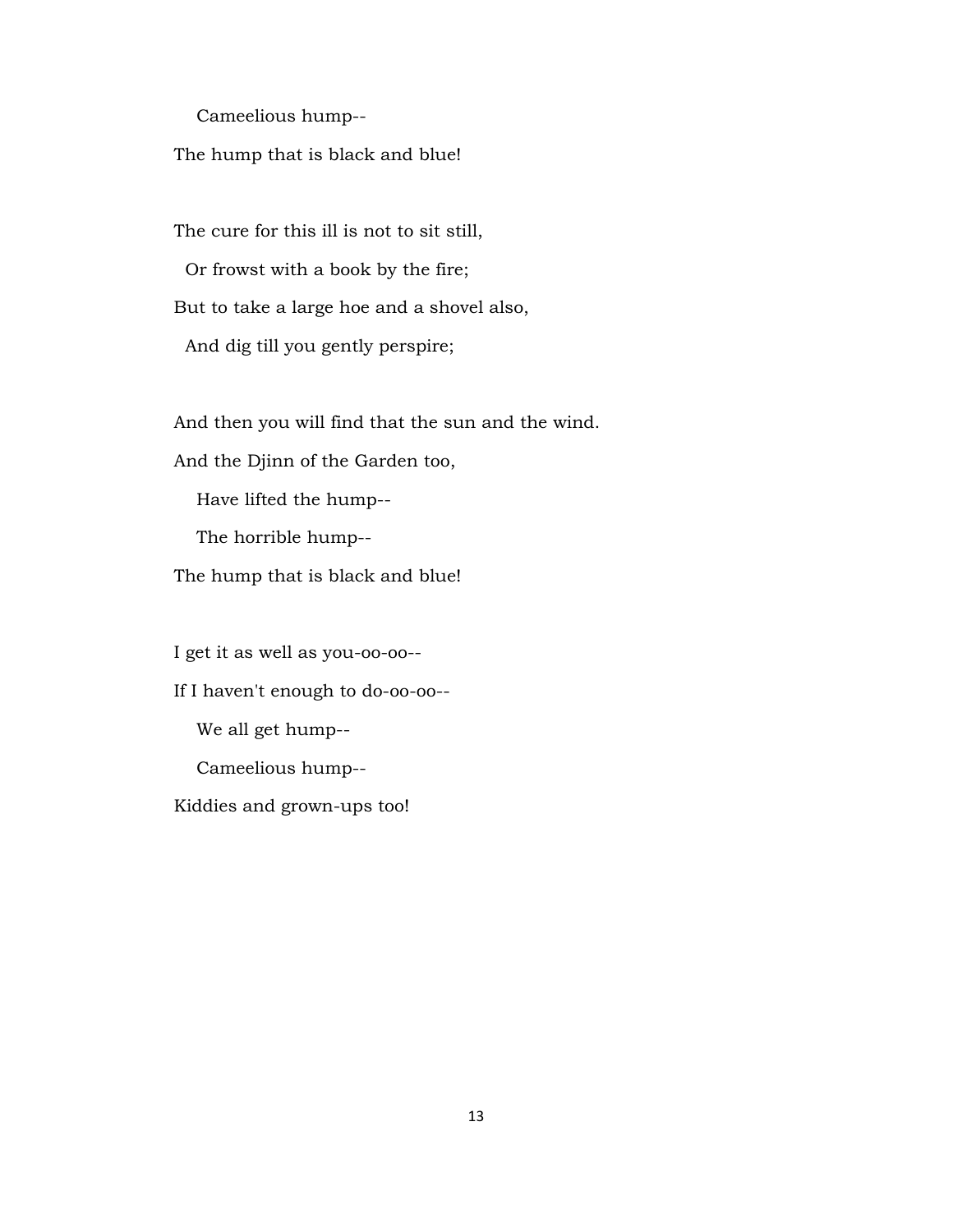Cameelious hump--

The hump that is black and blue!

The cure for this ill is not to sit still,

Or frowst with a book by the fire;

But to take a large hoe and a shovel also,

And dig till you gently perspire;

And then you will find that the sun and the wind.

And the Djinn of the Garden too,

Have lifted the hump--

The horrible hump--

The hump that is black and blue!

I get it as well as you-oo-oo--

If I haven't enough to do-oo-oo--

We all get hump--

Cameelious hump--

Kiddies and grown-ups too!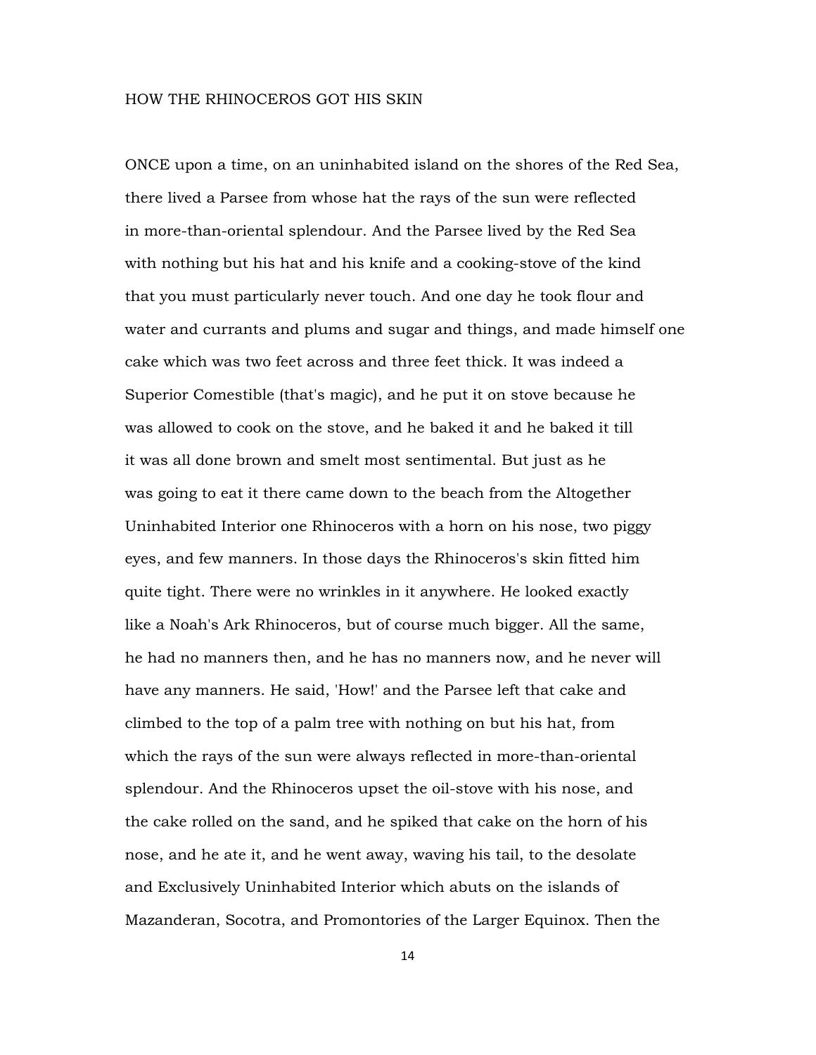## HOW THE RHINOCEROS GOT HIS SKIN

ONCE upon a time, on an uninhabited island on the shores of the Red Sea, there lived a Parsee from whose hat the rays of the sun were reflected in more-than-oriental splendour. And the Parsee lived by the Red Sea with nothing but his hat and his knife and a cooking-stove of the kind that you must particularly never touch. And one day he took flour and water and currants and plums and sugar and things, and made himself one cake which was two feet across and three feet thick. It was indeed a Superior Comestible (that's magic), and he put it on stove because he was allowed to cook on the stove, and he baked it and he baked it till it was all done brown and smelt most sentimental. But just as he was going to eat it there came down to the beach from the Altogether Uninhabited Interior one Rhinoceros with a horn on his nose, two piggy eyes, and few manners. In those days the Rhinoceros's skin fitted him quite tight. There were no wrinkles in it anywhere. He looked exactly like a Noah's Ark Rhinoceros, but of course much bigger. All the same, he had no manners then, and he has no manners now, and he never will have any manners. He said, 'How!' and the Parsee left that cake and climbed to the top of a palm tree with nothing on but his hat, from which the rays of the sun were always reflected in more-than-oriental splendour. And the Rhinoceros upset the oil-stove with his nose, and the cake rolled on the sand, and he spiked that cake on the horn of his nose, and he ate it, and he went away, waving his tail, to the desolate and Exclusively Uninhabited Interior which abuts on the islands of Mazanderan, Socotra, and Promontories of the Larger Equinox. Then the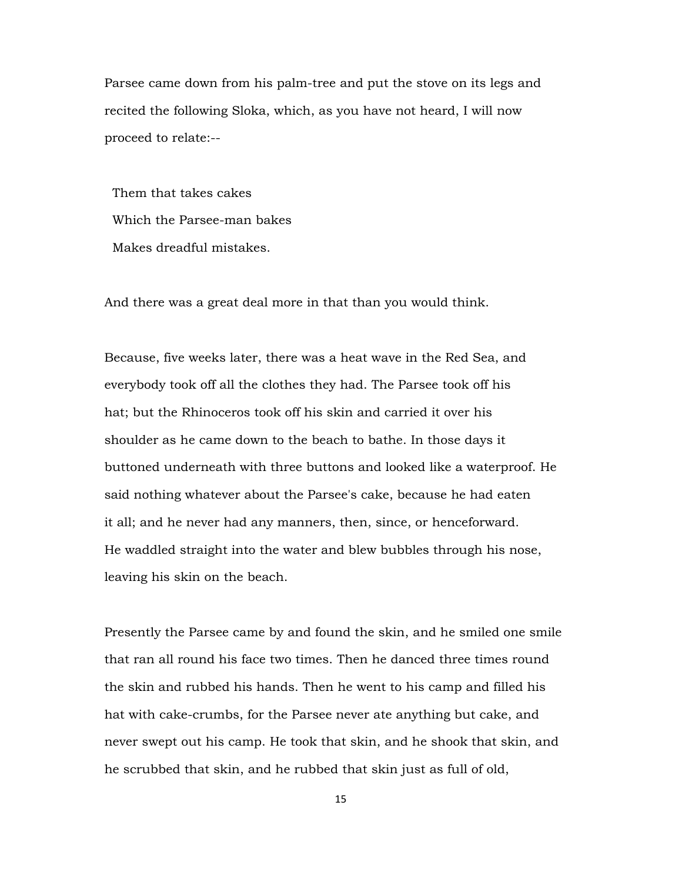Parsee came down from his palm-tree and put the stove on its legs and recited the following Sloka, which, as you have not heard, I will now proceed to relate:--

> Them that takes cakes
> Which the Parsee-man bakes
> Makes dreadful mistakes.

And there was a great deal more in that than you would think.

Because, five weeks later, there was a heat wave in the Red Sea, and everybody took off all the clothes they had. The Parsee took off his hat; but the Rhinoceros took off his skin and carried it over his shoulder as he came down to the beach to bathe. In those days it buttoned underneath with three buttons and looked like a waterproof. He said nothing whatever about the Parsee's cake, because he had eaten it all; and he never had any manners, then, since, or henceforward. He waddled straight into the water and blew bubbles through his nose, leaving his skin on the beach.

Presently the Parsee came by and found the skin, and he smiled one smile that ran all round his face two times. Then he danced three times round the skin and rubbed his hands. Then he went to his camp and filled his hat with cake-crumbs, for the Parsee never ate anything but cake, and never swept out his camp. He took that skin, and he shook that skin, and he scrubbed that skin, and he rubbed that skin just as full of old,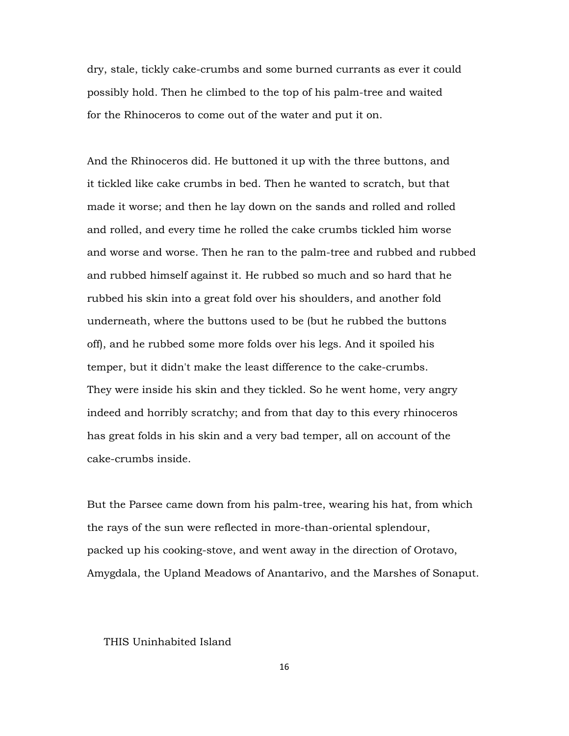dry, stale, tickly cake-crumbs and some burned currants as ever it could possibly hold. Then he climbed to the top of his palm-tree and waited for the Rhinoceros to come out of the water and put it on.

And the Rhinoceros did. He buttoned it up with the three buttons, and it tickled like cake crumbs in bed. Then he wanted to scratch, but that made it worse; and then he lay down on the sands and rolled and rolled and rolled, and every time he rolled the cake crumbs tickled him worse and worse and worse. Then he ran to the palm-tree and rubbed and rubbed and rubbed himself against it. He rubbed so much and so hard that he rubbed his skin into a great fold over his shoulders, and another fold underneath, where the buttons used to be (but he rubbed the buttons off), and he rubbed some more folds over his legs. And it spoiled his temper, but it didn't make the least difference to the cake-crumbs. They were inside his skin and they tickled. So he went home, very angry indeed and horribly scratchy; and from that day to this every rhinoceros has great folds in his skin and a very bad temper, all on account of the cake-crumbs inside.

But the Parsee came down from his palm-tree, wearing his hat, from which the rays of the sun were reflected in more-than-oriental splendour, packed up his cooking-stove, and went away in the direction of Orotavo, Amygdala, the Upland Meadows of Anantarivo, and the Marshes of Sonaput.

THIS Uninhabited Island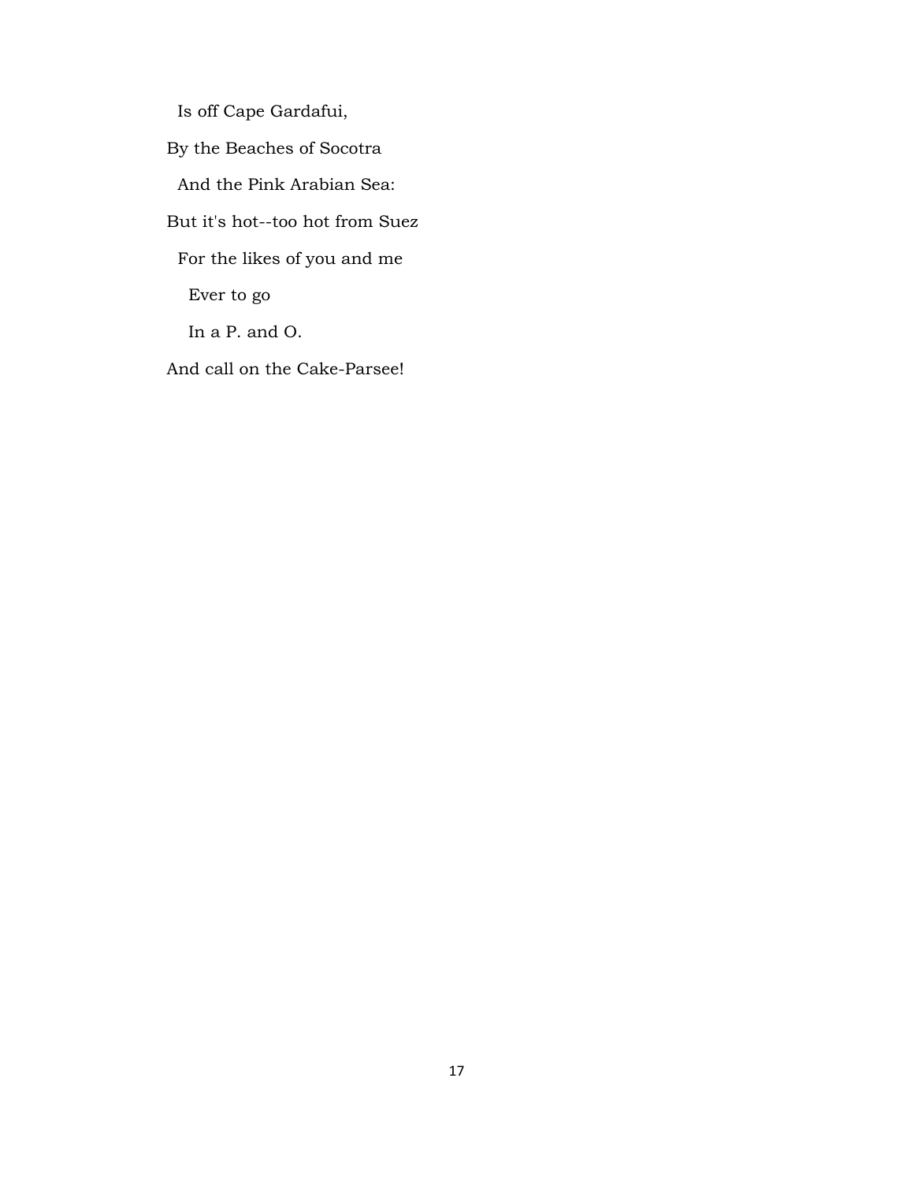Is off Cape Gardafui,

By the Beaches of Socotra

And the Pink Arabian Sea:

But it's hot--too hot from Suez

For the likes of you and me

Ever to go

In a P. and O.

And call on the Cake-Parsee!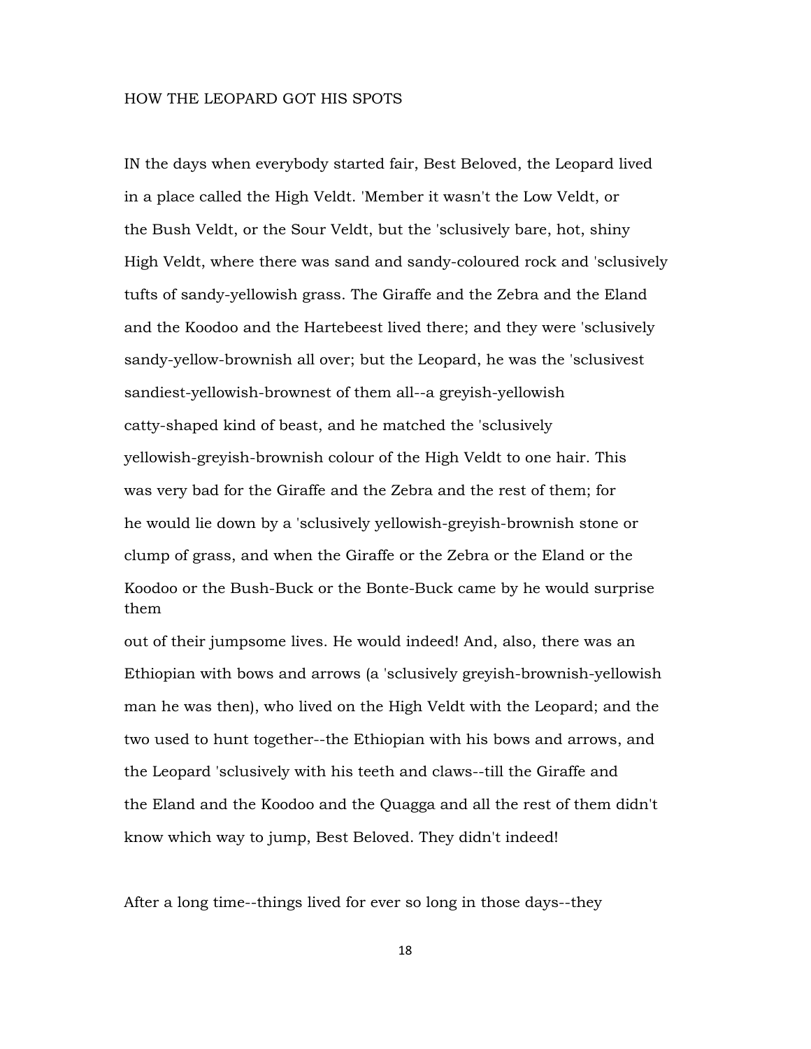## HOW THE LEOPARD GOT HIS SPOTS

IN the days when everybody started fair, Best Beloved, the Leopard lived in a place called the High Veldt. 'Member it wasn't the Low Veldt, or the Bush Veldt, or the Sour Veldt, but the 'sclusively bare, hot, shiny High Veldt, where there was sand and sandy-coloured rock and 'sclusively tufts of sandy-yellowish grass. The Giraffe and the Zebra and the Eland and the Koodoo and the Hartebeest lived there; and they were 'sclusively sandy-yellow-brownish all over; but the Leopard, he was the 'sclusivest sandiest-yellowish-brownest of them all--a greyish-yellowish catty-shaped kind of beast, and he matched the 'sclusively yellowish-greyish-brownish colour of the High Veldt to one hair. This was very bad for the Giraffe and the Zebra and the rest of them; for he would lie down by a 'sclusively yellowish-greyish-brownish stone or clump of grass, and when the Giraffe or the Zebra or the Eland or the Koodoo or the Bush-Buck or the Bonte-Buck came by he would surprise them out of their jumpsome lives. He would indeed! And, also, there was an Ethiopian with bows and arrows (a 'sclusively greyish-brownish-yellowish man he was then), who lived on the High Veldt with the Leopard; and the two used to hunt together--the Ethiopian with his bows and arrows, and the Leopard 'sclusively with his teeth and claws--till the Giraffe and the Eland and the Koodoo and the Quagga and all the rest of them didn't know which way to jump, Best Beloved. They didn't indeed!

After a long time--things lived for ever so long in those days--they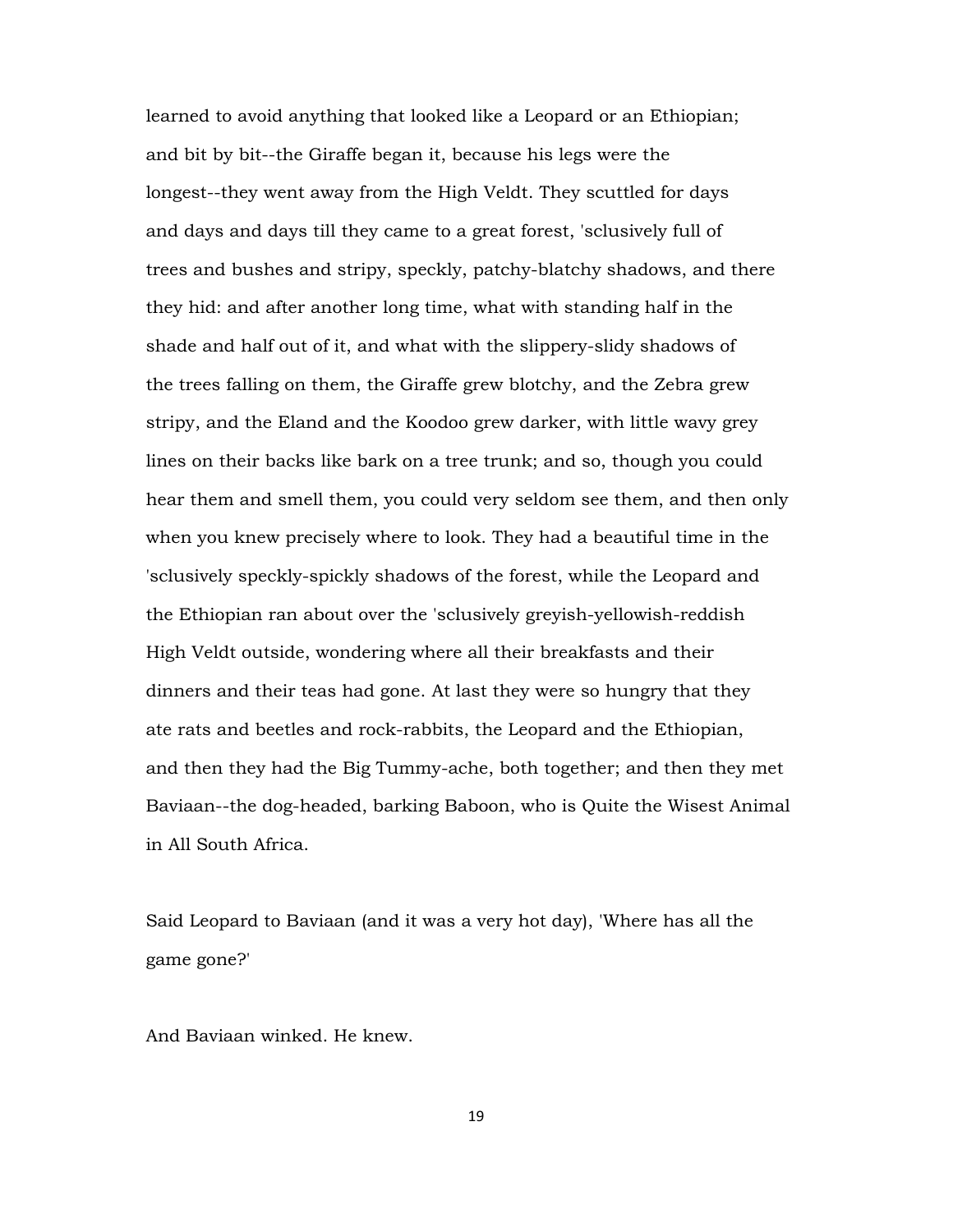learned to avoid anything that looked like a Leopard or an Ethiopian; and bit by bit--the Giraffe began it, because his legs were the longest--they went away from the High Veldt. They scuttled for days and days and days till they came to a great forest, 'sclusively full of trees and bushes and stripy, speckly, patchy-blatchy shadows, and there they hid: and after another long time, what with standing half in the shade and half out of it, and what with the slippery-slidy shadows of the trees falling on them, the Giraffe grew blotchy, and the Zebra grew stripy, and the Eland and the Koodoo grew darker, with little wavy grey lines on their backs like bark on a tree trunk; and so, though you could hear them and smell them, you could very seldom see them, and then only when you knew precisely where to look. They had a beautiful time in the 'sclusively speckly-spickly shadows of the forest, while the Leopard and the Ethiopian ran about over the 'sclusively greyish-yellowish-reddish High Veldt outside, wondering where all their breakfasts and their dinners and their teas had gone. At last they were so hungry that they ate rats and beetles and rock-rabbits, the Leopard and the Ethiopian, and then they had the Big Tummy-ache, both together; and then they met Baviaan--the dog-headed, barking Baboon, who is Quite the Wisest Animal in All South Africa.

Said Leopard to Baviaan (and it was a very hot day), 'Where has all the game gone?'

And Baviaan winked. He knew.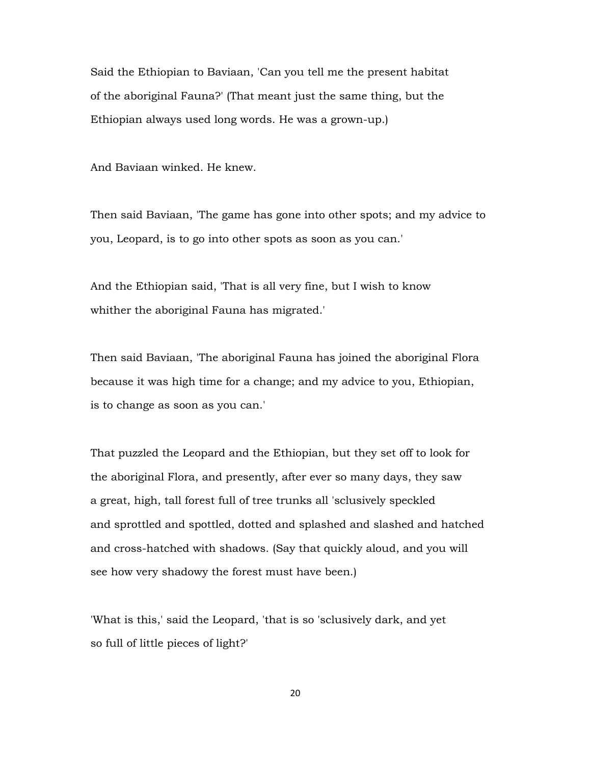Said the Ethiopian to Baviaan, 'Can you tell me the present habitat of the aboriginal Fauna?' (That meant just the same thing, but the Ethiopian always used long words. He was a grown-up.)

And Baviaan winked. He knew.

Then said Baviaan, 'The game has gone into other spots; and my advice to you, Leopard, is to go into other spots as soon as you can.'

And the Ethiopian said, 'That is all very fine, but I wish to know whither the aboriginal Fauna has migrated.'

Then said Baviaan, 'The aboriginal Fauna has joined the aboriginal Flora because it was high time for a change; and my advice to you, Ethiopian, is to change as soon as you can.'

That puzzled the Leopard and the Ethiopian, but they set off to look for the aboriginal Flora, and presently, after ever so many days, they saw a great, high, tall forest full of tree trunks all 'sclusively speckled and sprottled and spottled, dotted and splashed and slashed and hatched and cross-hatched with shadows. (Say that quickly aloud, and you will see how very shadowy the forest must have been.)

'What is this,' said the Leopard, 'that is so 'sclusively dark, and yet so full of little pieces of light?'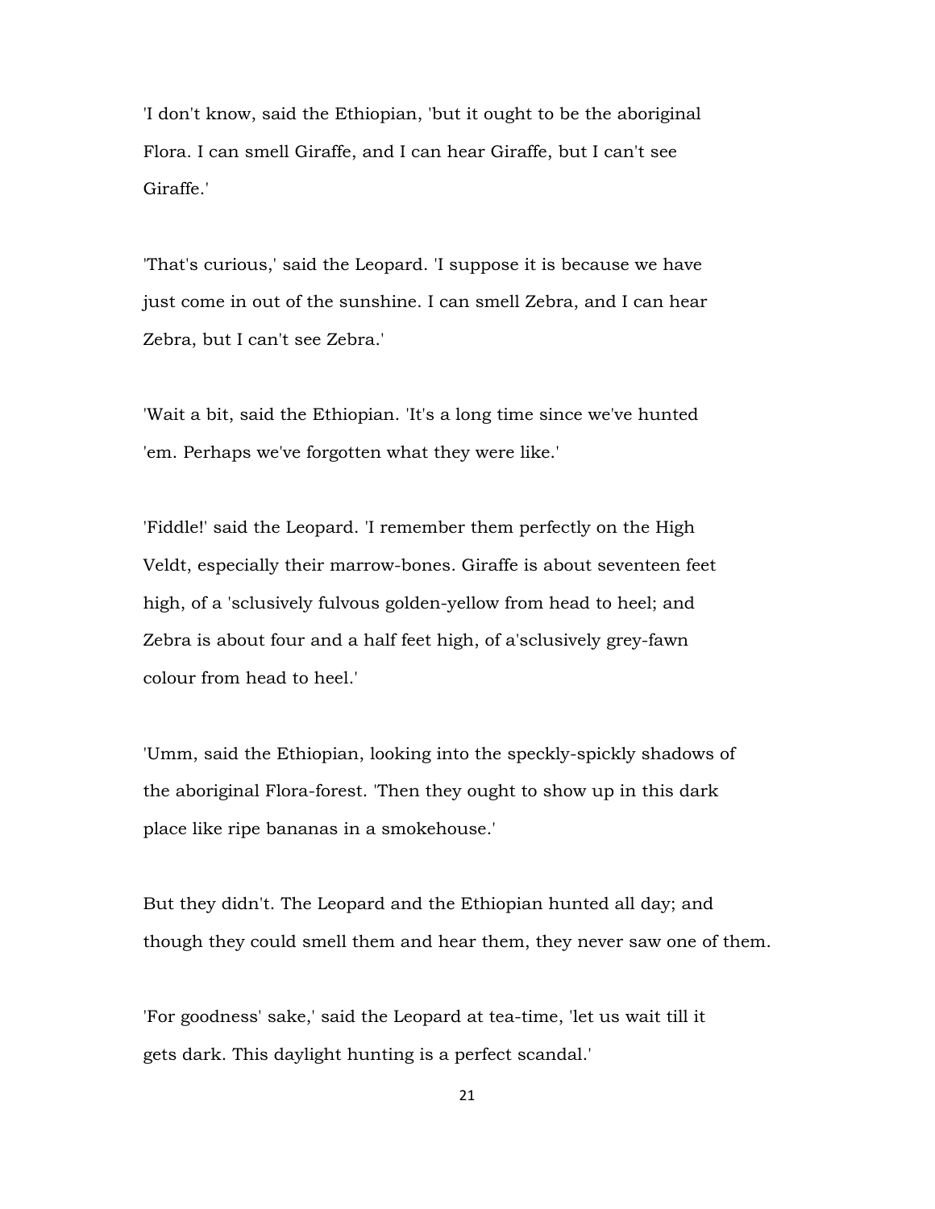'I don't know, said the Ethiopian, 'but it ought to be the aboriginal Flora. I can smell Giraffe, and I can hear Giraffe, but I can't see Giraffe.'

'That's curious,' said the Leopard. 'I suppose it is because we have just come in out of the sunshine. I can smell Zebra, and I can hear Zebra, but I can't see Zebra.'

'Wait a bit, said the Ethiopian. 'It's a long time since we've hunted 'em. Perhaps we've forgotten what they were like.'

'Fiddle!' said the Leopard. 'I remember them perfectly on the High Veldt, especially their marrow-bones. Giraffe is about seventeen feet high, of a 'sclusively fulvous golden-yellow from head to heel; and Zebra is about four and a half feet high, of a'sclusively grey-fawn colour from head to heel.'

'Umm, said the Ethiopian, looking into the speckly-spickly shadows of the aboriginal Flora-forest. 'Then they ought to show up in this dark place like ripe bananas in a smokehouse.'

But they didn't. The Leopard and the Ethiopian hunted all day; and though they could smell them and hear them, they never saw one of them.

'For goodness' sake,' said the Leopard at tea-time, 'let us wait till it gets dark. This daylight hunting is a perfect scandal.'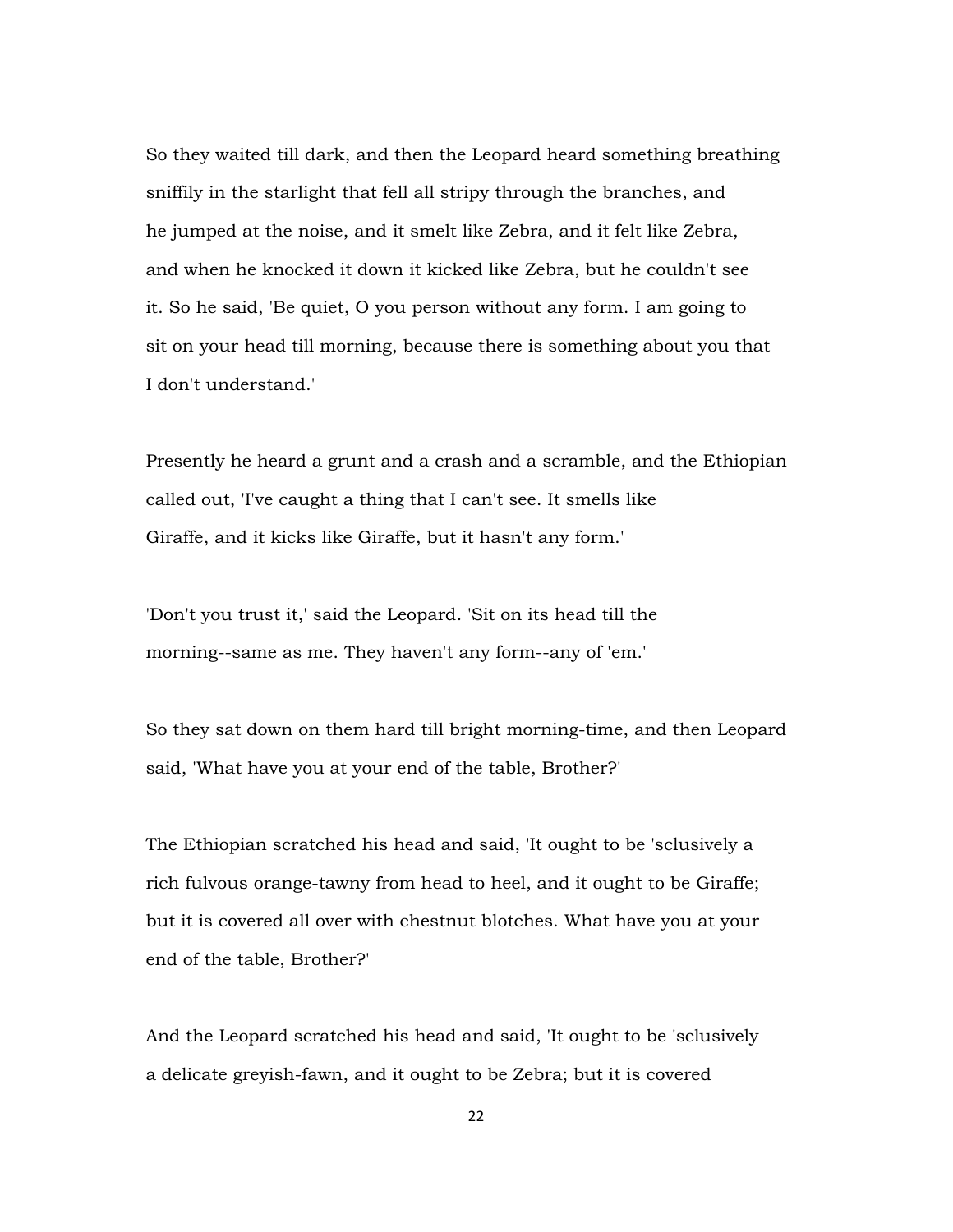So they waited till dark, and then the Leopard heard something breathing sniffily in the starlight that fell all stripy through the branches, and he jumped at the noise, and it smelt like Zebra, and it felt like Zebra, and when he knocked it down it kicked like Zebra, but he couldn't see it. So he said, 'Be quiet, O you person without any form. I am going to sit on your head till morning, because there is something about you that I don't understand.'

Presently he heard a grunt and a crash and a scramble, and the Ethiopian called out, 'I've caught a thing that I can't see. It smells like Giraffe, and it kicks like Giraffe, but it hasn't any form.'

'Don't you trust it,' said the Leopard. 'Sit on its head till the morning--same as me. They haven't any form--any of 'em.'

So they sat down on them hard till bright morning-time, and then Leopard said, 'What have you at your end of the table, Brother?'

The Ethiopian scratched his head and said, 'It ought to be 'sclusively a rich fulvous orange-tawny from head to heel, and it ought to be Giraffe; but it is covered all over with chestnut blotches. What have you at your end of the table, Brother?'

And the Leopard scratched his head and said, 'It ought to be 'sclusively a delicate greyish-fawn, and it ought to be Zebra; but it is covered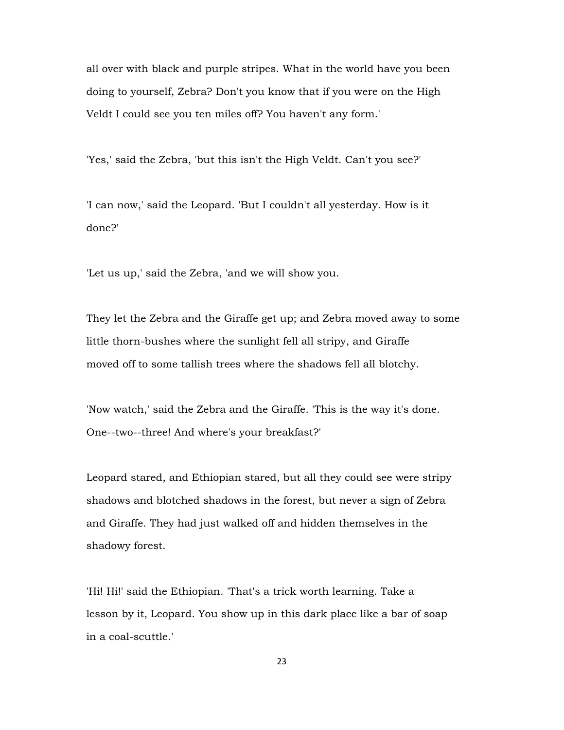all over with black and purple stripes. What in the world have you been doing to yourself, Zebra? Don't you know that if you were on the High Veldt I could see you ten miles off? You haven't any form.'

'Yes,' said the Zebra, 'but this isn't the High Veldt. Can't you see?'

'I can now,' said the Leopard. 'But I couldn't all yesterday. How is it done?'

'Let us up,' said the Zebra, 'and we will show you.

They let the Zebra and the Giraffe get up; and Zebra moved away to some little thorn-bushes where the sunlight fell all stripy, and Giraffe moved off to some tallish trees where the shadows fell all blotchy.

'Now watch,' said the Zebra and the Giraffe. 'This is the way it's done. One--two--three! And where's your breakfast?'

Leopard stared, and Ethiopian stared, but all they could see were stripy shadows and blotched shadows in the forest, but never a sign of Zebra and Giraffe. They had just walked off and hidden themselves in the shadowy forest.

'Hi! Hi!' said the Ethiopian. 'That's a trick worth learning. Take a lesson by it, Leopard. You show up in this dark place like a bar of soap in a coal-scuttle.'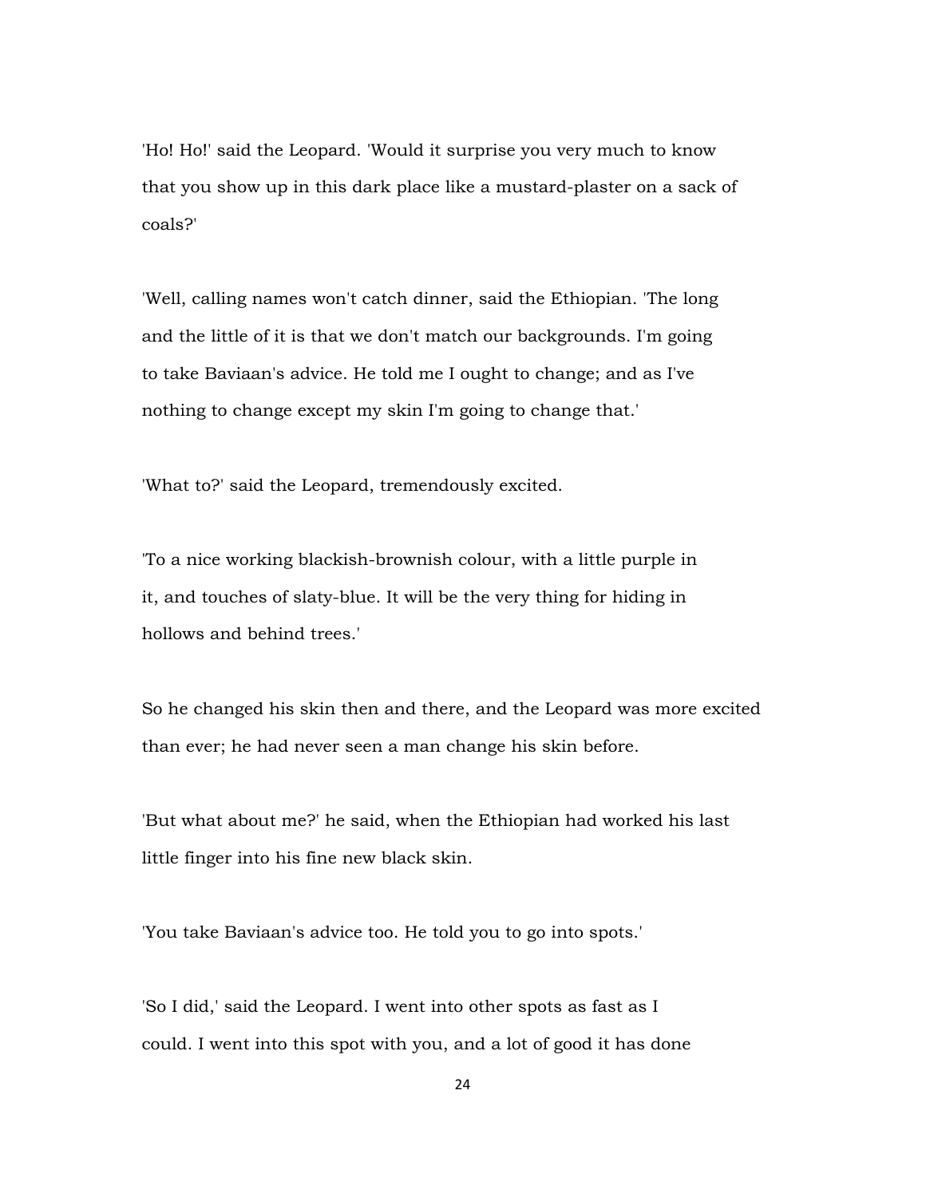'Ho! Ho!' said the Leopard. 'Would it surprise you very much to know that you show up in this dark place like a mustard-plaster on a sack of coals?'

'Well, calling names won't catch dinner, said the Ethiopian. 'The long and the little of it is that we don't match our backgrounds. I'm going to take Baviaan's advice. He told me I ought to change; and as I've nothing to change except my skin I'm going to change that.'

'What to?' said the Leopard, tremendously excited.

'To a nice working blackish-brownish colour, with a little purple in it, and touches of slaty-blue. It will be the very thing for hiding in hollows and behind trees.'

So he changed his skin then and there, and the Leopard was more excited than ever; he had never seen a man change his skin before.

'But what about me?' he said, when the Ethiopian had worked his last little finger into his fine new black skin.

'You take Baviaan's advice too. He told you to go into spots.'

'So I did,' said the Leopard. I went into other spots as fast as I could. I went into this spot with you, and a lot of good it has done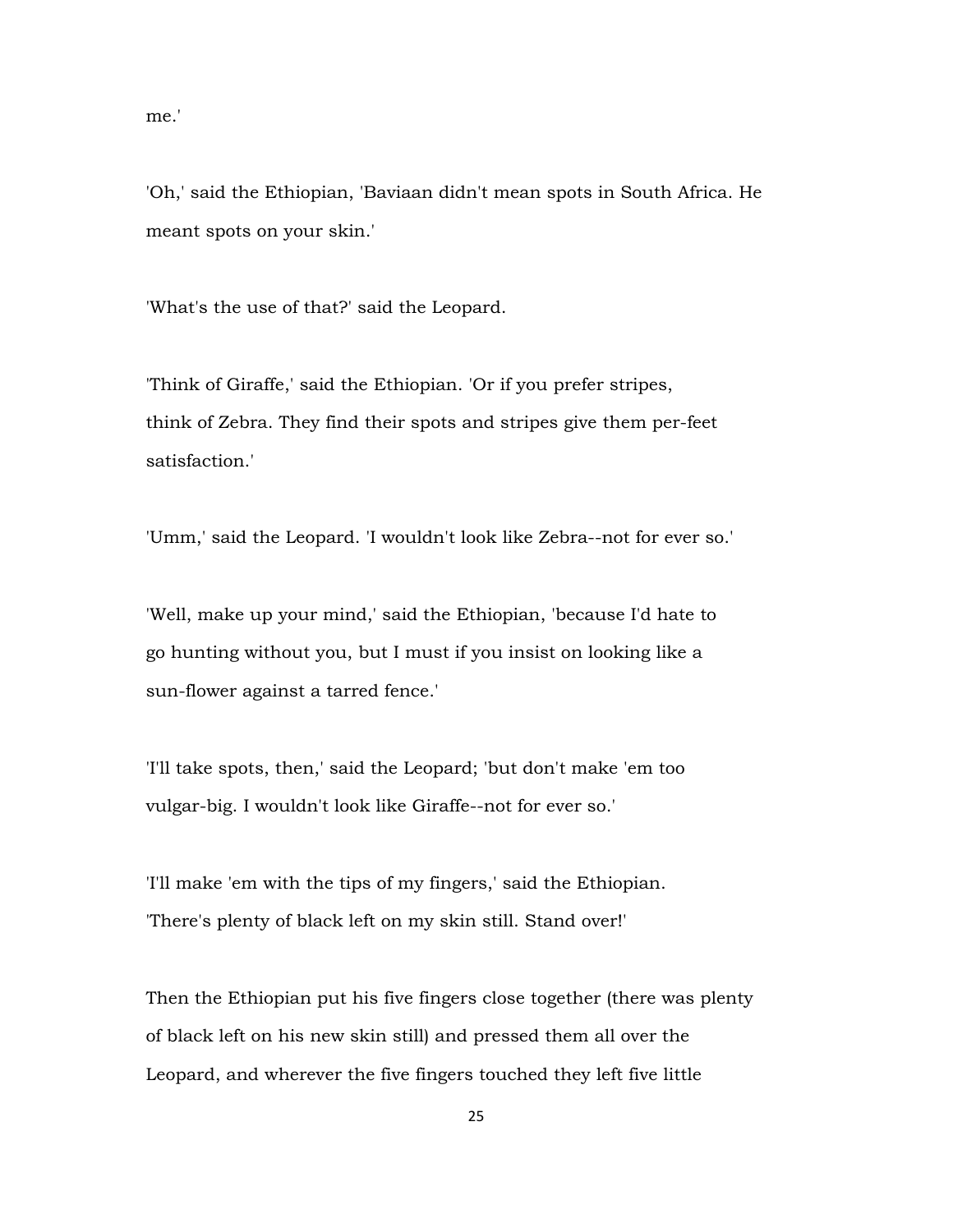me.'

'Oh,' said the Ethiopian, 'Baviaan didn't mean spots in South Africa. He meant spots on your skin.'

'What's the use of that?' said the Leopard.

'Think of Giraffe,' said the Ethiopian. 'Or if you prefer stripes, think of Zebra. They find their spots and stripes give them per-feet satisfaction.'

'Umm,' said the Leopard. 'I wouldn't look like Zebra--not for ever so.'

'Well, make up your mind,' said the Ethiopian, 'because I'd hate to go hunting without you, but I must if you insist on looking like a sun-flower against a tarred fence.'

'I'll take spots, then,' said the Leopard; 'but don't make 'em too vulgar-big. I wouldn't look like Giraffe--not for ever so.'

'I'll make 'em with the tips of my fingers,' said the Ethiopian. 'There's plenty of black left on my skin still. Stand over!'

Then the Ethiopian put his five fingers close together (there was plenty of black left on his new skin still) and pressed them all over the Leopard, and wherever the five fingers touched they left five little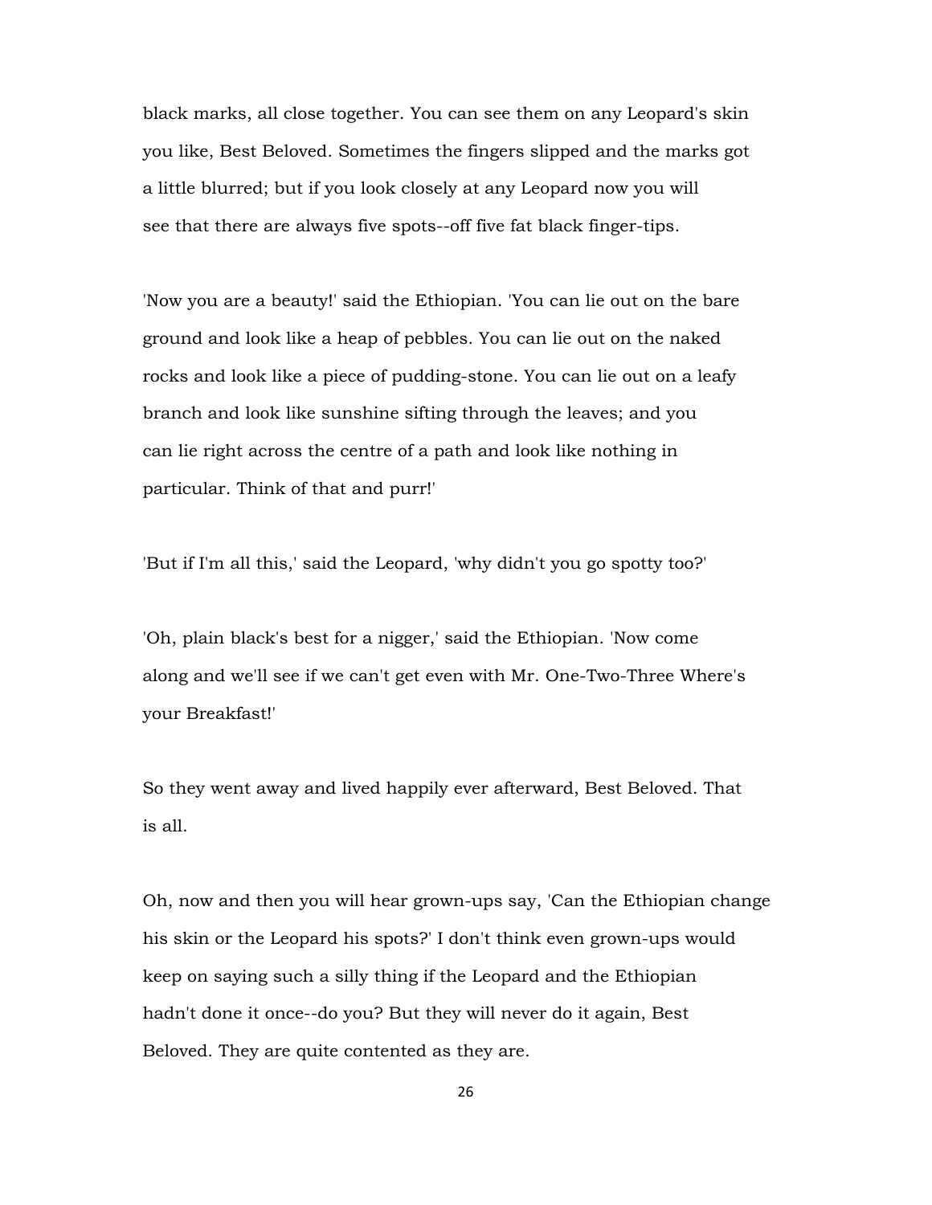black marks, all close together. You can see them on any Leopard's skin you like, Best Beloved. Sometimes the fingers slipped and the marks got a little blurred; but if you look closely at any Leopard now you will see that there are always five spots--off five fat black finger-tips.

'Now you are a beauty!' said the Ethiopian. 'You can lie out on the bare ground and look like a heap of pebbles. You can lie out on the naked rocks and look like a piece of pudding-stone. You can lie out on a leafy branch and look like sunshine sifting through the leaves; and you can lie right across the centre of a path and look like nothing in particular. Think of that and purr!'

'But if I'm all this,' said the Leopard, 'why didn't you go spotty too?'

'Oh, plain black's best for a nigger,' said the Ethiopian. 'Now come along and we'll see if we can't get even with Mr. One-Two-Three Where's your Breakfast!'

So they went away and lived happily ever afterward, Best Beloved. That is all.

Oh, now and then you will hear grown-ups say, 'Can the Ethiopian change his skin or the Leopard his spots?' I don't think even grown-ups would keep on saying such a silly thing if the Leopard and the Ethiopian hadn't done it once--do you? But they will never do it again, Best Beloved. They are quite contented as they are.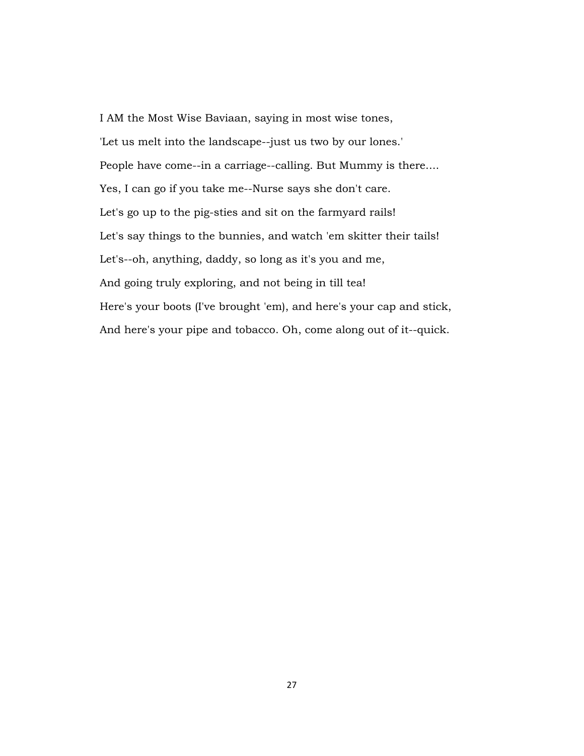I AM the Most Wise Baviaan, saying in most wise tones,

'Let us melt into the landscape--just us two by our lones.'

People have come--in a carriage--calling. But Mummy is there....

Yes, I can go if you take me--Nurse says she don't care.

Let's go up to the pig-sties and sit on the farmyard rails!

Let's say things to the bunnies, and watch 'em skitter their tails!

Let's--oh, anything, daddy, so long as it's you and me,

And going truly exploring, and not being in till tea!

Here's your boots (I've brought 'em), and here's your cap and stick,

And here's your pipe and tobacco. Oh, come along out of it--quick.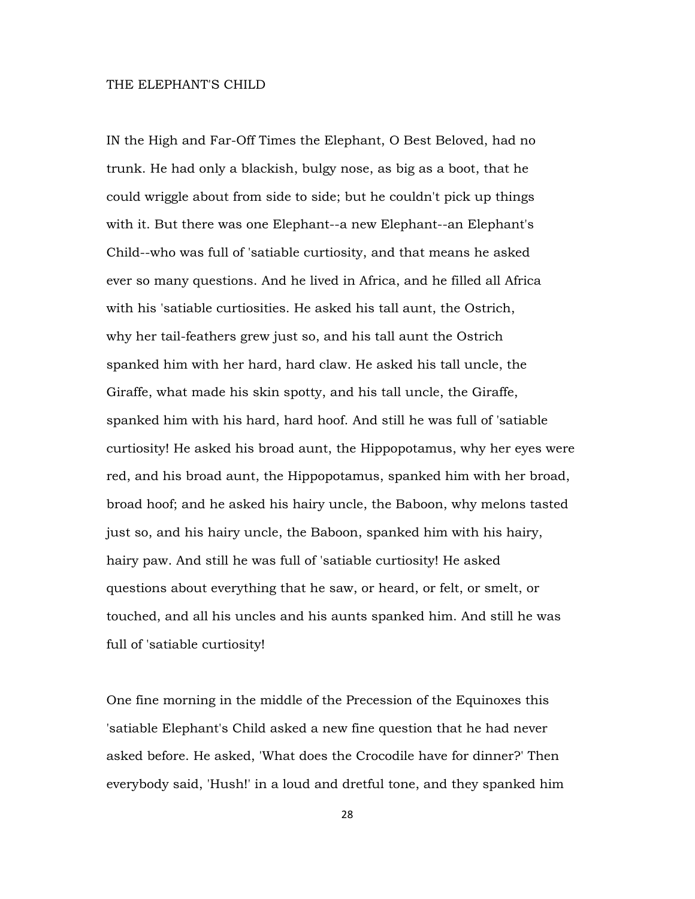# THE ELEPHANT'S CHILD

IN the High and Far-Off Times the Elephant, O Best Beloved, had no trunk. He had only a blackish, bulgy nose, as big as a boot, that he could wriggle about from side to side; but he couldn't pick up things with it. But there was one Elephant--a new Elephant--an Elephant's Child--who was full of 'satiable curtiosity, and that means he asked ever so many questions. And he lived in Africa, and he filled all Africa with his 'satiable curtiosities. He asked his tall aunt, the Ostrich, why her tail-feathers grew just so, and his tall aunt the Ostrich spanked him with her hard, hard claw. He asked his tall uncle, the Giraffe, what made his skin spotty, and his tall uncle, the Giraffe, spanked him with his hard, hard hoof. And still he was full of 'satiable curtiosity! He asked his broad aunt, the Hippopotamus, why her eyes were red, and his broad aunt, the Hippopotamus, spanked him with her broad, broad hoof; and he asked his hairy uncle, the Baboon, why melons tasted just so, and his hairy uncle, the Baboon, spanked him with his hairy, hairy paw. And still he was full of 'satiable curtiosity! He asked questions about everything that he saw, or heard, or felt, or smelt, or touched, and all his uncles and his aunts spanked him. And still he was full of 'satiable curtiosity!

One fine morning in the middle of the Precession of the Equinoxes this 'satiable Elephant's Child asked a new fine question that he had never asked before. He asked, 'What does the Crocodile have for dinner?' Then everybody said, 'Hush!' in a loud and dretful tone, and they spanked him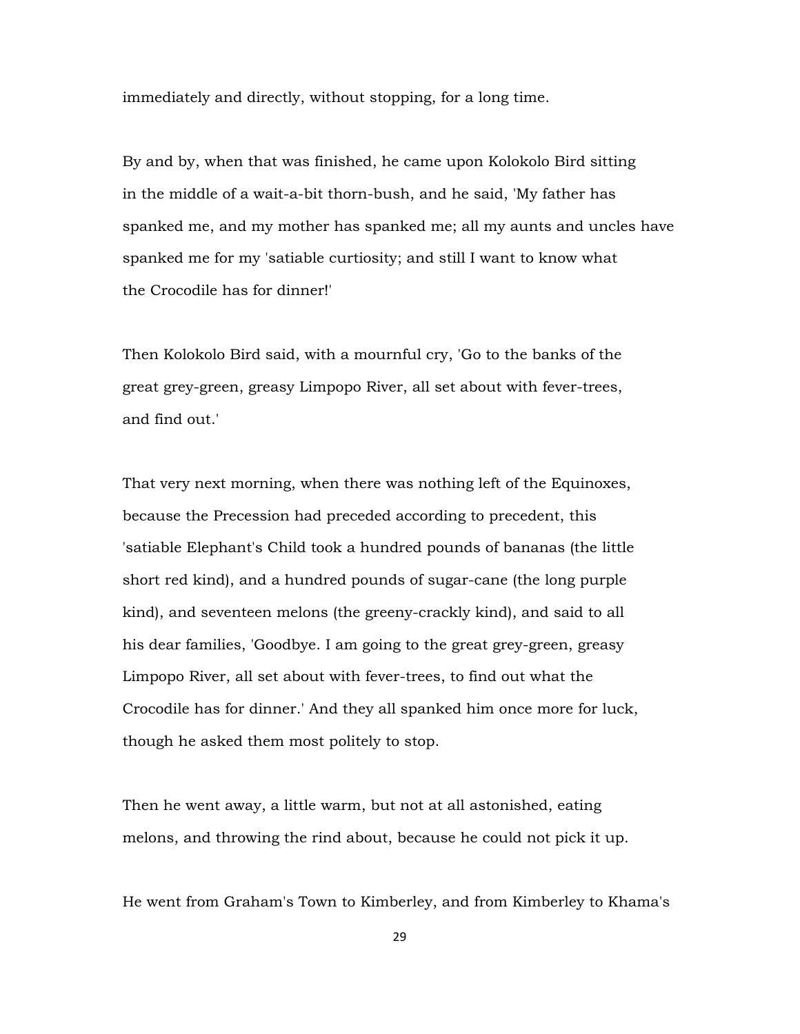immediately and directly, without stopping, for a long time.

By and by, when that was finished, he came upon Kolokolo Bird sitting in the middle of a wait-a-bit thorn-bush, and he said, 'My father has spanked me, and my mother has spanked me; all my aunts and uncles have spanked me for my 'satiable curtiosity; and still I want to know what the Crocodile has for dinner!'

Then Kolokolo Bird said, with a mournful cry, 'Go to the banks of the great grey-green, greasy Limpopo River, all set about with fever-trees, and find out.'

That very next morning, when there was nothing left of the Equinoxes, because the Precession had preceded according to precedent, this 'satiable Elephant's Child took a hundred pounds of bananas (the little short red kind), and a hundred pounds of sugar-cane (the long purple kind), and seventeen melons (the greeny-crackly kind), and said to all his dear families, 'Goodbye. I am going to the great grey-green, greasy Limpopo River, all set about with fever-trees, to find out what the Crocodile has for dinner.' And they all spanked him once more for luck, though he asked them most politely to stop.

Then he went away, a little warm, but not at all astonished, eating melons, and throwing the rind about, because he could not pick it up.

He went from Graham's Town to Kimberley, and from Kimberley to Khama's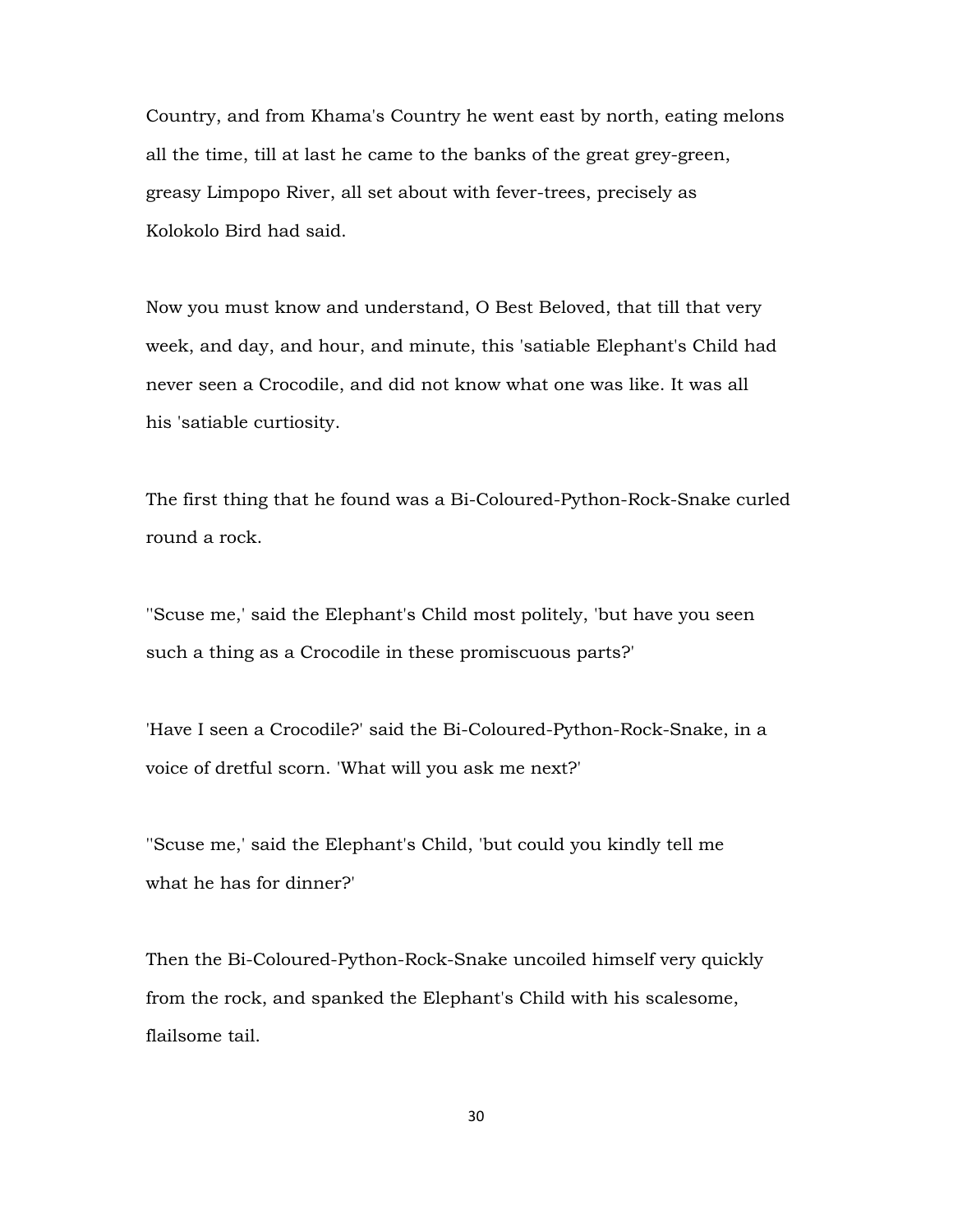Country, and from Khama's Country he went east by north, eating melons all the time, till at last he came to the banks of the great grey-green, greasy Limpopo River, all set about with fever-trees, precisely as Kolokolo Bird had said.

Now you must know and understand, O Best Beloved, that till that very week, and day, and hour, and minute, this 'satiable Elephant's Child had never seen a Crocodile, and did not know what one was like. It was all his 'satiable curtiosity.

The first thing that he found was a Bi-Coloured-Python-Rock-Snake curled round a rock.

''Scuse me,' said the Elephant's Child most politely, 'but have you seen such a thing as a Crocodile in these promiscuous parts?'

'Have I seen a Crocodile?' said the Bi-Coloured-Python-Rock-Snake, in a voice of dretful scorn. 'What will you ask me next?'

''Scuse me,' said the Elephant's Child, 'but could you kindly tell me what he has for dinner?'

Then the Bi-Coloured-Python-Rock-Snake uncoiled himself very quickly from the rock, and spanked the Elephant's Child with his scalesome, flailsome tail.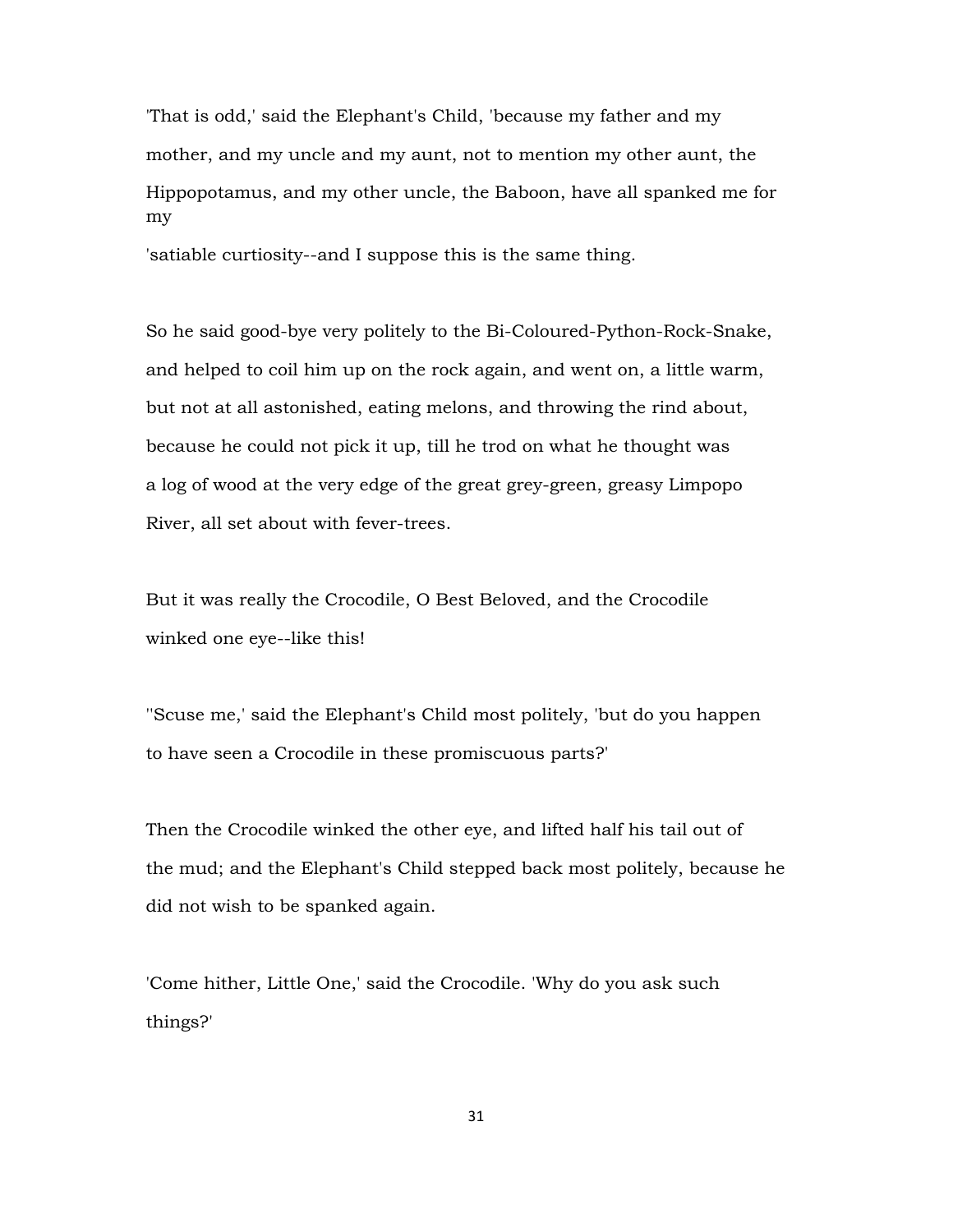'That is odd,' said the Elephant's Child, 'because my father and my mother, and my uncle and my aunt, not to mention my other aunt, the Hippopotamus, and my other uncle, the Baboon, have all spanked me for my 'satiable curtiosity--and I suppose this is the same thing.

So he said good-bye very politely to the Bi-Coloured-Python-Rock-Snake, and helped to coil him up on the rock again, and went on, a little warm, but not at all astonished, eating melons, and throwing the rind about, because he could not pick it up, till he trod on what he thought was a log of wood at the very edge of the great grey-green, greasy Limpopo River, all set about with fever-trees.

But it was really the Crocodile, O Best Beloved, and the Crocodile winked one eye--like this!

''Scuse me,' said the Elephant's Child most politely, 'but do you happen to have seen a Crocodile in these promiscuous parts?'

Then the Crocodile winked the other eye, and lifted half his tail out of the mud; and the Elephant's Child stepped back most politely, because he did not wish to be spanked again.

'Come hither, Little One,' said the Crocodile. 'Why do you ask such things?'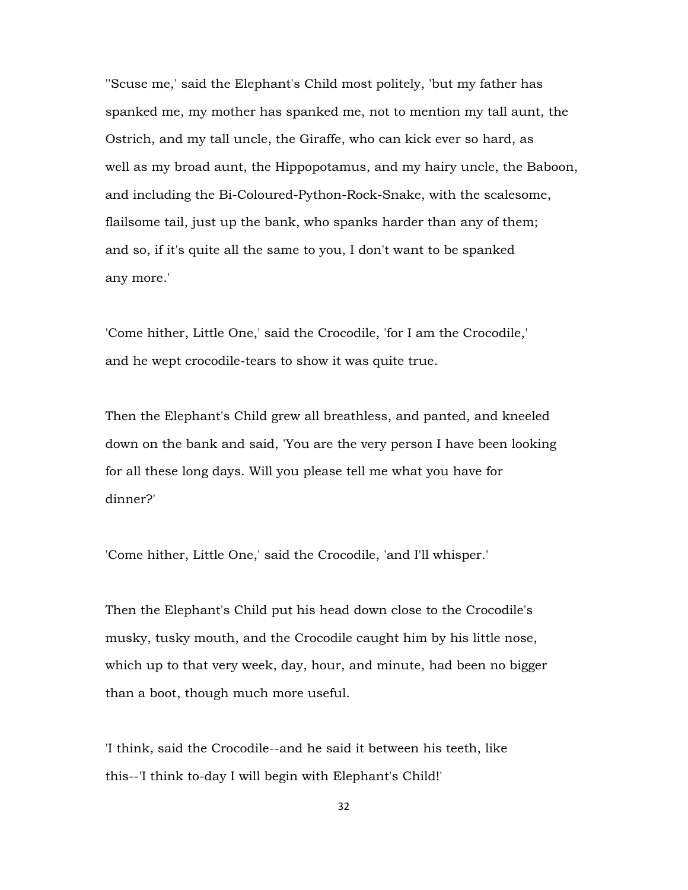''Scuse me,' said the Elephant's Child most politely, 'but my father has spanked me, my mother has spanked me, not to mention my tall aunt, the Ostrich, and my tall uncle, the Giraffe, who can kick ever so hard, as well as my broad aunt, the Hippopotamus, and my hairy uncle, the Baboon, and including the Bi-Coloured-Python-Rock-Snake, with the scalesome, flailsome tail, just up the bank, who spanks harder than any of them; and so, if it's quite all the same to you, I don't want to be spanked any more.'

'Come hither, Little One,' said the Crocodile, 'for I am the Crocodile,' and he wept crocodile-tears to show it was quite true.

Then the Elephant's Child grew all breathless, and panted, and kneeled down on the bank and said, 'You are the very person I have been looking for all these long days. Will you please tell me what you have for dinner?'

'Come hither, Little One,' said the Crocodile, 'and I'll whisper.'

Then the Elephant's Child put his head down close to the Crocodile's musky, tusky mouth, and the Crocodile caught him by his little nose, which up to that very week, day, hour, and minute, had been no bigger than a boot, though much more useful.

'I think, said the Crocodile--and he said it between his teeth, like this--'I think to-day I will begin with Elephant's Child!'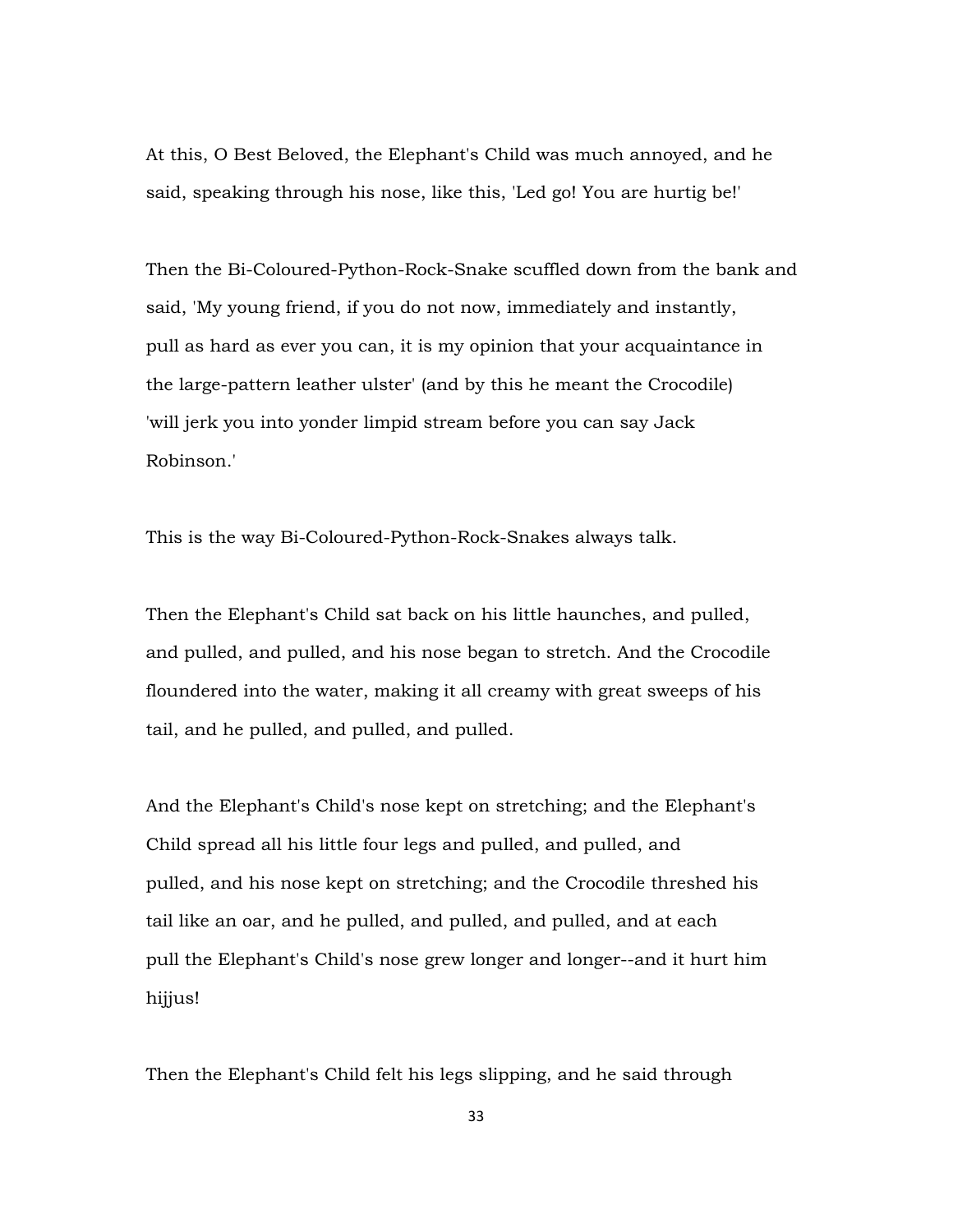At this, O Best Beloved, the Elephant's Child was much annoyed, and he said, speaking through his nose, like this, 'Led go! You are hurtig be!'

Then the Bi-Coloured-Python-Rock-Snake scuffled down from the bank and said, 'My young friend, if you do not now, immediately and instantly, pull as hard as ever you can, it is my opinion that your acquaintance in the large-pattern leather ulster' (and by this he meant the Crocodile) 'will jerk you into yonder limpid stream before you can say Jack Robinson.'

This is the way Bi-Coloured-Python-Rock-Snakes always talk.

Then the Elephant's Child sat back on his little haunches, and pulled, and pulled, and pulled, and his nose began to stretch. And the Crocodile floundered into the water, making it all creamy with great sweeps of his tail, and he pulled, and pulled, and pulled.

And the Elephant's Child's nose kept on stretching; and the Elephant's Child spread all his little four legs and pulled, and pulled, and pulled, and his nose kept on stretching; and the Crocodile threshed his tail like an oar, and he pulled, and pulled, and pulled, and at each pull the Elephant's Child's nose grew longer and longer--and it hurt him hijjus!

Then the Elephant's Child felt his legs slipping, and he said through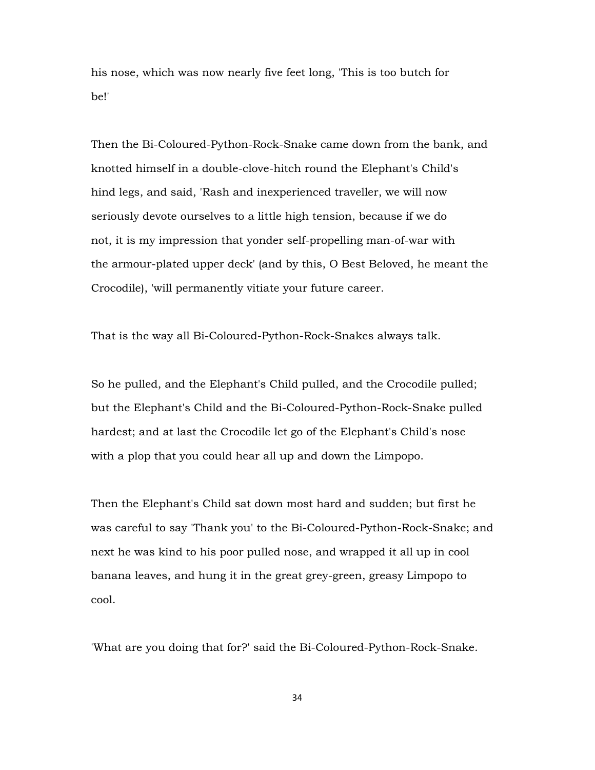his nose, which was now nearly five feet long, 'This is too butch for be!'

Then the Bi-Coloured-Python-Rock-Snake came down from the bank, and knotted himself in a double-clove-hitch round the Elephant's Child's hind legs, and said, 'Rash and inexperienced traveller, we will now seriously devote ourselves to a little high tension, because if we do not, it is my impression that yonder self-propelling man-of-war with the armour-plated upper deck' (and by this, O Best Beloved, he meant the Crocodile), 'will permanently vitiate your future career.

That is the way all Bi-Coloured-Python-Rock-Snakes always talk.

So he pulled, and the Elephant's Child pulled, and the Crocodile pulled; but the Elephant's Child and the Bi-Coloured-Python-Rock-Snake pulled hardest; and at last the Crocodile let go of the Elephant's Child's nose with a plop that you could hear all up and down the Limpopo.

Then the Elephant's Child sat down most hard and sudden; but first he was careful to say 'Thank you' to the Bi-Coloured-Python-Rock-Snake; and next he was kind to his poor pulled nose, and wrapped it all up in cool banana leaves, and hung it in the great grey-green, greasy Limpopo to cool.

'What are you doing that for?' said the Bi-Coloured-Python-Rock-Snake.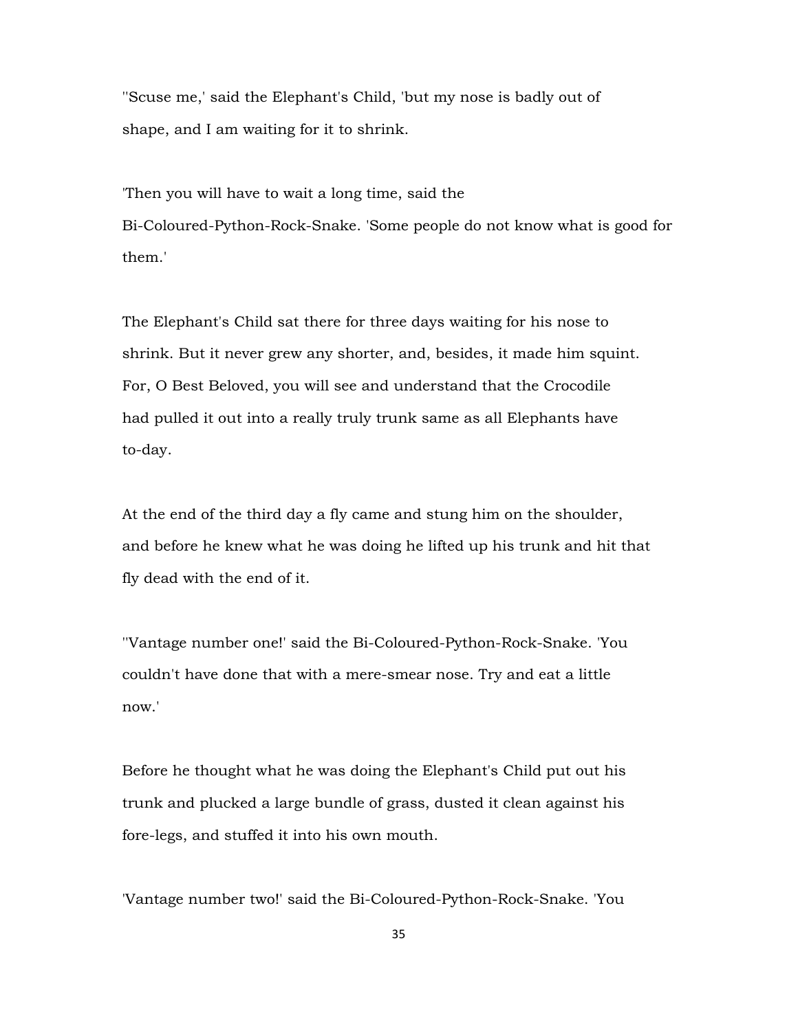''Scuse me,' said the Elephant's Child, 'but my nose is badly out of shape, and I am waiting for it to shrink.

'Then you will have to wait a long time, said the Bi-Coloured-Python-Rock-Snake. 'Some people do not know what is good for them.'

The Elephant's Child sat there for three days waiting for his nose to shrink. But it never grew any shorter, and, besides, it made him squint. For, O Best Beloved, you will see and understand that the Crocodile had pulled it out into a really truly trunk same as all Elephants have to-day.

At the end of the third day a fly came and stung him on the shoulder, and before he knew what he was doing he lifted up his trunk and hit that fly dead with the end of it.

''Vantage number one!' said the Bi-Coloured-Python-Rock-Snake. 'You couldn't have done that with a mere-smear nose. Try and eat a little now.'

Before he thought what he was doing the Elephant's Child put out his trunk and plucked a large bundle of grass, dusted it clean against his fore-legs, and stuffed it into his own mouth.

'Vantage number two!' said the Bi-Coloured-Python-Rock-Snake. 'You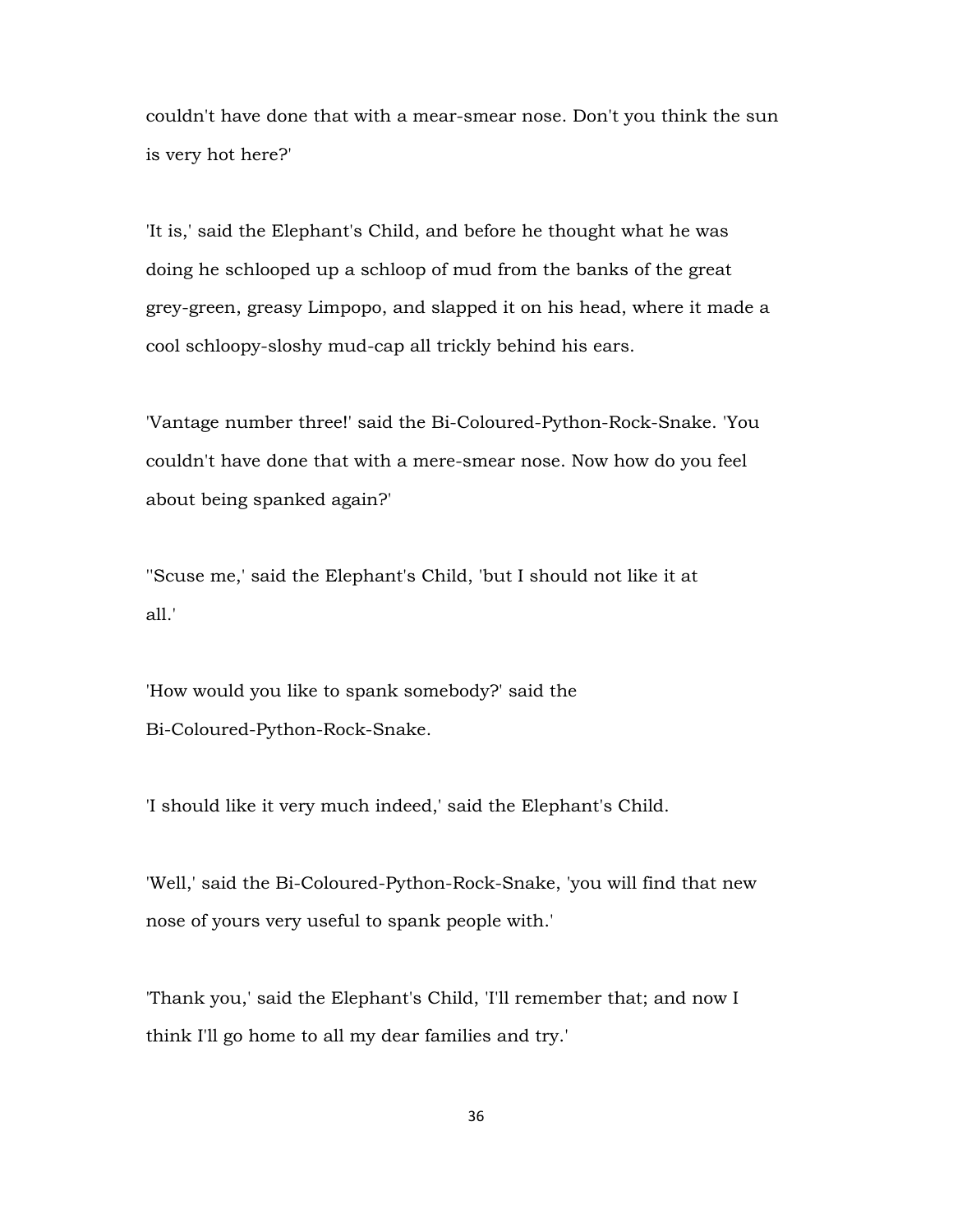couldn't have done that with a mear-smear nose. Don't you think the sun is very hot here?'

'It is,' said the Elephant's Child, and before he thought what he was doing he schlooped up a schloop of mud from the banks of the great grey-green, greasy Limpopo, and slapped it on his head, where it made a cool schloopy-sloshy mud-cap all trickly behind his ears.

'Vantage number three!' said the Bi-Coloured-Python-Rock-Snake. 'You couldn't have done that with a mere-smear nose. Now how do you feel about being spanked again?'

''Scuse me,' said the Elephant's Child, 'but I should not like it at all.'

'How would you like to spank somebody?' said the Bi-Coloured-Python-Rock-Snake.

'I should like it very much indeed,' said the Elephant's Child.

'Well,' said the Bi-Coloured-Python-Rock-Snake, 'you will find that new nose of yours very useful to spank people with.'

'Thank you,' said the Elephant's Child, 'I'll remember that; and now I think I'll go home to all my dear families and try.'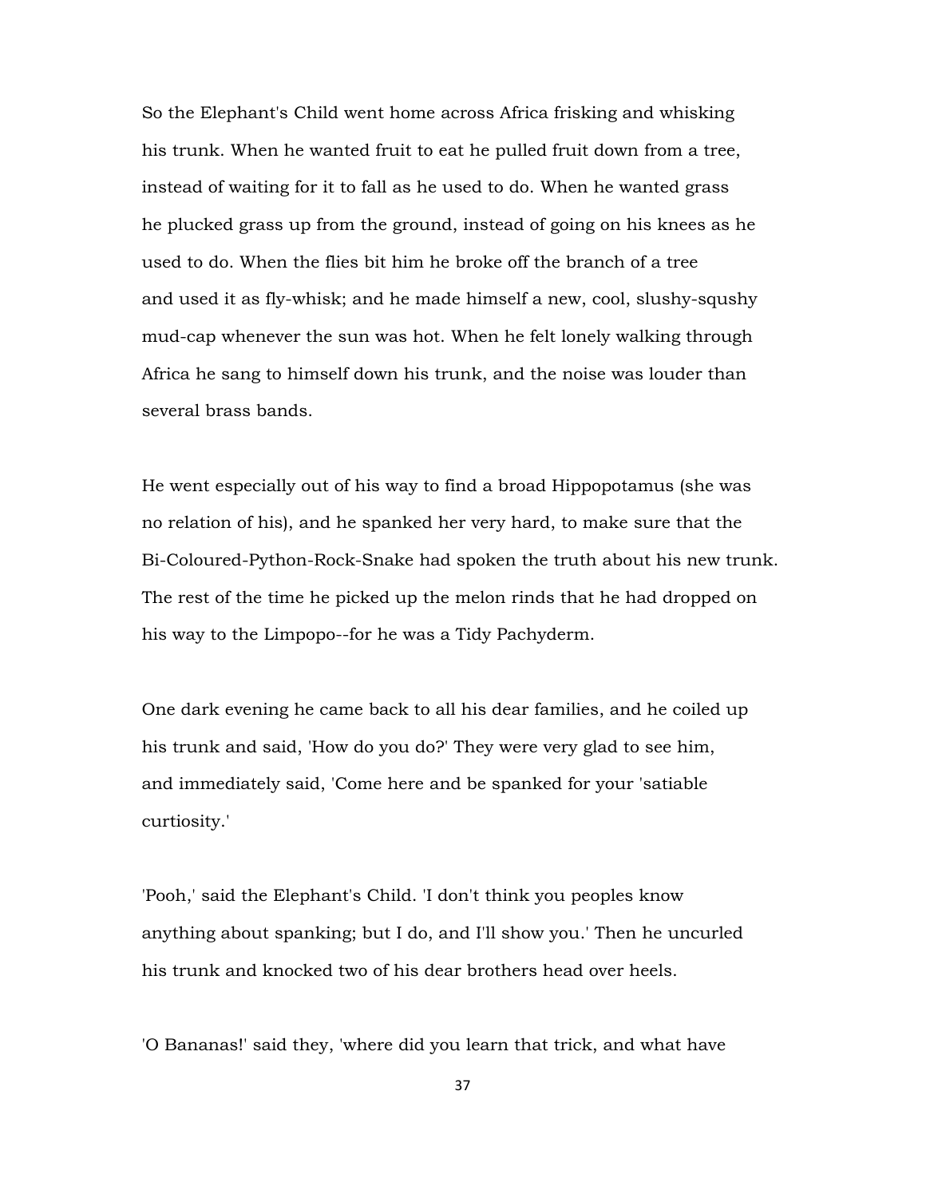So the Elephant's Child went home across Africa frisking and whisking his trunk. When he wanted fruit to eat he pulled fruit down from a tree, instead of waiting for it to fall as he used to do. When he wanted grass he plucked grass up from the ground, instead of going on his knees as he used to do. When the flies bit him he broke off the branch of a tree and used it as fly-whisk; and he made himself a new, cool, slushy-squshy mud-cap whenever the sun was hot. When he felt lonely walking through Africa he sang to himself down his trunk, and the noise was louder than several brass bands.

He went especially out of his way to find a broad Hippopotamus (she was no relation of his), and he spanked her very hard, to make sure that the Bi-Coloured-Python-Rock-Snake had spoken the truth about his new trunk. The rest of the time he picked up the melon rinds that he had dropped on his way to the Limpopo--for he was a Tidy Pachyderm.

One dark evening he came back to all his dear families, and he coiled up his trunk and said, 'How do you do?' They were very glad to see him, and immediately said, 'Come here and be spanked for your 'satiable curtiosity.'

'Pooh,' said the Elephant's Child. 'I don't think you peoples know anything about spanking; but I do, and I'll show you.' Then he uncurled his trunk and knocked two of his dear brothers head over heels.

'O Bananas!' said they, 'where did you learn that trick, and what have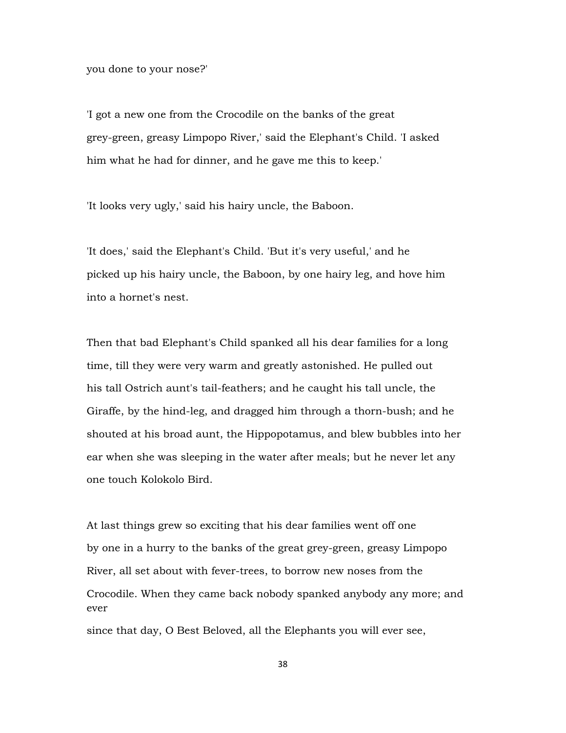you done to your nose?'

'I got a new one from the Crocodile on the banks of the great grey-green, greasy Limpopo River,' said the Elephant's Child. 'I asked him what he had for dinner, and he gave me this to keep.'

'It looks very ugly,' said his hairy uncle, the Baboon.

'It does,' said the Elephant's Child. 'But it's very useful,' and he picked up his hairy uncle, the Baboon, by one hairy leg, and hove him into a hornet's nest.

Then that bad Elephant's Child spanked all his dear families for a long time, till they were very warm and greatly astonished. He pulled out his tall Ostrich aunt's tail-feathers; and he caught his tall uncle, the Giraffe, by the hind-leg, and dragged him through a thorn-bush; and he shouted at his broad aunt, the Hippopotamus, and blew bubbles into her ear when she was sleeping in the water after meals; but he never let any one touch Kolokolo Bird.

At last things grew so exciting that his dear families went off one by one in a hurry to the banks of the great grey-green, greasy Limpopo River, all set about with fever-trees, to borrow new noses from the Crocodile. When they came back nobody spanked anybody any more; and ever since that day, O Best Beloved, all the Elephants you will ever see,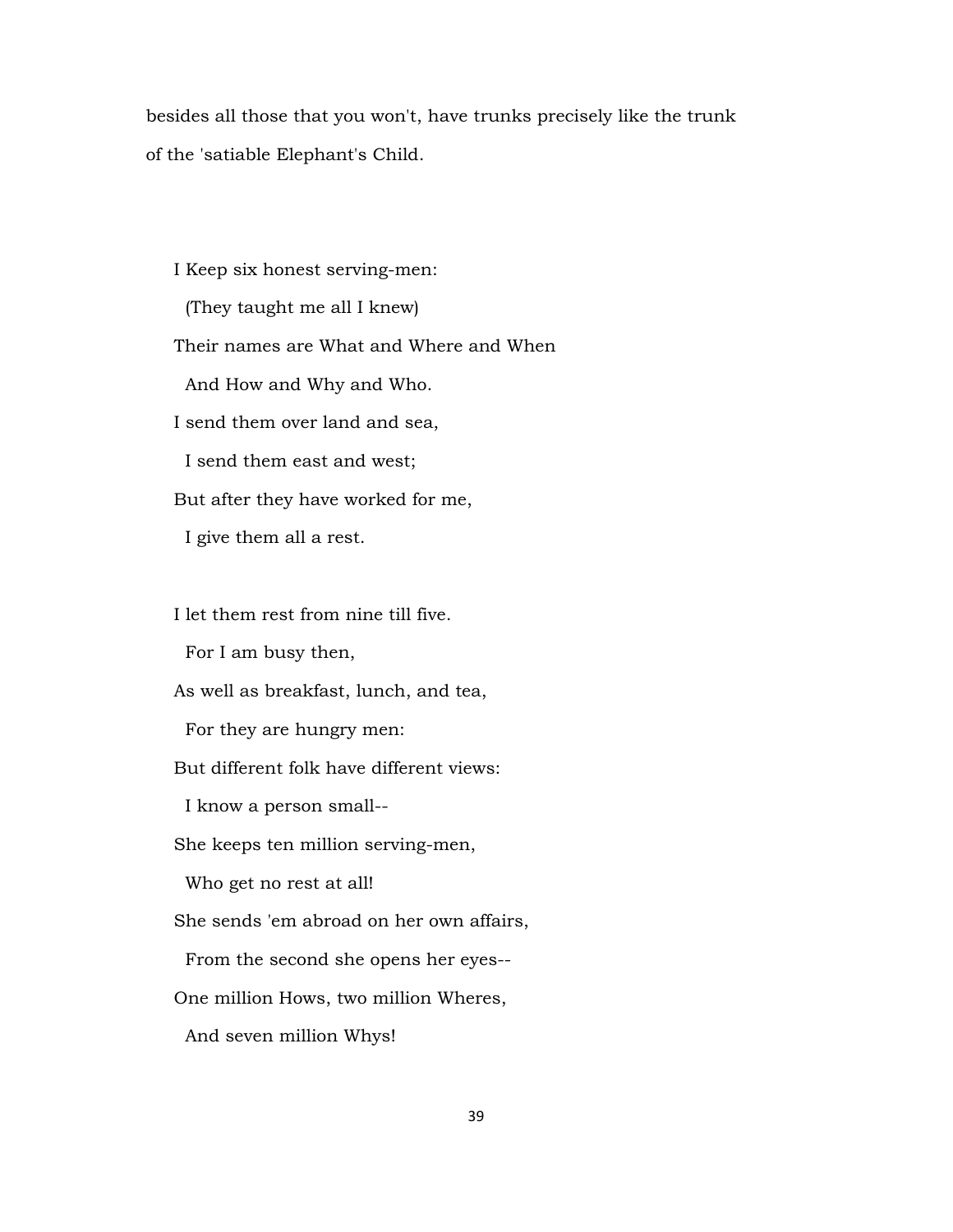besides all those that you won't, have trunks precisely like the trunk of the 'satiable Elephant's Child.

I Keep six honest serving-men:
  (They taught me all I knew)
Their names are What and Where and When
  And How and Why and Who.
I send them over land and sea,
  I send them east and west;
But after they have worked for me,
  I give them all a rest.

I let them rest from nine till five.
  For I am busy then,
As well as breakfast, lunch, and tea,
  For they are hungry men:
But different folk have different views:
  I know a person small--
She keeps ten million serving-men,
  Who get no rest at all!
She sends 'em abroad on her own affairs,
  From the second she opens her eyes--
One million Hows, two million Wheres,
  And seven million Whys!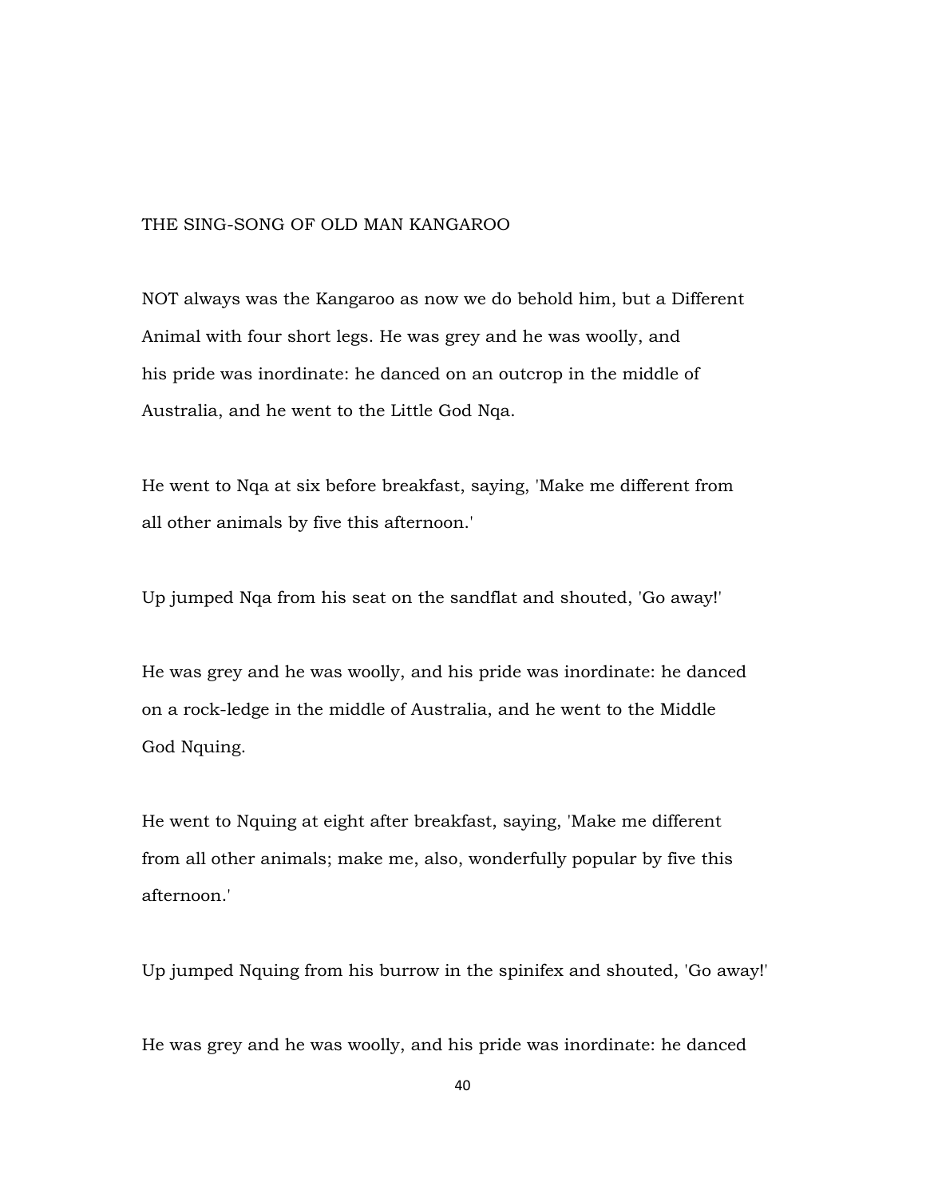# THE SING-SONG OF OLD MAN KANGAROO

NOT always was the Kangaroo as now we do behold him, but a Different Animal with four short legs. He was grey and he was woolly, and his pride was inordinate: he danced on an outcrop in the middle of Australia, and he went to the Little God Nqa.

He went to Nqa at six before breakfast, saying, 'Make me different from all other animals by five this afternoon.'

Up jumped Nqa from his seat on the sandflat and shouted, 'Go away!'

He was grey and he was woolly, and his pride was inordinate: he danced on a rock-ledge in the middle of Australia, and he went to the Middle God Nquing.

He went to Nquing at eight after breakfast, saying, 'Make me different from all other animals; make me, also, wonderfully popular by five this afternoon.'

Up jumped Nquing from his burrow in the spinifex and shouted, 'Go away!'

He was grey and he was woolly, and his pride was inordinate: he danced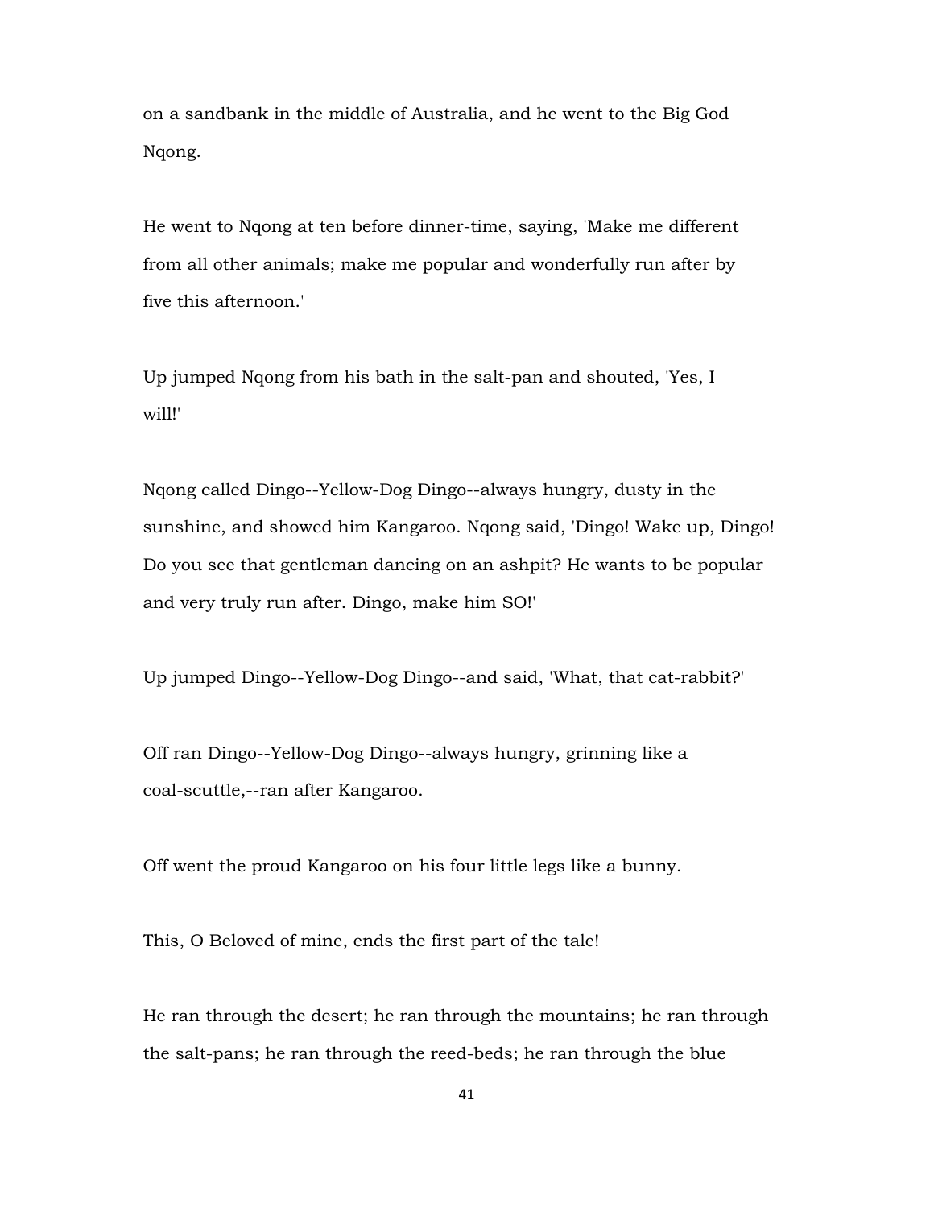on a sandbank in the middle of Australia, and he went to the Big God Nqong.

He went to Nqong at ten before dinner-time, saying, 'Make me different from all other animals; make me popular and wonderfully run after by five this afternoon.'

Up jumped Nqong from his bath in the salt-pan and shouted, 'Yes, I will!'

Nqong called Dingo--Yellow-Dog Dingo--always hungry, dusty in the sunshine, and showed him Kangaroo. Nqong said, 'Dingo! Wake up, Dingo! Do you see that gentleman dancing on an ashpit? He wants to be popular and very truly run after. Dingo, make him SO!'

Up jumped Dingo--Yellow-Dog Dingo--and said, 'What, that cat-rabbit?'

Off ran Dingo--Yellow-Dog Dingo--always hungry, grinning like a coal-scuttle,--ran after Kangaroo.

Off went the proud Kangaroo on his four little legs like a bunny.

This, O Beloved of mine, ends the first part of the tale!

He ran through the desert; he ran through the mountains; he ran through the salt-pans; he ran through the reed-beds; he ran through the blue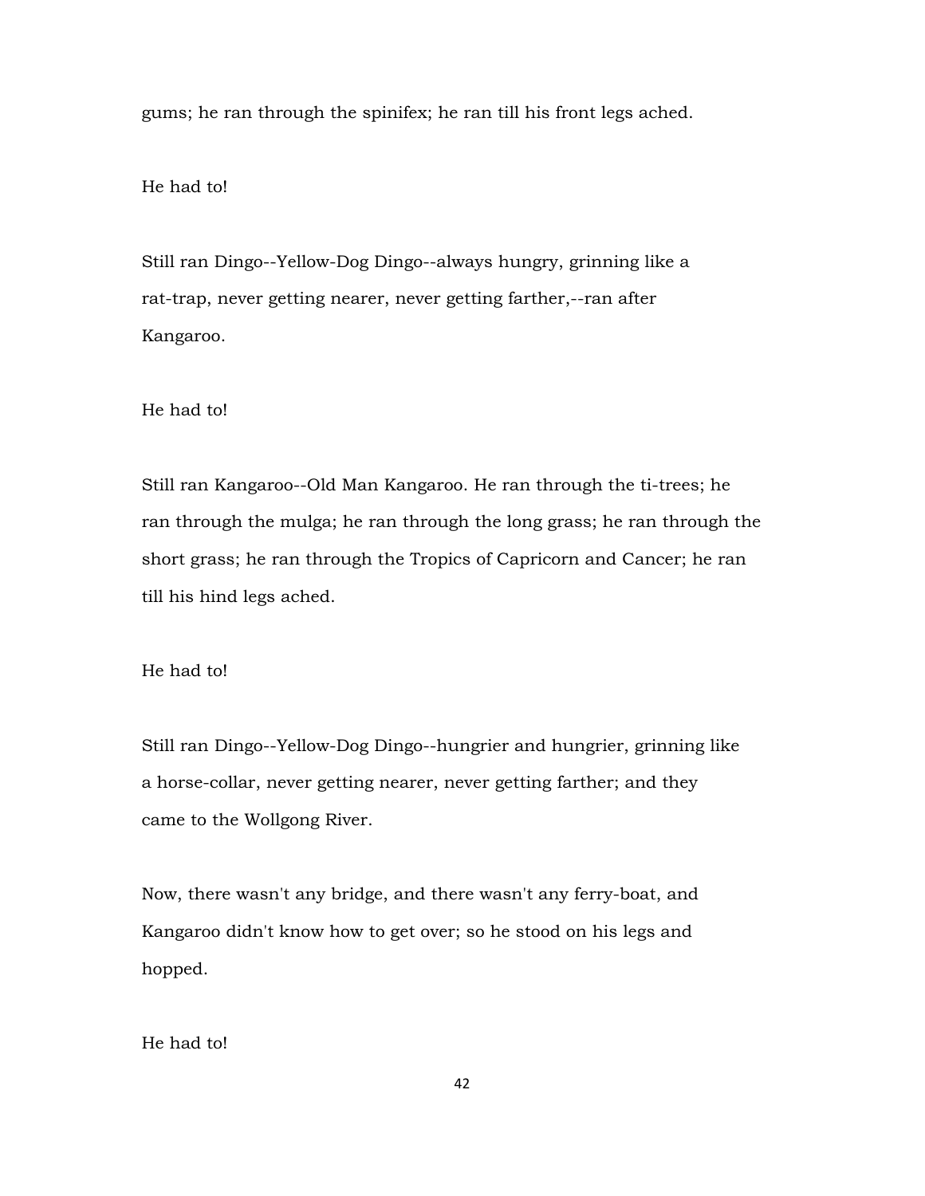gums; he ran through the spinifex; he ran till his front legs ached.

He had to!

Still ran Dingo--Yellow-Dog Dingo--always hungry, grinning like a rat-trap, never getting nearer, never getting farther,--ran after Kangaroo.

He had to!

Still ran Kangaroo--Old Man Kangaroo. He ran through the ti-trees; he ran through the mulga; he ran through the long grass; he ran through the short grass; he ran through the Tropics of Capricorn and Cancer; he ran till his hind legs ached.

He had to!

Still ran Dingo--Yellow-Dog Dingo--hungrier and hungrier, grinning like a horse-collar, never getting nearer, never getting farther; and they came to the Wollgong River.

Now, there wasn't any bridge, and there wasn't any ferry-boat, and Kangaroo didn't know how to get over; so he stood on his legs and hopped.

He had to!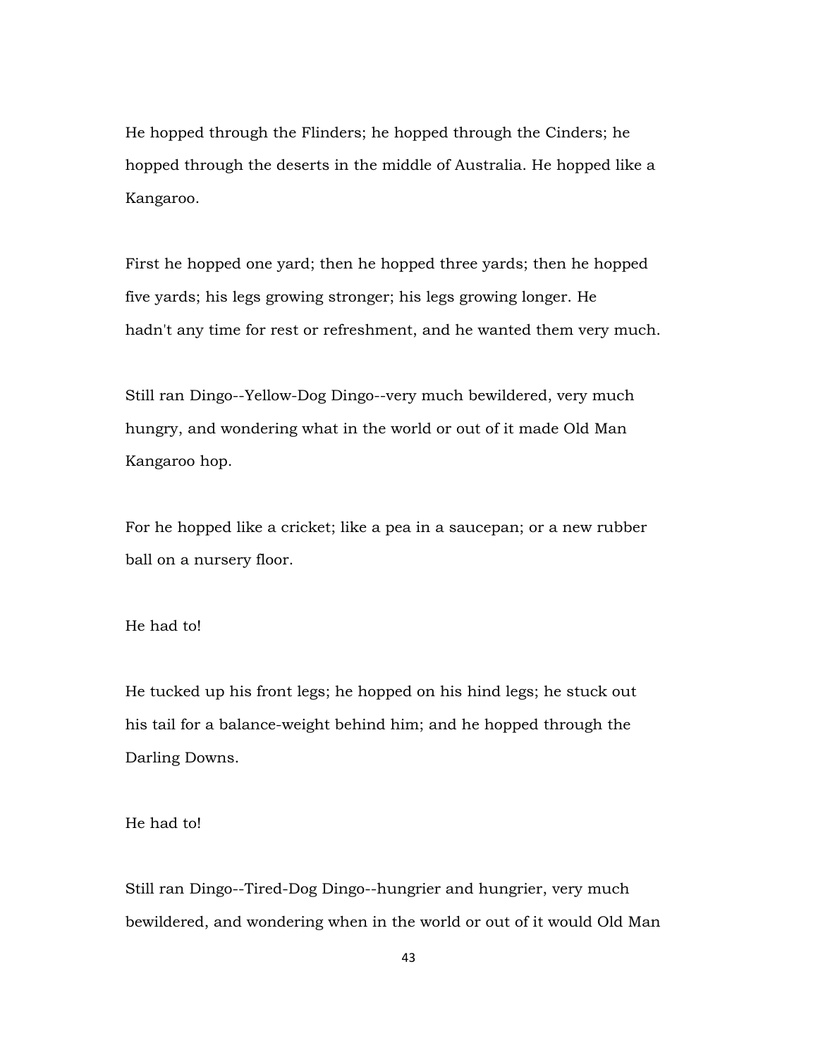He hopped through the Flinders; he hopped through the Cinders; he hopped through the deserts in the middle of Australia. He hopped like a Kangaroo.

First he hopped one yard; then he hopped three yards; then he hopped five yards; his legs growing stronger; his legs growing longer. He hadn't any time for rest or refreshment, and he wanted them very much.

Still ran Dingo--Yellow-Dog Dingo--very much bewildered, very much hungry, and wondering what in the world or out of it made Old Man Kangaroo hop.

For he hopped like a cricket; like a pea in a saucepan; or a new rubber ball on a nursery floor.

He had to!

He tucked up his front legs; he hopped on his hind legs; he stuck out his tail for a balance-weight behind him; and he hopped through the Darling Downs.

He had to!

Still ran Dingo--Tired-Dog Dingo--hungrier and hungrier, very much bewildered, and wondering when in the world or out of it would Old Man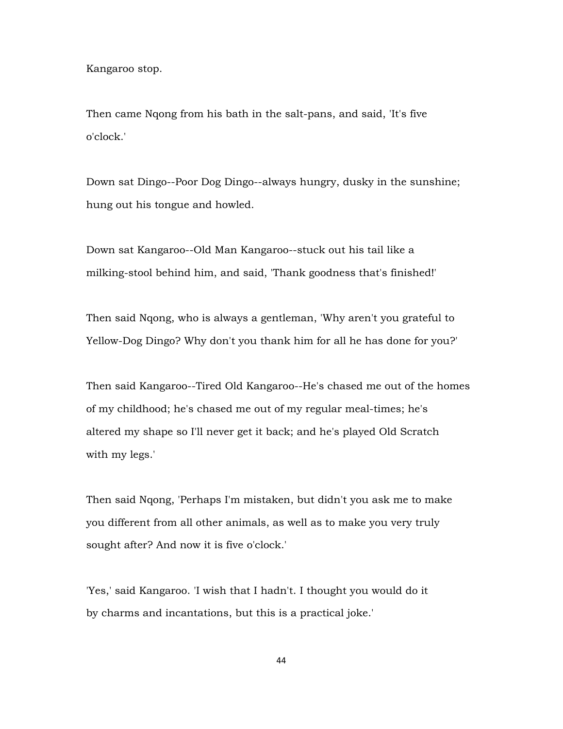Kangaroo stop.

Then came Nqong from his bath in the salt-pans, and said, 'It's five o'clock.'

Down sat Dingo--Poor Dog Dingo--always hungry, dusky in the sunshine; hung out his tongue and howled.

Down sat Kangaroo--Old Man Kangaroo--stuck out his tail like a milking-stool behind him, and said, 'Thank goodness that's finished!'

Then said Nqong, who is always a gentleman, 'Why aren't you grateful to Yellow-Dog Dingo? Why don't you thank him for all he has done for you?'

Then said Kangaroo--Tired Old Kangaroo--He's chased me out of the homes of my childhood; he's chased me out of my regular meal-times; he's altered my shape so I'll never get it back; and he's played Old Scratch with my legs.'

Then said Nqong, 'Perhaps I'm mistaken, but didn't you ask me to make you different from all other animals, as well as to make you very truly sought after? And now it is five o'clock.'

'Yes,' said Kangaroo. 'I wish that I hadn't. I thought you would do it by charms and incantations, but this is a practical joke.'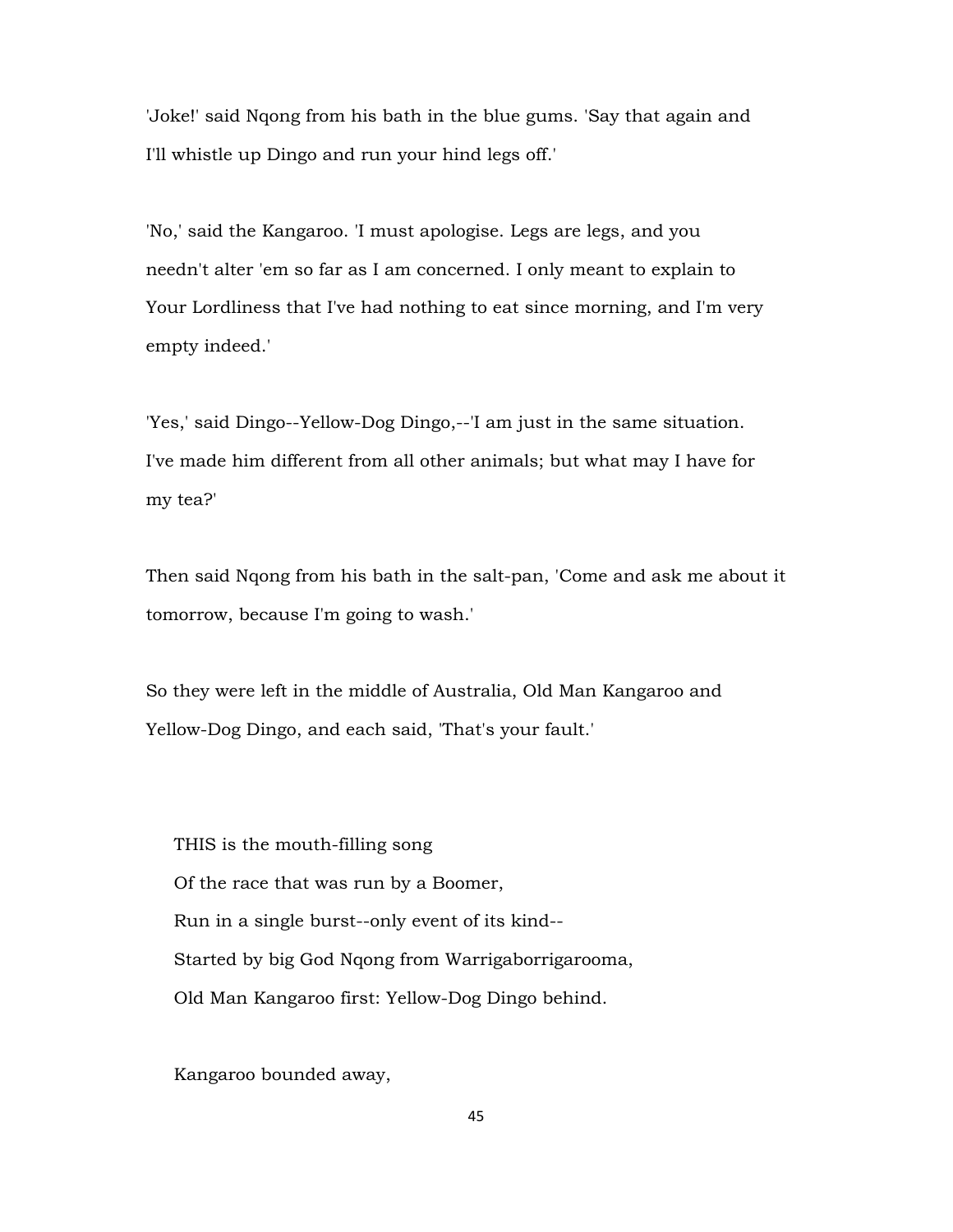'Joke!' said Nqong from his bath in the blue gums. 'Say that again and I'll whistle up Dingo and run your hind legs off.'

'No,' said the Kangaroo. 'I must apologise. Legs are legs, and you needn't alter 'em so far as I am concerned. I only meant to explain to Your Lordliness that I've had nothing to eat since morning, and I'm very empty indeed.'

'Yes,' said Dingo--Yellow-Dog Dingo,--'I am just in the same situation. I've made him different from all other animals; but what may I have for my tea?'

Then said Nqong from his bath in the salt-pan, 'Come and ask me about it tomorrow, because I'm going to wash.'

So they were left in the middle of Australia, Old Man Kangaroo and Yellow-Dog Dingo, and each said, 'That's your fault.'

> THIS is the mouth-filling song
> Of the race that was run by a Boomer,
> Run in a single burst--only event of its kind--
> Started by big God Nqong from Warrigaborrigarooma,
> Old Man Kangaroo first: Yellow-Dog Dingo behind.
>
> Kangaroo bounded away,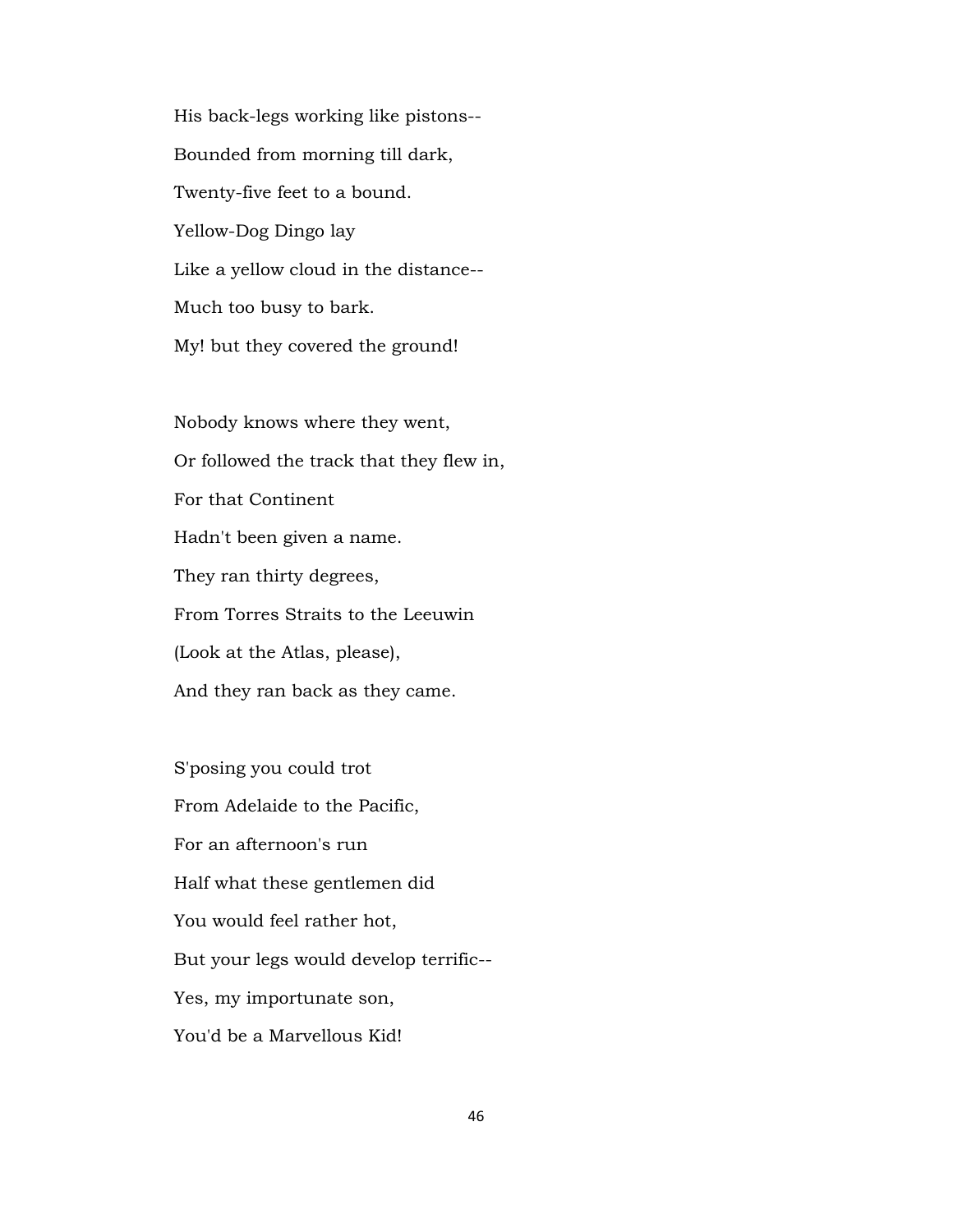His back-legs working like pistons--

Bounded from morning till dark,

Twenty-five feet to a bound.

Yellow-Dog Dingo lay

Like a yellow cloud in the distance--

Much too busy to bark.

My! but they covered the ground!

Nobody knows where they went,

Or followed the track that they flew in,

For that Continent

Hadn't been given a name.

They ran thirty degrees,

From Torres Straits to the Leeuwin

(Look at the Atlas, please),

And they ran back as they came.

S'posing you could trot

From Adelaide to the Pacific,

For an afternoon's run

Half what these gentlemen did

You would feel rather hot,

But your legs would develop terrific--

Yes, my importunate son,

You'd be a Marvellous Kid!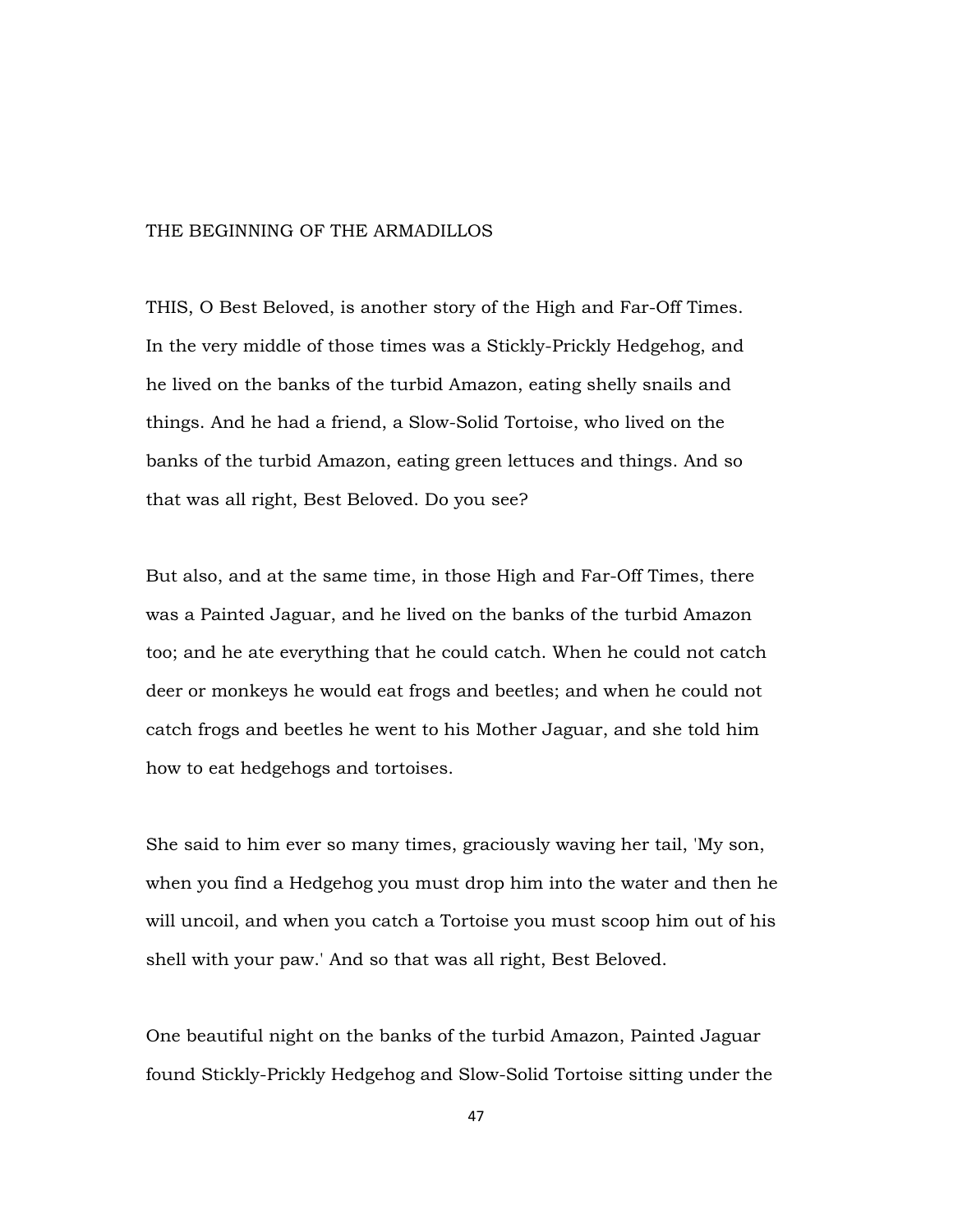## THE BEGINNING OF THE ARMADILLOS

THIS, O Best Beloved, is another story of the High and Far-Off Times. In the very middle of those times was a Stickly-Prickly Hedgehog, and he lived on the banks of the turbid Amazon, eating shelly snails and things. And he had a friend, a Slow-Solid Tortoise, who lived on the banks of the turbid Amazon, eating green lettuces and things. And so that was all right, Best Beloved. Do you see?

But also, and at the same time, in those High and Far-Off Times, there was a Painted Jaguar, and he lived on the banks of the turbid Amazon too; and he ate everything that he could catch. When he could not catch deer or monkeys he would eat frogs and beetles; and when he could not catch frogs and beetles he went to his Mother Jaguar, and she told him how to eat hedgehogs and tortoises.

She said to him ever so many times, graciously waving her tail, 'My son, when you find a Hedgehog you must drop him into the water and then he will uncoil, and when you catch a Tortoise you must scoop him out of his shell with your paw.' And so that was all right, Best Beloved.

One beautiful night on the banks of the turbid Amazon, Painted Jaguar found Stickly-Prickly Hedgehog and Slow-Solid Tortoise sitting under the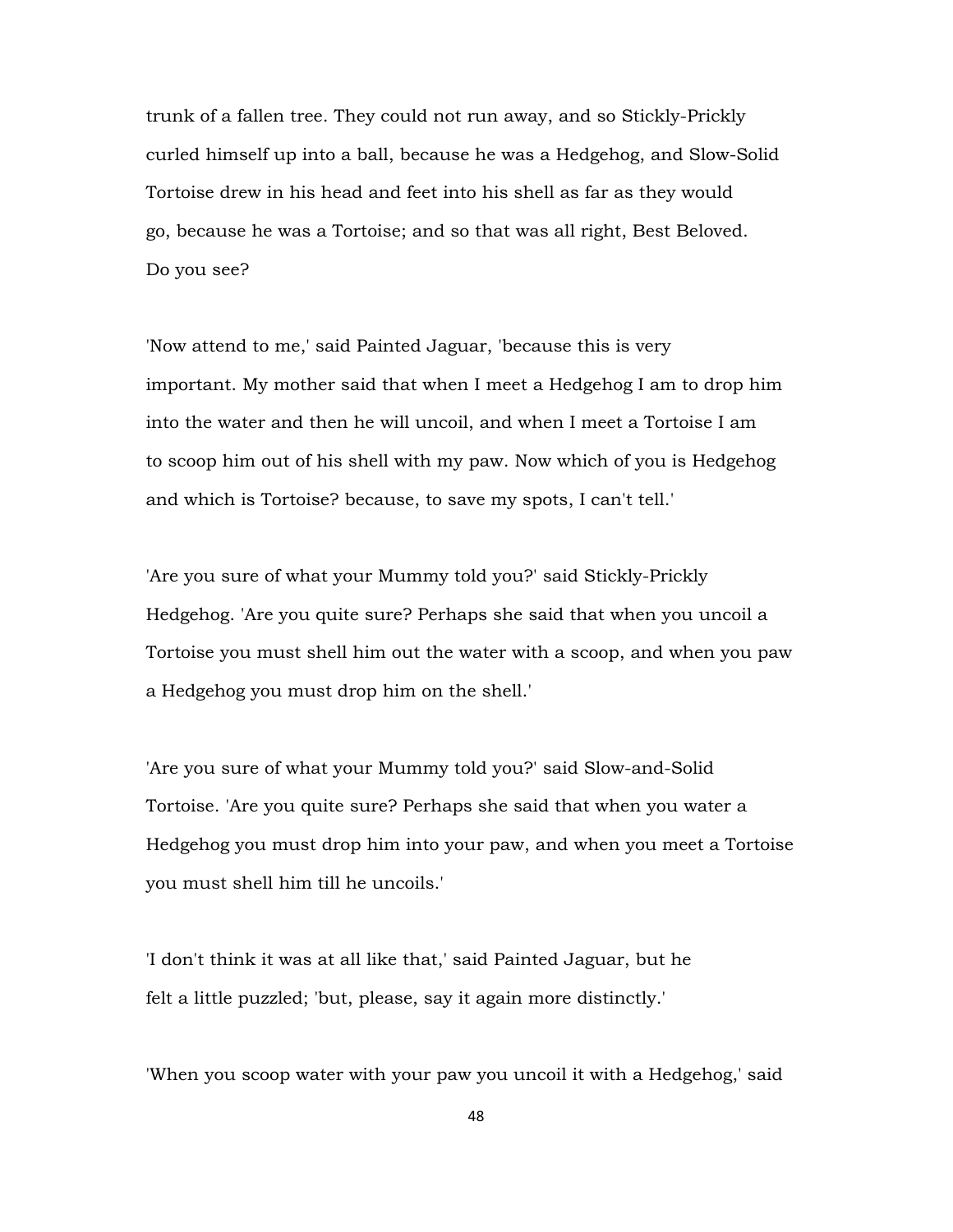trunk of a fallen tree. They could not run away, and so Stickly-Prickly curled himself up into a ball, because he was a Hedgehog, and Slow-Solid Tortoise drew in his head and feet into his shell as far as they would go, because he was a Tortoise; and so that was all right, Best Beloved. Do you see?

'Now attend to me,' said Painted Jaguar, 'because this is very important. My mother said that when I meet a Hedgehog I am to drop him into the water and then he will uncoil, and when I meet a Tortoise I am to scoop him out of his shell with my paw. Now which of you is Hedgehog and which is Tortoise? because, to save my spots, I can't tell.'

'Are you sure of what your Mummy told you?' said Stickly-Prickly Hedgehog. 'Are you quite sure? Perhaps she said that when you uncoil a Tortoise you must shell him out the water with a scoop, and when you paw a Hedgehog you must drop him on the shell.'

'Are you sure of what your Mummy told you?' said Slow-and-Solid Tortoise. 'Are you quite sure? Perhaps she said that when you water a Hedgehog you must drop him into your paw, and when you meet a Tortoise you must shell him till he uncoils.'

'I don't think it was at all like that,' said Painted Jaguar, but he felt a little puzzled; 'but, please, say it again more distinctly.'

'When you scoop water with your paw you uncoil it with a Hedgehog,' said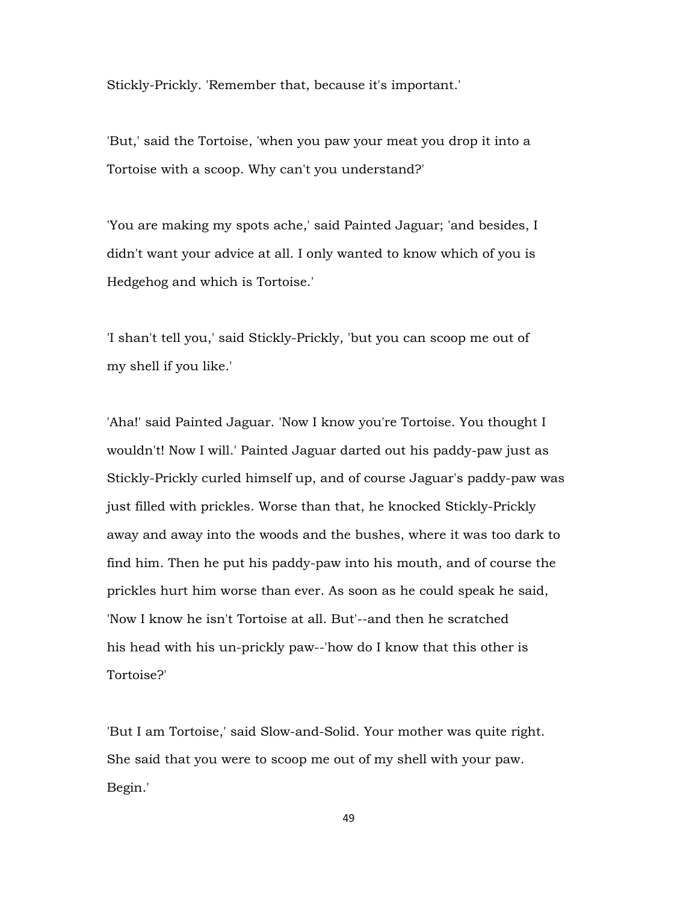Stickly-Prickly. 'Remember that, because it's important.'

'But,' said the Tortoise, 'when you paw your meat you drop it into a Tortoise with a scoop. Why can't you understand?'

'You are making my spots ache,' said Painted Jaguar; 'and besides, I didn't want your advice at all. I only wanted to know which of you is Hedgehog and which is Tortoise.'

'I shan't tell you,' said Stickly-Prickly, 'but you can scoop me out of my shell if you like.'

'Aha!' said Painted Jaguar. 'Now I know you're Tortoise. You thought I wouldn't! Now I will.' Painted Jaguar darted out his paddy-paw just as Stickly-Prickly curled himself up, and of course Jaguar's paddy-paw was just filled with prickles. Worse than that, he knocked Stickly-Prickly away and away into the woods and the bushes, where it was too dark to find him. Then he put his paddy-paw into his mouth, and of course the prickles hurt him worse than ever. As soon as he could speak he said, 'Now I know he isn't Tortoise at all. But'--and then he scratched his head with his un-prickly paw--'how do I know that this other is Tortoise?'

'But I am Tortoise,' said Slow-and-Solid. Your mother was quite right. She said that you were to scoop me out of my shell with your paw. Begin.'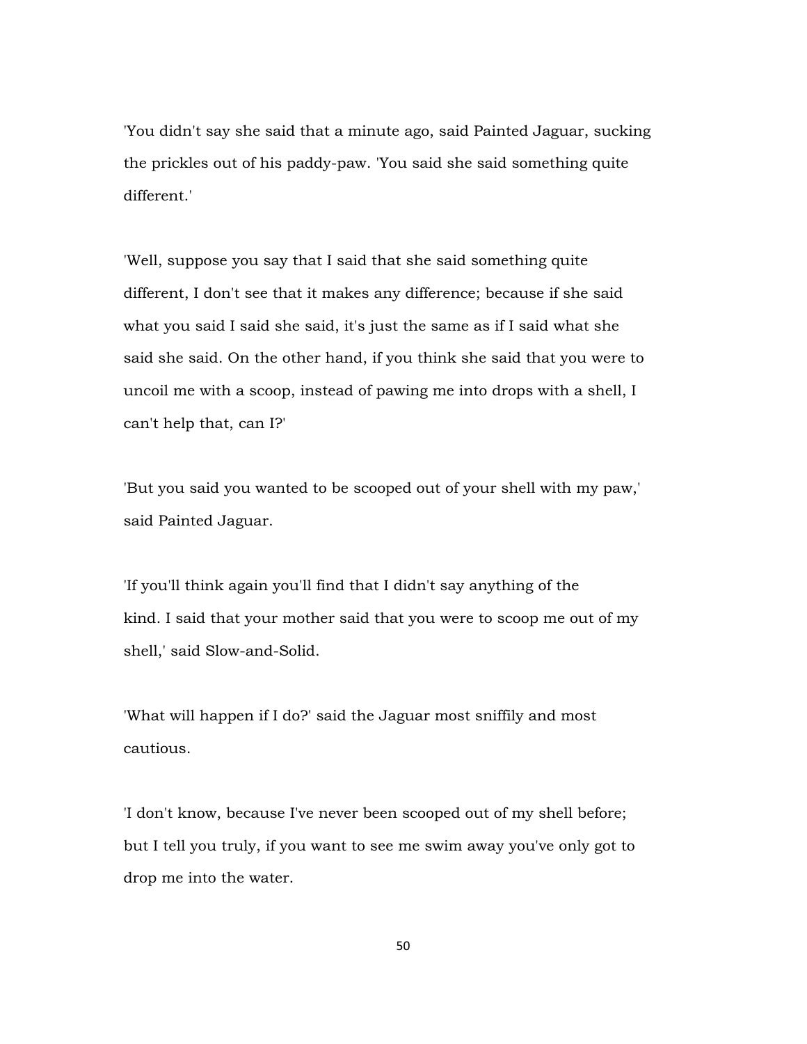'You didn't say she said that a minute ago, said Painted Jaguar, sucking the prickles out of his paddy-paw. 'You said she said something quite different.'

'Well, suppose you say that I said that she said something quite different, I don't see that it makes any difference; because if she said what you said I said she said, it's just the same as if I said what she said she said. On the other hand, if you think she said that you were to uncoil me with a scoop, instead of pawing me into drops with a shell, I can't help that, can I?'

'But you said you wanted to be scooped out of your shell with my paw,' said Painted Jaguar.

'If you'll think again you'll find that I didn't say anything of the kind. I said that your mother said that you were to scoop me out of my shell,' said Slow-and-Solid.

'What will happen if I do?' said the Jaguar most sniffily and most cautious.

'I don't know, because I've never been scooped out of my shell before; but I tell you truly, if you want to see me swim away you've only got to drop me into the water.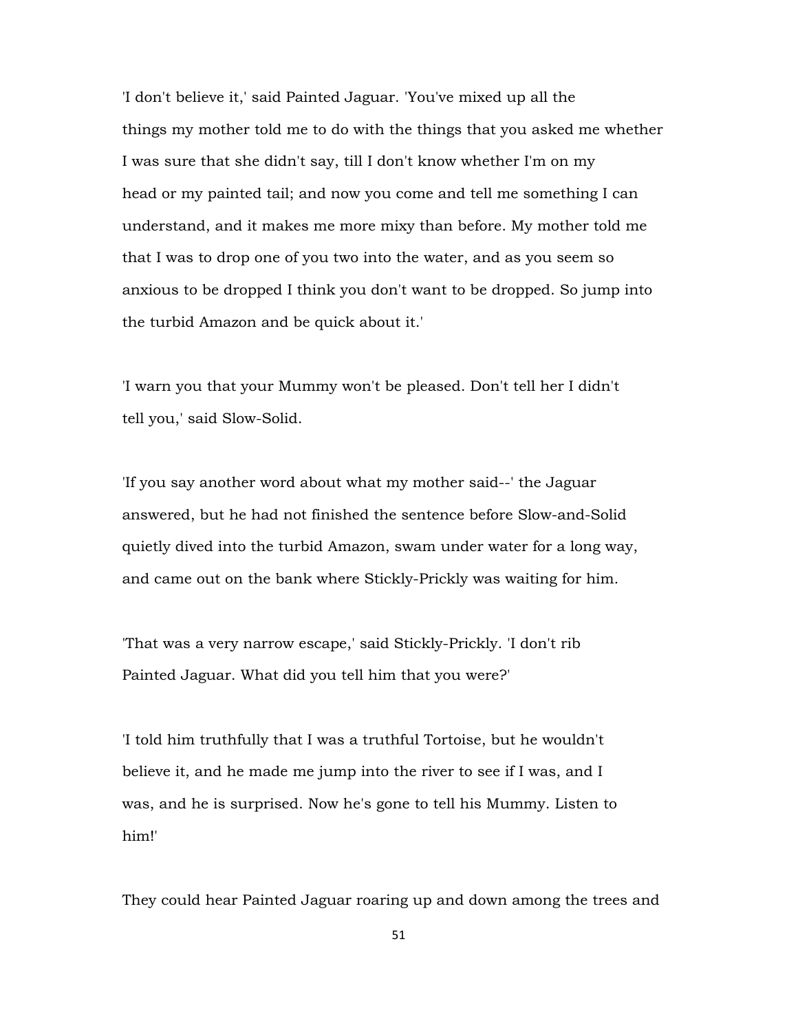'I don't believe it,' said Painted Jaguar. 'You've mixed up all the things my mother told me to do with the things that you asked me whether I was sure that she didn't say, till I don't know whether I'm on my head or my painted tail; and now you come and tell me something I can understand, and it makes me more mixy than before. My mother told me that I was to drop one of you two into the water, and as you seem so anxious to be dropped I think you don't want to be dropped. So jump into the turbid Amazon and be quick about it.'

'I warn you that your Mummy won't be pleased. Don't tell her I didn't tell you,' said Slow-Solid.

'If you say another word about what my mother said--' the Jaguar answered, but he had not finished the sentence before Slow-and-Solid quietly dived into the turbid Amazon, swam under water for a long way, and came out on the bank where Stickly-Prickly was waiting for him.

'That was a very narrow escape,' said Stickly-Prickly. 'I don't rib Painted Jaguar. What did you tell him that you were?'

'I told him truthfully that I was a truthful Tortoise, but he wouldn't believe it, and he made me jump into the river to see if I was, and I was, and he is surprised. Now he's gone to tell his Mummy. Listen to him!'

They could hear Painted Jaguar roaring up and down among the trees and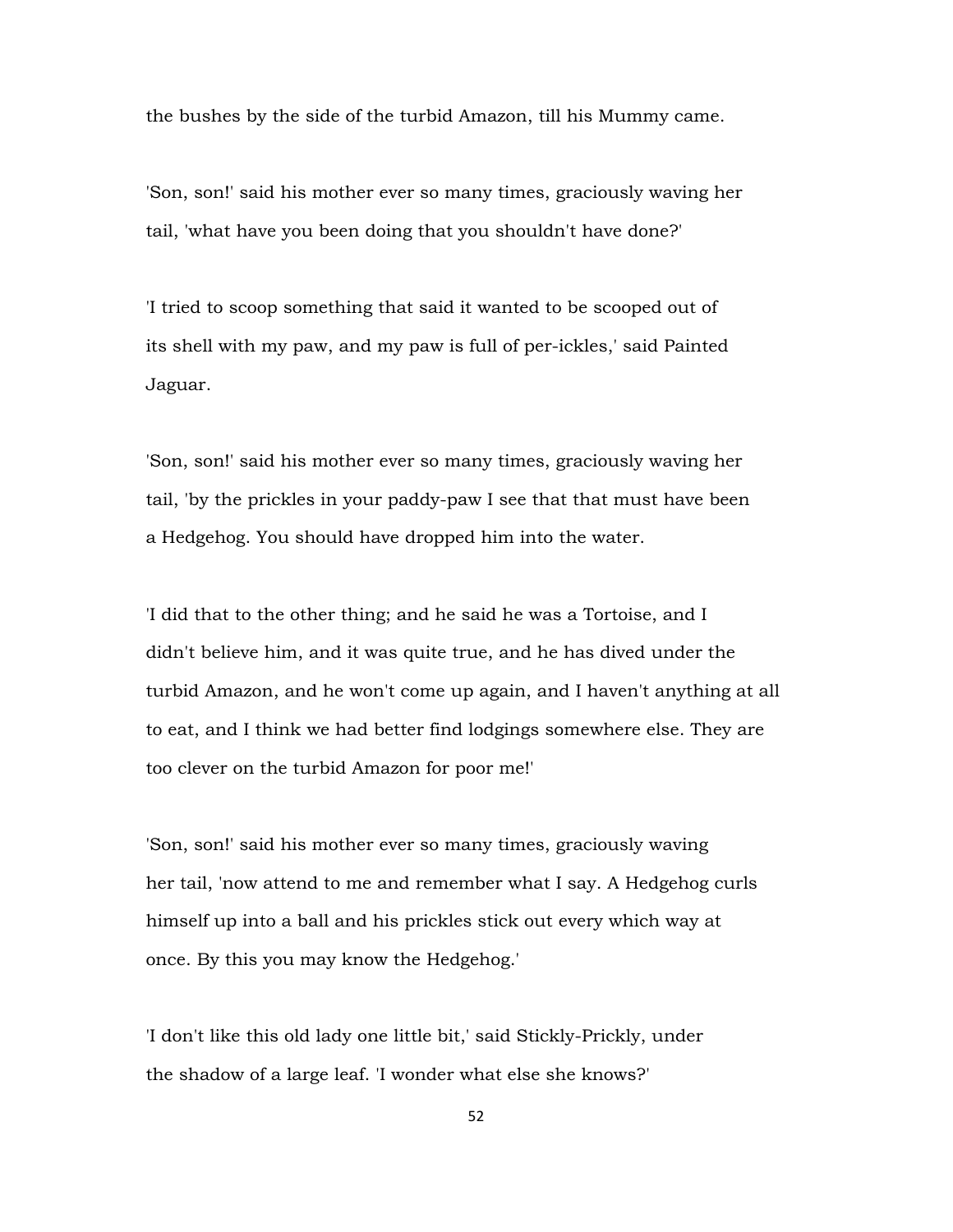the bushes by the side of the turbid Amazon, till his Mummy came.

'Son, son!' said his mother ever so many times, graciously waving her tail, 'what have you been doing that you shouldn't have done?'

'I tried to scoop something that said it wanted to be scooped out of its shell with my paw, and my paw is full of per-ickles,' said Painted Jaguar.

'Son, son!' said his mother ever so many times, graciously waving her tail, 'by the prickles in your paddy-paw I see that that must have been a Hedgehog. You should have dropped him into the water.

'I did that to the other thing; and he said he was a Tortoise, and I didn't believe him, and it was quite true, and he has dived under the turbid Amazon, and he won't come up again, and I haven't anything at all to eat, and I think we had better find lodgings somewhere else. They are too clever on the turbid Amazon for poor me!'

'Son, son!' said his mother ever so many times, graciously waving her tail, 'now attend to me and remember what I say. A Hedgehog curls himself up into a ball and his prickles stick out every which way at once. By this you may know the Hedgehog.'

'I don't like this old lady one little bit,' said Stickly-Prickly, under the shadow of a large leaf. 'I wonder what else she knows?'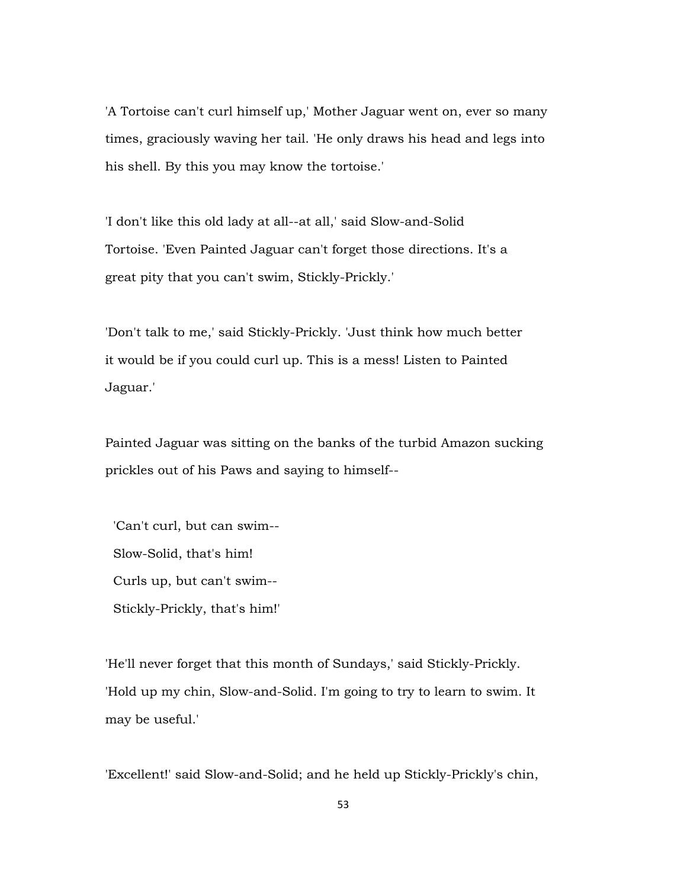'A Tortoise can't curl himself up,' Mother Jaguar went on, ever so many times, graciously waving her tail. 'He only draws his head and legs into his shell. By this you may know the tortoise.'

'I don't like this old lady at all--at all,' said Slow-and-Solid Tortoise. 'Even Painted Jaguar can't forget those directions. It's a great pity that you can't swim, Stickly-Prickly.'

'Don't talk to me,' said Stickly-Prickly. 'Just think how much better it would be if you could curl up. This is a mess! Listen to Painted Jaguar.'

Painted Jaguar was sitting on the banks of the turbid Amazon sucking prickles out of his Paws and saying to himself--

'Can't curl, but can swim--  
Slow-Solid, that's him!  
Curls up, but can't swim--  
Stickly-Prickly, that's him!'

'He'll never forget that this month of Sundays,' said Stickly-Prickly. 'Hold up my chin, Slow-and-Solid. I'm going to try to learn to swim. It may be useful.'

'Excellent!' said Slow-and-Solid; and he held up Stickly-Prickly's chin,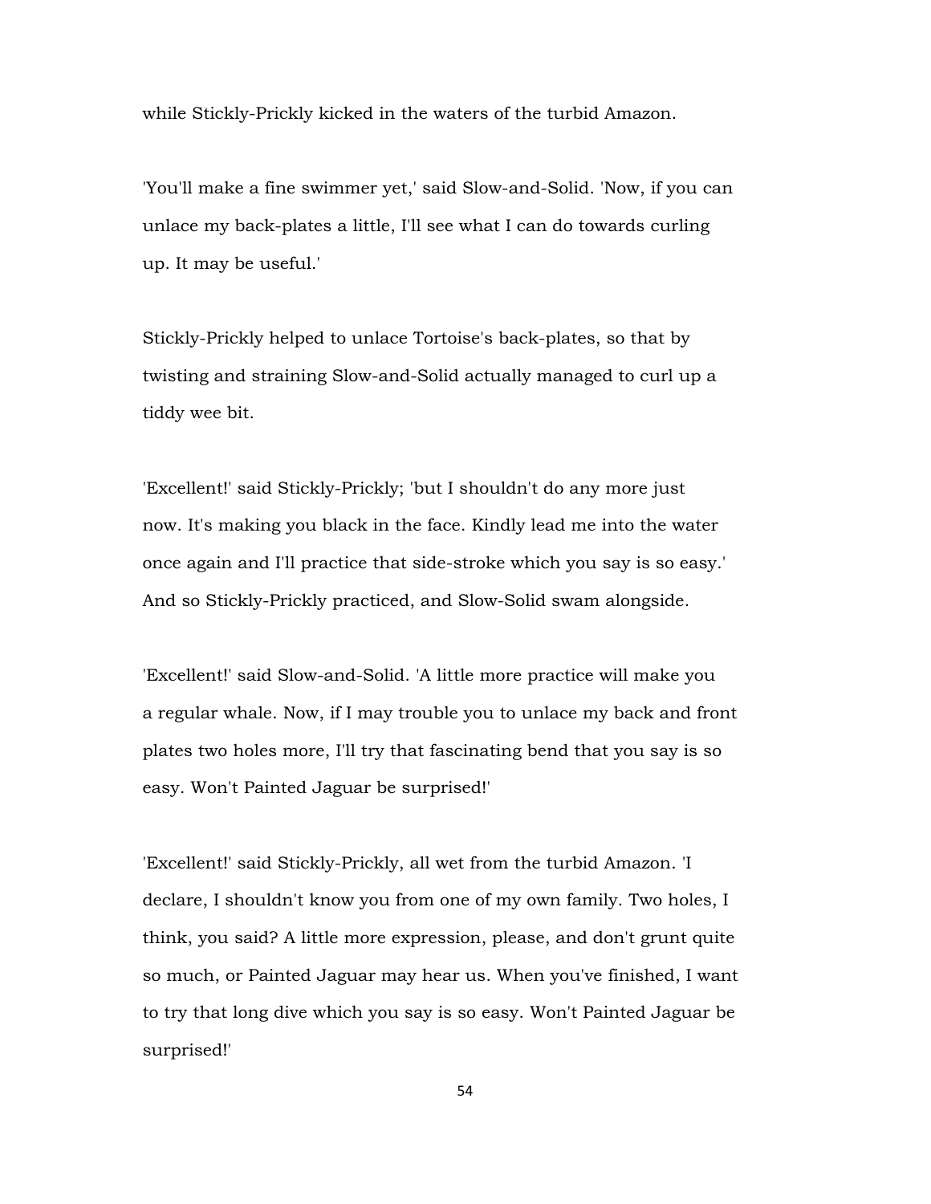while Stickly-Prickly kicked in the waters of the turbid Amazon.

'You'll make a fine swimmer yet,' said Slow-and-Solid. 'Now, if you can unlace my back-plates a little, I'll see what I can do towards curling up. It may be useful.'

Stickly-Prickly helped to unlace Tortoise's back-plates, so that by twisting and straining Slow-and-Solid actually managed to curl up a tiddy wee bit.

'Excellent!' said Stickly-Prickly; 'but I shouldn't do any more just now. It's making you black in the face. Kindly lead me into the water once again and I'll practice that side-stroke which you say is so easy.' And so Stickly-Prickly practiced, and Slow-Solid swam alongside.

'Excellent!' said Slow-and-Solid. 'A little more practice will make you a regular whale. Now, if I may trouble you to unlace my back and front plates two holes more, I'll try that fascinating bend that you say is so easy. Won't Painted Jaguar be surprised!'

'Excellent!' said Stickly-Prickly, all wet from the turbid Amazon. 'I declare, I shouldn't know you from one of my own family. Two holes, I think, you said? A little more expression, please, and don't grunt quite so much, or Painted Jaguar may hear us. When you've finished, I want to try that long dive which you say is so easy. Won't Painted Jaguar be surprised!'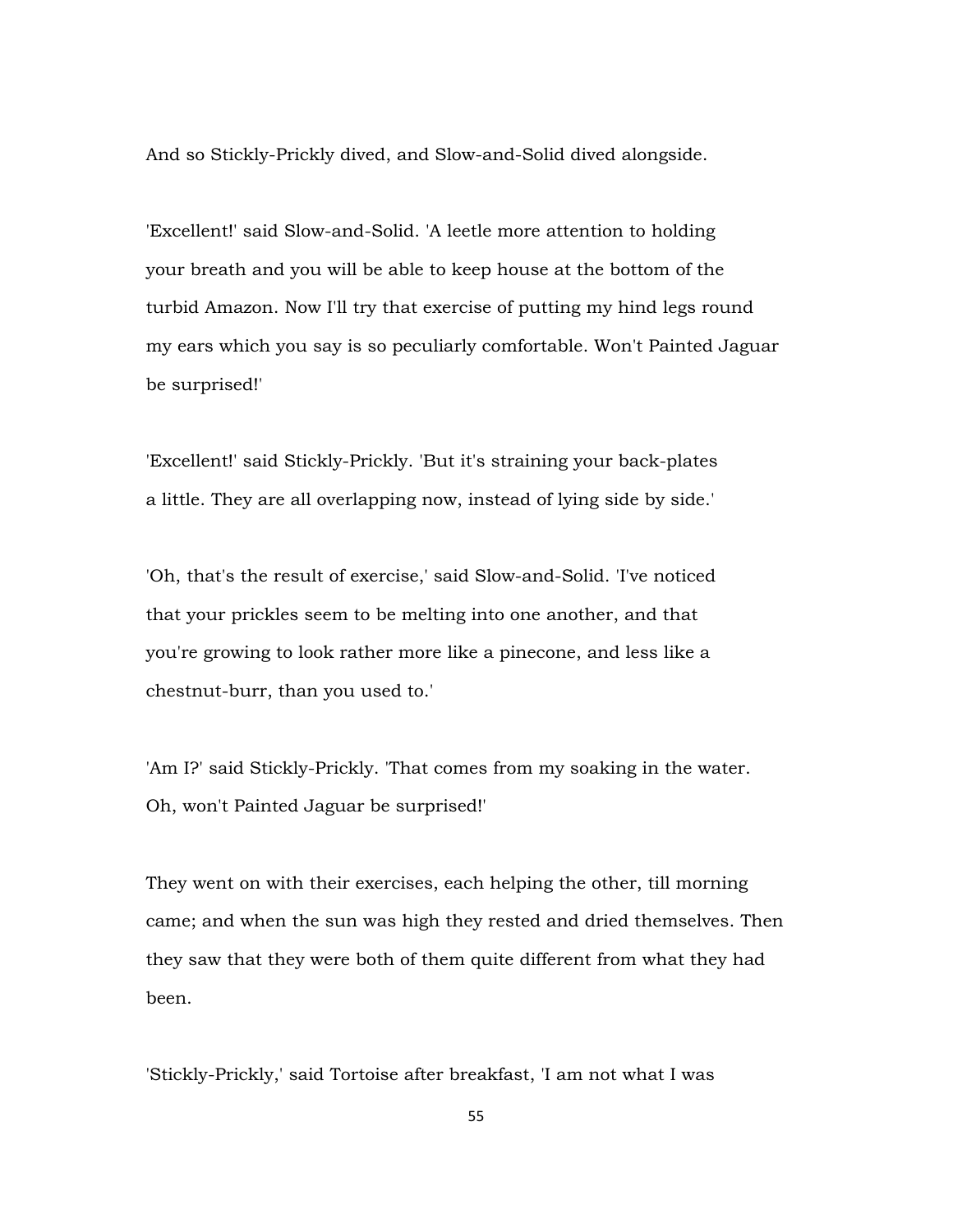And so Stickly-Prickly dived, and Slow-and-Solid dived alongside.

'Excellent!' said Slow-and-Solid. 'A leetle more attention to holding your breath and you will be able to keep house at the bottom of the turbid Amazon. Now I'll try that exercise of putting my hind legs round my ears which you say is so peculiarly comfortable. Won't Painted Jaguar be surprised!'

'Excellent!' said Stickly-Prickly. 'But it's straining your back-plates a little. They are all overlapping now, instead of lying side by side.'

'Oh, that's the result of exercise,' said Slow-and-Solid. 'I've noticed that your prickles seem to be melting into one another, and that you're growing to look rather more like a pinecone, and less like a chestnut-burr, than you used to.'

'Am I?' said Stickly-Prickly. 'That comes from my soaking in the water. Oh, won't Painted Jaguar be surprised!'

They went on with their exercises, each helping the other, till morning came; and when the sun was high they rested and dried themselves. Then they saw that they were both of them quite different from what they had been.

'Stickly-Prickly,' said Tortoise after breakfast, 'I am not what I was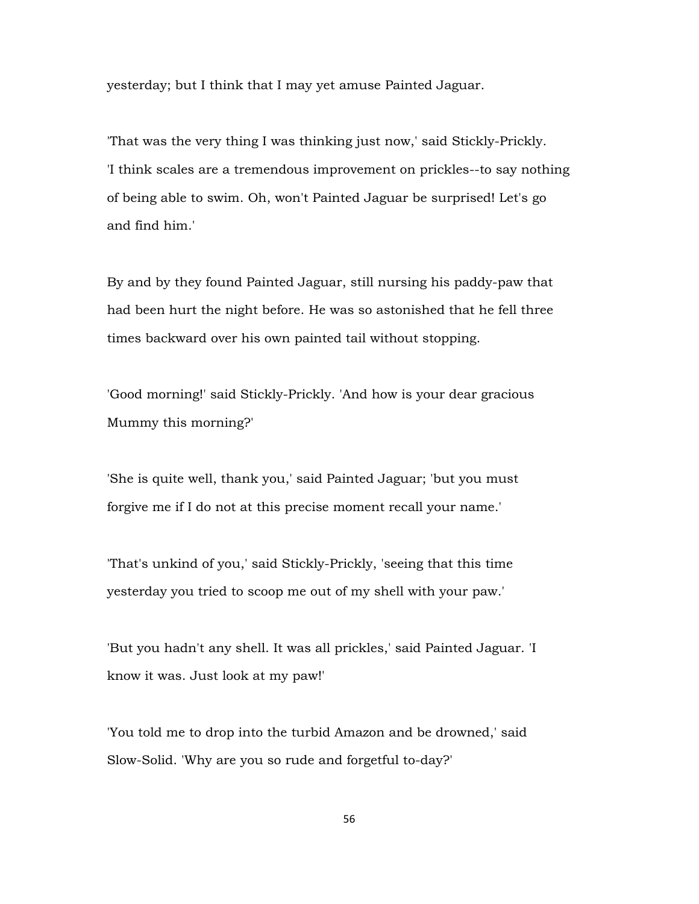yesterday; but I think that I may yet amuse Painted Jaguar.

'That was the very thing I was thinking just now,' said Stickly-Prickly. 'I think scales are a tremendous improvement on prickles--to say nothing of being able to swim. Oh, won't Painted Jaguar be surprised! Let's go and find him.'

By and by they found Painted Jaguar, still nursing his paddy-paw that had been hurt the night before. He was so astonished that he fell three times backward over his own painted tail without stopping.

'Good morning!' said Stickly-Prickly. 'And how is your dear gracious Mummy this morning?'

'She is quite well, thank you,' said Painted Jaguar; 'but you must forgive me if I do not at this precise moment recall your name.'

'That's unkind of you,' said Stickly-Prickly, 'seeing that this time yesterday you tried to scoop me out of my shell with your paw.'

'But you hadn't any shell. It was all prickles,' said Painted Jaguar. 'I know it was. Just look at my paw!'

'You told me to drop into the turbid Amazon and be drowned,' said Slow-Solid. 'Why are you so rude and forgetful to-day?'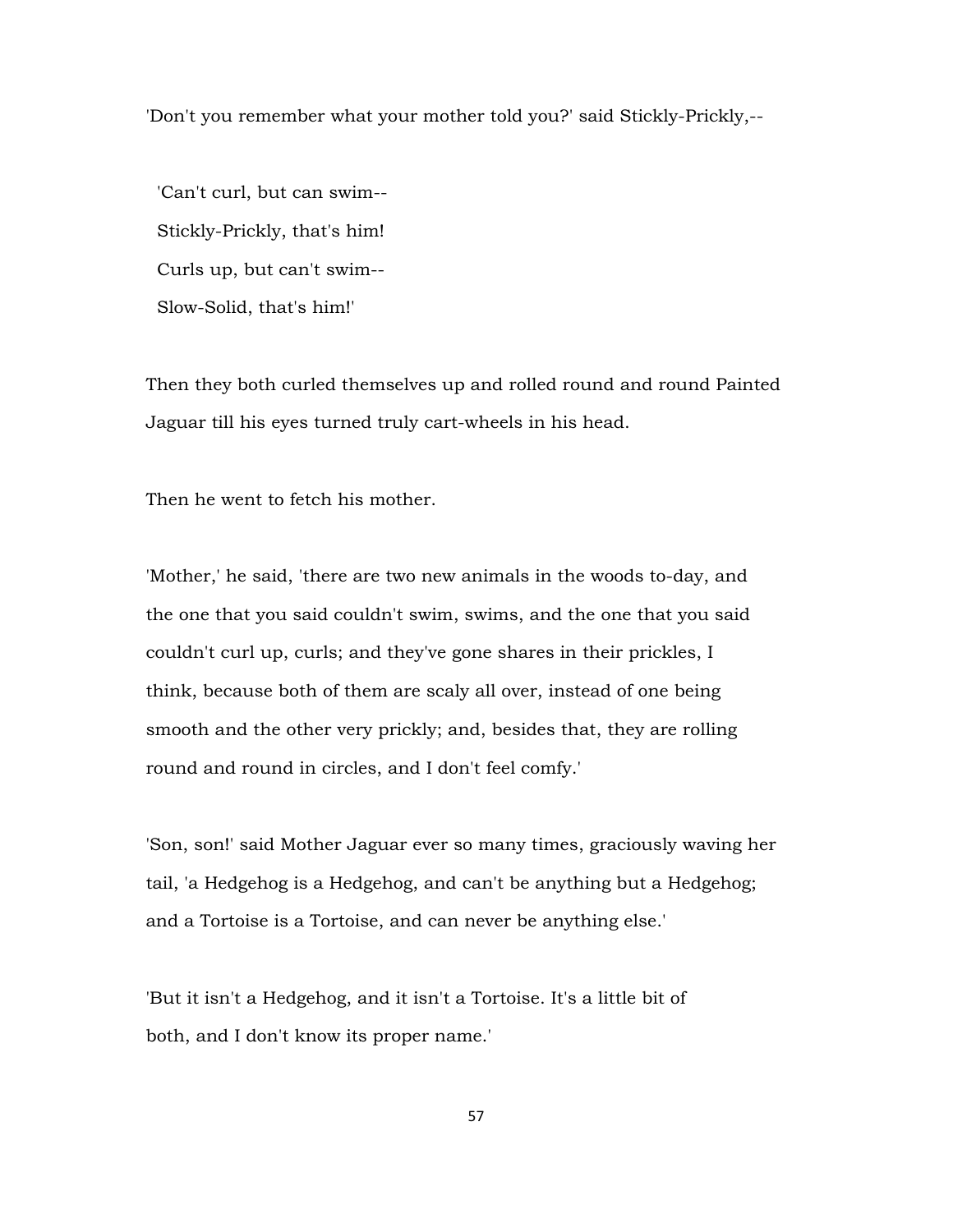'Don't you remember what your mother told you?' said Stickly-Prickly,--

> 'Can't curl, but can swim--
> Stickly-Prickly, that's him!
> Curls up, but can't swim--
> Slow-Solid, that's him!'

Then they both curled themselves up and rolled round and round Painted Jaguar till his eyes turned truly cart-wheels in his head.

Then he went to fetch his mother.

'Mother,' he said, 'there are two new animals in the woods to-day, and the one that you said couldn't swim, swims, and the one that you said couldn't curl up, curls; and they've gone shares in their prickles, I think, because both of them are scaly all over, instead of one being smooth and the other very prickly; and, besides that, they are rolling round and round in circles, and I don't feel comfy.'

'Son, son!' said Mother Jaguar ever so many times, graciously waving her tail, 'a Hedgehog is a Hedgehog, and can't be anything but a Hedgehog; and a Tortoise is a Tortoise, and can never be anything else.'

'But it isn't a Hedgehog, and it isn't a Tortoise. It's a little bit of both, and I don't know its proper name.'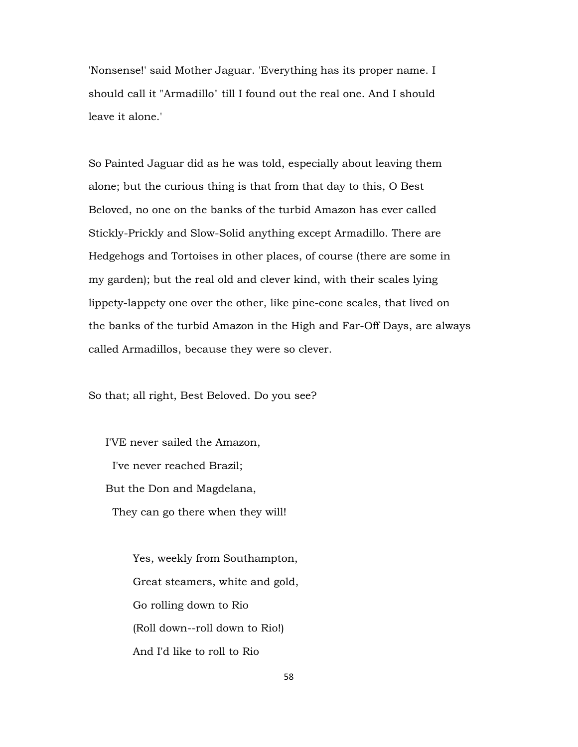'Nonsense!' said Mother Jaguar. 'Everything has its proper name. I should call it "Armadillo" till I found out the real one. And I should leave it alone.'

So Painted Jaguar did as he was told, especially about leaving them alone; but the curious thing is that from that day to this, O Best Beloved, no one on the banks of the turbid Amazon has ever called Stickly-Prickly and Slow-Solid anything except Armadillo. There are Hedgehogs and Tortoises in other places, of course (there are some in my garden); but the real old and clever kind, with their scales lying lippety-lappety one over the other, like pine-cone scales, that lived on the banks of the turbid Amazon in the High and Far-Off Days, are always called Armadillos, because they were so clever.

So that; all right, Best Beloved. Do you see?

I'VE never sailed the Amazon,  
  I've never reached Brazil;  
But the Don and Magdelana,  
  They can go there when they will!

Yes, weekly from Southampton,  
Great steamers, white and gold,  
Go rolling down to Rio  
(Roll down--roll down to Rio!)  
And I'd like to roll to Rio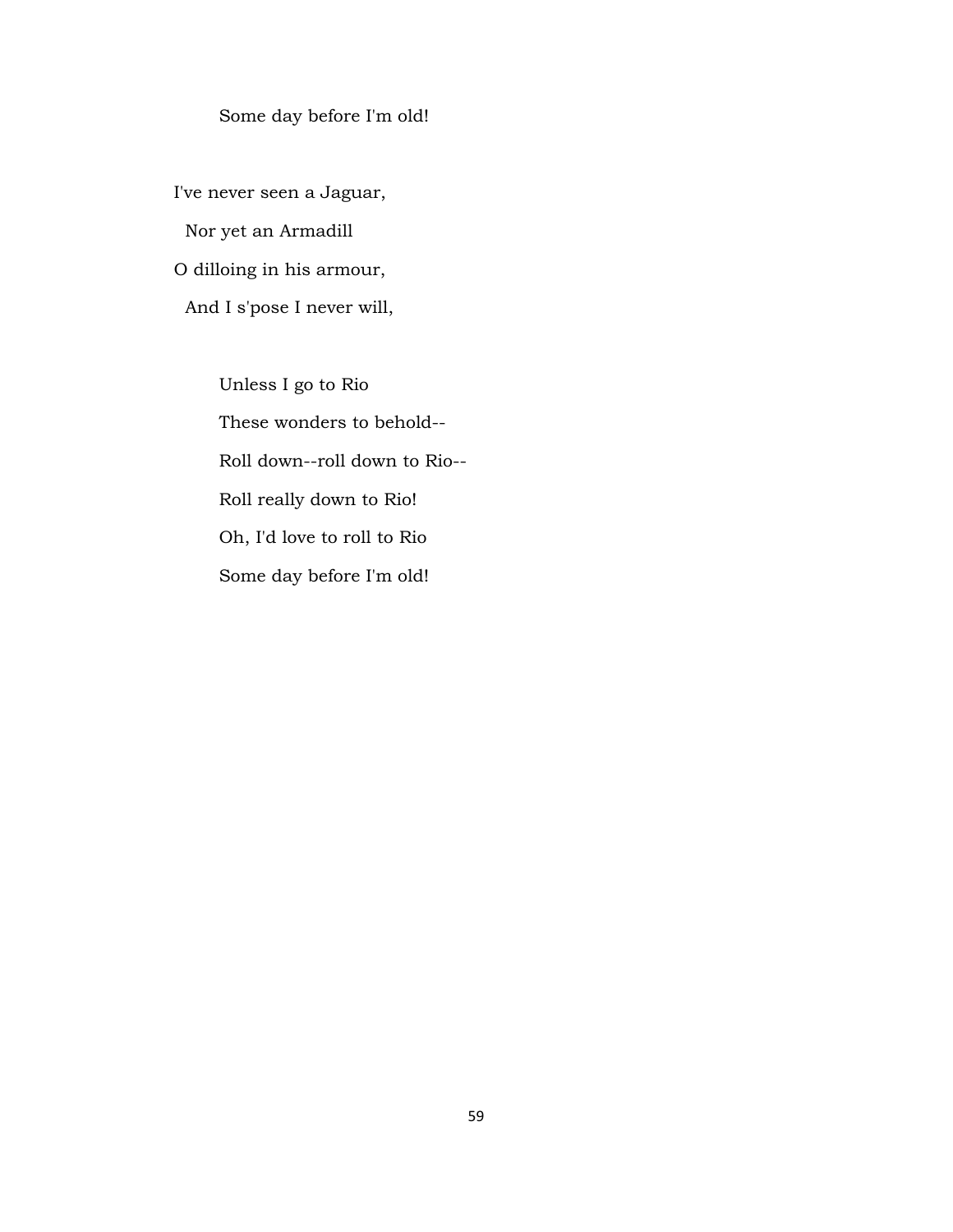Some day before I'm old!

I've never seen a Jaguar,
  Nor yet an Armadill
O dilloing in his armour,
  And I s'pose I never will,

Unless I go to Rio
These wonders to behold--
Roll down--roll down to Rio--
Roll really down to Rio!
Oh, I'd love to roll to Rio
Some day before I'm old!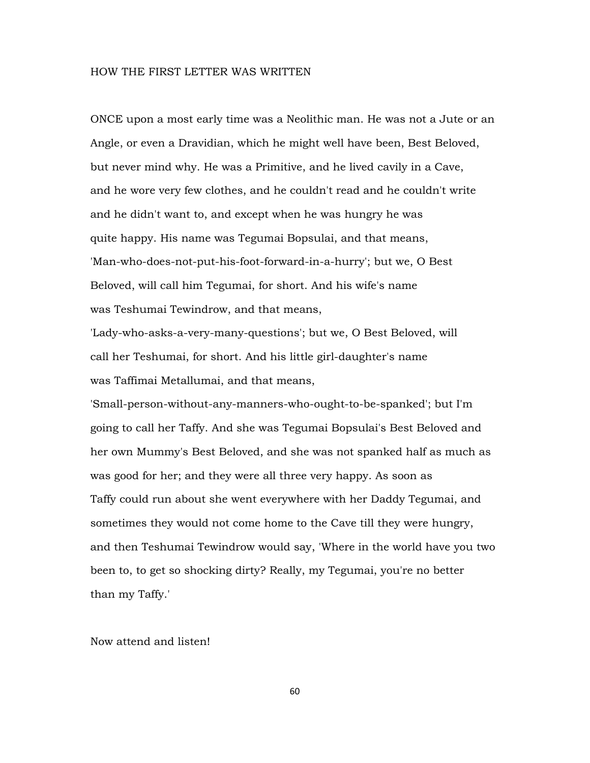# HOW THE FIRST LETTER WAS WRITTEN

ONCE upon a most early time was a Neolithic man. He was not a Jute or an Angle, or even a Dravidian, which he might well have been, Best Beloved, but never mind why. He was a Primitive, and he lived cavily in a Cave, and he wore very few clothes, and he couldn't read and he couldn't write and he didn't want to, and except when he was hungry he was quite happy. His name was Tegumai Bopsulai, and that means, 'Man-who-does-not-put-his-foot-forward-in-a-hurry'; but we, O Best Beloved, will call him Tegumai, for short. And his wife's name was Teshumai Tewindrow, and that means, 'Lady-who-asks-a-very-many-questions'; but we, O Best Beloved, will call her Teshumai, for short. And his little girl-daughter's name was Taffimai Metallumai, and that means, 'Small-person-without-any-manners-who-ought-to-be-spanked'; but I'm going to call her Taffy. And she was Tegumai Bopsulai's Best Beloved and her own Mummy's Best Beloved, and she was not spanked half as much as was good for her; and they were all three very happy. As soon as Taffy could run about she went everywhere with her Daddy Tegumai, and sometimes they would not come home to the Cave till they were hungry, and then Teshumai Tewindrow would say, 'Where in the world have you two been to, to get so shocking dirty? Really, my Tegumai, you're no better than my Taffy.'

Now attend and listen!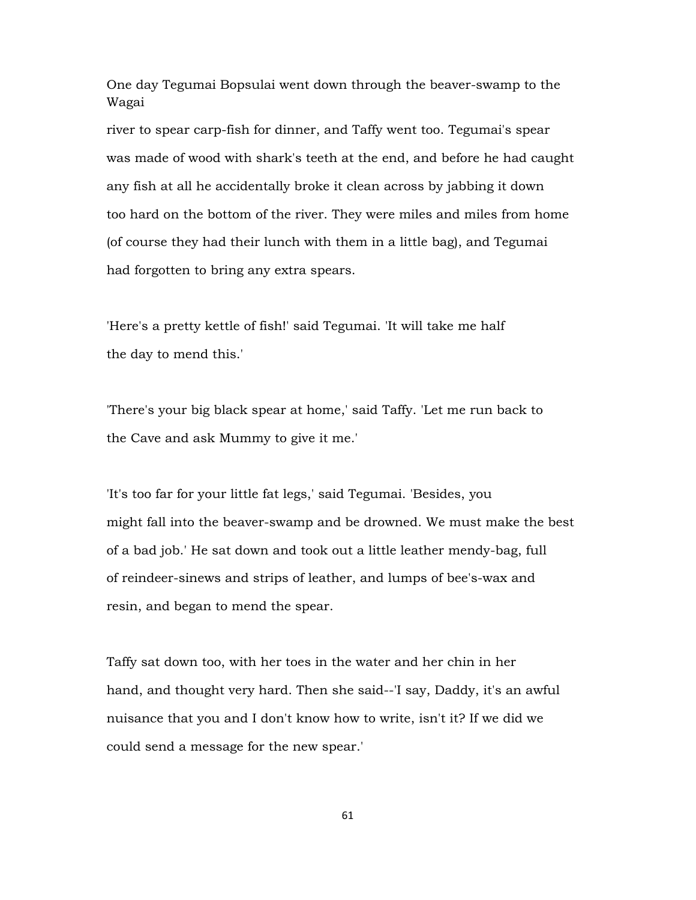One day Tegumai Bopsulai went down through the beaver-swamp to the Wagai river to spear carp-fish for dinner, and Taffy went too. Tegumai's spear was made of wood with shark's teeth at the end, and before he had caught any fish at all he accidentally broke it clean across by jabbing it down too hard on the bottom of the river. They were miles and miles from home (of course they had their lunch with them in a little bag), and Tegumai had forgotten to bring any extra spears.

'Here's a pretty kettle of fish!' said Tegumai. 'It will take me half the day to mend this.'

'There's your big black spear at home,' said Taffy. 'Let me run back to the Cave and ask Mummy to give it me.'

'It's too far for your little fat legs,' said Tegumai. 'Besides, you might fall into the beaver-swamp and be drowned. We must make the best of a bad job.' He sat down and took out a little leather mendy-bag, full of reindeer-sinews and strips of leather, and lumps of bee's-wax and resin, and began to mend the spear.

Taffy sat down too, with her toes in the water and her chin in her hand, and thought very hard. Then she said--'I say, Daddy, it's an awful nuisance that you and I don't know how to write, isn't it? If we did we could send a message for the new spear.'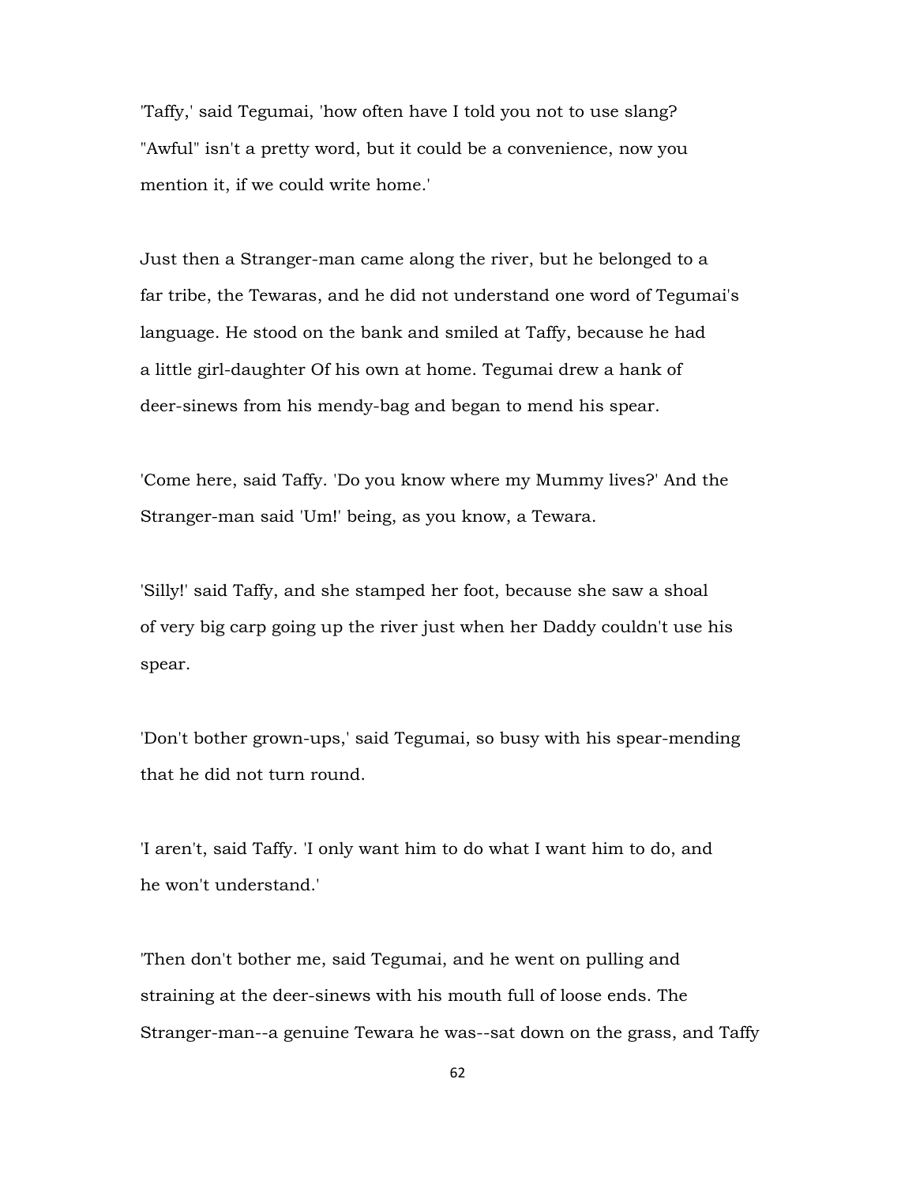'Taffy,' said Tegumai, 'how often have I told you not to use slang? "Awful" isn't a pretty word, but it could be a convenience, now you mention it, if we could write home.'

Just then a Stranger-man came along the river, but he belonged to a far tribe, the Tewaras, and he did not understand one word of Tegumai's language. He stood on the bank and smiled at Taffy, because he had a little girl-daughter Of his own at home. Tegumai drew a hank of deer-sinews from his mendy-bag and began to mend his spear.

'Come here, said Taffy. 'Do you know where my Mummy lives?' And the Stranger-man said 'Um!' being, as you know, a Tewara.

'Silly!' said Taffy, and she stamped her foot, because she saw a shoal of very big carp going up the river just when her Daddy couldn't use his spear.

'Don't bother grown-ups,' said Tegumai, so busy with his spear-mending that he did not turn round.

'I aren't, said Taffy. 'I only want him to do what I want him to do, and he won't understand.'

'Then don't bother me, said Tegumai, and he went on pulling and straining at the deer-sinews with his mouth full of loose ends. The Stranger-man--a genuine Tewara he was--sat down on the grass, and Taffy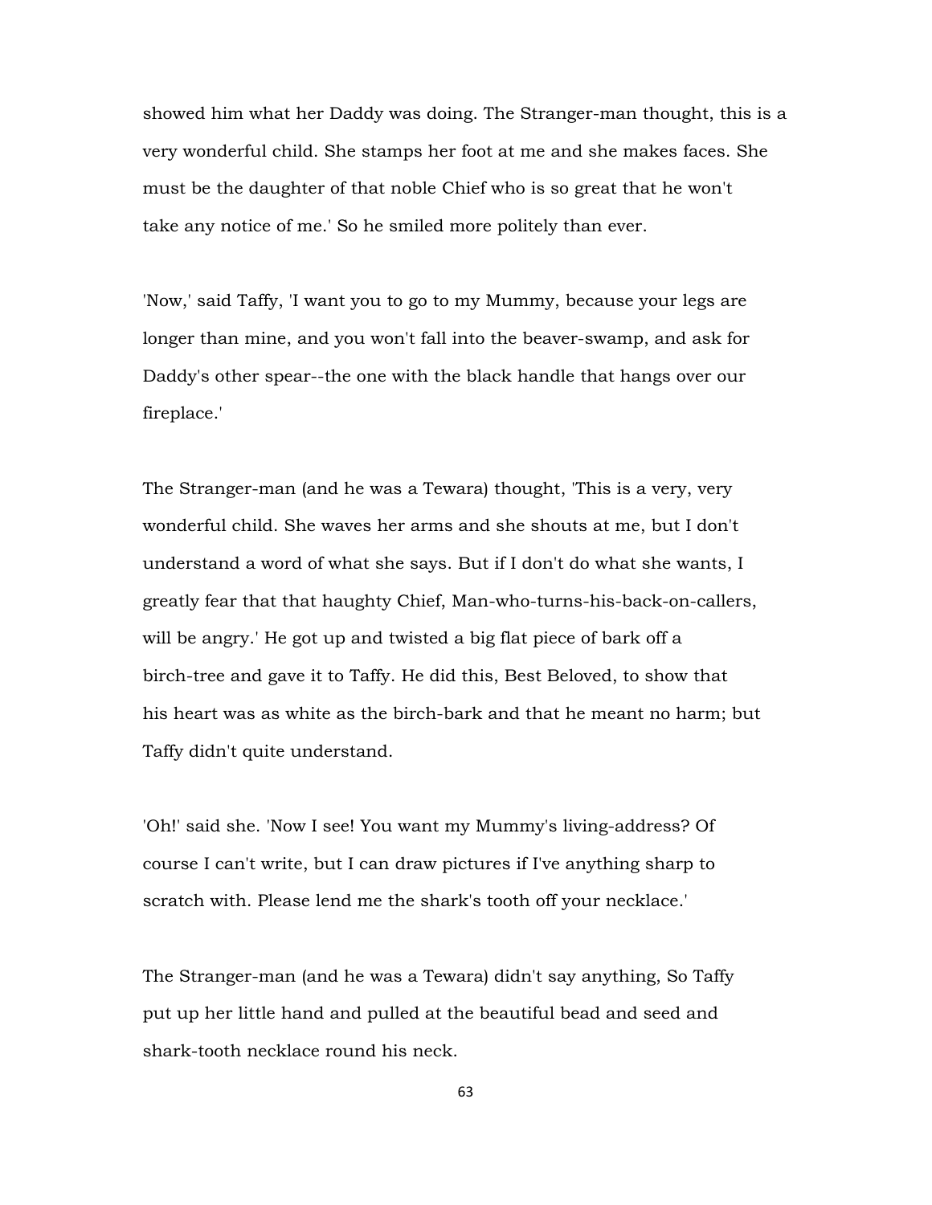showed him what her Daddy was doing. The Stranger-man thought, this is a very wonderful child. She stamps her foot at me and she makes faces. She must be the daughter of that noble Chief who is so great that he won't take any notice of me.' So he smiled more politely than ever.

'Now,' said Taffy, 'I want you to go to my Mummy, because your legs are longer than mine, and you won't fall into the beaver-swamp, and ask for Daddy's other spear--the one with the black handle that hangs over our fireplace.'

The Stranger-man (and he was a Tewara) thought, 'This is a very, very wonderful child. She waves her arms and she shouts at me, but I don't understand a word of what she says. But if I don't do what she wants, I greatly fear that that haughty Chief, Man-who-turns-his-back-on-callers, will be angry.' He got up and twisted a big flat piece of bark off a birch-tree and gave it to Taffy. He did this, Best Beloved, to show that his heart was as white as the birch-bark and that he meant no harm; but Taffy didn't quite understand.

'Oh!' said she. 'Now I see! You want my Mummy's living-address? Of course I can't write, but I can draw pictures if I've anything sharp to scratch with. Please lend me the shark's tooth off your necklace.'

The Stranger-man (and he was a Tewara) didn't say anything, So Taffy put up her little hand and pulled at the beautiful bead and seed and shark-tooth necklace round his neck.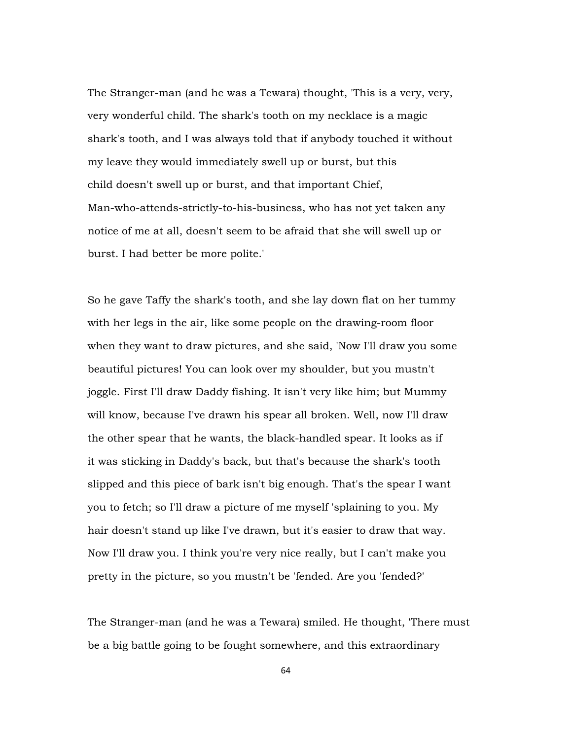The Stranger-man (and he was a Tewara) thought, 'This is a very, very, very wonderful child. The shark's tooth on my necklace is a magic shark's tooth, and I was always told that if anybody touched it without my leave they would immediately swell up or burst, but this child doesn't swell up or burst, and that important Chief, Man-who-attends-strictly-to-his-business, who has not yet taken any notice of me at all, doesn't seem to be afraid that she will swell up or burst. I had better be more polite.'

So he gave Taffy the shark's tooth, and she lay down flat on her tummy with her legs in the air, like some people on the drawing-room floor when they want to draw pictures, and she said, 'Now I'll draw you some beautiful pictures! You can look over my shoulder, but you mustn't joggle. First I'll draw Daddy fishing. It isn't very like him; but Mummy will know, because I've drawn his spear all broken. Well, now I'll draw the other spear that he wants, the black-handled spear. It looks as if it was sticking in Daddy's back, but that's because the shark's tooth slipped and this piece of bark isn't big enough. That's the spear I want you to fetch; so I'll draw a picture of me myself 'splaining to you. My hair doesn't stand up like I've drawn, but it's easier to draw that way. Now I'll draw you. I think you're very nice really, but I can't make you pretty in the picture, so you mustn't be 'fended. Are you 'fended?'

The Stranger-man (and he was a Tewara) smiled. He thought, 'There must be a big battle going to be fought somewhere, and this extraordinary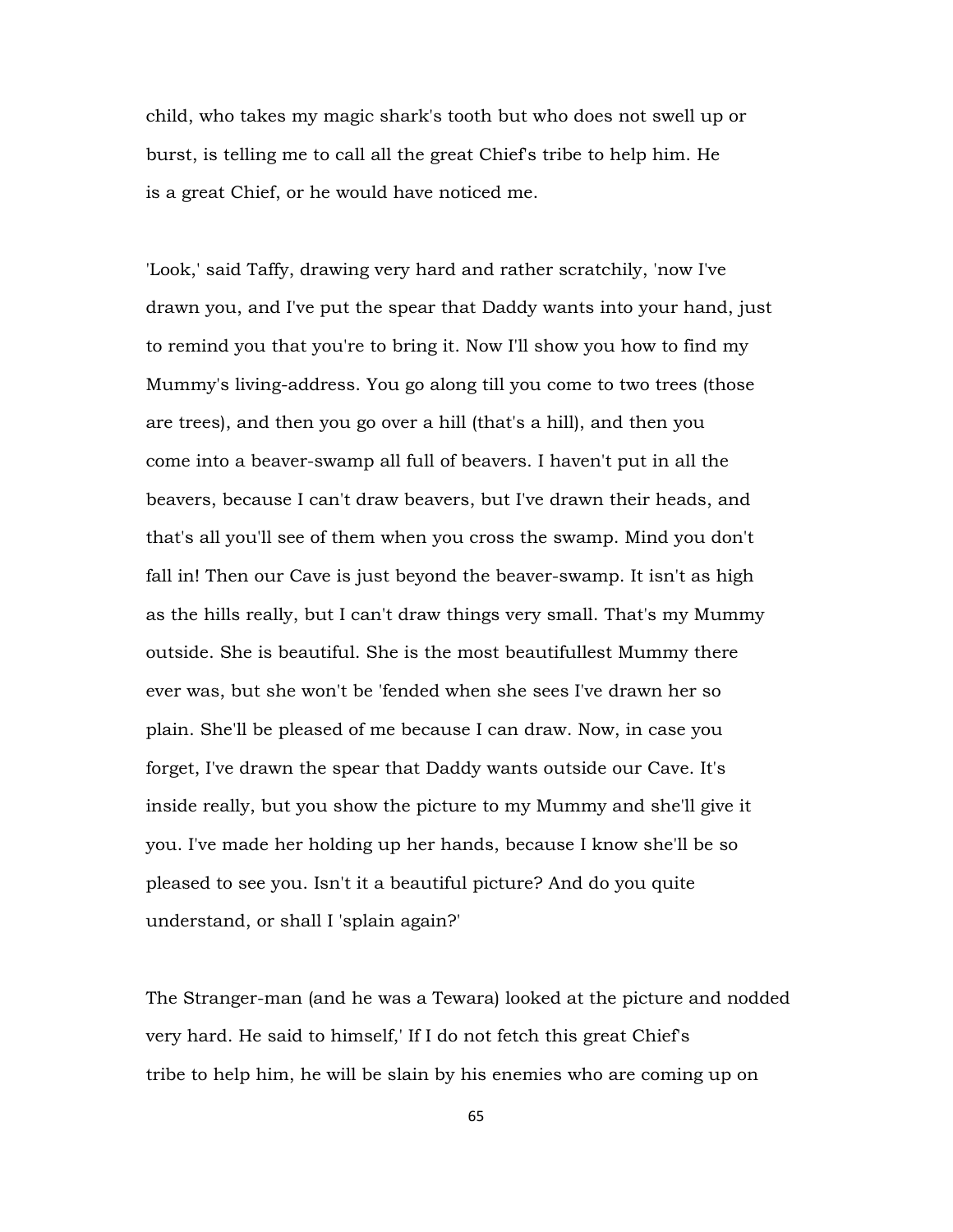child, who takes my magic shark's tooth but who does not swell up or burst, is telling me to call all the great Chief's tribe to help him. He is a great Chief, or he would have noticed me.

'Look,' said Taffy, drawing very hard and rather scratchily, 'now I've drawn you, and I've put the spear that Daddy wants into your hand, just to remind you that you're to bring it. Now I'll show you how to find my Mummy's living-address. You go along till you come to two trees (those are trees), and then you go over a hill (that's a hill), and then you come into a beaver-swamp all full of beavers. I haven't put in all the beavers, because I can't draw beavers, but I've drawn their heads, and that's all you'll see of them when you cross the swamp. Mind you don't fall in! Then our Cave is just beyond the beaver-swamp. It isn't as high as the hills really, but I can't draw things very small. That's my Mummy outside. She is beautiful. She is the most beautifullest Mummy there ever was, but she won't be 'fended when she sees I've drawn her so plain. She'll be pleased of me because I can draw. Now, in case you forget, I've drawn the spear that Daddy wants outside our Cave. It's inside really, but you show the picture to my Mummy and she'll give it you. I've made her holding up her hands, because I know she'll be so pleased to see you. Isn't it a beautiful picture? And do you quite understand, or shall I 'splain again?'

The Stranger-man (and he was a Tewara) looked at the picture and nodded very hard. He said to himself,' If I do not fetch this great Chief's tribe to help him, he will be slain by his enemies who are coming up on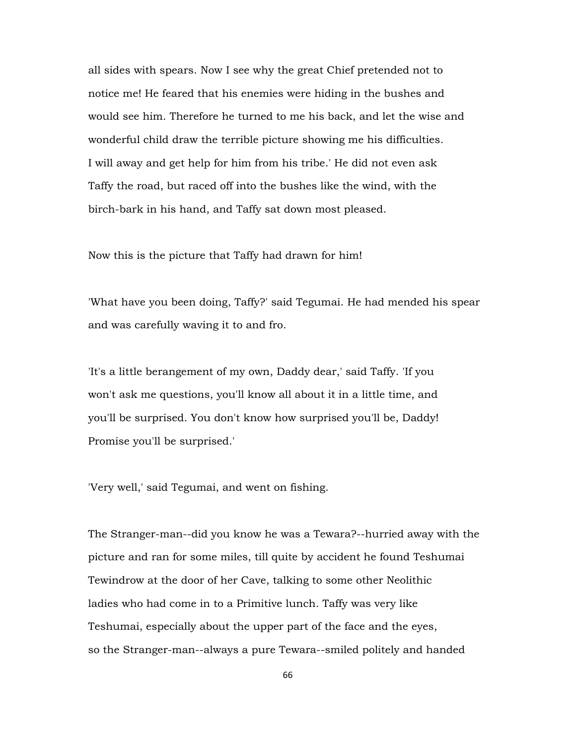all sides with spears. Now I see why the great Chief pretended not to notice me! He feared that his enemies were hiding in the bushes and would see him. Therefore he turned to me his back, and let the wise and wonderful child draw the terrible picture showing me his difficulties. I will away and get help for him from his tribe.' He did not even ask Taffy the road, but raced off into the bushes like the wind, with the birch-bark in his hand, and Taffy sat down most pleased.

Now this is the picture that Taffy had drawn for him!

'What have you been doing, Taffy?' said Tegumai. He had mended his spear and was carefully waving it to and fro.

'It's a little berangement of my own, Daddy dear,' said Taffy. 'If you won't ask me questions, you'll know all about it in a little time, and you'll be surprised. You don't know how surprised you'll be, Daddy! Promise you'll be surprised.'

'Very well,' said Tegumai, and went on fishing.

The Stranger-man--did you know he was a Tewara?--hurried away with the picture and ran for some miles, till quite by accident he found Teshumai Tewindrow at the door of her Cave, talking to some other Neolithic ladies who had come in to a Primitive lunch. Taffy was very like Teshumai, especially about the upper part of the face and the eyes, so the Stranger-man--always a pure Tewara--smiled politely and handed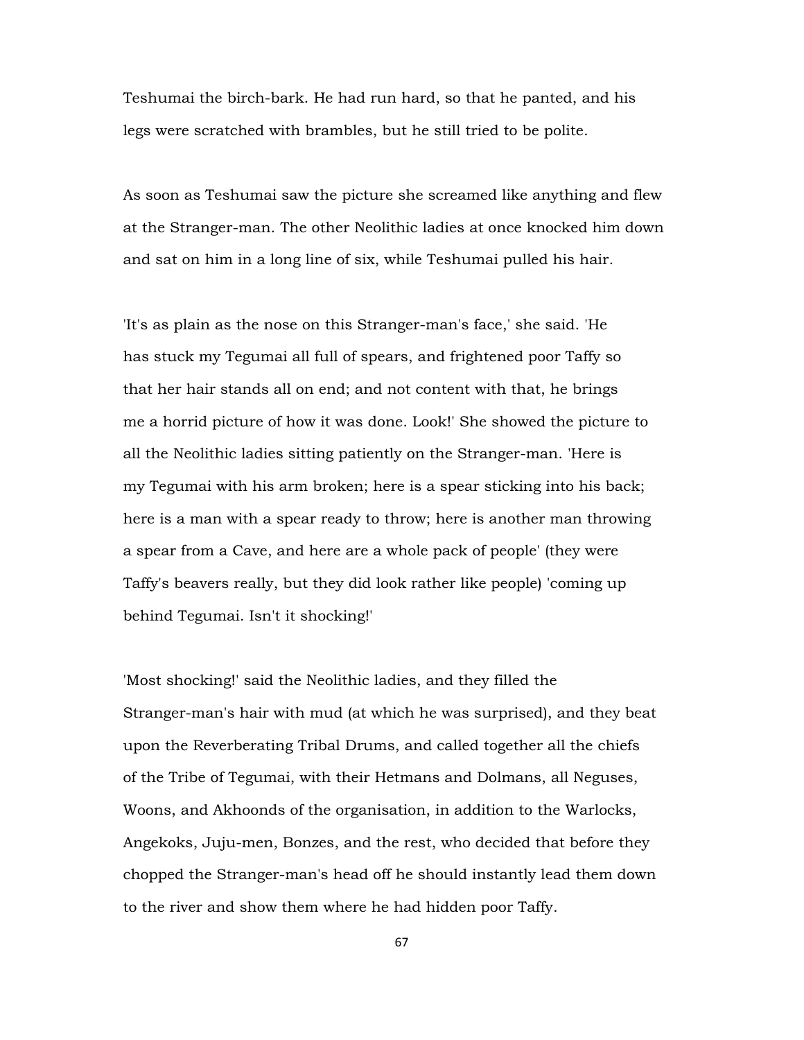Teshumai the birch-bark. He had run hard, so that he panted, and his legs were scratched with brambles, but he still tried to be polite.

As soon as Teshumai saw the picture she screamed like anything and flew at the Stranger-man. The other Neolithic ladies at once knocked him down and sat on him in a long line of six, while Teshumai pulled his hair.

'It's as plain as the nose on this Stranger-man's face,' she said. 'He has stuck my Tegumai all full of spears, and frightened poor Taffy so that her hair stands all on end; and not content with that, he brings me a horrid picture of how it was done. Look!' She showed the picture to all the Neolithic ladies sitting patiently on the Stranger-man. 'Here is my Tegumai with his arm broken; here is a spear sticking into his back; here is a man with a spear ready to throw; here is another man throwing a spear from a Cave, and here are a whole pack of people' (they were Taffy's beavers really, but they did look rather like people) 'coming up behind Tegumai. Isn't it shocking!'

'Most shocking!' said the Neolithic ladies, and they filled the Stranger-man's hair with mud (at which he was surprised), and they beat upon the Reverberating Tribal Drums, and called together all the chiefs of the Tribe of Tegumai, with their Hetmans and Dolmans, all Neguses, Woons, and Akhoonds of the organisation, in addition to the Warlocks, Angekoks, Juju-men, Bonzes, and the rest, who decided that before they chopped the Stranger-man's head off he should instantly lead them down to the river and show them where he had hidden poor Taffy.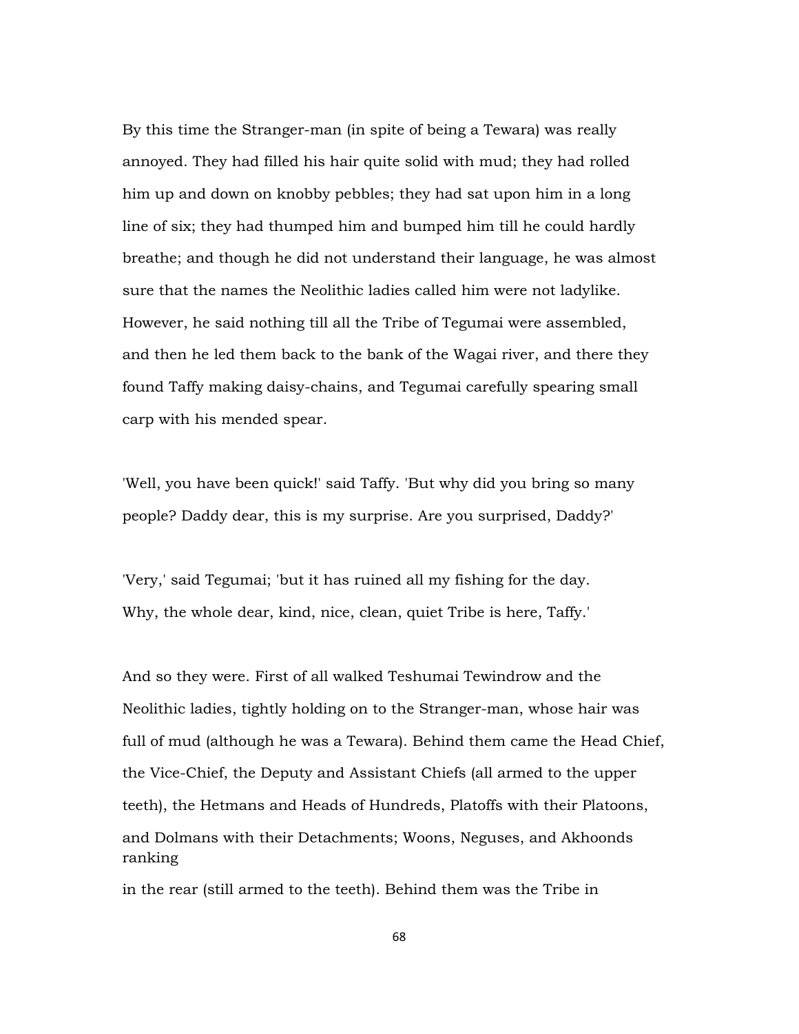By this time the Stranger-man (in spite of being a Tewara) was really annoyed. They had filled his hair quite solid with mud; they had rolled him up and down on knobby pebbles; they had sat upon him in a long line of six; they had thumped him and bumped him till he could hardly breathe; and though he did not understand their language, he was almost sure that the names the Neolithic ladies called him were not ladylike. However, he said nothing till all the Tribe of Tegumai were assembled, and then he led them back to the bank of the Wagai river, and there they found Taffy making daisy-chains, and Tegumai carefully spearing small carp with his mended spear.

'Well, you have been quick!' said Taffy. 'But why did you bring so many people? Daddy dear, this is my surprise. Are you surprised, Daddy?'

'Very,' said Tegumai; 'but it has ruined all my fishing for the day. Why, the whole dear, kind, nice, clean, quiet Tribe is here, Taffy.'

And so they were. First of all walked Teshumai Tewindrow and the Neolithic ladies, tightly holding on to the Stranger-man, whose hair was full of mud (although he was a Tewara). Behind them came the Head Chief, the Vice-Chief, the Deputy and Assistant Chiefs (all armed to the upper teeth), the Hetmans and Heads of Hundreds, Platoffs with their Platoons, and Dolmans with their Detachments; Woons, Neguses, and Akhoonds ranking in the rear (still armed to the teeth). Behind them was the Tribe in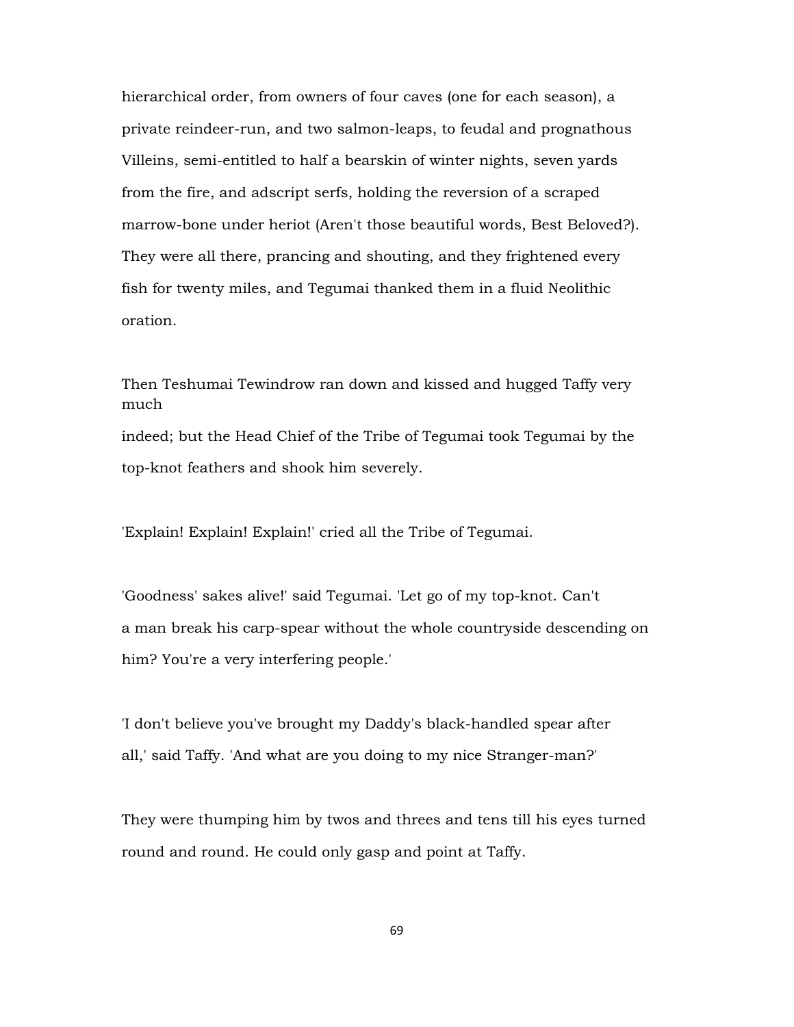hierarchical order, from owners of four caves (one for each season), a private reindeer-run, and two salmon-leaps, to feudal and prognathous Villeins, semi-entitled to half a bearskin of winter nights, seven yards from the fire, and adscript serfs, holding the reversion of a scraped marrow-bone under heriot (Aren't those beautiful words, Best Beloved?). They were all there, prancing and shouting, and they frightened every fish for twenty miles, and Tegumai thanked them in a fluid Neolithic oration.

Then Teshumai Tewindrow ran down and kissed and hugged Taffy very much indeed; but the Head Chief of the Tribe of Tegumai took Tegumai by the top-knot feathers and shook him severely.

'Explain! Explain! Explain!' cried all the Tribe of Tegumai.

'Goodness' sakes alive!' said Tegumai. 'Let go of my top-knot. Can't a man break his carp-spear without the whole countryside descending on him? You're a very interfering people.'

'I don't believe you've brought my Daddy's black-handled spear after all,' said Taffy. 'And what are you doing to my nice Stranger-man?'

They were thumping him by twos and threes and tens till his eyes turned round and round. He could only gasp and point at Taffy.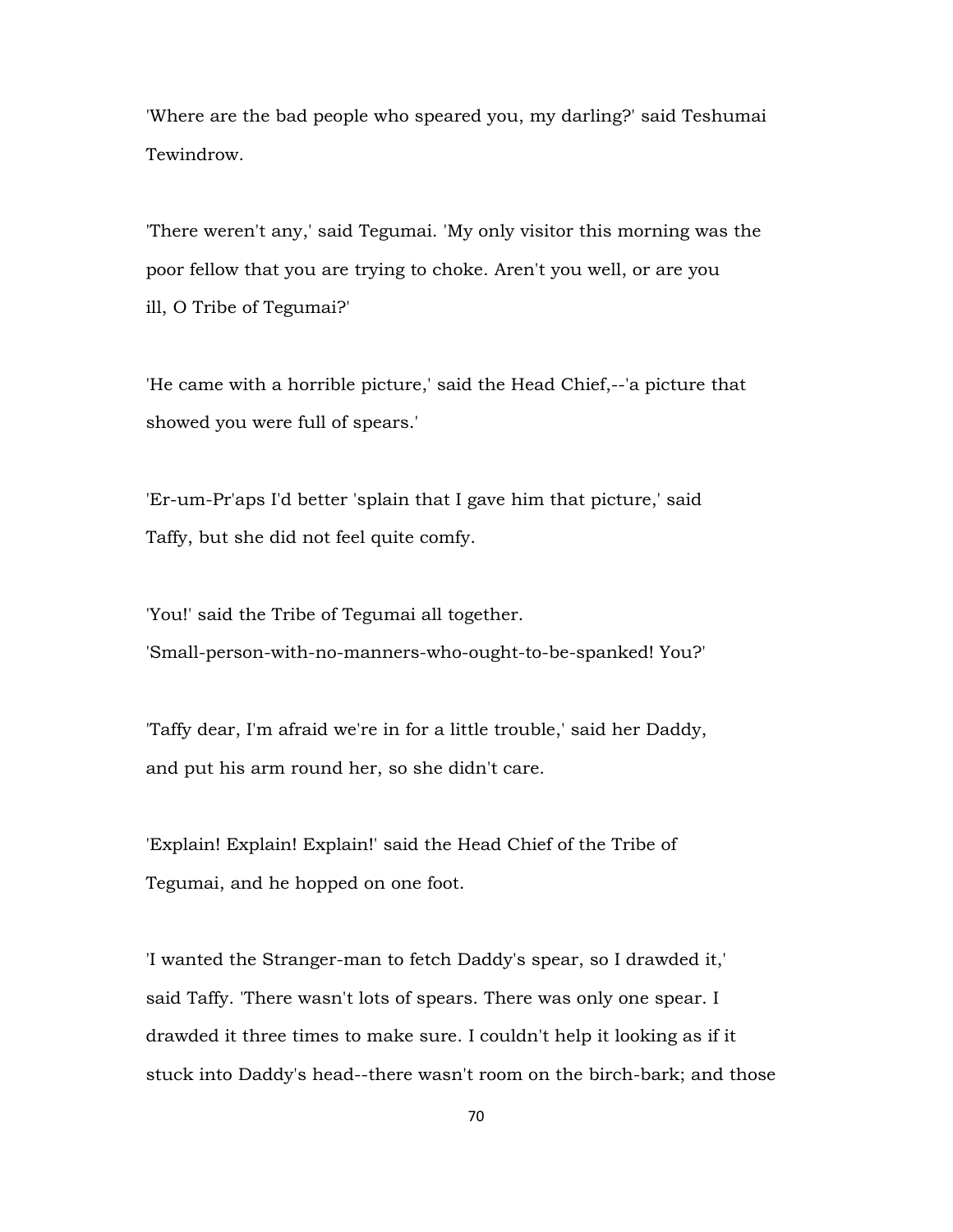'Where are the bad people who speared you, my darling?' said Teshumai Tewindrow.

'There weren't any,' said Tegumai. 'My only visitor this morning was the poor fellow that you are trying to choke. Aren't you well, or are you ill, O Tribe of Tegumai?'

'He came with a horrible picture,' said the Head Chief,--'a picture that showed you were full of spears.'

'Er-um-Pr'aps I'd better 'splain that I gave him that picture,' said Taffy, but she did not feel quite comfy.

'You!' said the Tribe of Tegumai all together. 'Small-person-with-no-manners-who-ought-to-be-spanked! You?'

'Taffy dear, I'm afraid we're in for a little trouble,' said her Daddy, and put his arm round her, so she didn't care.

'Explain! Explain! Explain!' said the Head Chief of the Tribe of Tegumai, and he hopped on one foot.

'I wanted the Stranger-man to fetch Daddy's spear, so I drawded it,' said Taffy. 'There wasn't lots of spears. There was only one spear. I drawded it three times to make sure. I couldn't help it looking as if it stuck into Daddy's head--there wasn't room on the birch-bark; and those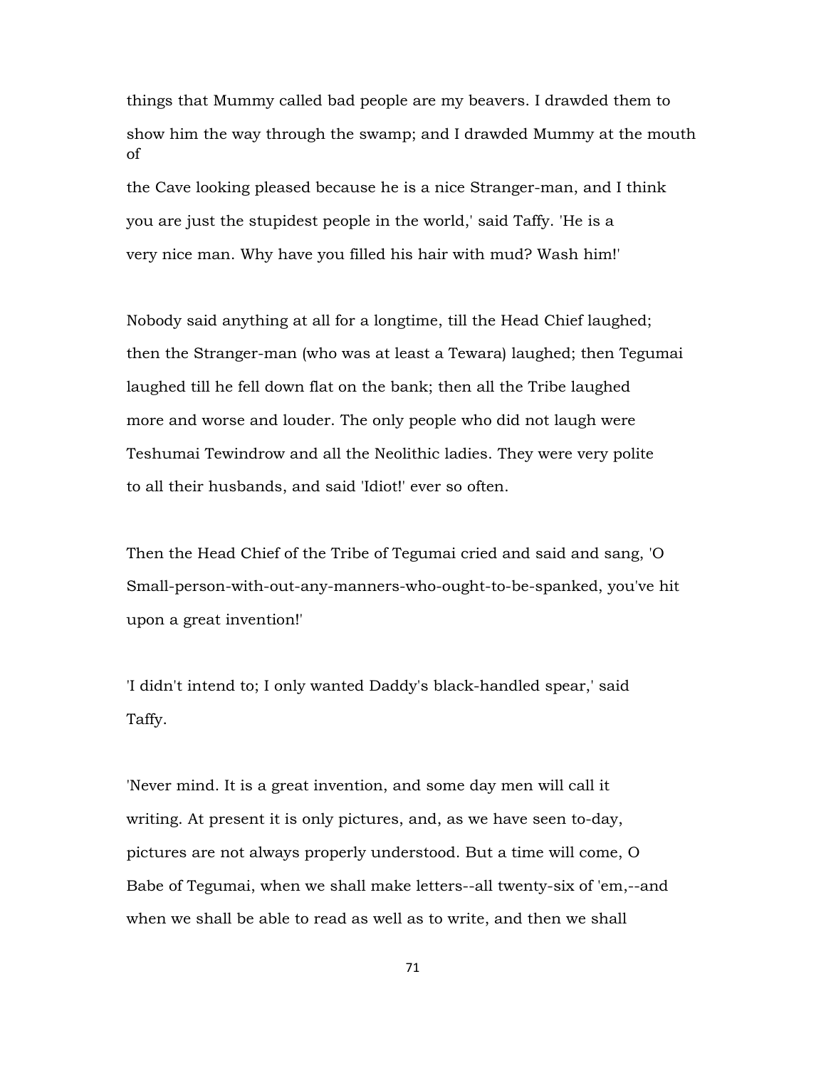things that Mummy called bad people are my beavers. I drawded them to show him the way through the swamp; and I drawded Mummy at the mouth of the Cave looking pleased because he is a nice Stranger-man, and I think you are just the stupidest people in the world,' said Taffy. 'He is a very nice man. Why have you filled his hair with mud? Wash him!'

Nobody said anything at all for a longtime, till the Head Chief laughed; then the Stranger-man (who was at least a Tewara) laughed; then Tegumai laughed till he fell down flat on the bank; then all the Tribe laughed more and worse and louder. The only people who did not laugh were Teshumai Tewindrow and all the Neolithic ladies. They were very polite to all their husbands, and said 'Idiot!' ever so often.

Then the Head Chief of the Tribe of Tegumai cried and said and sang, 'O Small-person-with-out-any-manners-who-ought-to-be-spanked, you've hit upon a great invention!'

'I didn't intend to; I only wanted Daddy's black-handled spear,' said Taffy.

'Never mind. It is a great invention, and some day men will call it writing. At present it is only pictures, and, as we have seen to-day, pictures are not always properly understood. But a time will come, O Babe of Tegumai, when we shall make letters--all twenty-six of 'em,--and when we shall be able to read as well as to write, and then we shall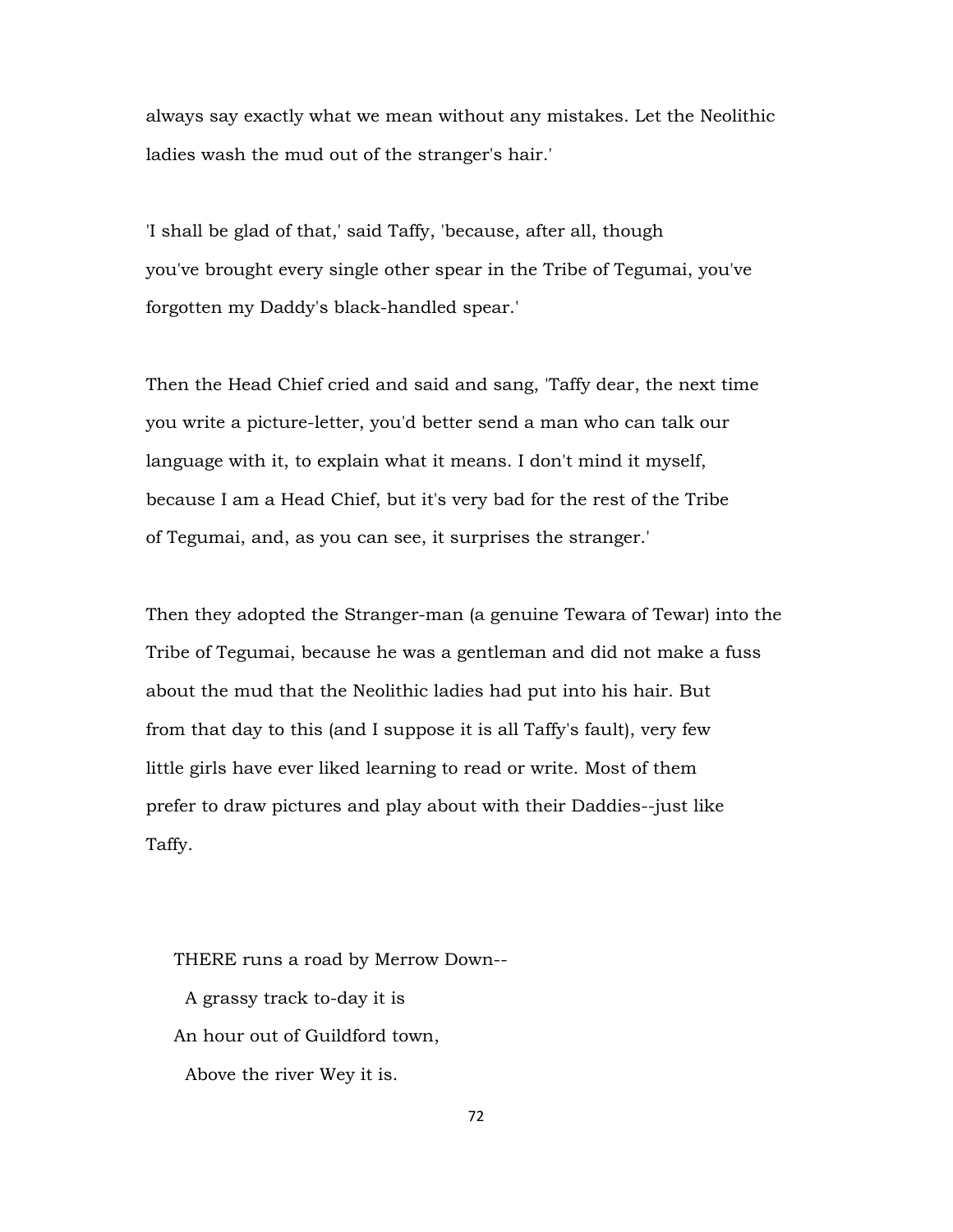always say exactly what we mean without any mistakes. Let the Neolithic ladies wash the mud out of the stranger's hair.'

'I shall be glad of that,' said Taffy, 'because, after all, though you've brought every single other spear in the Tribe of Tegumai, you've forgotten my Daddy's black-handled spear.'

Then the Head Chief cried and said and sang, 'Taffy dear, the next time you write a picture-letter, you'd better send a man who can talk our language with it, to explain what it means. I don't mind it myself, because I am a Head Chief, but it's very bad for the rest of the Tribe of Tegumai, and, as you can see, it surprises the stranger.'

Then they adopted the Stranger-man (a genuine Tewara of Tewar) into the Tribe of Tegumai, because he was a gentleman and did not make a fuss about the mud that the Neolithic ladies had put into his hair. But from that day to this (and I suppose it is all Taffy's fault), very few little girls have ever liked learning to read or write. Most of them prefer to draw pictures and play about with their Daddies--just like Taffy.

THERE runs a road by Merrow Down--  
  A grassy track to-day it is  
An hour out of Guildford town,  
  Above the river Wey it is.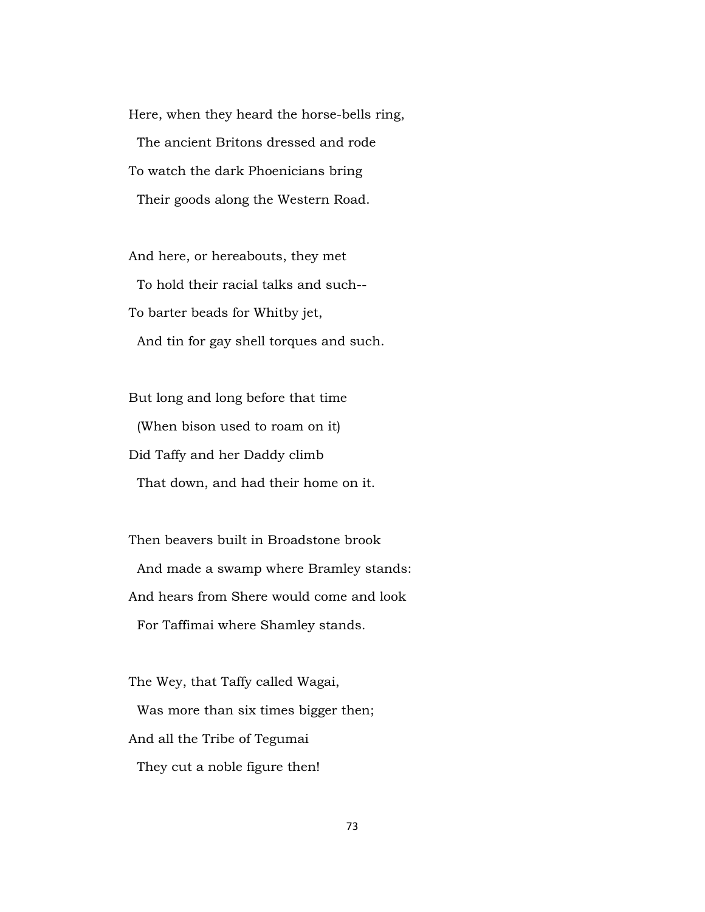Here, when they heard the horse-bells ring,
  The ancient Britons dressed and rode
To watch the dark Phoenicians bring
  Their goods along the Western Road.

And here, or hereabouts, they met
  To hold their racial talks and such--
To barter beads for Whitby jet,
  And tin for gay shell torques and such.

But long and long before that time
  (When bison used to roam on it)
Did Taffy and her Daddy climb
  That down, and had their home on it.

Then beavers built in Broadstone brook
  And made a swamp where Bramley stands:
And hears from Shere would come and look
  For Taffimai where Shamley stands.

The Wey, that Taffy called Wagai,
  Was more than six times bigger then;
And all the Tribe of Tegumai
  They cut a noble figure then!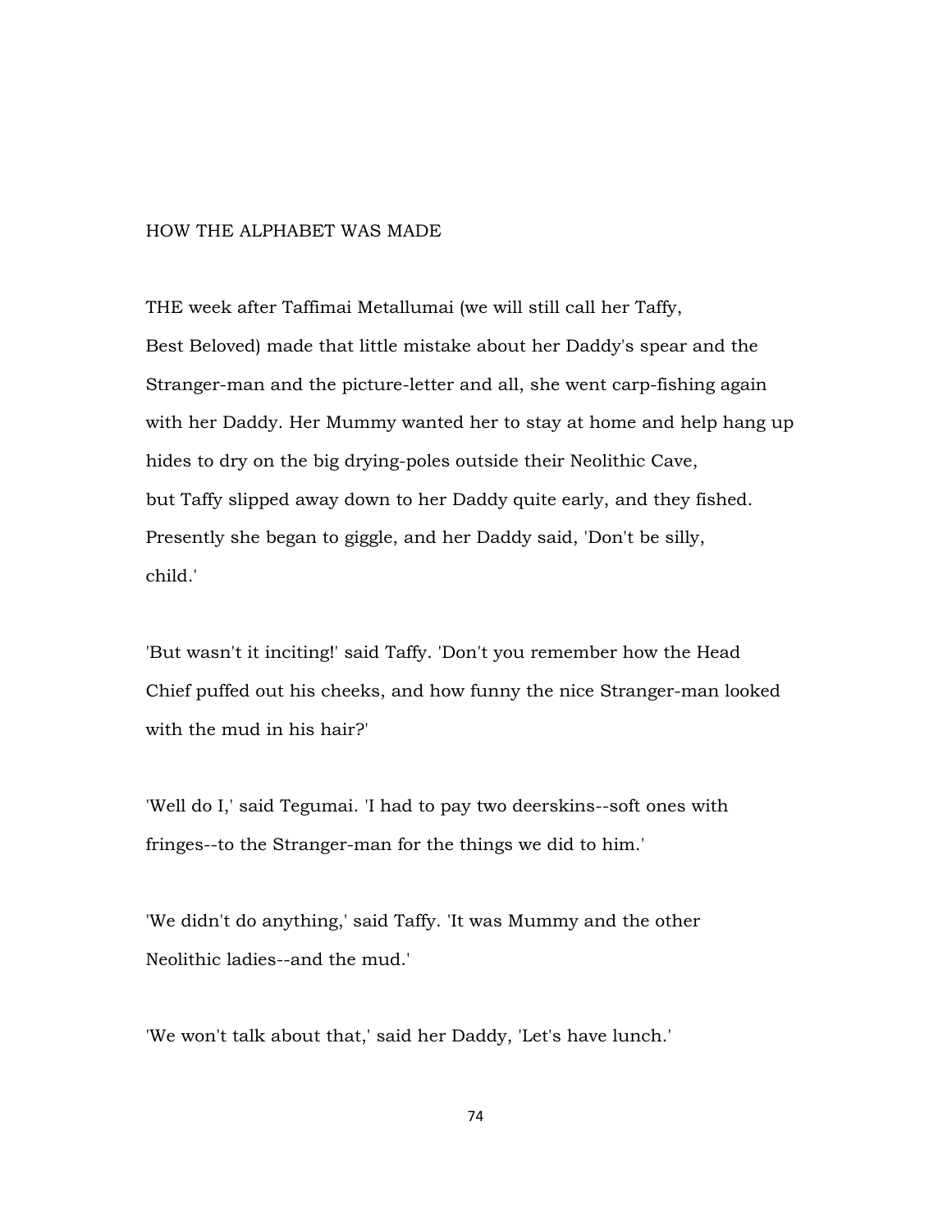# HOW THE ALPHABET WAS MADE

THE week after Taffimai Metallumai (we will still call her Taffy, Best Beloved) made that little mistake about her Daddy's spear and the Stranger-man and the picture-letter and all, she went carp-fishing again with her Daddy. Her Mummy wanted her to stay at home and help hang up hides to dry on the big drying-poles outside their Neolithic Cave, but Taffy slipped away down to her Daddy quite early, and they fished. Presently she began to giggle, and her Daddy said, 'Don't be silly, child.'

'But wasn't it inciting!' said Taffy. 'Don't you remember how the Head Chief puffed out his cheeks, and how funny the nice Stranger-man looked with the mud in his hair?'

'Well do I,' said Tegumai. 'I had to pay two deerskins--soft ones with fringes--to the Stranger-man for the things we did to him.'

'We didn't do anything,' said Taffy. 'It was Mummy and the other Neolithic ladies--and the mud.'

'We won't talk about that,' said her Daddy, 'Let's have lunch.'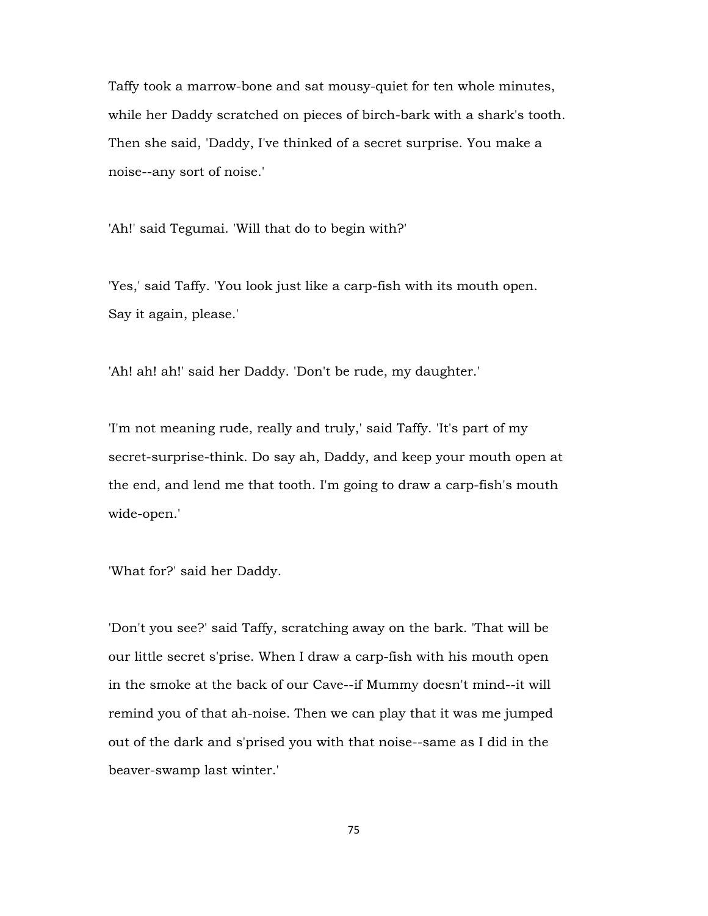Taffy took a marrow-bone and sat mousy-quiet for ten whole minutes, while her Daddy scratched on pieces of birch-bark with a shark's tooth. Then she said, 'Daddy, I've thinked of a secret surprise. You make a noise--any sort of noise.'

'Ah!' said Tegumai. 'Will that do to begin with?'

'Yes,' said Taffy. 'You look just like a carp-fish with its mouth open. Say it again, please.'

'Ah! ah! ah!' said her Daddy. 'Don't be rude, my daughter.'

'I'm not meaning rude, really and truly,' said Taffy. 'It's part of my secret-surprise-think. Do say ah, Daddy, and keep your mouth open at the end, and lend me that tooth. I'm going to draw a carp-fish's mouth wide-open.'

'What for?' said her Daddy.

'Don't you see?' said Taffy, scratching away on the bark. 'That will be our little secret s'prise. When I draw a carp-fish with his mouth open in the smoke at the back of our Cave--if Mummy doesn't mind--it will remind you of that ah-noise. Then we can play that it was me jumped out of the dark and s'prised you with that noise--same as I did in the beaver-swamp last winter.'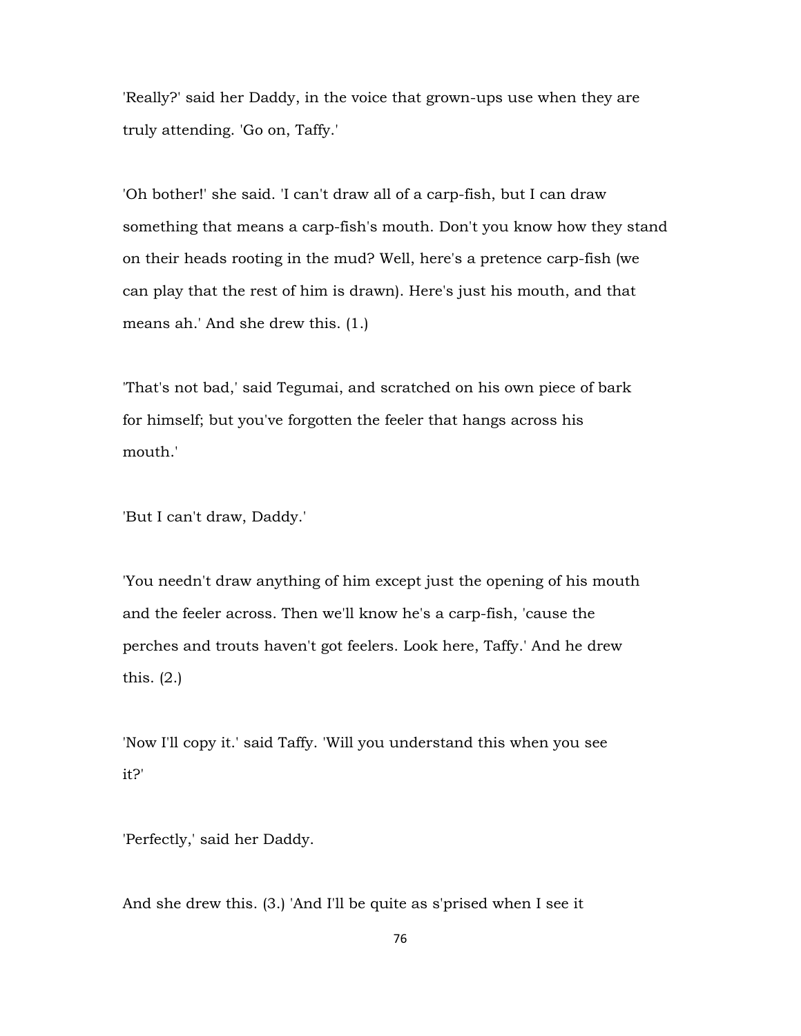'Really?' said her Daddy, in the voice that grown-ups use when they are truly attending. 'Go on, Taffy.'

'Oh bother!' she said. 'I can't draw all of a carp-fish, but I can draw something that means a carp-fish's mouth. Don't you know how they stand on their heads rooting in the mud? Well, here's a pretence carp-fish (we can play that the rest of him is drawn). Here's just his mouth, and that means ah.' And she drew this. (1.)

'That's not bad,' said Tegumai, and scratched on his own piece of bark for himself; but you've forgotten the feeler that hangs across his mouth.'

'But I can't draw, Daddy.'

'You needn't draw anything of him except just the opening of his mouth and the feeler across. Then we'll know he's a carp-fish, 'cause the perches and trouts haven't got feelers. Look here, Taffy.' And he drew this. (2.)

'Now I'll copy it.' said Taffy. 'Will you understand this when you see it?'

'Perfectly,' said her Daddy.

And she drew this. (3.) 'And I'll be quite as s'prised when I see it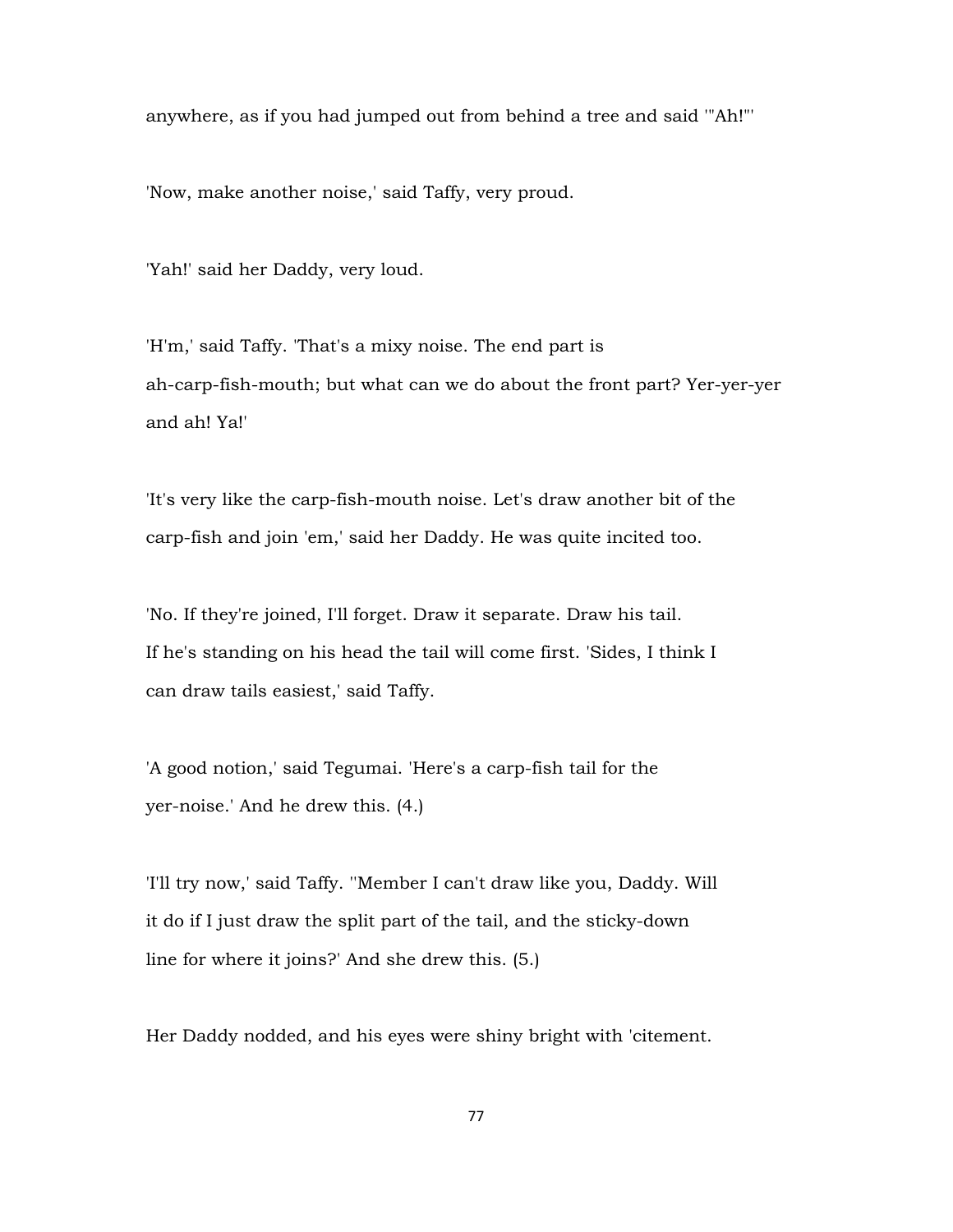anywhere, as if you had jumped out from behind a tree and said '"Ah!"'

'Now, make another noise,' said Taffy, very proud.

'Yah!' said her Daddy, very loud.

'H'm,' said Taffy. 'That's a mixy noise. The end part is ah-carp-fish-mouth; but what can we do about the front part? Yer-yer-yer and ah! Ya!'

'It's very like the carp-fish-mouth noise. Let's draw another bit of the carp-fish and join 'em,' said her Daddy. He was quite incited too.

'No. If they're joined, I'll forget. Draw it separate. Draw his tail. If he's standing on his head the tail will come first. 'Sides, I think I can draw tails easiest,' said Taffy.

'A good notion,' said Tegumai. 'Here's a carp-fish tail for the yer-noise.' And he drew this. (4.)

'I'll try now,' said Taffy. ''Member I can't draw like you, Daddy. Will it do if I just draw the split part of the tail, and the sticky-down line for where it joins?' And she drew this. (5.)

Her Daddy nodded, and his eyes were shiny bright with 'citement.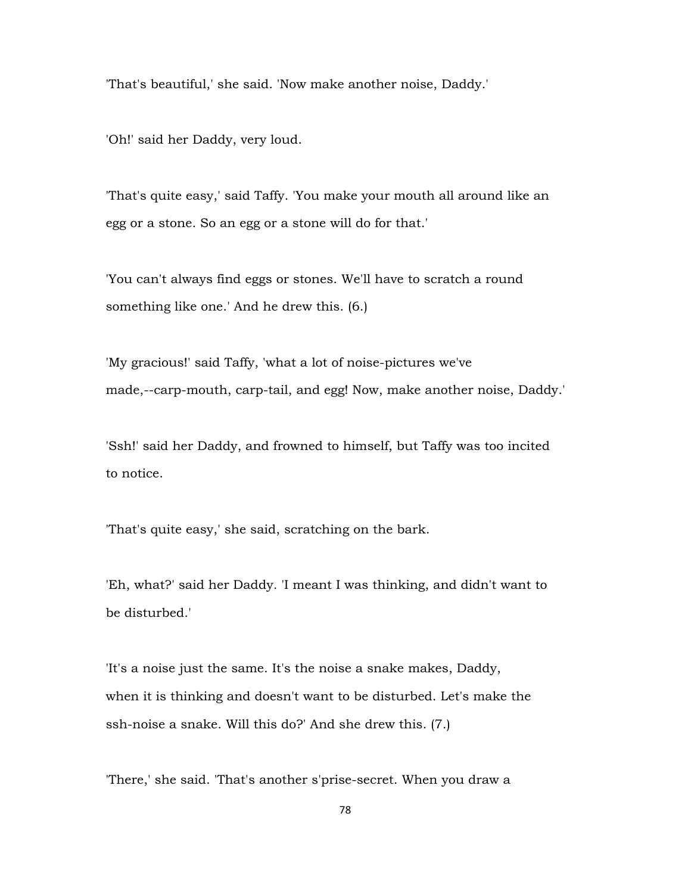'That's beautiful,' she said. 'Now make another noise, Daddy.'

'Oh!' said her Daddy, very loud.

'That's quite easy,' said Taffy. 'You make your mouth all around like an egg or a stone. So an egg or a stone will do for that.'

'You can't always find eggs or stones. We'll have to scratch a round something like one.' And he drew this. (6.)

'My gracious!' said Taffy, 'what a lot of noise-pictures we've made,--carp-mouth, carp-tail, and egg! Now, make another noise, Daddy.'

'Ssh!' said her Daddy, and frowned to himself, but Taffy was too incited to notice.

'That's quite easy,' she said, scratching on the bark.

'Eh, what?' said her Daddy. 'I meant I was thinking, and didn't want to be disturbed.'

'It's a noise just the same. It's the noise a snake makes, Daddy, when it is thinking and doesn't want to be disturbed. Let's make the ssh-noise a snake. Will this do?' And she drew this. (7.)

'There,' she said. 'That's another s'prise-secret. When you draw a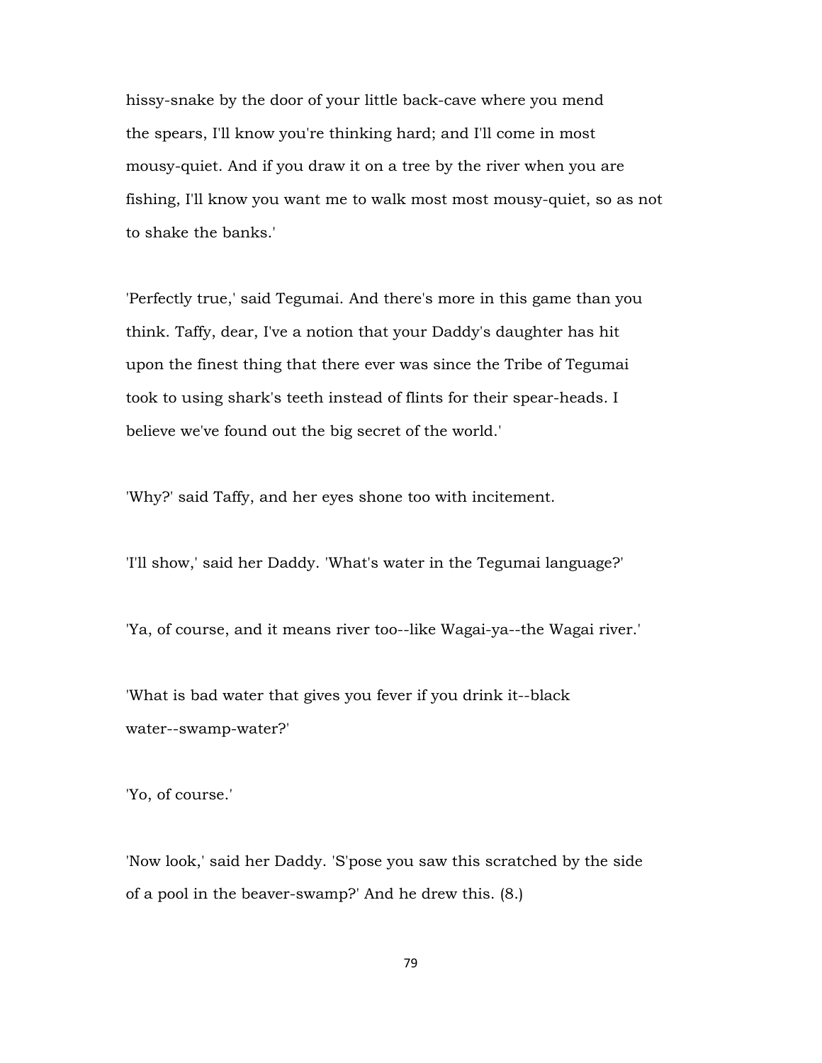hissy-snake by the door of your little back-cave where you mend the spears, I'll know you're thinking hard; and I'll come in most mousy-quiet. And if you draw it on a tree by the river when you are fishing, I'll know you want me to walk most most mousy-quiet, so as not to shake the banks.'

'Perfectly true,' said Tegumai. And there's more in this game than you think. Taffy, dear, I've a notion that your Daddy's daughter has hit upon the finest thing that there ever was since the Tribe of Tegumai took to using shark's teeth instead of flints for their spear-heads. I believe we've found out the big secret of the world.'

'Why?' said Taffy, and her eyes shone too with incitement.

'I'll show,' said her Daddy. 'What's water in the Tegumai language?'

'Ya, of course, and it means river too--like Wagai-ya--the Wagai river.'

'What is bad water that gives you fever if you drink it--black water--swamp-water?'

'Yo, of course.'

'Now look,' said her Daddy. 'S'pose you saw this scratched by the side of a pool in the beaver-swamp?' And he drew this. (8.)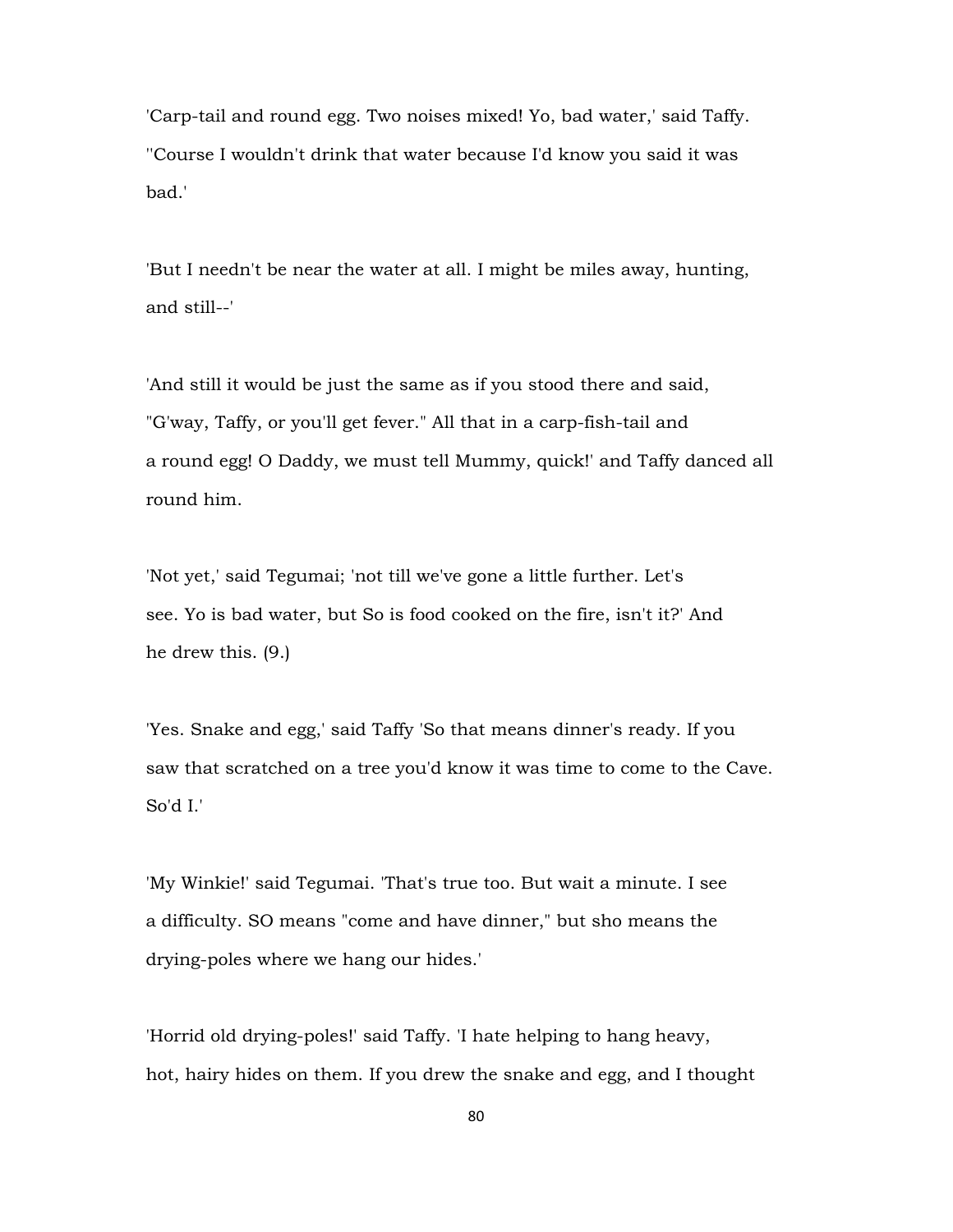'Carp-tail and round egg. Two noises mixed! Yo, bad water,' said Taffy. ''Course I wouldn't drink that water because I'd know you said it was bad.'

'But I needn't be near the water at all. I might be miles away, hunting, and still--'

'And still it would be just the same as if you stood there and said, "G'way, Taffy, or you'll get fever." All that in a carp-fish-tail and a round egg! O Daddy, we must tell Mummy, quick!' and Taffy danced all round him.

'Not yet,' said Tegumai; 'not till we've gone a little further. Let's see. Yo is bad water, but So is food cooked on the fire, isn't it?' And he drew this. (9.)

'Yes. Snake and egg,' said Taffy 'So that means dinner's ready. If you saw that scratched on a tree you'd know it was time to come to the Cave. So'd I.'

'My Winkie!' said Tegumai. 'That's true too. But wait a minute. I see a difficulty. SO means "come and have dinner," but sho means the drying-poles where we hang our hides.'

'Horrid old drying-poles!' said Taffy. 'I hate helping to hang heavy, hot, hairy hides on them. If you drew the snake and egg, and I thought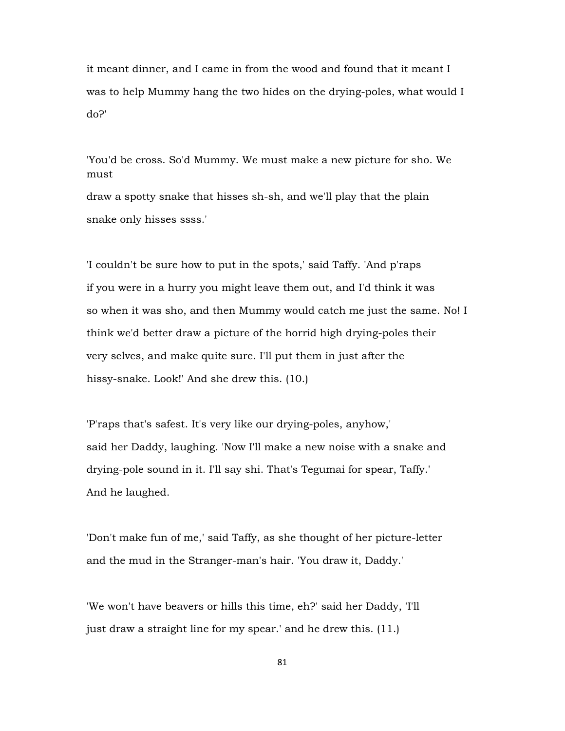it meant dinner, and I came in from the wood and found that it meant I was to help Mummy hang the two hides on the drying-poles, what would I do?'

'You'd be cross. So'd Mummy. We must make a new picture for sho. We must draw a spotty snake that hisses sh-sh, and we'll play that the plain snake only hisses ssss.'

'I couldn't be sure how to put in the spots,' said Taffy. 'And p'raps if you were in a hurry you might leave them out, and I'd think it was so when it was sho, and then Mummy would catch me just the same. No! I think we'd better draw a picture of the horrid high drying-poles their very selves, and make quite sure. I'll put them in just after the hissy-snake. Look!' And she drew this. (10.)

'P'raps that's safest. It's very like our drying-poles, anyhow,' said her Daddy, laughing. 'Now I'll make a new noise with a snake and drying-pole sound in it. I'll say shi. That's Tegumai for spear, Taffy.' And he laughed.

'Don't make fun of me,' said Taffy, as she thought of her picture-letter and the mud in the Stranger-man's hair. 'You draw it, Daddy.'

'We won't have beavers or hills this time, eh?' said her Daddy, 'I'll just draw a straight line for my spear.' and he drew this. (11.)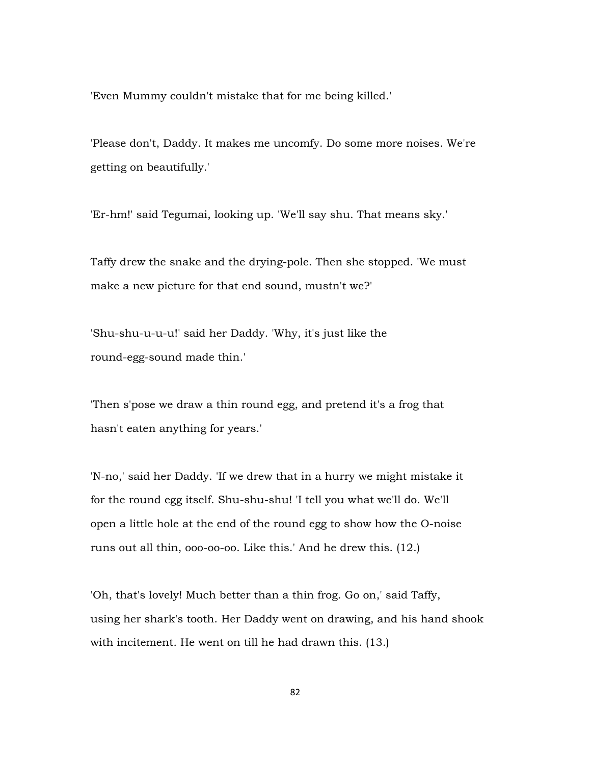'Even Mummy couldn't mistake that for me being killed.'

'Please don't, Daddy. It makes me uncomfy. Do some more noises. We're getting on beautifully.'

'Er-hm!' said Tegumai, looking up. 'We'll say shu. That means sky.'

Taffy drew the snake and the drying-pole. Then she stopped. 'We must make a new picture for that end sound, mustn't we?'

'Shu-shu-u-u-u!' said her Daddy. 'Why, it's just like the round-egg-sound made thin.'

'Then s'pose we draw a thin round egg, and pretend it's a frog that hasn't eaten anything for years.'

'N-no,' said her Daddy. 'If we drew that in a hurry we might mistake it for the round egg itself. Shu-shu-shu! 'I tell you what we'll do. We'll open a little hole at the end of the round egg to show how the O-noise runs out all thin, ooo-oo-oo. Like this.' And he drew this. (12.)

'Oh, that's lovely! Much better than a thin frog. Go on,' said Taffy, using her shark's tooth. Her Daddy went on drawing, and his hand shook with incitement. He went on till he had drawn this. (13.)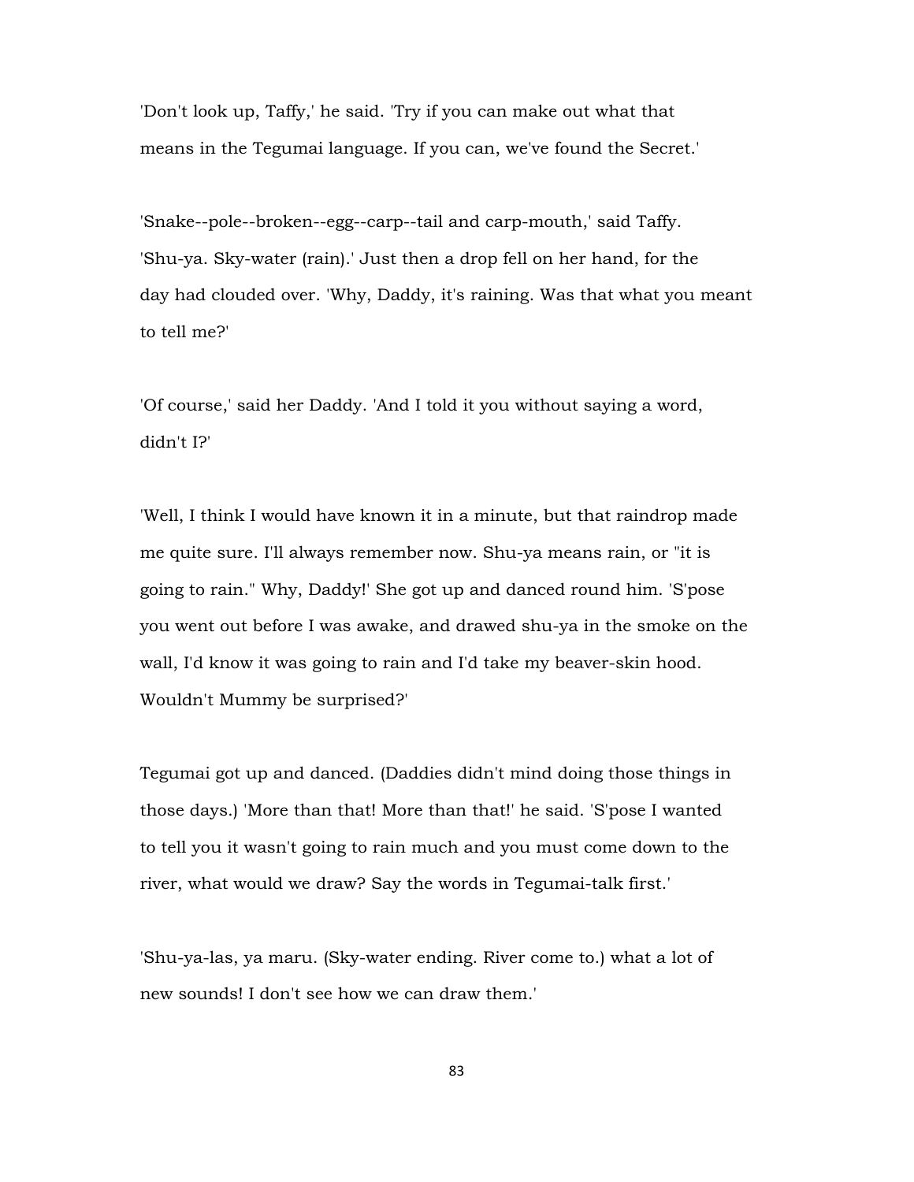'Don't look up, Taffy,' he said. 'Try if you can make out what that means in the Tegumai language. If you can, we've found the Secret.'

'Snake--pole--broken--egg--carp--tail and carp-mouth,' said Taffy. 'Shu-ya. Sky-water (rain).' Just then a drop fell on her hand, for the day had clouded over. 'Why, Daddy, it's raining. Was that what you meant to tell me?'

'Of course,' said her Daddy. 'And I told it you without saying a word, didn't I?'

'Well, I think I would have known it in a minute, but that raindrop made me quite sure. I'll always remember now. Shu-ya means rain, or "it is going to rain." Why, Daddy!' She got up and danced round him. 'S'pose you went out before I was awake, and drawed shu-ya in the smoke on the wall, I'd know it was going to rain and I'd take my beaver-skin hood. Wouldn't Mummy be surprised?'

Tegumai got up and danced. (Daddies didn't mind doing those things in those days.) 'More than that! More than that!' he said. 'S'pose I wanted to tell you it wasn't going to rain much and you must come down to the river, what would we draw? Say the words in Tegumai-talk first.'

'Shu-ya-las, ya maru. (Sky-water ending. River come to.) what a lot of new sounds! I don't see how we can draw them.'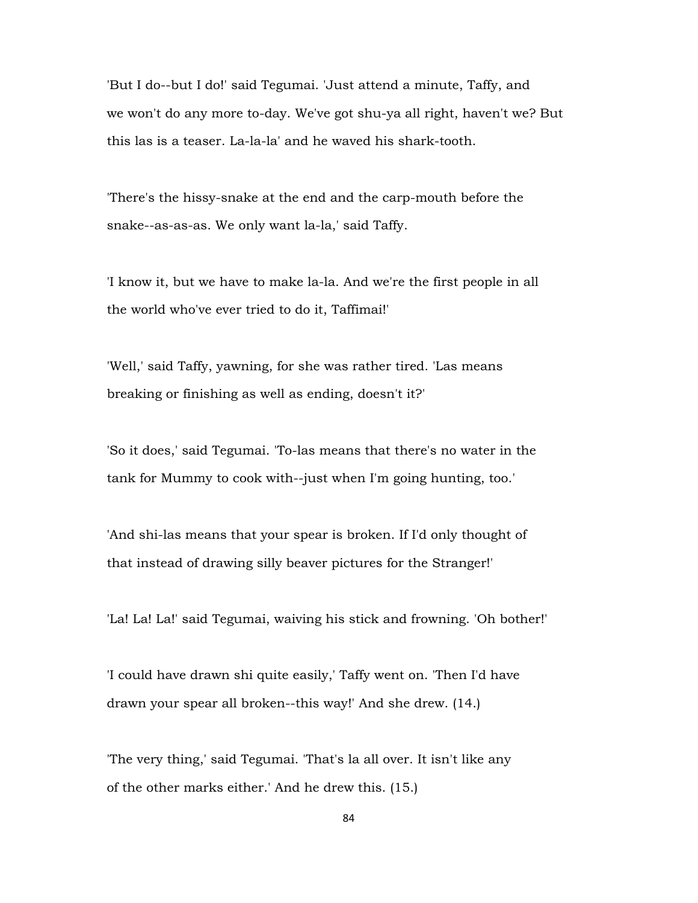'But I do--but I do!' said Tegumai. 'Just attend a minute, Taffy, and we won't do any more to-day. We've got shu-ya all right, haven't we? But this las is a teaser. La-la-la' and he waved his shark-tooth.

'There's the hissy-snake at the end and the carp-mouth before the snake--as-as-as. We only want la-la,' said Taffy.

'I know it, but we have to make la-la. And we're the first people in all the world who've ever tried to do it, Taffimai!'

'Well,' said Taffy, yawning, for she was rather tired. 'Las means breaking or finishing as well as ending, doesn't it?'

'So it does,' said Tegumai. 'To-las means that there's no water in the tank for Mummy to cook with--just when I'm going hunting, too.'

'And shi-las means that your spear is broken. If I'd only thought of that instead of drawing silly beaver pictures for the Stranger!'

'La! La! La!' said Tegumai, waiving his stick and frowning. 'Oh bother!'

'I could have drawn shi quite easily,' Taffy went on. 'Then I'd have drawn your spear all broken--this way!' And she drew. (14.)

'The very thing,' said Tegumai. 'That's la all over. It isn't like any of the other marks either.' And he drew this. (15.)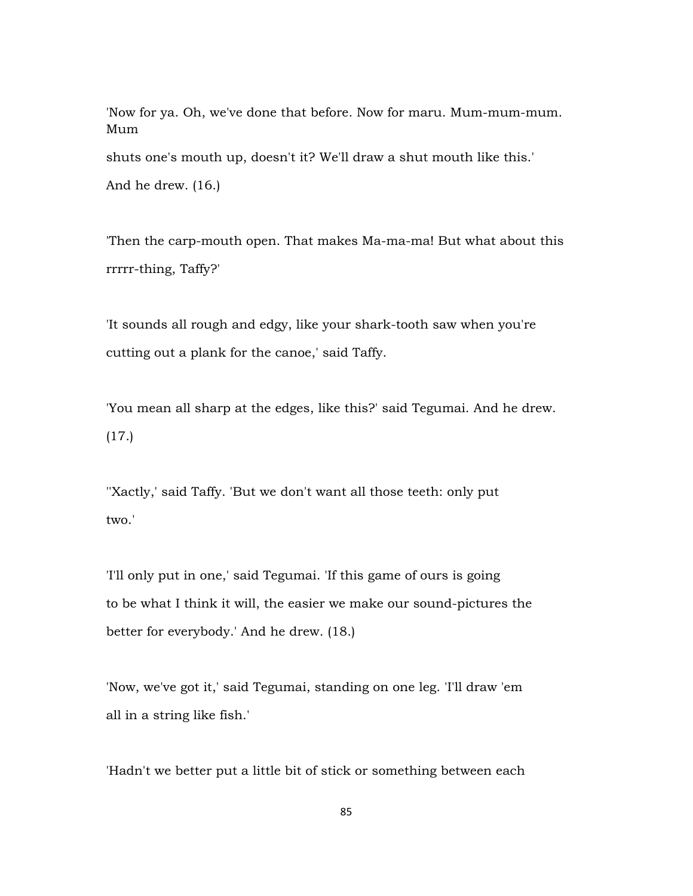'Now for ya. Oh, we've done that before. Now for maru. Mum-mum-mum. Mum shuts one's mouth up, doesn't it? We'll draw a shut mouth like this.' And he drew. (16.)

'Then the carp-mouth open. That makes Ma-ma-ma! But what about this rrrrr-thing, Taffy?'

'It sounds all rough and edgy, like your shark-tooth saw when you're cutting out a plank for the canoe,' said Taffy.

'You mean all sharp at the edges, like this?' said Tegumai. And he drew. (17.)

''Xactly,' said Taffy. 'But we don't want all those teeth: only put two.'

'I'll only put in one,' said Tegumai. 'If this game of ours is going to be what I think it will, the easier we make our sound-pictures the better for everybody.' And he drew. (18.)

'Now, we've got it,' said Tegumai, standing on one leg. 'I'll draw 'em all in a string like fish.'

'Hadn't we better put a little bit of stick or something between each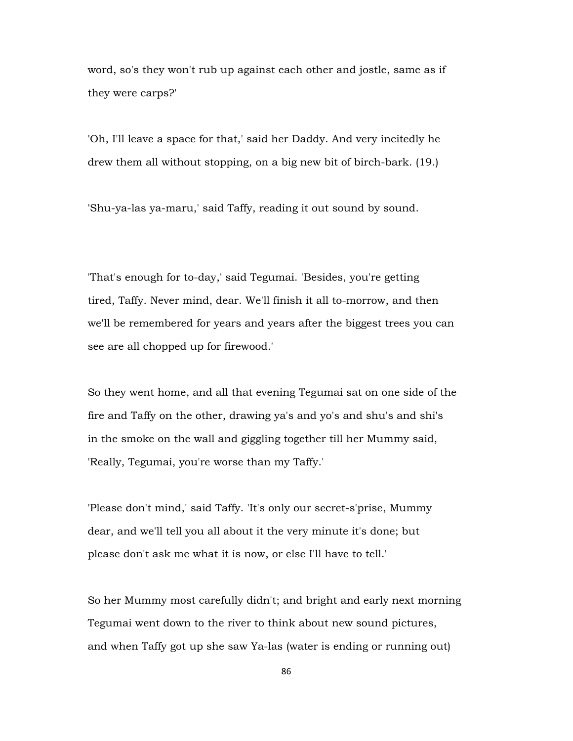word, so's they won't rub up against each other and jostle, same as if they were carps?'

'Oh, I'll leave a space for that,' said her Daddy. And very incitedly he drew them all without stopping, on a big new bit of birch-bark. (19.)

'Shu-ya-las ya-maru,' said Taffy, reading it out sound by sound.

'That's enough for to-day,' said Tegumai. 'Besides, you're getting tired, Taffy. Never mind, dear. We'll finish it all to-morrow, and then we'll be remembered for years and years after the biggest trees you can see are all chopped up for firewood.'

So they went home, and all that evening Tegumai sat on one side of the fire and Taffy on the other, drawing ya's and yo's and shu's and shi's in the smoke on the wall and giggling together till her Mummy said, 'Really, Tegumai, you're worse than my Taffy.'

'Please don't mind,' said Taffy. 'It's only our secret-s'prise, Mummy dear, and we'll tell you all about it the very minute it's done; but please don't ask me what it is now, or else I'll have to tell.'

So her Mummy most carefully didn't; and bright and early next morning Tegumai went down to the river to think about new sound pictures, and when Taffy got up she saw Ya-las (water is ending or running out)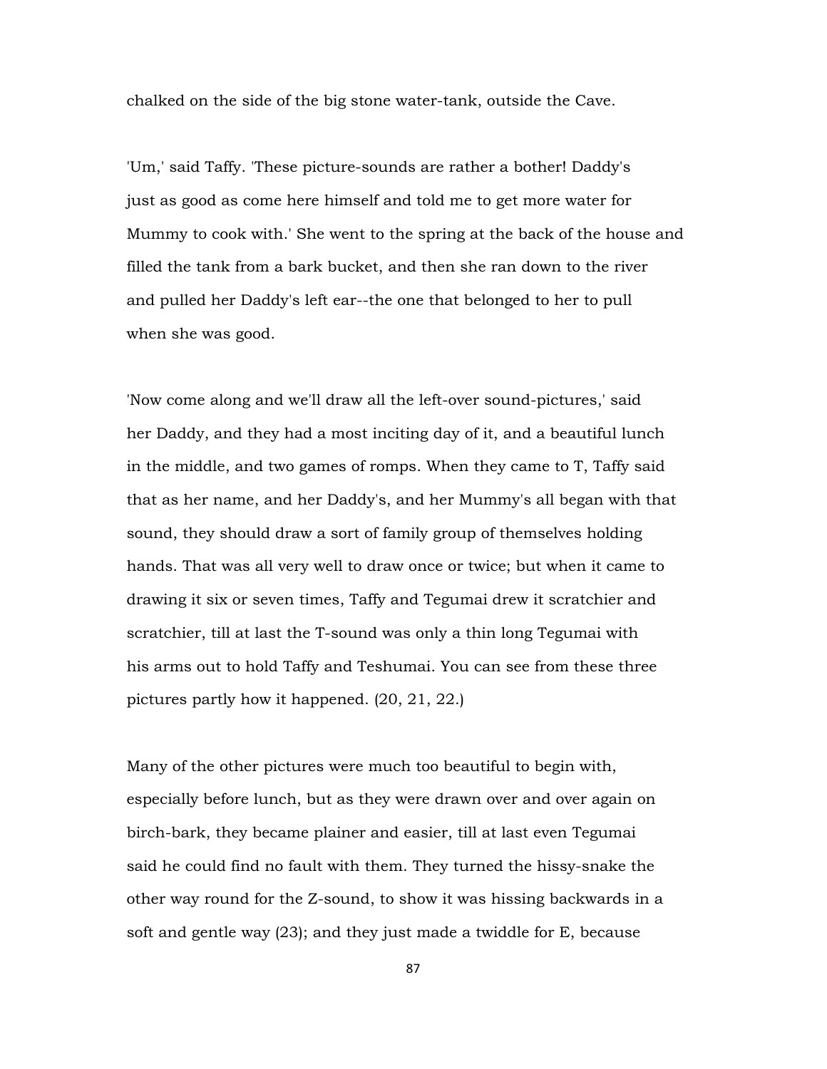chalked on the side of the big stone water-tank, outside the Cave.

'Um,' said Taffy. 'These picture-sounds are rather a bother! Daddy's just as good as come here himself and told me to get more water for Mummy to cook with.' She went to the spring at the back of the house and filled the tank from a bark bucket, and then she ran down to the river and pulled her Daddy's left ear--the one that belonged to her to pull when she was good.

'Now come along and we'll draw all the left-over sound-pictures,' said her Daddy, and they had a most inciting day of it, and a beautiful lunch in the middle, and two games of romps. When they came to T, Taffy said that as her name, and her Daddy's, and her Mummy's all began with that sound, they should draw a sort of family group of themselves holding hands. That was all very well to draw once or twice; but when it came to drawing it six or seven times, Taffy and Tegumai drew it scratchier and scratchier, till at last the T-sound was only a thin long Tegumai with his arms out to hold Taffy and Teshumai. You can see from these three pictures partly how it happened. (20, 21, 22.)

Many of the other pictures were much too beautiful to begin with, especially before lunch, but as they were drawn over and over again on birch-bark, they became plainer and easier, till at last even Tegumai said he could find no fault with them. They turned the hissy-snake the other way round for the Z-sound, to show it was hissing backwards in a soft and gentle way (23); and they just made a twiddle for E, because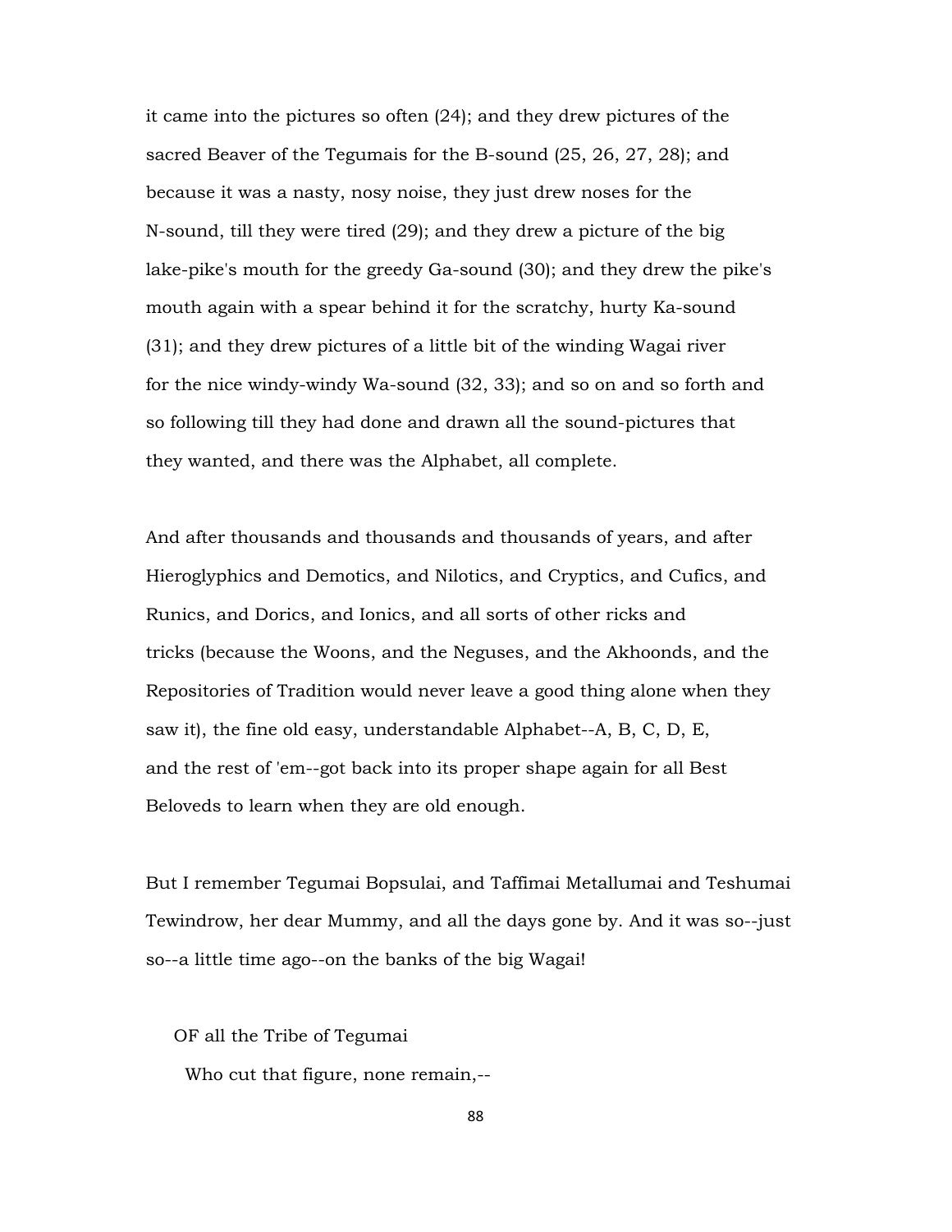it came into the pictures so often (24); and they drew pictures of the sacred Beaver of the Tegumais for the B-sound (25, 26, 27, 28); and because it was a nasty, nosy noise, they just drew noses for the N-sound, till they were tired (29); and they drew a picture of the big lake-pike's mouth for the greedy Ga-sound (30); and they drew the pike's mouth again with a spear behind it for the scratchy, hurty Ka-sound (31); and they drew pictures of a little bit of the winding Wagai river for the nice windy-windy Wa-sound (32, 33); and so on and so forth and so following till they had done and drawn all the sound-pictures that they wanted, and there was the Alphabet, all complete.

And after thousands and thousands and thousands of years, and after Hieroglyphics and Demotics, and Nilotics, and Cryptics, and Cufics, and Runics, and Dorics, and Ionics, and all sorts of other ricks and tricks (because the Woons, and the Neguses, and the Akhoonds, and the Repositories of Tradition would never leave a good thing alone when they saw it), the fine old easy, understandable Alphabet--A, B, C, D, E, and the rest of 'em--got back into its proper shape again for all Best Beloveds to learn when they are old enough.

But I remember Tegumai Bopsulai, and Taffimai Metallumai and Teshumai Tewindrow, her dear Mummy, and all the days gone by. And it was so--just so--a little time ago--on the banks of the big Wagai!

OF all the Tribe of Tegumai
  Who cut that figure, none remain,--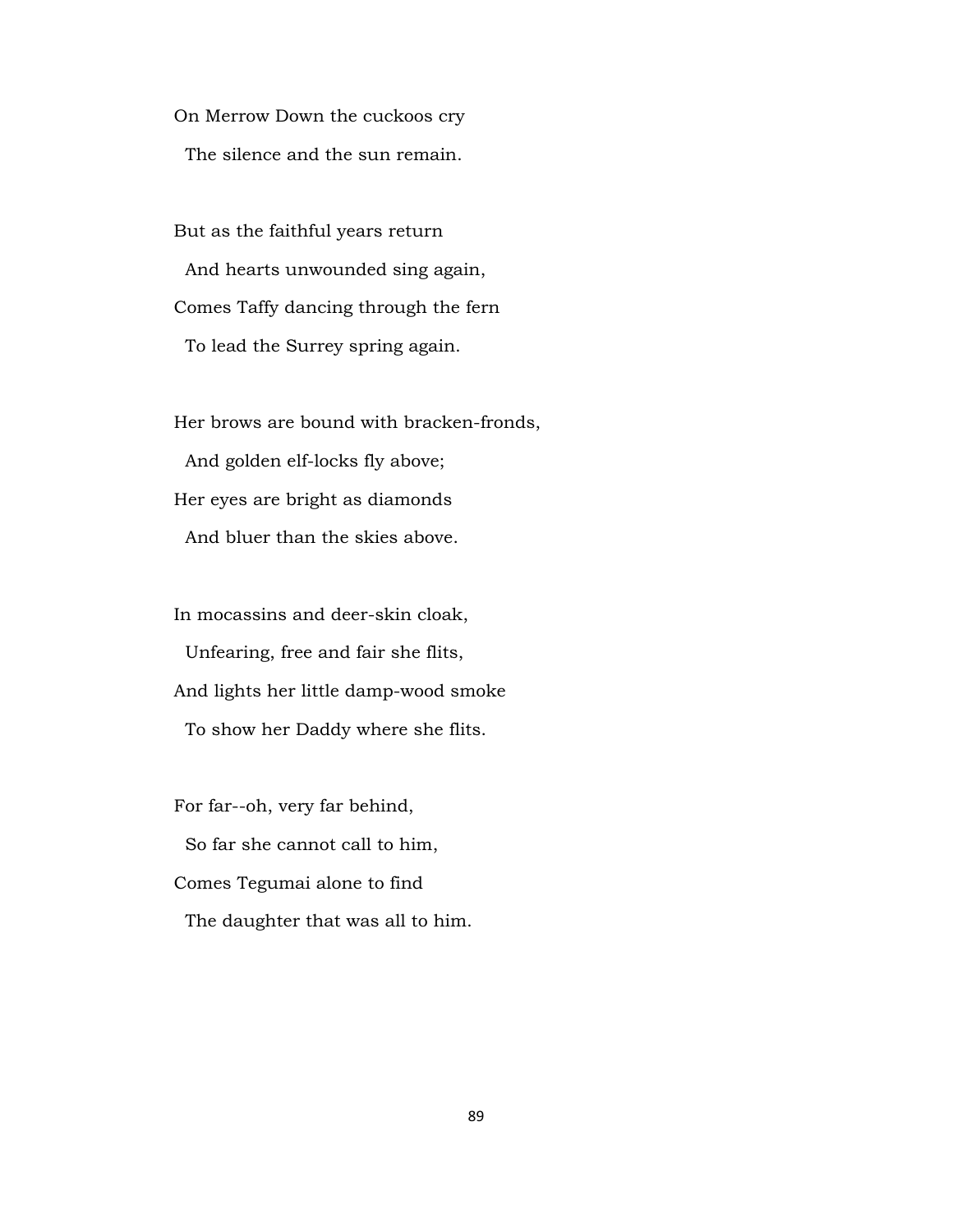On Merrow Down the cuckoos cry
  The silence and the sun remain.

But as the faithful years return
  And hearts unwounded sing again,
Comes Taffy dancing through the fern
  To lead the Surrey spring again.

Her brows are bound with bracken-fronds,
  And golden elf-locks fly above;
Her eyes are bright as diamonds
  And bluer than the skies above.

In mocassins and deer-skin cloak,
  Unfearing, free and fair she flits,
And lights her little damp-wood smoke
  To show her Daddy where she flits.

For far--oh, very far behind,
  So far she cannot call to him,
Comes Tegumai alone to find
  The daughter that was all to him.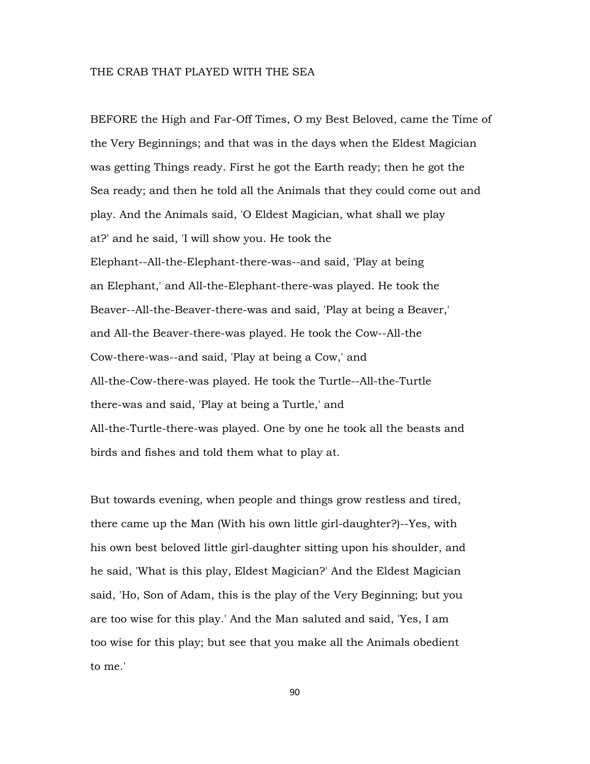# THE CRAB THAT PLAYED WITH THE SEA

BEFORE the High and Far-Off Times, O my Best Beloved, came the Time of the Very Beginnings; and that was in the days when the Eldest Magician was getting Things ready. First he got the Earth ready; then he got the Sea ready; and then he told all the Animals that they could come out and play. And the Animals said, 'O Eldest Magician, what shall we play at?' and he said, 'I will show you. He took the Elephant--All-the-Elephant-there-was--and said, 'Play at being an Elephant,' and All-the-Elephant-there-was played. He took the Beaver--All-the-Beaver-there-was and said, 'Play at being a Beaver,' and All-the Beaver-there-was played. He took the Cow--All-the Cow-there-was--and said, 'Play at being a Cow,' and All-the-Cow-there-was played. He took the Turtle--All-the-Turtle there-was and said, 'Play at being a Turtle,' and All-the-Turtle-there-was played. One by one he took all the beasts and birds and fishes and told them what to play at.

But towards evening, when people and things grow restless and tired, there came up the Man (With his own little girl-daughter?)--Yes, with his own best beloved little girl-daughter sitting upon his shoulder, and he said, 'What is this play, Eldest Magician?' And the Eldest Magician said, 'Ho, Son of Adam, this is the play of the Very Beginning; but you are too wise for this play.' And the Man saluted and said, 'Yes, I am too wise for this play; but see that you make all the Animals obedient to me.'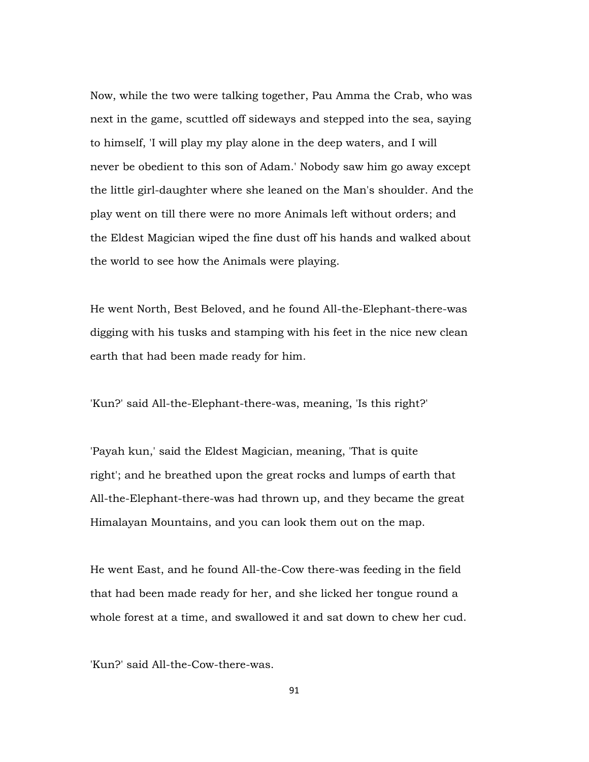Now, while the two were talking together, Pau Amma the Crab, who was next in the game, scuttled off sideways and stepped into the sea, saying to himself, 'I will play my play alone in the deep waters, and I will never be obedient to this son of Adam.' Nobody saw him go away except the little girl-daughter where she leaned on the Man's shoulder. And the play went on till there were no more Animals left without orders; and the Eldest Magician wiped the fine dust off his hands and walked about the world to see how the Animals were playing.

He went North, Best Beloved, and he found All-the-Elephant-there-was digging with his tusks and stamping with his feet in the nice new clean earth that had been made ready for him.

'Kun?' said All-the-Elephant-there-was, meaning, 'Is this right?'

'Payah kun,' said the Eldest Magician, meaning, 'That is quite right'; and he breathed upon the great rocks and lumps of earth that All-the-Elephant-there-was had thrown up, and they became the great Himalayan Mountains, and you can look them out on the map.

He went East, and he found All-the-Cow there-was feeding in the field that had been made ready for her, and she licked her tongue round a whole forest at a time, and swallowed it and sat down to chew her cud.

'Kun?' said All-the-Cow-there-was.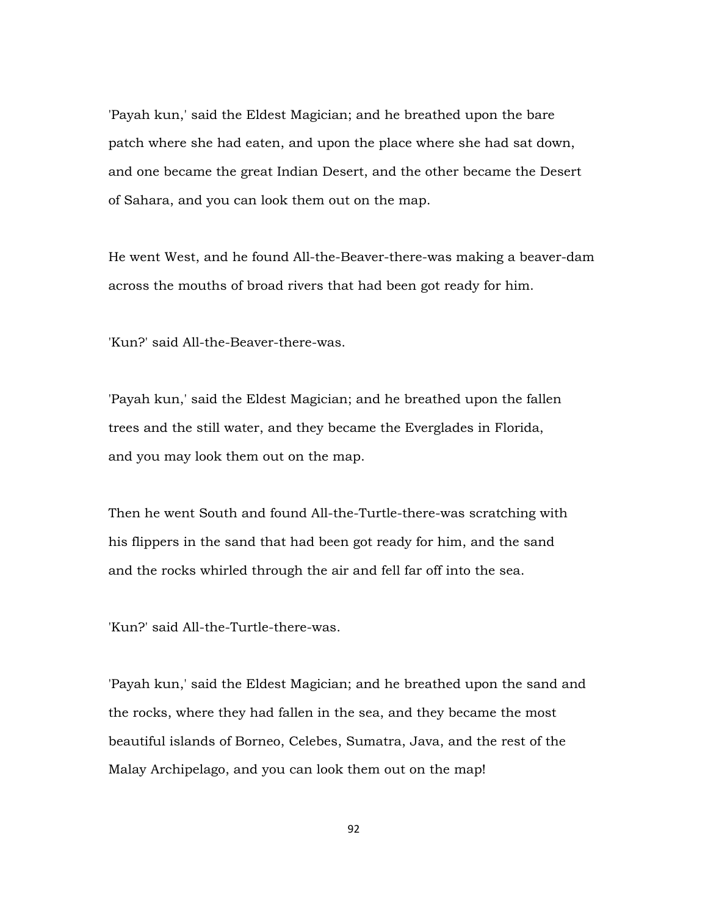'Payah kun,' said the Eldest Magician; and he breathed upon the bare patch where she had eaten, and upon the place where she had sat down, and one became the great Indian Desert, and the other became the Desert of Sahara, and you can look them out on the map.

He went West, and he found All-the-Beaver-there-was making a beaver-dam across the mouths of broad rivers that had been got ready for him.

'Kun?' said All-the-Beaver-there-was.

'Payah kun,' said the Eldest Magician; and he breathed upon the fallen trees and the still water, and they became the Everglades in Florida, and you may look them out on the map.

Then he went South and found All-the-Turtle-there-was scratching with his flippers in the sand that had been got ready for him, and the sand and the rocks whirled through the air and fell far off into the sea.

'Kun?' said All-the-Turtle-there-was.

'Payah kun,' said the Eldest Magician; and he breathed upon the sand and the rocks, where they had fallen in the sea, and they became the most beautiful islands of Borneo, Celebes, Sumatra, Java, and the rest of the Malay Archipelago, and you can look them out on the map!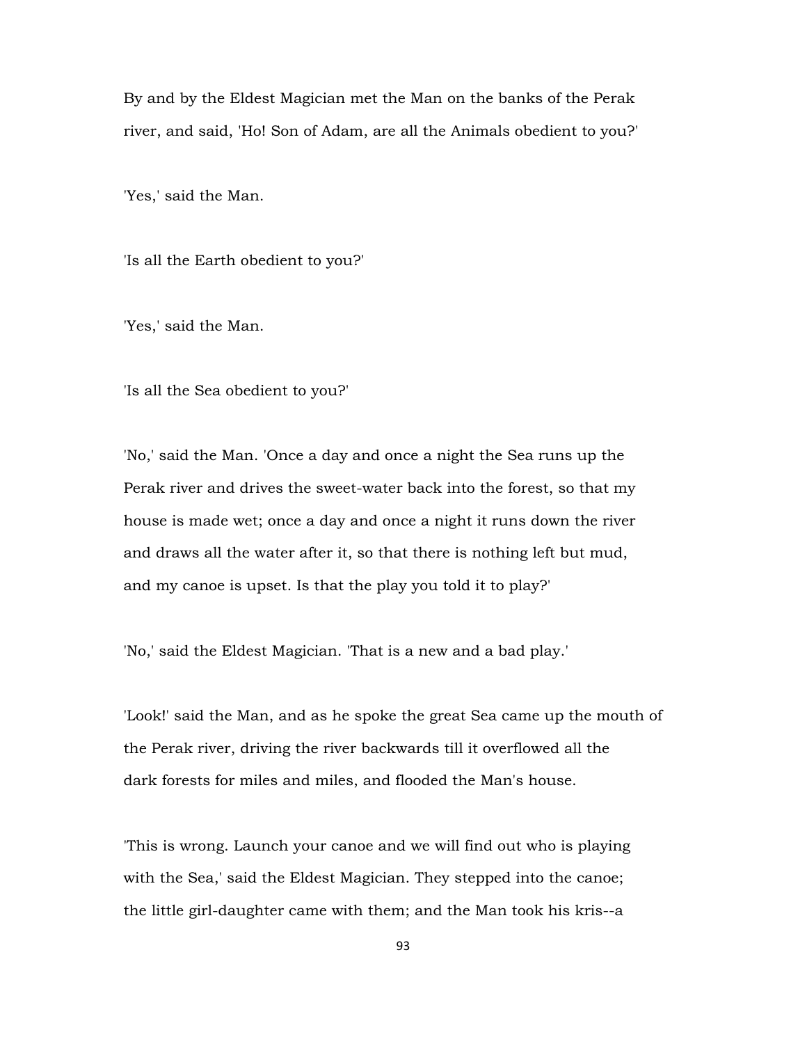By and by the Eldest Magician met the Man on the banks of the Perak river, and said, 'Ho! Son of Adam, are all the Animals obedient to you?'

'Yes,' said the Man.

'Is all the Earth obedient to you?'

'Yes,' said the Man.

'Is all the Sea obedient to you?'

'No,' said the Man. 'Once a day and once a night the Sea runs up the Perak river and drives the sweet-water back into the forest, so that my house is made wet; once a day and once a night it runs down the river and draws all the water after it, so that there is nothing left but mud, and my canoe is upset. Is that the play you told it to play?'

'No,' said the Eldest Magician. 'That is a new and a bad play.'

'Look!' said the Man, and as he spoke the great Sea came up the mouth of the Perak river, driving the river backwards till it overflowed all the dark forests for miles and miles, and flooded the Man's house.

'This is wrong. Launch your canoe and we will find out who is playing with the Sea,' said the Eldest Magician. They stepped into the canoe; the little girl-daughter came with them; and the Man took his kris--a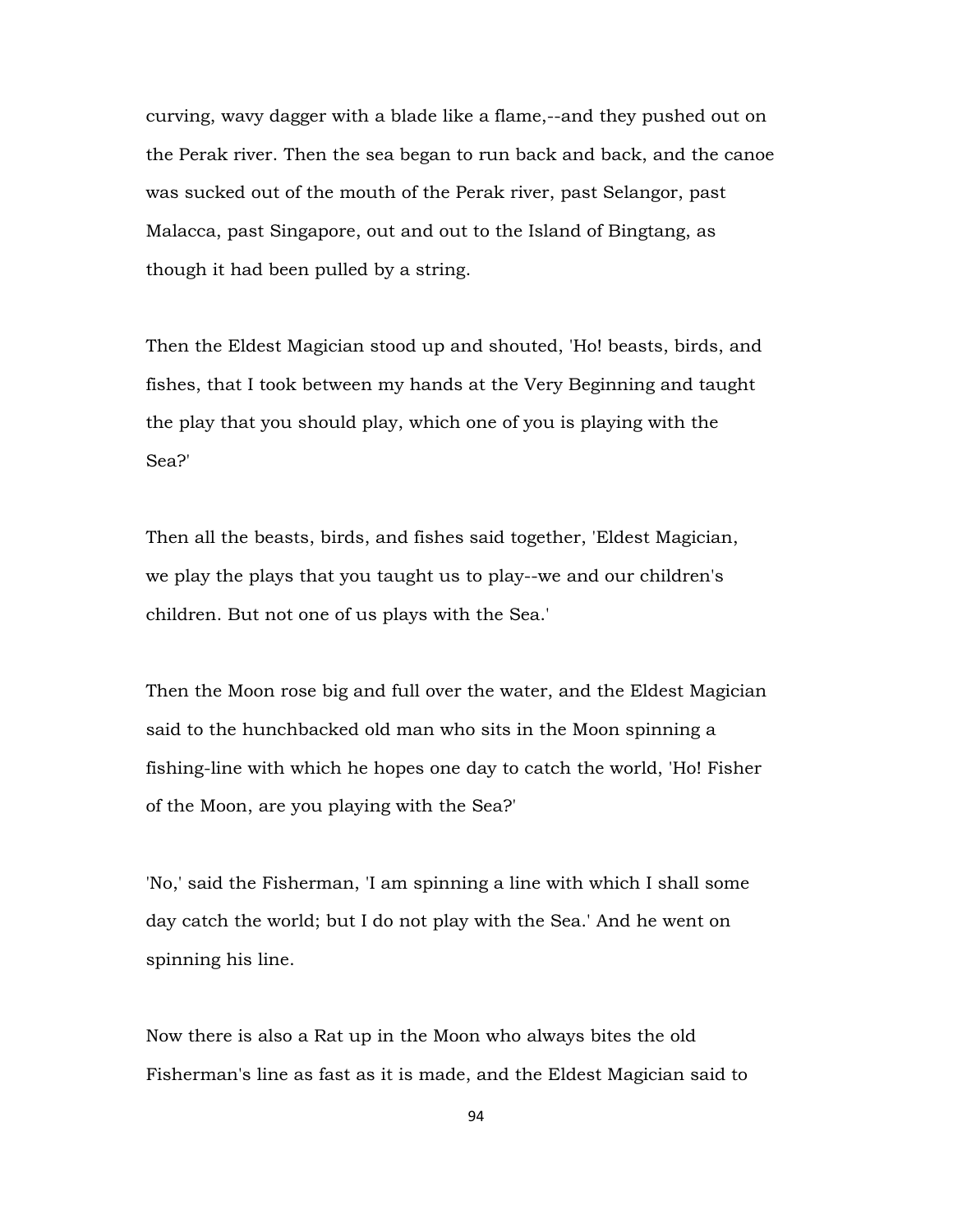curving, wavy dagger with a blade like a flame,--and they pushed out on the Perak river. Then the sea began to run back and back, and the canoe was sucked out of the mouth of the Perak river, past Selangor, past Malacca, past Singapore, out and out to the Island of Bingtang, as though it had been pulled by a string.

Then the Eldest Magician stood up and shouted, 'Ho! beasts, birds, and fishes, that I took between my hands at the Very Beginning and taught the play that you should play, which one of you is playing with the Sea?'

Then all the beasts, birds, and fishes said together, 'Eldest Magician, we play the plays that you taught us to play--we and our children's children. But not one of us plays with the Sea.'

Then the Moon rose big and full over the water, and the Eldest Magician said to the hunchbacked old man who sits in the Moon spinning a fishing-line with which he hopes one day to catch the world, 'Ho! Fisher of the Moon, are you playing with the Sea?'

'No,' said the Fisherman, 'I am spinning a line with which I shall some day catch the world; but I do not play with the Sea.' And he went on spinning his line.

Now there is also a Rat up in the Moon who always bites the old Fisherman's line as fast as it is made, and the Eldest Magician said to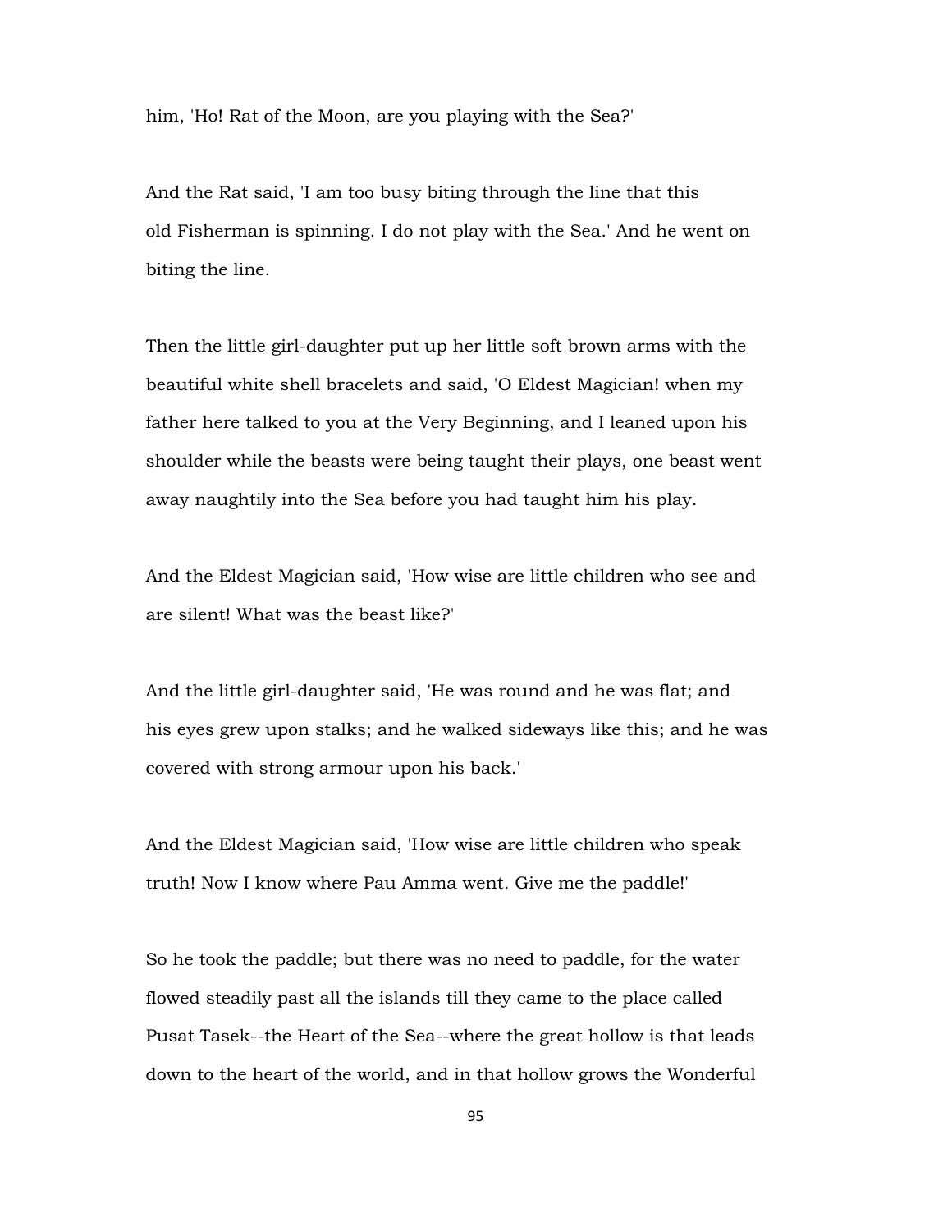him, 'Ho! Rat of the Moon, are you playing with the Sea?'

And the Rat said, 'I am too busy biting through the line that this old Fisherman is spinning. I do not play with the Sea.' And he went on biting the line.

Then the little girl-daughter put up her little soft brown arms with the beautiful white shell bracelets and said, 'O Eldest Magician! when my father here talked to you at the Very Beginning, and I leaned upon his shoulder while the beasts were being taught their plays, one beast went away naughtily into the Sea before you had taught him his play.

And the Eldest Magician said, 'How wise are little children who see and are silent! What was the beast like?'

And the little girl-daughter said, 'He was round and he was flat; and his eyes grew upon stalks; and he walked sideways like this; and he was covered with strong armour upon his back.'

And the Eldest Magician said, 'How wise are little children who speak truth! Now I know where Pau Amma went. Give me the paddle!'

So he took the paddle; but there was no need to paddle, for the water flowed steadily past all the islands till they came to the place called Pusat Tasek--the Heart of the Sea--where the great hollow is that leads down to the heart of the world, and in that hollow grows the Wonderful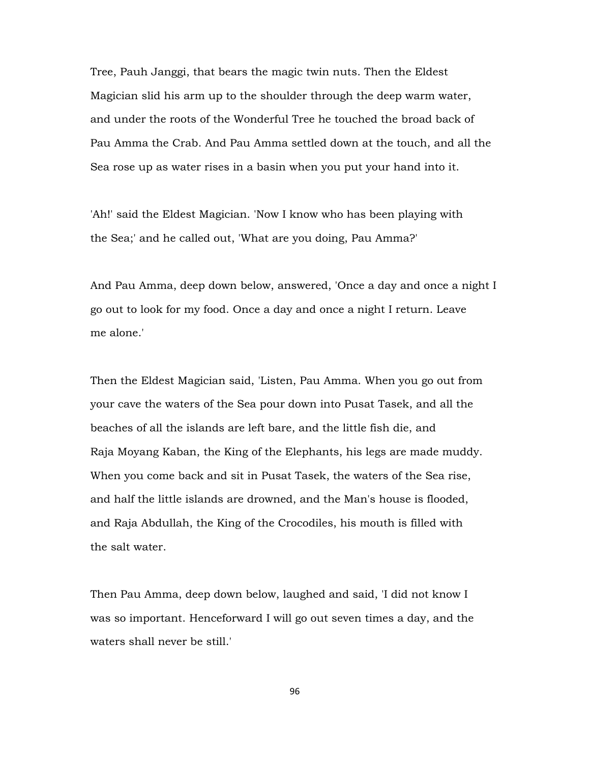Tree, Pauh Janggi, that bears the magic twin nuts. Then the Eldest Magician slid his arm up to the shoulder through the deep warm water, and under the roots of the Wonderful Tree he touched the broad back of Pau Amma the Crab. And Pau Amma settled down at the touch, and all the Sea rose up as water rises in a basin when you put your hand into it.

'Ah!' said the Eldest Magician. 'Now I know who has been playing with the Sea;' and he called out, 'What are you doing, Pau Amma?'

And Pau Amma, deep down below, answered, 'Once a day and once a night I go out to look for my food. Once a day and once a night I return. Leave me alone.'

Then the Eldest Magician said, 'Listen, Pau Amma. When you go out from your cave the waters of the Sea pour down into Pusat Tasek, and all the beaches of all the islands are left bare, and the little fish die, and Raja Moyang Kaban, the King of the Elephants, his legs are made muddy. When you come back and sit in Pusat Tasek, the waters of the Sea rise, and half the little islands are drowned, and the Man's house is flooded, and Raja Abdullah, the King of the Crocodiles, his mouth is filled with the salt water.

Then Pau Amma, deep down below, laughed and said, 'I did not know I was so important. Henceforward I will go out seven times a day, and the waters shall never be still.'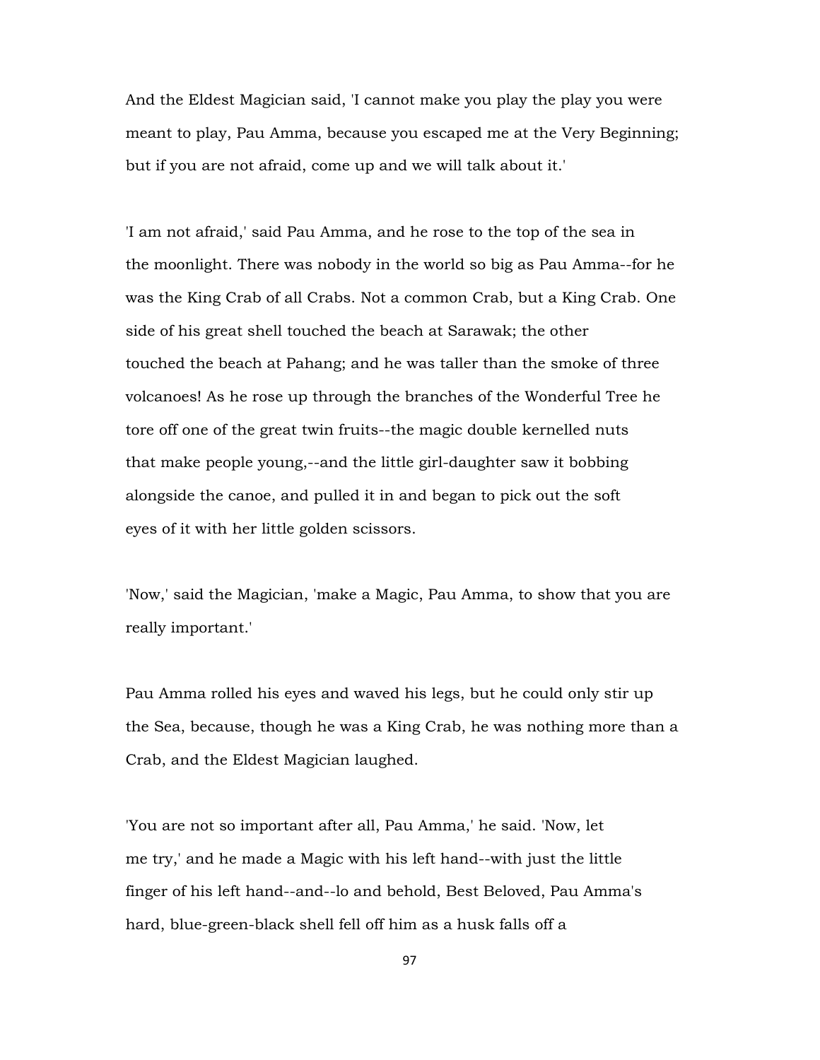And the Eldest Magician said, 'I cannot make you play the play you were meant to play, Pau Amma, because you escaped me at the Very Beginning; but if you are not afraid, come up and we will talk about it.'

'I am not afraid,' said Pau Amma, and he rose to the top of the sea in the moonlight. There was nobody in the world so big as Pau Amma--for he was the King Crab of all Crabs. Not a common Crab, but a King Crab. One side of his great shell touched the beach at Sarawak; the other touched the beach at Pahang; and he was taller than the smoke of three volcanoes! As he rose up through the branches of the Wonderful Tree he tore off one of the great twin fruits--the magic double kernelled nuts that make people young,--and the little girl-daughter saw it bobbing alongside the canoe, and pulled it in and began to pick out the soft eyes of it with her little golden scissors.

'Now,' said the Magician, 'make a Magic, Pau Amma, to show that you are really important.'

Pau Amma rolled his eyes and waved his legs, but he could only stir up the Sea, because, though he was a King Crab, he was nothing more than a Crab, and the Eldest Magician laughed.

'You are not so important after all, Pau Amma,' he said. 'Now, let me try,' and he made a Magic with his left hand--with just the little finger of his left hand--and--lo and behold, Best Beloved, Pau Amma's hard, blue-green-black shell fell off him as a husk falls off a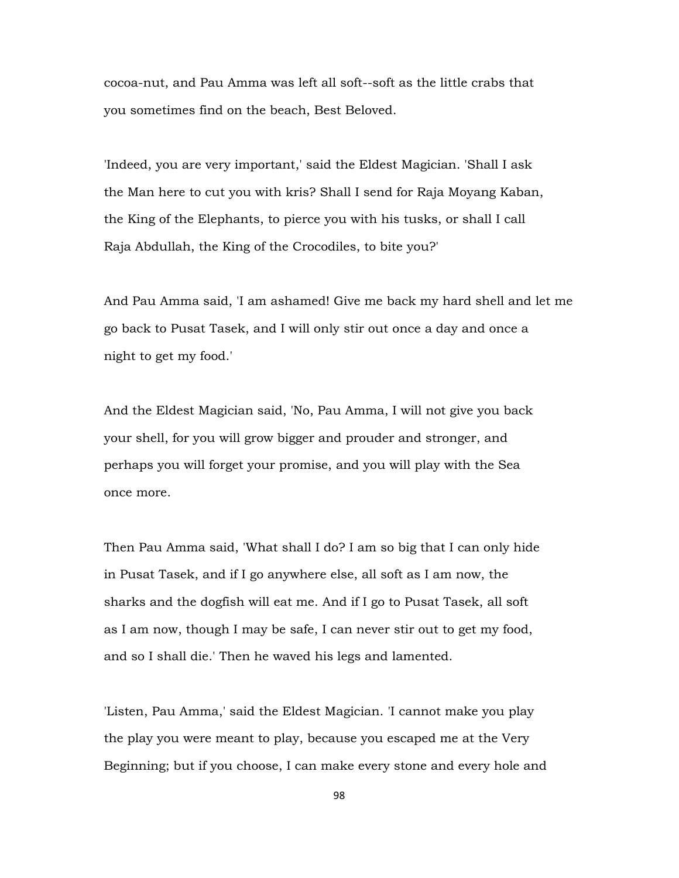cocoa-nut, and Pau Amma was left all soft--soft as the little crabs that you sometimes find on the beach, Best Beloved.

'Indeed, you are very important,' said the Eldest Magician. 'Shall I ask the Man here to cut you with kris? Shall I send for Raja Moyang Kaban, the King of the Elephants, to pierce you with his tusks, or shall I call Raja Abdullah, the King of the Crocodiles, to bite you?'

And Pau Amma said, 'I am ashamed! Give me back my hard shell and let me go back to Pusat Tasek, and I will only stir out once a day and once a night to get my food.'

And the Eldest Magician said, 'No, Pau Amma, I will not give you back your shell, for you will grow bigger and prouder and stronger, and perhaps you will forget your promise, and you will play with the Sea once more.

Then Pau Amma said, 'What shall I do? I am so big that I can only hide in Pusat Tasek, and if I go anywhere else, all soft as I am now, the sharks and the dogfish will eat me. And if I go to Pusat Tasek, all soft as I am now, though I may be safe, I can never stir out to get my food, and so I shall die.' Then he waved his legs and lamented.

'Listen, Pau Amma,' said the Eldest Magician. 'I cannot make you play the play you were meant to play, because you escaped me at the Very Beginning; but if you choose, I can make every stone and every hole and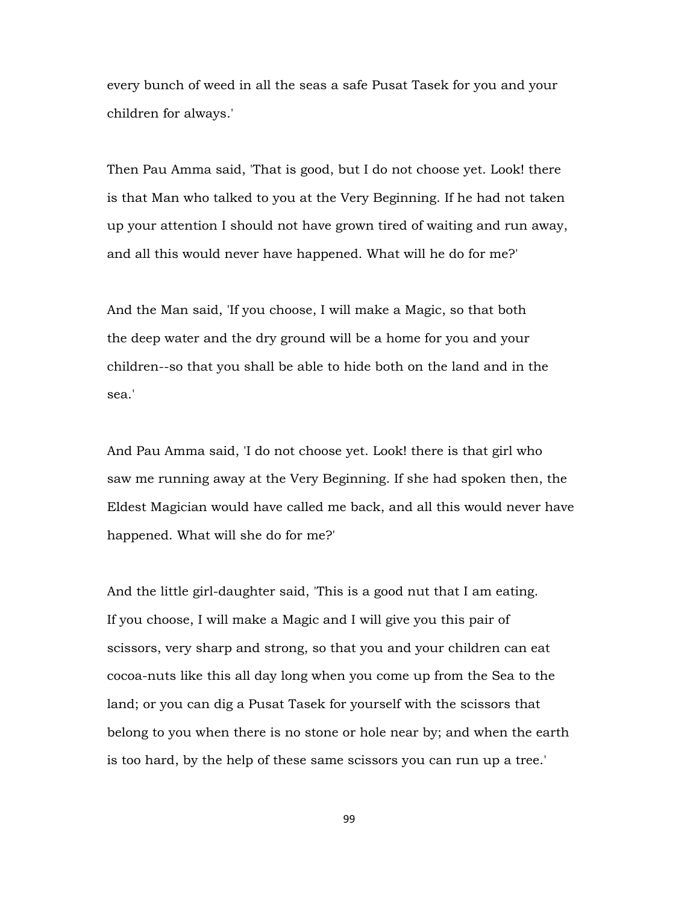every bunch of weed in all the seas a safe Pusat Tasek for you and your children for always.'

Then Pau Amma said, 'That is good, but I do not choose yet. Look! there is that Man who talked to you at the Very Beginning. If he had not taken up your attention I should not have grown tired of waiting and run away, and all this would never have happened. What will he do for me?'

And the Man said, 'If you choose, I will make a Magic, so that both the deep water and the dry ground will be a home for you and your children--so that you shall be able to hide both on the land and in the sea.'

And Pau Amma said, 'I do not choose yet. Look! there is that girl who saw me running away at the Very Beginning. If she had spoken then, the Eldest Magician would have called me back, and all this would never have happened. What will she do for me?'

And the little girl-daughter said, 'This is a good nut that I am eating. If you choose, I will make a Magic and I will give you this pair of scissors, very sharp and strong, so that you and your children can eat cocoa-nuts like this all day long when you come up from the Sea to the land; or you can dig a Pusat Tasek for yourself with the scissors that belong to you when there is no stone or hole near by; and when the earth is too hard, by the help of these same scissors you can run up a tree.'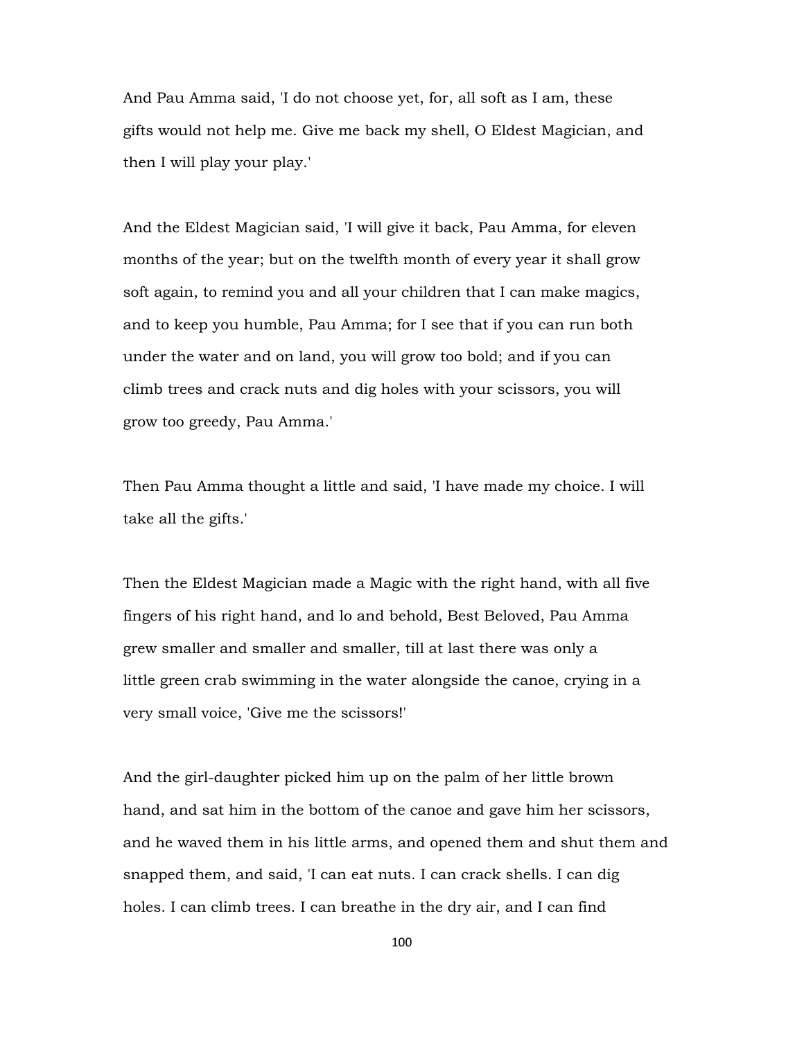And Pau Amma said, 'I do not choose yet, for, all soft as I am, these gifts would not help me. Give me back my shell, O Eldest Magician, and then I will play your play.'

And the Eldest Magician said, 'I will give it back, Pau Amma, for eleven months of the year; but on the twelfth month of every year it shall grow soft again, to remind you and all your children that I can make magics, and to keep you humble, Pau Amma; for I see that if you can run both under the water and on land, you will grow too bold; and if you can climb trees and crack nuts and dig holes with your scissors, you will grow too greedy, Pau Amma.'

Then Pau Amma thought a little and said, 'I have made my choice. I will take all the gifts.'

Then the Eldest Magician made a Magic with the right hand, with all five fingers of his right hand, and lo and behold, Best Beloved, Pau Amma grew smaller and smaller and smaller, till at last there was only a little green crab swimming in the water alongside the canoe, crying in a very small voice, 'Give me the scissors!'

And the girl-daughter picked him up on the palm of her little brown hand, and sat him in the bottom of the canoe and gave him her scissors, and he waved them in his little arms, and opened them and shut them and snapped them, and said, 'I can eat nuts. I can crack shells. I can dig holes. I can climb trees. I can breathe in the dry air, and I can find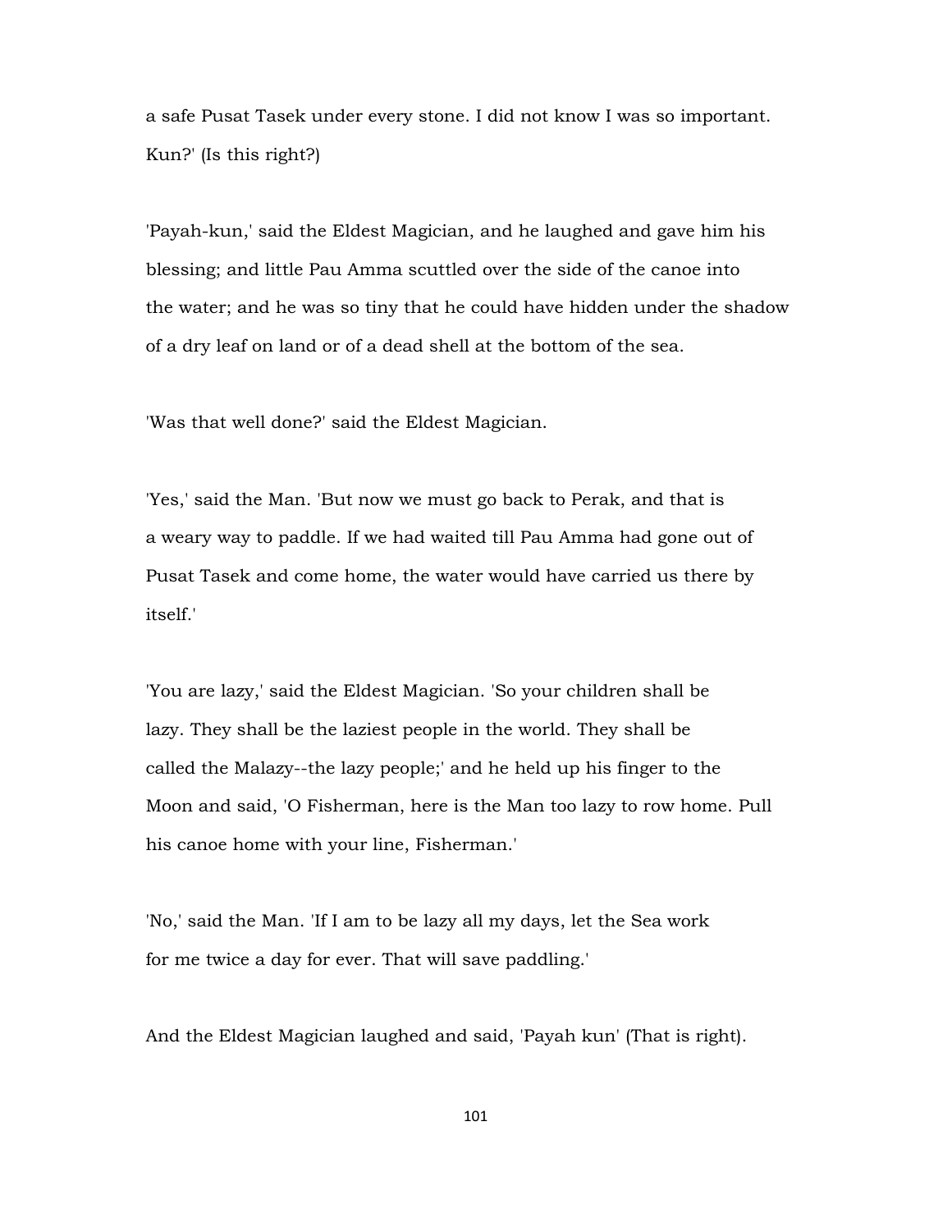a safe Pusat Tasek under every stone. I did not know I was so important. Kun?' (Is this right?)

'Payah-kun,' said the Eldest Magician, and he laughed and gave him his blessing; and little Pau Amma scuttled over the side of the canoe into the water; and he was so tiny that he could have hidden under the shadow of a dry leaf on land or of a dead shell at the bottom of the sea.

'Was that well done?' said the Eldest Magician.

'Yes,' said the Man. 'But now we must go back to Perak, and that is a weary way to paddle. If we had waited till Pau Amma had gone out of Pusat Tasek and come home, the water would have carried us there by itself.'

'You are lazy,' said the Eldest Magician. 'So your children shall be lazy. They shall be the laziest people in the world. They shall be called the Malazy--the lazy people;' and he held up his finger to the Moon and said, 'O Fisherman, here is the Man too lazy to row home. Pull his canoe home with your line, Fisherman.'

'No,' said the Man. 'If I am to be lazy all my days, let the Sea work for me twice a day for ever. That will save paddling.'

And the Eldest Magician laughed and said, 'Payah kun' (That is right).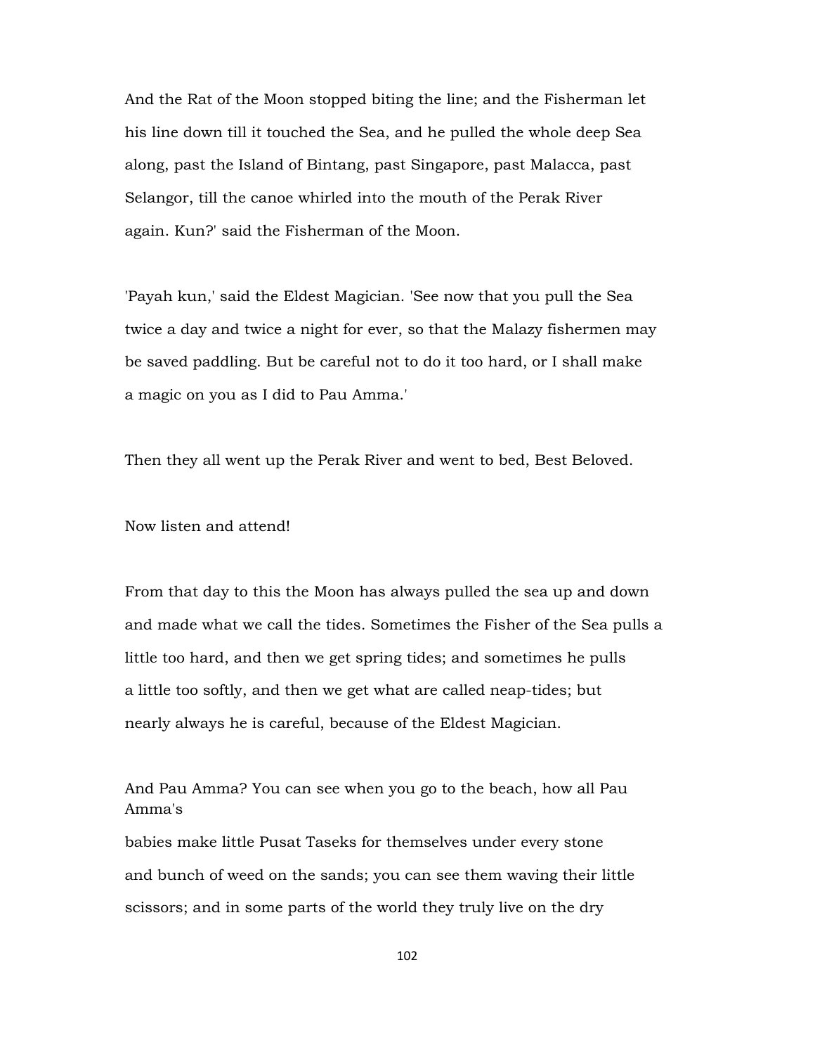And the Rat of the Moon stopped biting the line; and the Fisherman let his line down till it touched the Sea, and he pulled the whole deep Sea along, past the Island of Bintang, past Singapore, past Malacca, past Selangor, till the canoe whirled into the mouth of the Perak River again. Kun?' said the Fisherman of the Moon.

'Payah kun,' said the Eldest Magician. 'See now that you pull the Sea twice a day and twice a night for ever, so that the Malazy fishermen may be saved paddling. But be careful not to do it too hard, or I shall make a magic on you as I did to Pau Amma.'

Then they all went up the Perak River and went to bed, Best Beloved.

Now listen and attend!

From that day to this the Moon has always pulled the sea up and down and made what we call the tides. Sometimes the Fisher of the Sea pulls a little too hard, and then we get spring tides; and sometimes he pulls a little too softly, and then we get what are called neap-tides; but nearly always he is careful, because of the Eldest Magician.

And Pau Amma? You can see when you go to the beach, how all Pau Amma's babies make little Pusat Taseks for themselves under every stone and bunch of weed on the sands; you can see them waving their little scissors; and in some parts of the world they truly live on the dry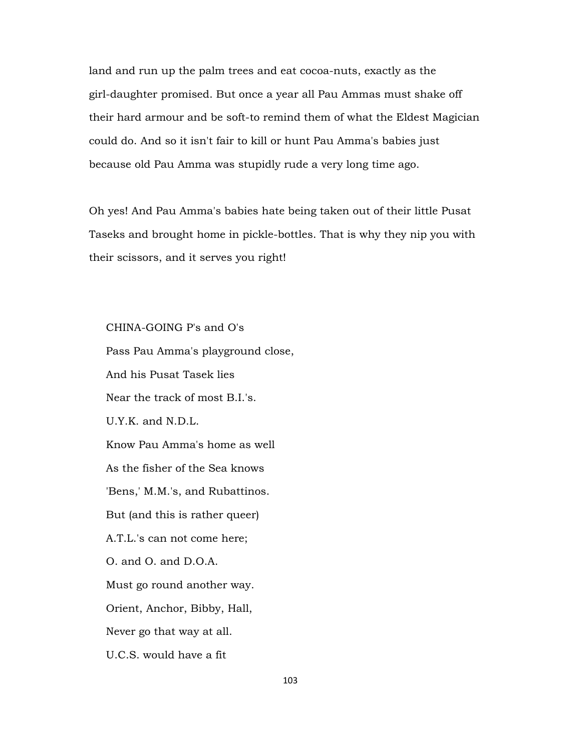land and run up the palm trees and eat cocoa-nuts, exactly as the girl-daughter promised. But once a year all Pau Ammas must shake off their hard armour and be soft-to remind them of what the Eldest Magician could do. And so it isn't fair to kill or hunt Pau Amma's babies just because old Pau Amma was stupidly rude a very long time ago.

Oh yes! And Pau Amma's babies hate being taken out of their little Pusat Taseks and brought home in pickle-bottles. That is why they nip you with their scissors, and it serves you right!

CHINA-GOING P's and O's  
Pass Pau Amma's playground close,  
And his Pusat Tasek lies  
Near the track of most B.I.'s.  
U.Y.K. and N.D.L.  
Know Pau Amma's home as well  
As the fisher of the Sea knows  
'Bens,' M.M.'s, and Rubattinos.  
But (and this is rather queer)  
A.T.L.'s can not come here;  
O. and O. and D.O.A.  
Must go round another way.  
Orient, Anchor, Bibby, Hall,  
Never go that way at all.  
U.C.S. would have a fit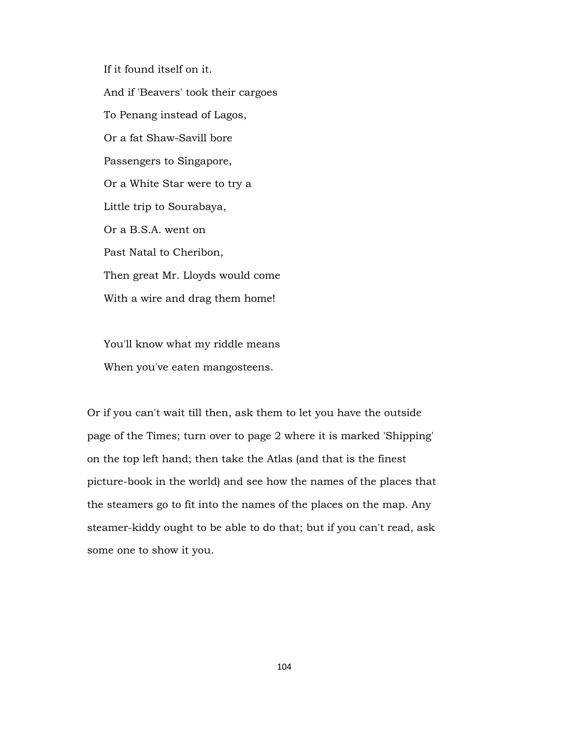If it found itself on it.  
And if 'Beavers' took their cargoes  
To Penang instead of Lagos,  
Or a fat Shaw-Savill bore  
Passengers to Singapore,  
Or a White Star were to try a  
Little trip to Sourabaya,  
Or a B.S.A. went on  
Past Natal to Cheribon,  
Then great Mr. Lloyds would come  
With a wire and drag them home!

You'll know what my riddle means  
When you've eaten mangosteens.

Or if you can't wait till then, ask them to let you have the outside page of the Times; turn over to page 2 where it is marked 'Shipping' on the top left hand; then take the Atlas (and that is the finest picture-book in the world) and see how the names of the places that the steamers go to fit into the names of the places on the map. Any steamer-kiddy ought to be able to do that; but if you can't read, ask some one to show it you.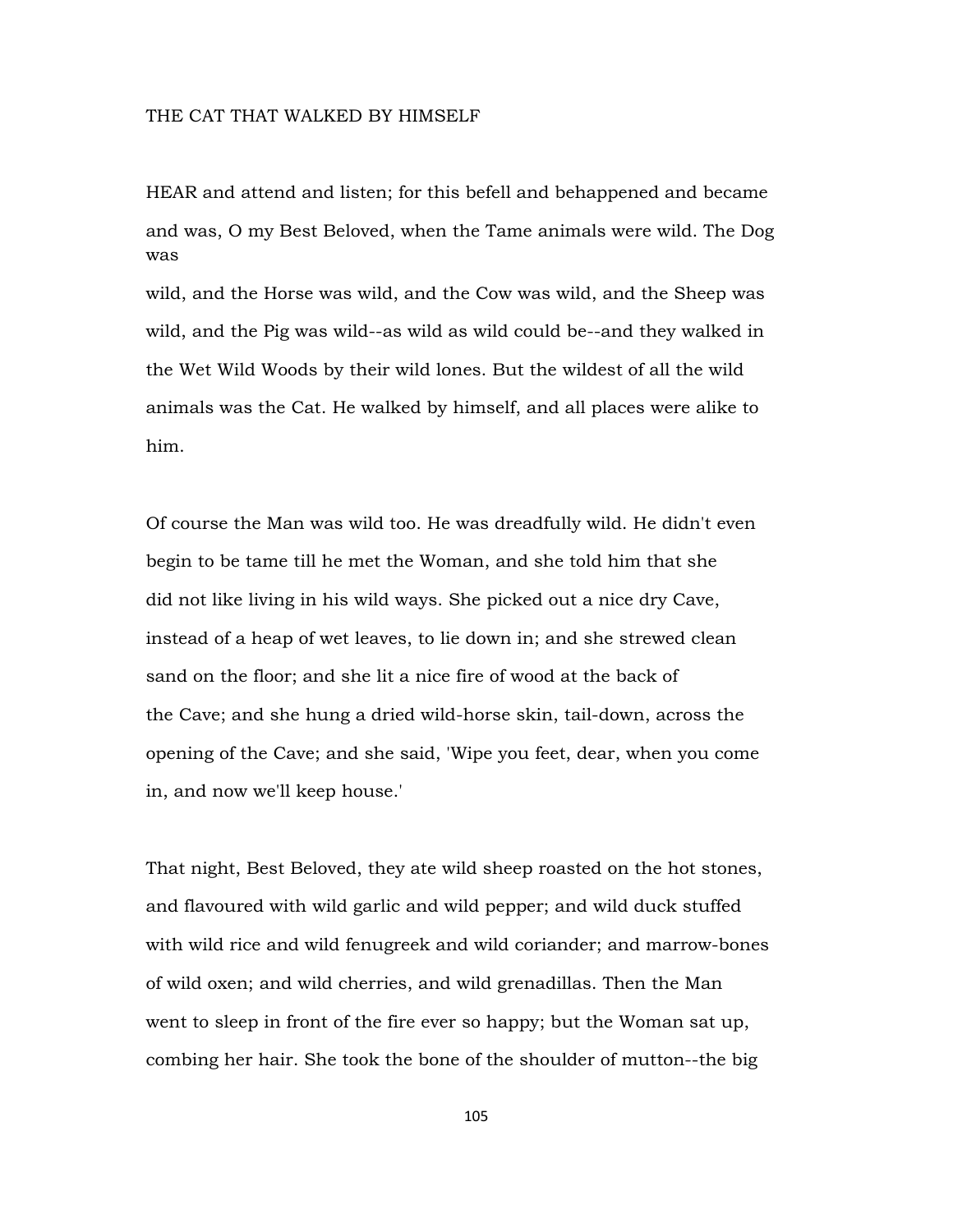# THE CAT THAT WALKED BY HIMSELF

HEAR and attend and listen; for this befell and behappened and became and was, O my Best Beloved, when the Tame animals were wild. The Dog was wild, and the Horse was wild, and the Cow was wild, and the Sheep was wild, and the Pig was wild--as wild as wild could be--and they walked in the Wet Wild Woods by their wild lones. But the wildest of all the wild animals was the Cat. He walked by himself, and all places were alike to him.

Of course the Man was wild too. He was dreadfully wild. He didn't even begin to be tame till he met the Woman, and she told him that she did not like living in his wild ways. She picked out a nice dry Cave, instead of a heap of wet leaves, to lie down in; and she strewed clean sand on the floor; and she lit a nice fire of wood at the back of the Cave; and she hung a dried wild-horse skin, tail-down, across the opening of the Cave; and she said, 'Wipe you feet, dear, when you come in, and now we'll keep house.'

That night, Best Beloved, they ate wild sheep roasted on the hot stones, and flavoured with wild garlic and wild pepper; and wild duck stuffed with wild rice and wild fenugreek and wild coriander; and marrow-bones of wild oxen; and wild cherries, and wild grenadillas. Then the Man went to sleep in front of the fire ever so happy; but the Woman sat up, combing her hair. She took the bone of the shoulder of mutton--the big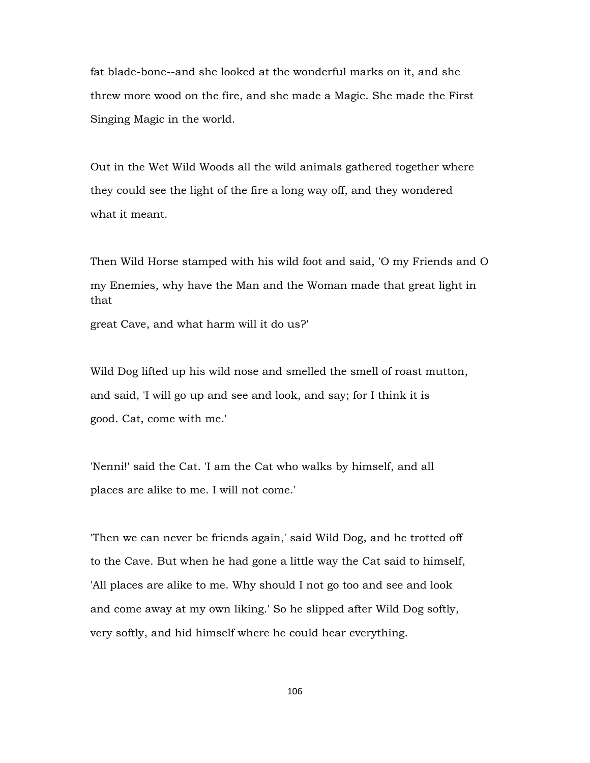fat blade-bone--and she looked at the wonderful marks on it, and she threw more wood on the fire, and she made a Magic. She made the First Singing Magic in the world.

Out in the Wet Wild Woods all the wild animals gathered together where they could see the light of the fire a long way off, and they wondered what it meant.

Then Wild Horse stamped with his wild foot and said, 'O my Friends and O my Enemies, why have the Man and the Woman made that great light in that great Cave, and what harm will it do us?'

Wild Dog lifted up his wild nose and smelled the smell of roast mutton, and said, 'I will go up and see and look, and say; for I think it is good. Cat, come with me.'

'Nenni!' said the Cat. 'I am the Cat who walks by himself, and all places are alike to me. I will not come.'

'Then we can never be friends again,' said Wild Dog, and he trotted off to the Cave. But when he had gone a little way the Cat said to himself, 'All places are alike to me. Why should I not go too and see and look and come away at my own liking.' So he slipped after Wild Dog softly, very softly, and hid himself where he could hear everything.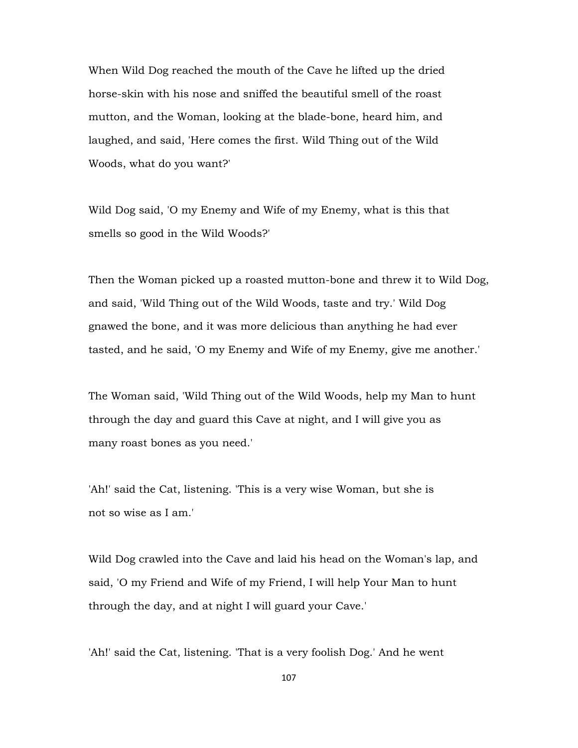When Wild Dog reached the mouth of the Cave he lifted up the dried horse-skin with his nose and sniffed the beautiful smell of the roast mutton, and the Woman, looking at the blade-bone, heard him, and laughed, and said, 'Here comes the first. Wild Thing out of the Wild Woods, what do you want?'

Wild Dog said, 'O my Enemy and Wife of my Enemy, what is this that smells so good in the Wild Woods?'

Then the Woman picked up a roasted mutton-bone and threw it to Wild Dog, and said, 'Wild Thing out of the Wild Woods, taste and try.' Wild Dog gnawed the bone, and it was more delicious than anything he had ever tasted, and he said, 'O my Enemy and Wife of my Enemy, give me another.'

The Woman said, 'Wild Thing out of the Wild Woods, help my Man to hunt through the day and guard this Cave at night, and I will give you as many roast bones as you need.'

'Ah!' said the Cat, listening. 'This is a very wise Woman, but she is not so wise as I am.'

Wild Dog crawled into the Cave and laid his head on the Woman's lap, and said, 'O my Friend and Wife of my Friend, I will help Your Man to hunt through the day, and at night I will guard your Cave.'

'Ah!' said the Cat, listening. 'That is a very foolish Dog.' And he went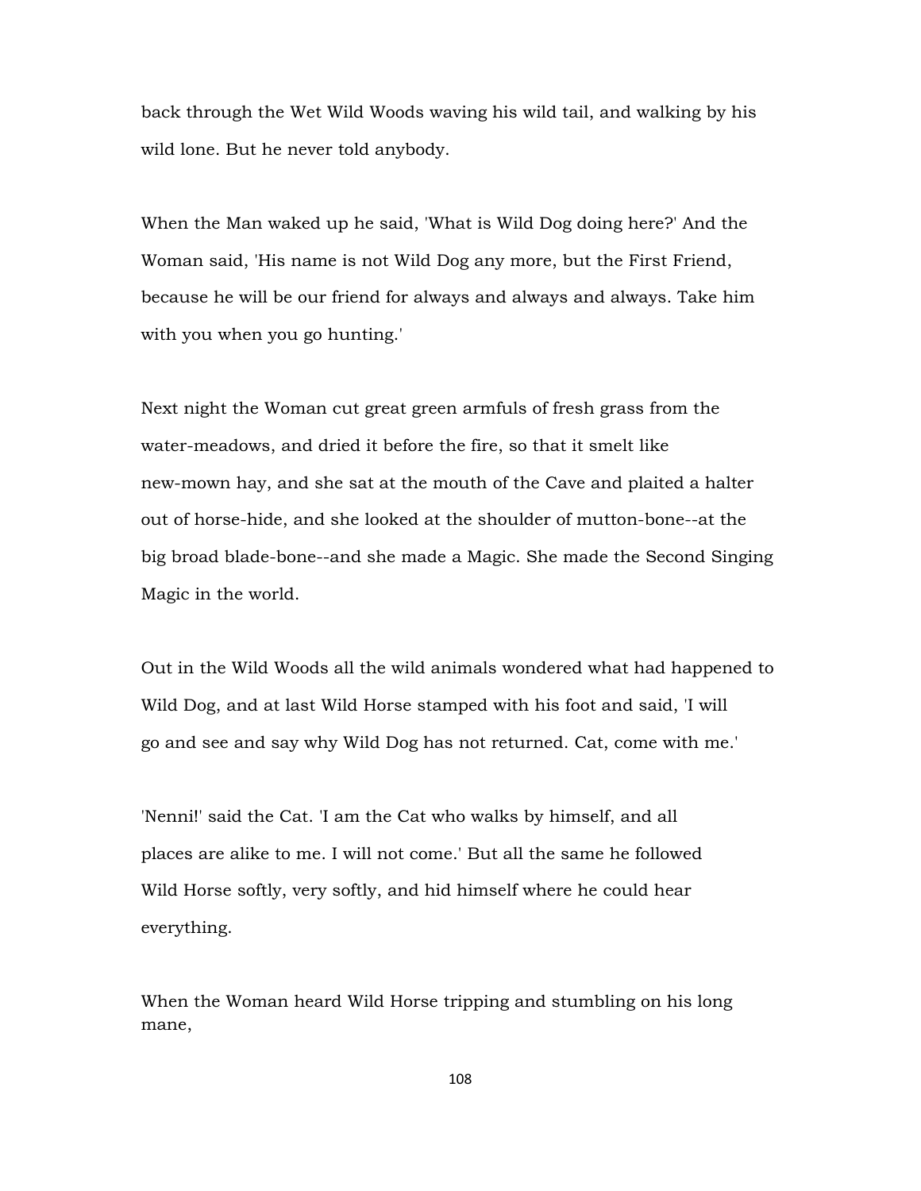back through the Wet Wild Woods waving his wild tail, and walking by his wild lone. But he never told anybody.

When the Man waked up he said, 'What is Wild Dog doing here?' And the Woman said, 'His name is not Wild Dog any more, but the First Friend, because he will be our friend for always and always and always. Take him with you when you go hunting.'

Next night the Woman cut great green armfuls of fresh grass from the water-meadows, and dried it before the fire, so that it smelt like new-mown hay, and she sat at the mouth of the Cave and plaited a halter out of horse-hide, and she looked at the shoulder of mutton-bone--at the big broad blade-bone--and she made a Magic. She made the Second Singing Magic in the world.

Out in the Wild Woods all the wild animals wondered what had happened to Wild Dog, and at last Wild Horse stamped with his foot and said, 'I will go and see and say why Wild Dog has not returned. Cat, come with me.'

'Nenni!' said the Cat. 'I am the Cat who walks by himself, and all places are alike to me. I will not come.' But all the same he followed Wild Horse softly, very softly, and hid himself where he could hear everything.

When the Woman heard Wild Horse tripping and stumbling on his long mane,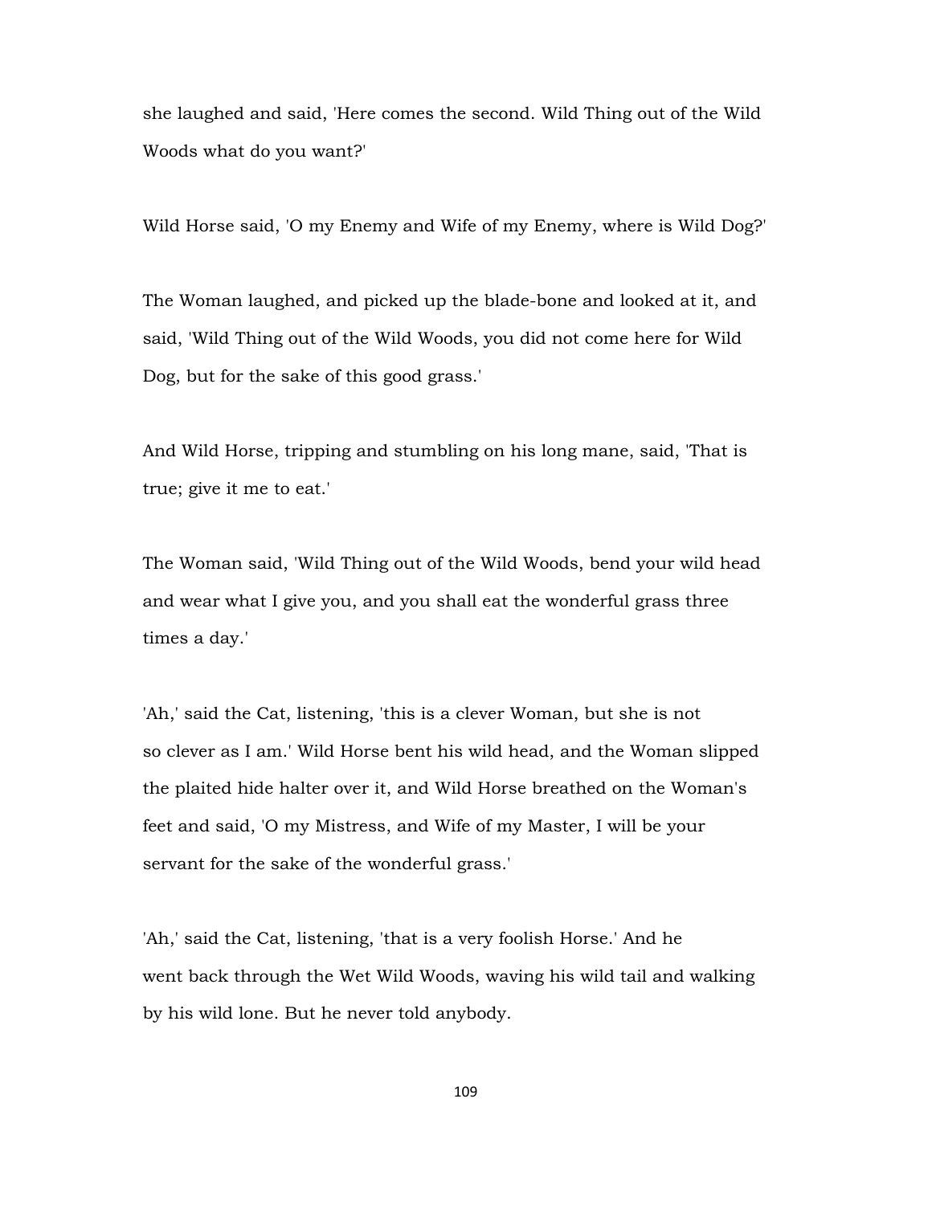she laughed and said, 'Here comes the second. Wild Thing out of the Wild Woods what do you want?'

Wild Horse said, 'O my Enemy and Wife of my Enemy, where is Wild Dog?'

The Woman laughed, and picked up the blade-bone and looked at it, and said, 'Wild Thing out of the Wild Woods, you did not come here for Wild Dog, but for the sake of this good grass.'

And Wild Horse, tripping and stumbling on his long mane, said, 'That is true; give it me to eat.'

The Woman said, 'Wild Thing out of the Wild Woods, bend your wild head and wear what I give you, and you shall eat the wonderful grass three times a day.'

'Ah,' said the Cat, listening, 'this is a clever Woman, but she is not so clever as I am.' Wild Horse bent his wild head, and the Woman slipped the plaited hide halter over it, and Wild Horse breathed on the Woman's feet and said, 'O my Mistress, and Wife of my Master, I will be your servant for the sake of the wonderful grass.'

'Ah,' said the Cat, listening, 'that is a very foolish Horse.' And he went back through the Wet Wild Woods, waving his wild tail and walking by his wild lone. But he never told anybody.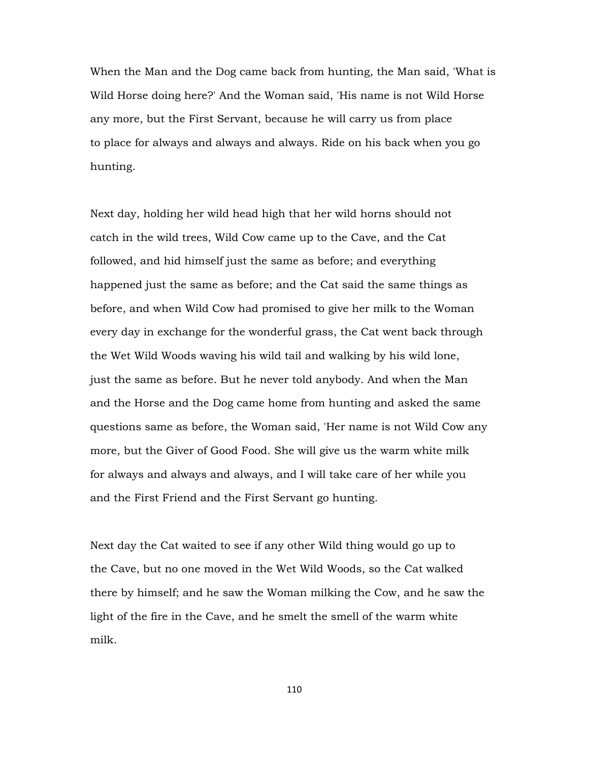When the Man and the Dog came back from hunting, the Man said, 'What is Wild Horse doing here?' And the Woman said, 'His name is not Wild Horse any more, but the First Servant, because he will carry us from place to place for always and always and always. Ride on his back when you go hunting.

Next day, holding her wild head high that her wild horns should not catch in the wild trees, Wild Cow came up to the Cave, and the Cat followed, and hid himself just the same as before; and everything happened just the same as before; and the Cat said the same things as before, and when Wild Cow had promised to give her milk to the Woman every day in exchange for the wonderful grass, the Cat went back through the Wet Wild Woods waving his wild tail and walking by his wild lone, just the same as before. But he never told anybody. And when the Man and the Horse and the Dog came home from hunting and asked the same questions same as before, the Woman said, 'Her name is not Wild Cow any more, but the Giver of Good Food. She will give us the warm white milk for always and always and always, and I will take care of her while you and the First Friend and the First Servant go hunting.

Next day the Cat waited to see if any other Wild thing would go up to the Cave, but no one moved in the Wet Wild Woods, so the Cat walked there by himself; and he saw the Woman milking the Cow, and he saw the light of the fire in the Cave, and he smelt the smell of the warm white milk.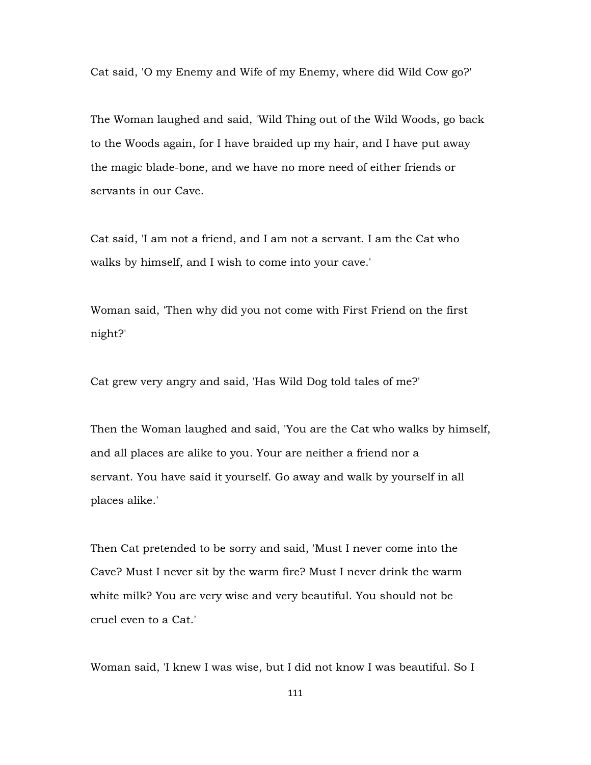Cat said, 'O my Enemy and Wife of my Enemy, where did Wild Cow go?'

The Woman laughed and said, 'Wild Thing out of the Wild Woods, go back to the Woods again, for I have braided up my hair, and I have put away the magic blade-bone, and we have no more need of either friends or servants in our Cave.

Cat said, 'I am not a friend, and I am not a servant. I am the Cat who walks by himself, and I wish to come into your cave.'

Woman said, 'Then why did you not come with First Friend on the first night?'

Cat grew very angry and said, 'Has Wild Dog told tales of me?'

Then the Woman laughed and said, 'You are the Cat who walks by himself, and all places are alike to you. Your are neither a friend nor a servant. You have said it yourself. Go away and walk by yourself in all places alike.'

Then Cat pretended to be sorry and said, 'Must I never come into the Cave? Must I never sit by the warm fire? Must I never drink the warm white milk? You are very wise and very beautiful. You should not be cruel even to a Cat.'

Woman said, 'I knew I was wise, but I did not know I was beautiful. So I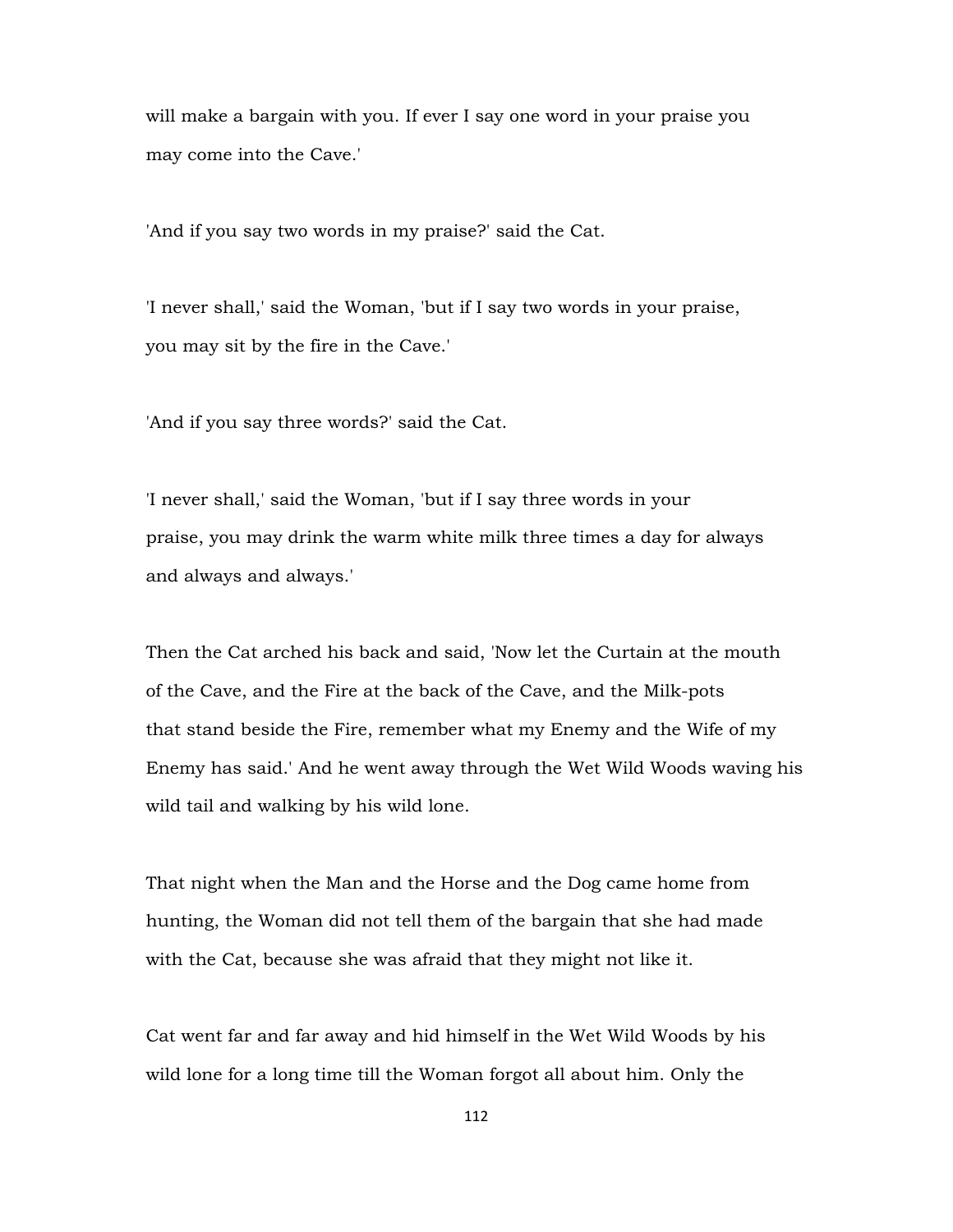will make a bargain with you. If ever I say one word in your praise you may come into the Cave.'

'And if you say two words in my praise?' said the Cat.

'I never shall,' said the Woman, 'but if I say two words in your praise, you may sit by the fire in the Cave.'

'And if you say three words?' said the Cat.

'I never shall,' said the Woman, 'but if I say three words in your praise, you may drink the warm white milk three times a day for always and always and always.'

Then the Cat arched his back and said, 'Now let the Curtain at the mouth of the Cave, and the Fire at the back of the Cave, and the Milk-pots that stand beside the Fire, remember what my Enemy and the Wife of my Enemy has said.' And he went away through the Wet Wild Woods waving his wild tail and walking by his wild lone.

That night when the Man and the Horse and the Dog came home from hunting, the Woman did not tell them of the bargain that she had made with the Cat, because she was afraid that they might not like it.

Cat went far and far away and hid himself in the Wet Wild Woods by his wild lone for a long time till the Woman forgot all about him. Only the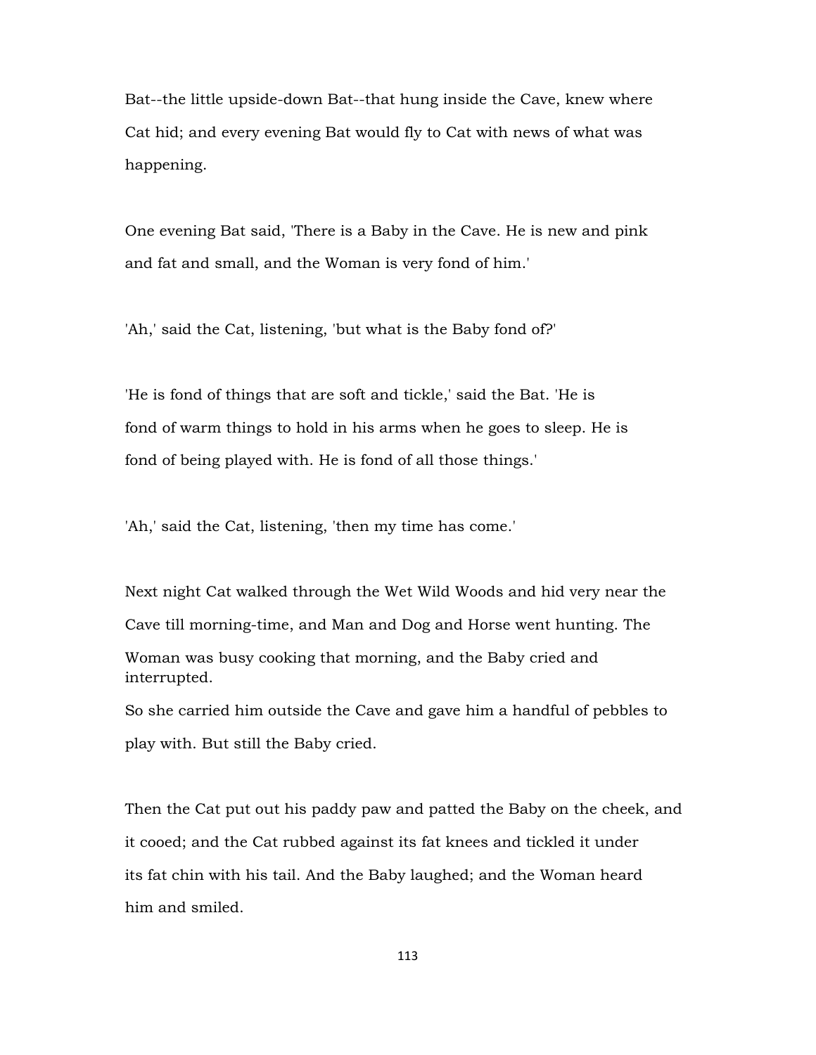Bat--the little upside-down Bat--that hung inside the Cave, knew where Cat hid; and every evening Bat would fly to Cat with news of what was happening.

One evening Bat said, 'There is a Baby in the Cave. He is new and pink and fat and small, and the Woman is very fond of him.'

'Ah,' said the Cat, listening, 'but what is the Baby fond of?'

'He is fond of things that are soft and tickle,' said the Bat. 'He is fond of warm things to hold in his arms when he goes to sleep. He is fond of being played with. He is fond of all those things.'

'Ah,' said the Cat, listening, 'then my time has come.'

Next night Cat walked through the Wet Wild Woods and hid very near the Cave till morning-time, and Man and Dog and Horse went hunting. The Woman was busy cooking that morning, and the Baby cried and interrupted.
So she carried him outside the Cave and gave him a handful of pebbles to play with. But still the Baby cried.

Then the Cat put out his paddy paw and patted the Baby on the cheek, and it cooed; and the Cat rubbed against its fat knees and tickled it under its fat chin with his tail. And the Baby laughed; and the Woman heard him and smiled.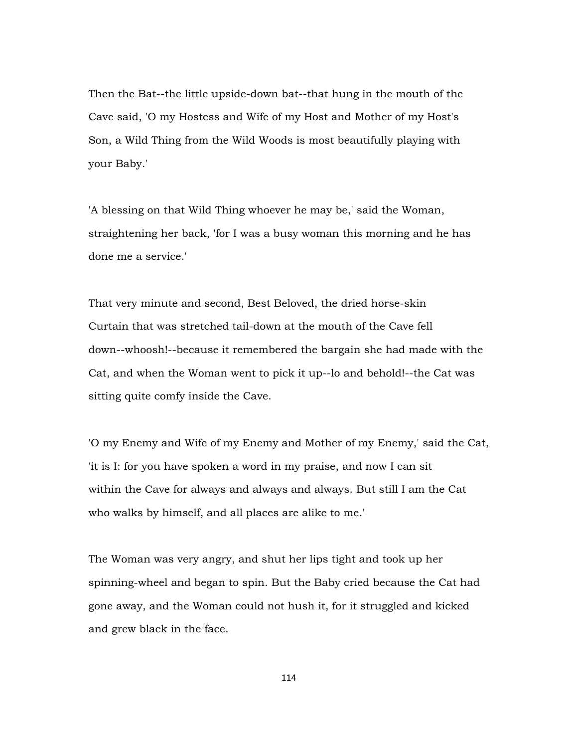Then the Bat--the little upside-down bat--that hung in the mouth of the Cave said, 'O my Hostess and Wife of my Host and Mother of my Host's Son, a Wild Thing from the Wild Woods is most beautifully playing with your Baby.'

'A blessing on that Wild Thing whoever he may be,' said the Woman, straightening her back, 'for I was a busy woman this morning and he has done me a service.'

That very minute and second, Best Beloved, the dried horse-skin Curtain that was stretched tail-down at the mouth of the Cave fell down--whoosh!--because it remembered the bargain she had made with the Cat, and when the Woman went to pick it up--lo and behold!--the Cat was sitting quite comfy inside the Cave.

'O my Enemy and Wife of my Enemy and Mother of my Enemy,' said the Cat, 'it is I: for you have spoken a word in my praise, and now I can sit within the Cave for always and always and always. But still I am the Cat who walks by himself, and all places are alike to me.'

The Woman was very angry, and shut her lips tight and took up her spinning-wheel and began to spin. But the Baby cried because the Cat had gone away, and the Woman could not hush it, for it struggled and kicked and grew black in the face.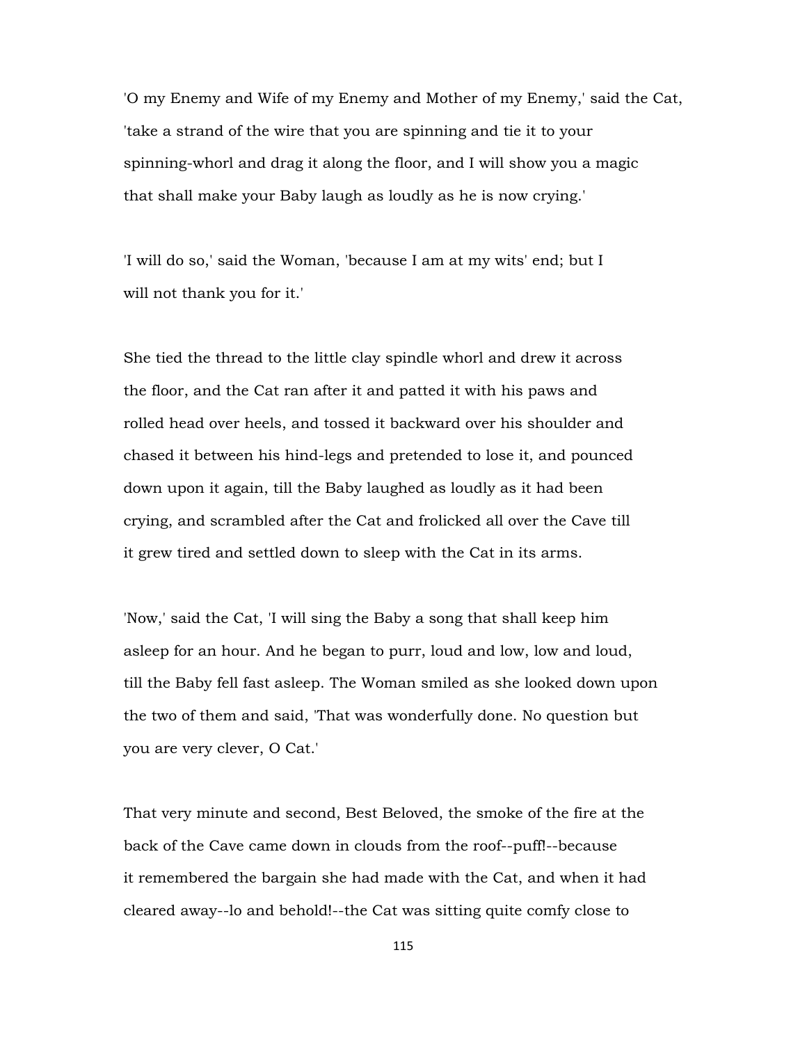'O my Enemy and Wife of my Enemy and Mother of my Enemy,' said the Cat, 'take a strand of the wire that you are spinning and tie it to your spinning-whorl and drag it along the floor, and I will show you a magic that shall make your Baby laugh as loudly as he is now crying.'

'I will do so,' said the Woman, 'because I am at my wits' end; but I will not thank you for it.'

She tied the thread to the little clay spindle whorl and drew it across the floor, and the Cat ran after it and patted it with his paws and rolled head over heels, and tossed it backward over his shoulder and chased it between his hind-legs and pretended to lose it, and pounced down upon it again, till the Baby laughed as loudly as it had been crying, and scrambled after the Cat and frolicked all over the Cave till it grew tired and settled down to sleep with the Cat in its arms.

'Now,' said the Cat, 'I will sing the Baby a song that shall keep him asleep for an hour. And he began to purr, loud and low, low and loud, till the Baby fell fast asleep. The Woman smiled as she looked down upon the two of them and said, 'That was wonderfully done. No question but you are very clever, O Cat.'

That very minute and second, Best Beloved, the smoke of the fire at the back of the Cave came down in clouds from the roof--puff!--because it remembered the bargain she had made with the Cat, and when it had cleared away--lo and behold!--the Cat was sitting quite comfy close to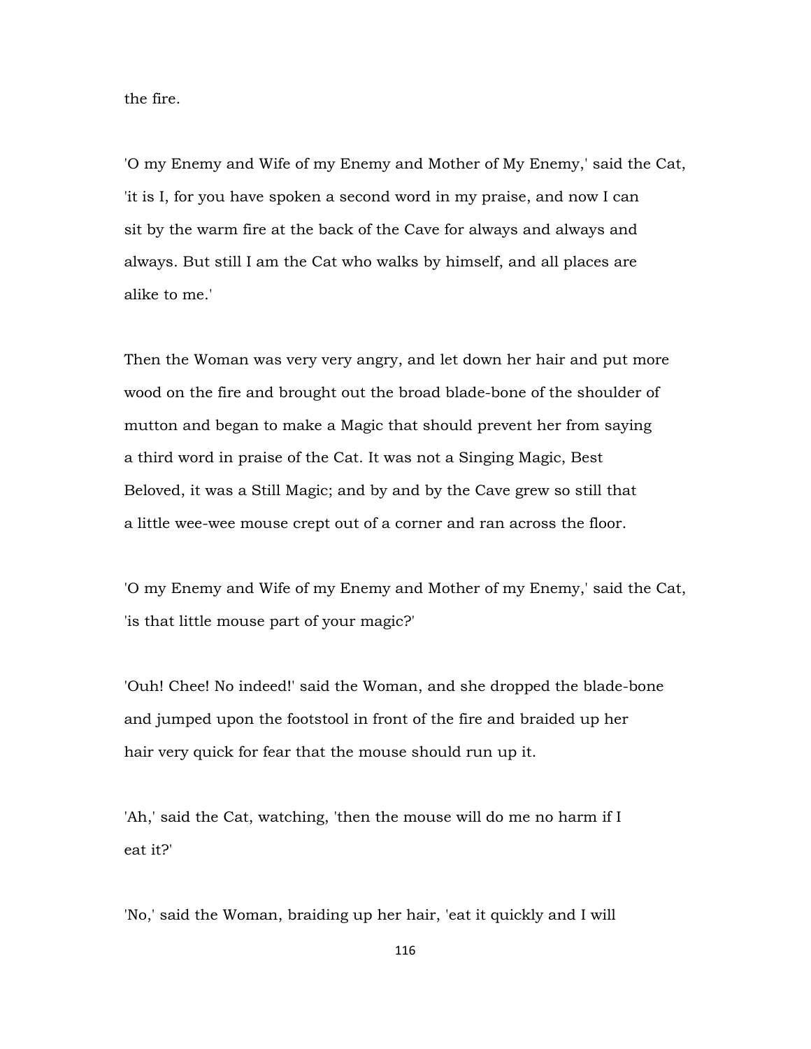the fire.

'O my Enemy and Wife of my Enemy and Mother of My Enemy,' said the Cat, 'it is I, for you have spoken a second word in my praise, and now I can sit by the warm fire at the back of the Cave for always and always and always. But still I am the Cat who walks by himself, and all places are alike to me.'

Then the Woman was very very angry, and let down her hair and put more wood on the fire and brought out the broad blade-bone of the shoulder of mutton and began to make a Magic that should prevent her from saying a third word in praise of the Cat. It was not a Singing Magic, Best Beloved, it was a Still Magic; and by and by the Cave grew so still that a little wee-wee mouse crept out of a corner and ran across the floor.

'O my Enemy and Wife of my Enemy and Mother of my Enemy,' said the Cat, 'is that little mouse part of your magic?'

'Ouh! Chee! No indeed!' said the Woman, and she dropped the blade-bone and jumped upon the footstool in front of the fire and braided up her hair very quick for fear that the mouse should run up it.

'Ah,' said the Cat, watching, 'then the mouse will do me no harm if I eat it?'

'No,' said the Woman, braiding up her hair, 'eat it quickly and I will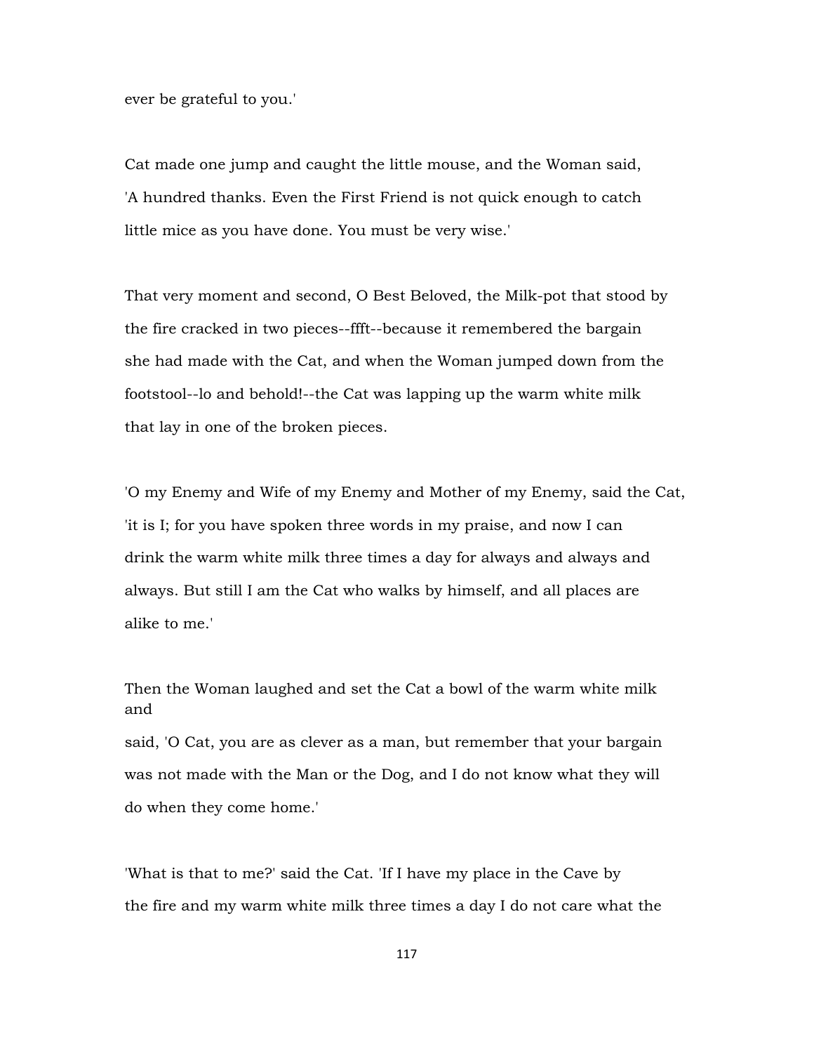ever be grateful to you.'

Cat made one jump and caught the little mouse, and the Woman said, 'A hundred thanks. Even the First Friend is not quick enough to catch little mice as you have done. You must be very wise.'

That very moment and second, O Best Beloved, the Milk-pot that stood by the fire cracked in two pieces--ffft--because it remembered the bargain she had made with the Cat, and when the Woman jumped down from the footstool--lo and behold!--the Cat was lapping up the warm white milk that lay in one of the broken pieces.

'O my Enemy and Wife of my Enemy and Mother of my Enemy, said the Cat, 'it is I; for you have spoken three words in my praise, and now I can drink the warm white milk three times a day for always and always and always. But still I am the Cat who walks by himself, and all places are alike to me.'

Then the Woman laughed and set the Cat a bowl of the warm white milk and said, 'O Cat, you are as clever as a man, but remember that your bargain was not made with the Man or the Dog, and I do not know what they will do when they come home.'

'What is that to me?' said the Cat. 'If I have my place in the Cave by the fire and my warm white milk three times a day I do not care what the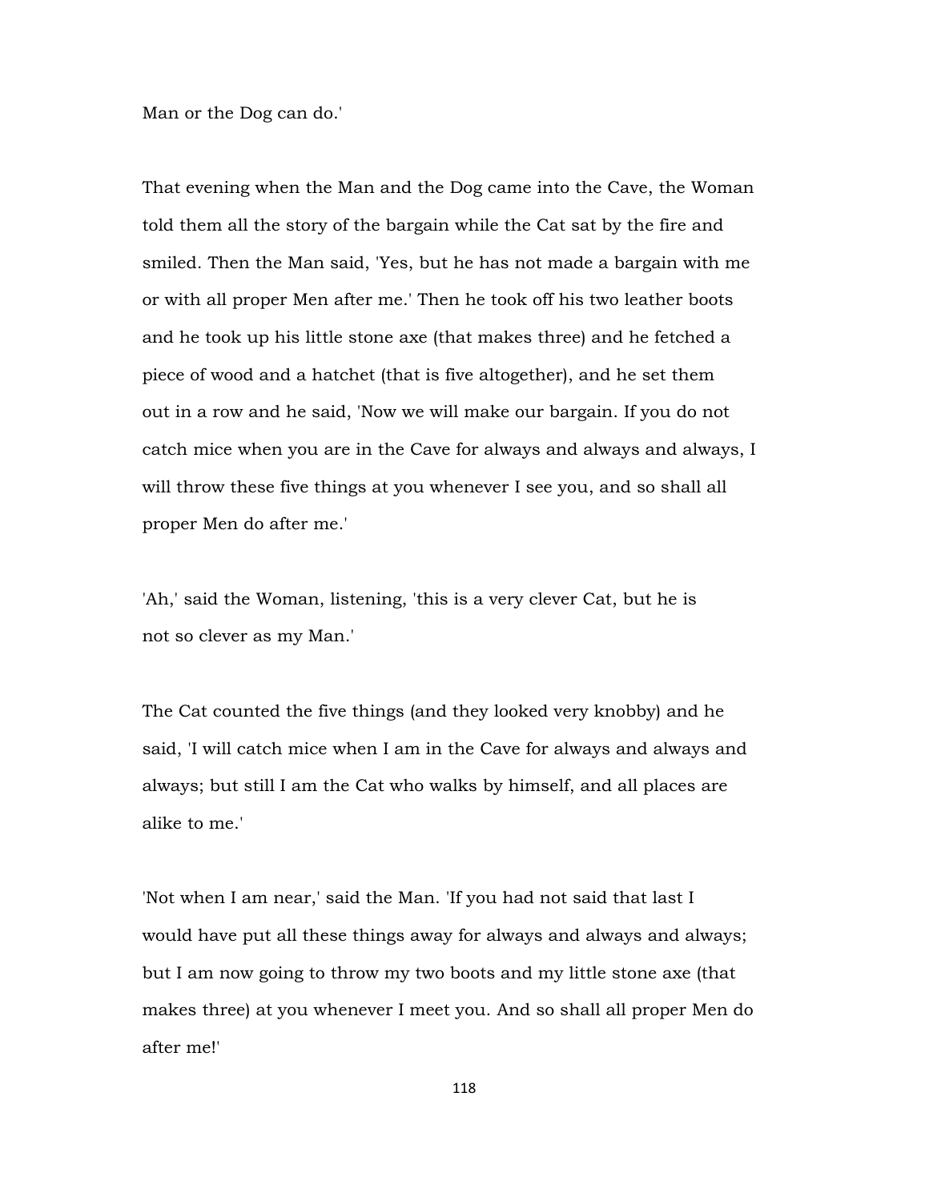Man or the Dog can do.'

That evening when the Man and the Dog came into the Cave, the Woman told them all the story of the bargain while the Cat sat by the fire and smiled. Then the Man said, 'Yes, but he has not made a bargain with me or with all proper Men after me.' Then he took off his two leather boots and he took up his little stone axe (that makes three) and he fetched a piece of wood and a hatchet (that is five altogether), and he set them out in a row and he said, 'Now we will make our bargain. If you do not catch mice when you are in the Cave for always and always and always, I will throw these five things at you whenever I see you, and so shall all proper Men do after me.'

'Ah,' said the Woman, listening, 'this is a very clever Cat, but he is not so clever as my Man.'

The Cat counted the five things (and they looked very knobby) and he said, 'I will catch mice when I am in the Cave for always and always and always; but still I am the Cat who walks by himself, and all places are alike to me.'

'Not when I am near,' said the Man. 'If you had not said that last I would have put all these things away for always and always and always; but I am now going to throw my two boots and my little stone axe (that makes three) at you whenever I meet you. And so shall all proper Men do after me!'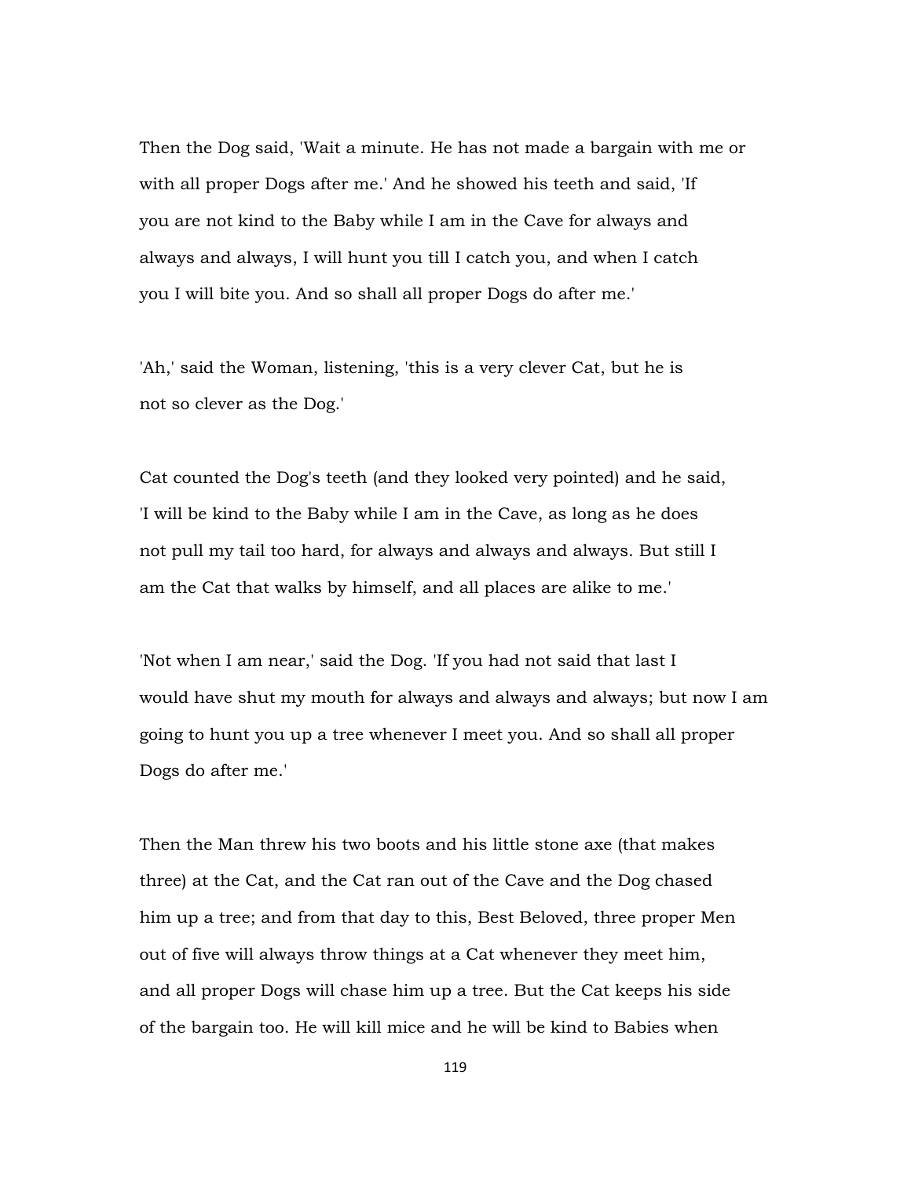Then the Dog said, 'Wait a minute. He has not made a bargain with me or with all proper Dogs after me.' And he showed his teeth and said, 'If you are not kind to the Baby while I am in the Cave for always and always and always, I will hunt you till I catch you, and when I catch you I will bite you. And so shall all proper Dogs do after me.'

'Ah,' said the Woman, listening, 'this is a very clever Cat, but he is not so clever as the Dog.'

Cat counted the Dog's teeth (and they looked very pointed) and he said, 'I will be kind to the Baby while I am in the Cave, as long as he does not pull my tail too hard, for always and always and always. But still I am the Cat that walks by himself, and all places are alike to me.'

'Not when I am near,' said the Dog. 'If you had not said that last I would have shut my mouth for always and always and always; but now I am going to hunt you up a tree whenever I meet you. And so shall all proper Dogs do after me.'

Then the Man threw his two boots and his little stone axe (that makes three) at the Cat, and the Cat ran out of the Cave and the Dog chased him up a tree; and from that day to this, Best Beloved, three proper Men out of five will always throw things at a Cat whenever they meet him, and all proper Dogs will chase him up a tree. But the Cat keeps his side of the bargain too. He will kill mice and he will be kind to Babies when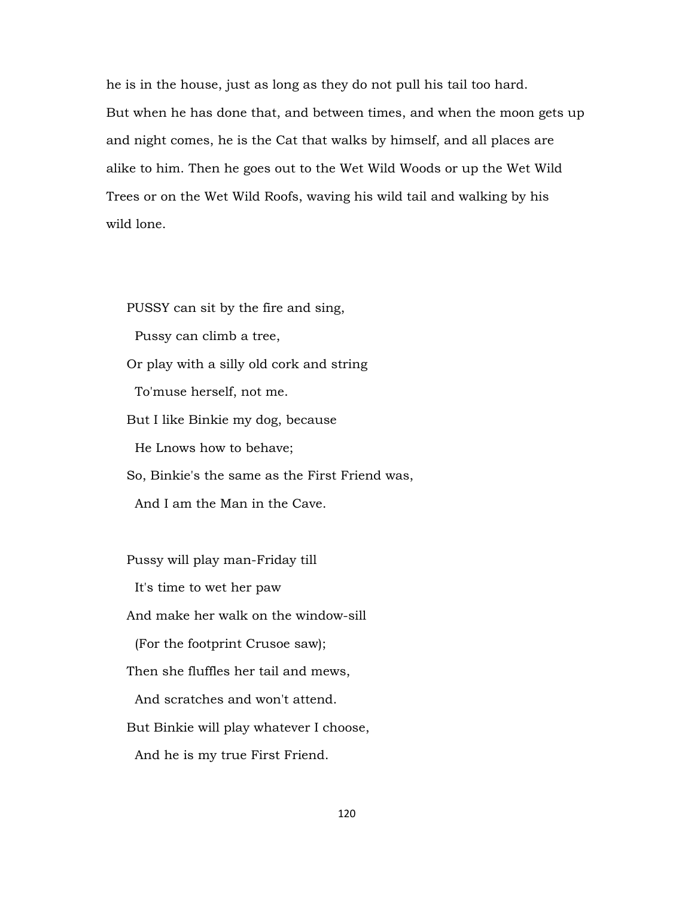he is in the house, just as long as they do not pull his tail too hard. But when he has done that, and between times, and when the moon gets up and night comes, he is the Cat that walks by himself, and all places are alike to him. Then he goes out to the Wet Wild Woods or up the Wet Wild Trees or on the Wet Wild Roofs, waving his wild tail and walking by his wild lone.

PUSSY can sit by the fire and sing,  
  Pussy can climb a tree,  
Or play with a silly old cork and string  
  To'muse herself, not me.  
But I like Binkie my dog, because  
  He Lnows how to behave;  
So, Binkie's the same as the First Friend was,  
  And I am the Man in the Cave.

Pussy will play man-Friday till  
  It's time to wet her paw  
And make her walk on the window-sill  
  (For the footprint Crusoe saw);  
Then she fluffles her tail and mews,  
  And scratches and won't attend.  
But Binkie will play whatever I choose,  
  And he is my true First Friend.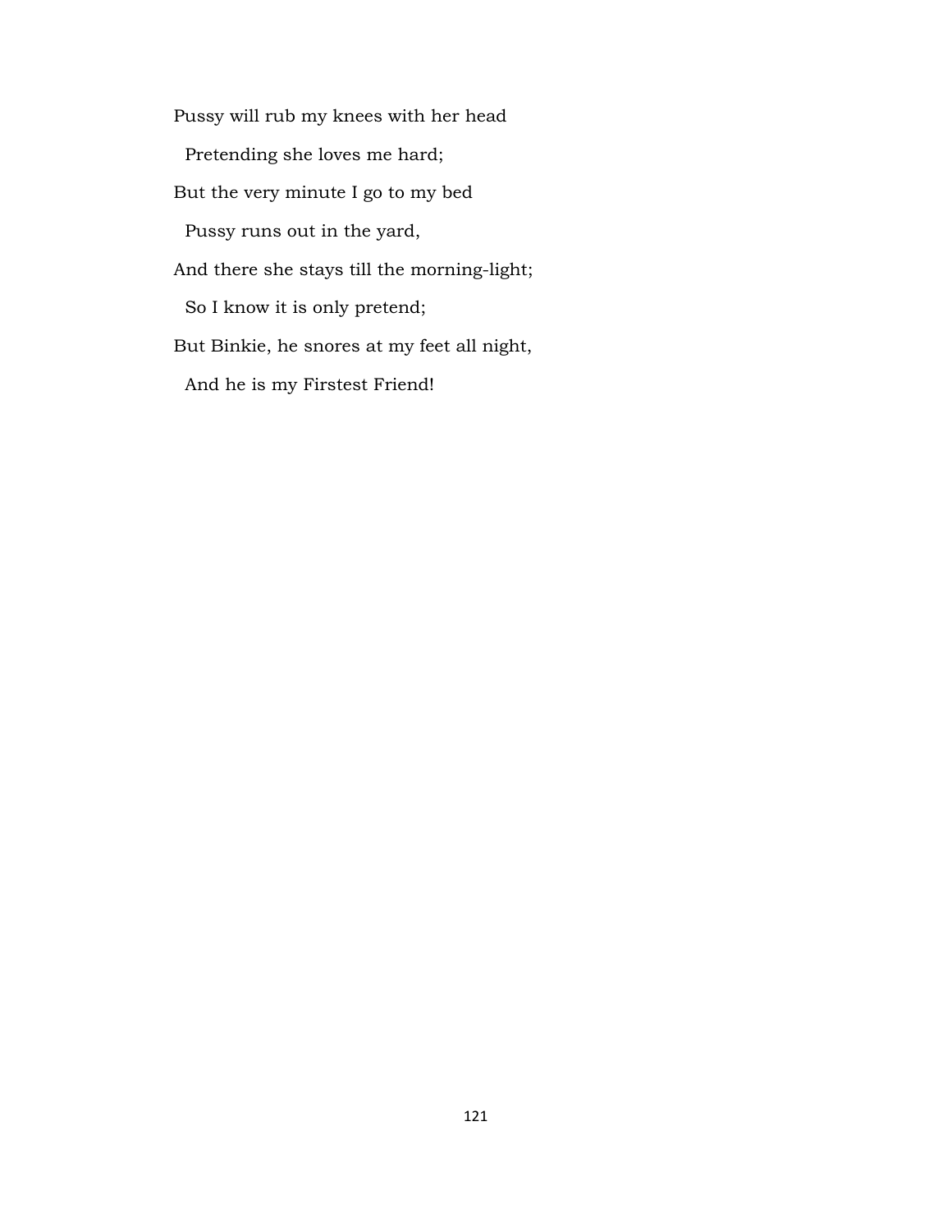Pussy will rub my knees with her head

  Pretending she loves me hard;

But the very minute I go to my bed

  Pussy runs out in the yard,

And there she stays till the morning-light;

  So I know it is only pretend;

But Binkie, he snores at my feet all night,

  And he is my Firstest Friend!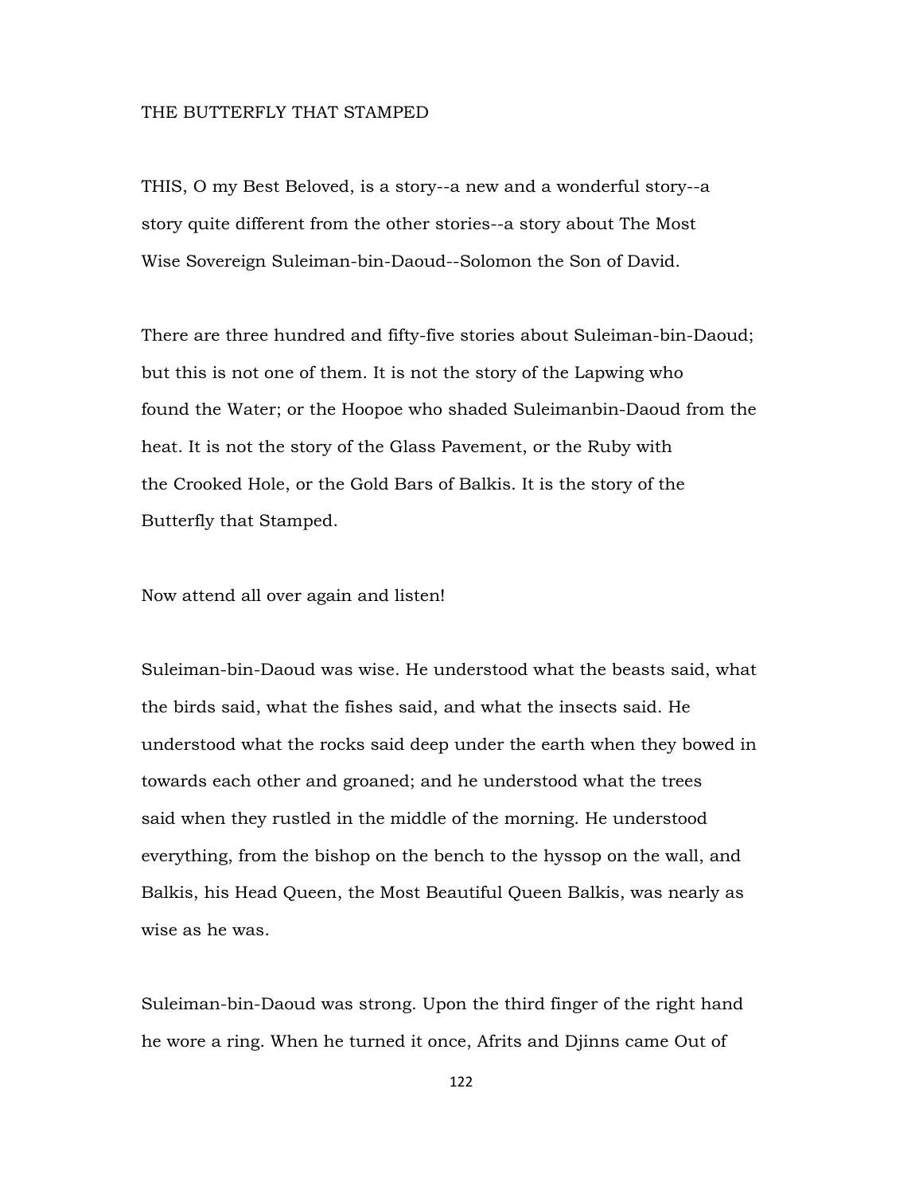# THE BUTTERFLY THAT STAMPED

THIS, O my Best Beloved, is a story--a new and a wonderful story--a story quite different from the other stories--a story about The Most Wise Sovereign Suleiman-bin-Daoud--Solomon the Son of David.

There are three hundred and fifty-five stories about Suleiman-bin-Daoud; but this is not one of them. It is not the story of the Lapwing who found the Water; or the Hoopoe who shaded Suleimanbin-Daoud from the heat. It is not the story of the Glass Pavement, or the Ruby with the Crooked Hole, or the Gold Bars of Balkis. It is the story of the Butterfly that Stamped.

Now attend all over again and listen!

Suleiman-bin-Daoud was wise. He understood what the beasts said, what the birds said, what the fishes said, and what the insects said. He understood what the rocks said deep under the earth when they bowed in towards each other and groaned; and he understood what the trees said when they rustled in the middle of the morning. He understood everything, from the bishop on the bench to the hyssop on the wall, and Balkis, his Head Queen, the Most Beautiful Queen Balkis, was nearly as wise as he was.

Suleiman-bin-Daoud was strong. Upon the third finger of the right hand he wore a ring. When he turned it once, Afrits and Djinns came Out of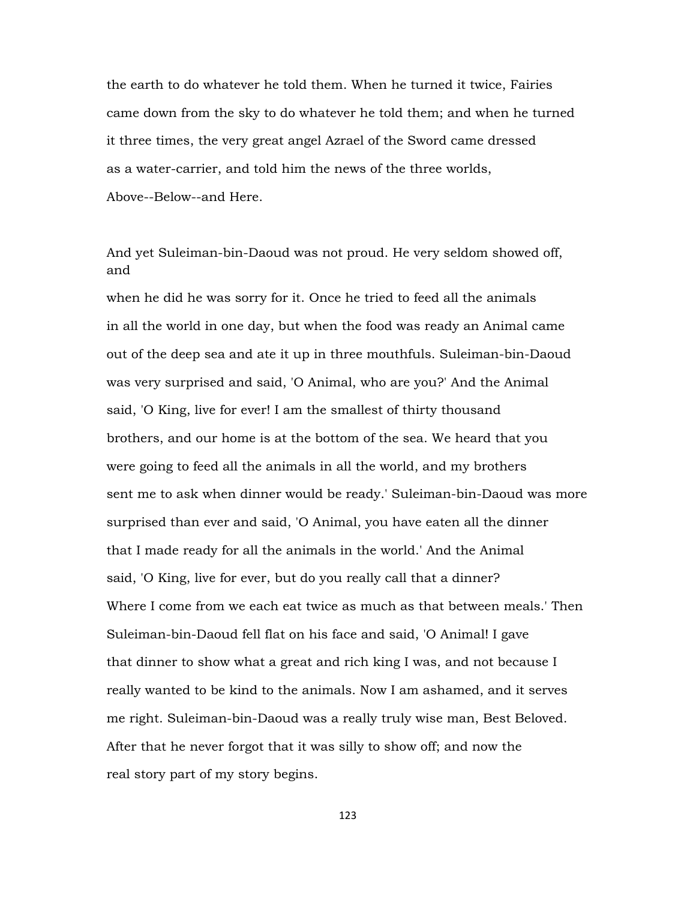the earth to do whatever he told them. When he turned it twice, Fairies came down from the sky to do whatever he told them; and when he turned it three times, the very great angel Azrael of the Sword came dressed as a water-carrier, and told him the news of the three worlds, Above--Below--and Here.

And yet Suleiman-bin-Daoud was not proud. He very seldom showed off, and when he did he was sorry for it. Once he tried to feed all the animals in all the world in one day, but when the food was ready an Animal came out of the deep sea and ate it up in three mouthfuls. Suleiman-bin-Daoud was very surprised and said, 'O Animal, who are you?' And the Animal said, 'O King, live for ever! I am the smallest of thirty thousand brothers, and our home is at the bottom of the sea. We heard that you were going to feed all the animals in all the world, and my brothers sent me to ask when dinner would be ready.' Suleiman-bin-Daoud was more surprised than ever and said, 'O Animal, you have eaten all the dinner that I made ready for all the animals in the world.' And the Animal said, 'O King, live for ever, but do you really call that a dinner? Where I come from we each eat twice as much as that between meals.' Then Suleiman-bin-Daoud fell flat on his face and said, 'O Animal! I gave that dinner to show what a great and rich king I was, and not because I really wanted to be kind to the animals. Now I am ashamed, and it serves me right. Suleiman-bin-Daoud was a really truly wise man, Best Beloved. After that he never forgot that it was silly to show off; and now the real story part of my story begins.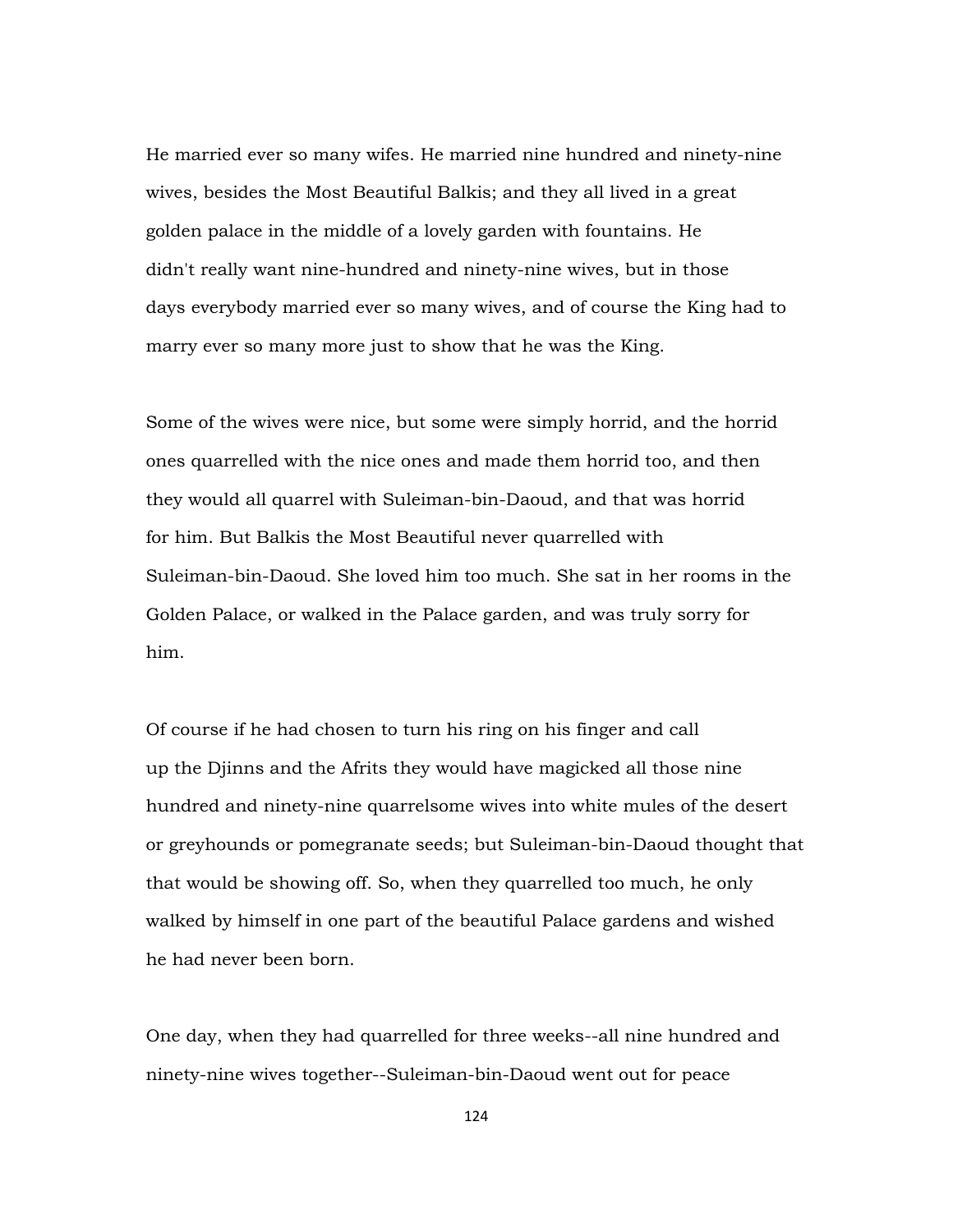He married ever so many wifes. He married nine hundred and ninety-nine wives, besides the Most Beautiful Balkis; and they all lived in a great golden palace in the middle of a lovely garden with fountains. He didn't really want nine-hundred and ninety-nine wives, but in those days everybody married ever so many wives, and of course the King had to marry ever so many more just to show that he was the King.

Some of the wives were nice, but some were simply horrid, and the horrid ones quarrelled with the nice ones and made them horrid too, and then they would all quarrel with Suleiman-bin-Daoud, and that was horrid for him. But Balkis the Most Beautiful never quarrelled with Suleiman-bin-Daoud. She loved him too much. She sat in her rooms in the Golden Palace, or walked in the Palace garden, and was truly sorry for him.

Of course if he had chosen to turn his ring on his finger and call up the Djinns and the Afrits they would have magicked all those nine hundred and ninety-nine quarrelsome wives into white mules of the desert or greyhounds or pomegranate seeds; but Suleiman-bin-Daoud thought that that would be showing off. So, when they quarrelled too much, he only walked by himself in one part of the beautiful Palace gardens and wished he had never been born.

One day, when they had quarrelled for three weeks--all nine hundred and ninety-nine wives together--Suleiman-bin-Daoud went out for peace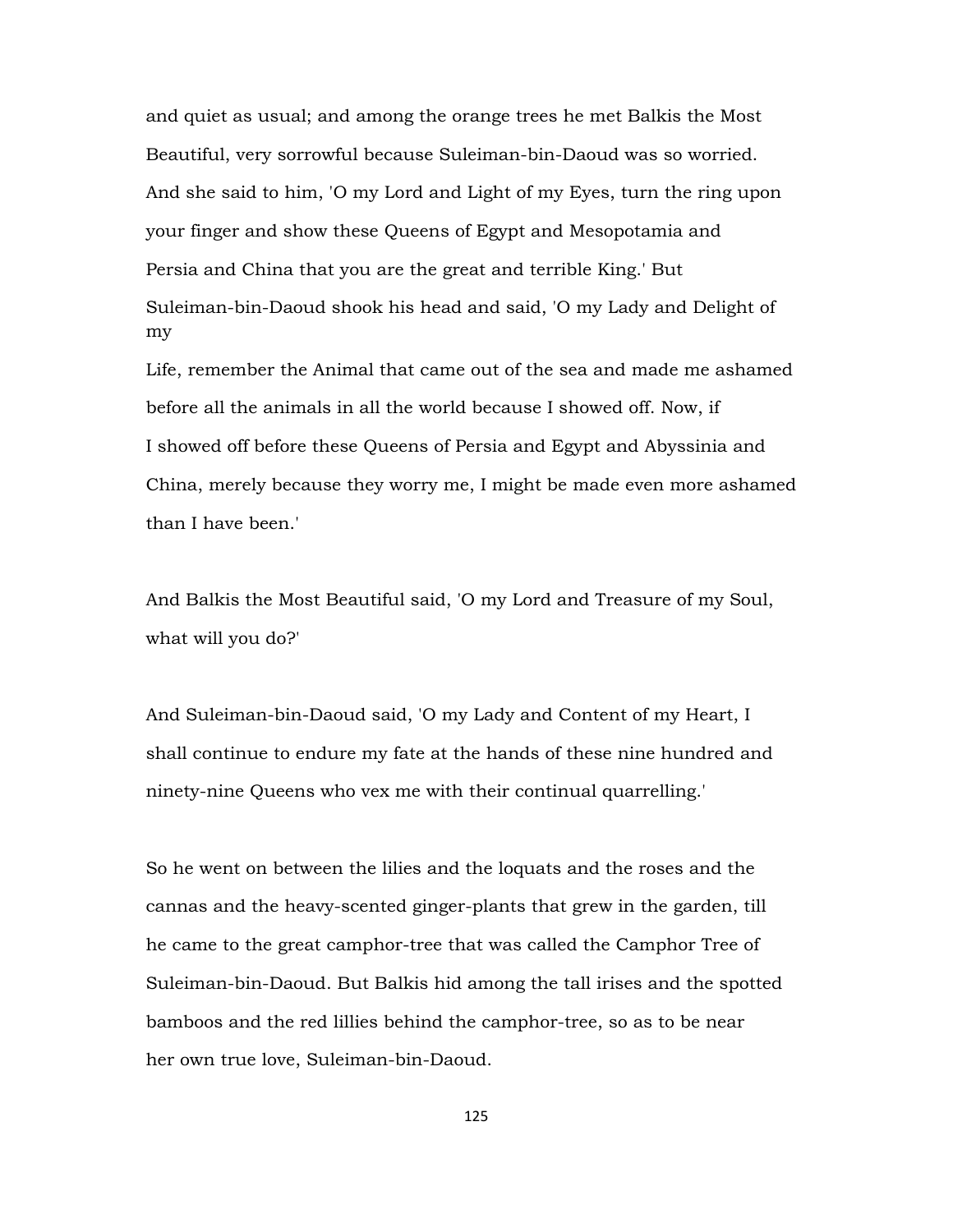and quiet as usual; and among the orange trees he met Balkis the Most Beautiful, very sorrowful because Suleiman-bin-Daoud was so worried. And she said to him, 'O my Lord and Light of my Eyes, turn the ring upon your finger and show these Queens of Egypt and Mesopotamia and Persia and China that you are the great and terrible King.' But Suleiman-bin-Daoud shook his head and said, 'O my Lady and Delight of my Life, remember the Animal that came out of the sea and made me ashamed before all the animals in all the world because I showed off. Now, if I showed off before these Queens of Persia and Egypt and Abyssinia and China, merely because they worry me, I might be made even more ashamed than I have been.'

And Balkis the Most Beautiful said, 'O my Lord and Treasure of my Soul, what will you do?'

And Suleiman-bin-Daoud said, 'O my Lady and Content of my Heart, I shall continue to endure my fate at the hands of these nine hundred and ninety-nine Queens who vex me with their continual quarrelling.'

So he went on between the lilies and the loquats and the roses and the cannas and the heavy-scented ginger-plants that grew in the garden, till he came to the great camphor-tree that was called the Camphor Tree of Suleiman-bin-Daoud. But Balkis hid among the tall irises and the spotted bamboos and the red lillies behind the camphor-tree, so as to be near her own true love, Suleiman-bin-Daoud.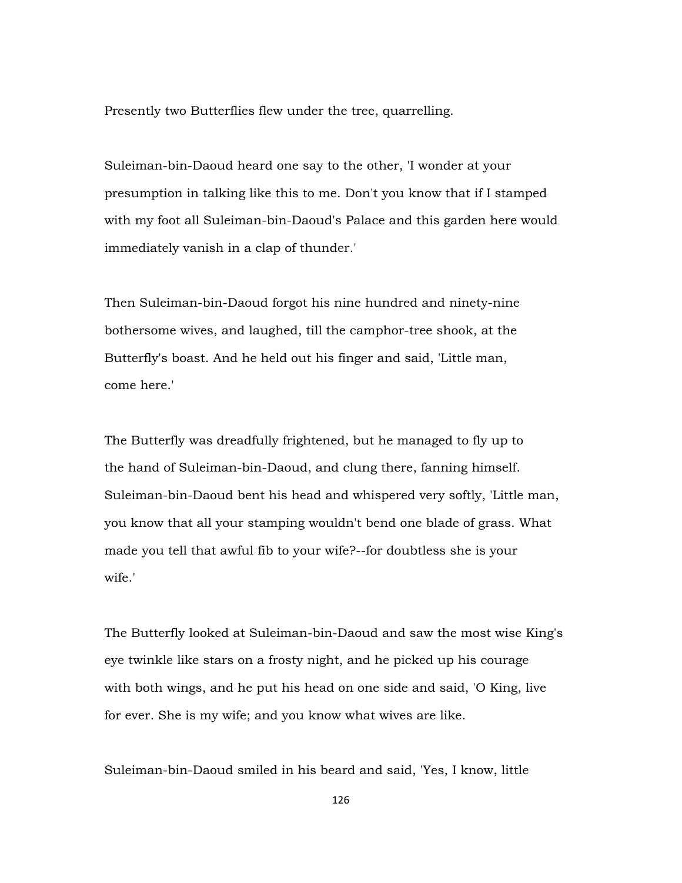Presently two Butterflies flew under the tree, quarrelling.

Suleiman-bin-Daoud heard one say to the other, 'I wonder at your presumption in talking like this to me. Don't you know that if I stamped with my foot all Suleiman-bin-Daoud's Palace and this garden here would immediately vanish in a clap of thunder.'

Then Suleiman-bin-Daoud forgot his nine hundred and ninety-nine bothersome wives, and laughed, till the camphor-tree shook, at the Butterfly's boast. And he held out his finger and said, 'Little man, come here.'

The Butterfly was dreadfully frightened, but he managed to fly up to the hand of Suleiman-bin-Daoud, and clung there, fanning himself. Suleiman-bin-Daoud bent his head and whispered very softly, 'Little man, you know that all your stamping wouldn't bend one blade of grass. What made you tell that awful fib to your wife?--for doubtless she is your wife.'

The Butterfly looked at Suleiman-bin-Daoud and saw the most wise King's eye twinkle like stars on a frosty night, and he picked up his courage with both wings, and he put his head on one side and said, 'O King, live for ever. She is my wife; and you know what wives are like.

Suleiman-bin-Daoud smiled in his beard and said, 'Yes, I know, little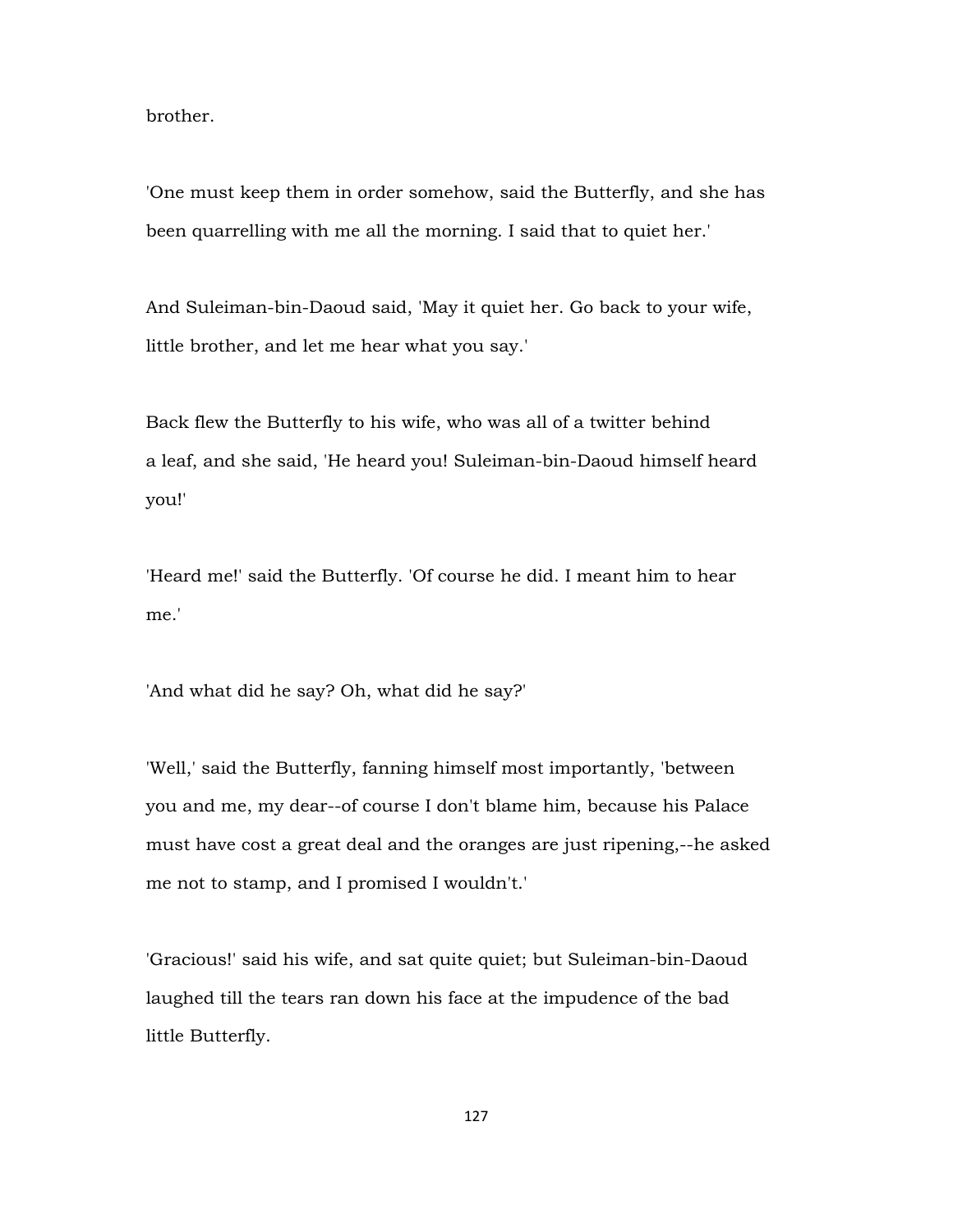brother.

'One must keep them in order somehow, said the Butterfly, and she has been quarrelling with me all the morning. I said that to quiet her.'

And Suleiman-bin-Daoud said, 'May it quiet her. Go back to your wife, little brother, and let me hear what you say.'

Back flew the Butterfly to his wife, who was all of a twitter behind a leaf, and she said, 'He heard you! Suleiman-bin-Daoud himself heard you!'

'Heard me!' said the Butterfly. 'Of course he did. I meant him to hear me.'

'And what did he say? Oh, what did he say?'

'Well,' said the Butterfly, fanning himself most importantly, 'between you and me, my dear--of course I don't blame him, because his Palace must have cost a great deal and the oranges are just ripening,--he asked me not to stamp, and I promised I wouldn't.'

'Gracious!' said his wife, and sat quite quiet; but Suleiman-bin-Daoud laughed till the tears ran down his face at the impudence of the bad little Butterfly.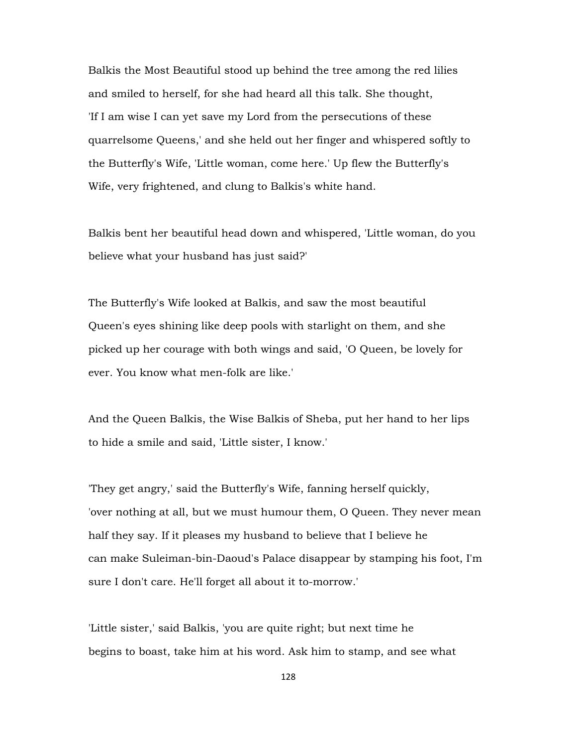Balkis the Most Beautiful stood up behind the tree among the red lilies and smiled to herself, for she had heard all this talk. She thought, 'If I am wise I can yet save my Lord from the persecutions of these quarrelsome Queens,' and she held out her finger and whispered softly to the Butterfly's Wife, 'Little woman, come here.' Up flew the Butterfly's Wife, very frightened, and clung to Balkis's white hand.

Balkis bent her beautiful head down and whispered, 'Little woman, do you believe what your husband has just said?'

The Butterfly's Wife looked at Balkis, and saw the most beautiful Queen's eyes shining like deep pools with starlight on them, and she picked up her courage with both wings and said, 'O Queen, be lovely for ever. You know what men-folk are like.'

And the Queen Balkis, the Wise Balkis of Sheba, put her hand to her lips to hide a smile and said, 'Little sister, I know.'

'They get angry,' said the Butterfly's Wife, fanning herself quickly, 'over nothing at all, but we must humour them, O Queen. They never mean half they say. If it pleases my husband to believe that I believe he can make Suleiman-bin-Daoud's Palace disappear by stamping his foot, I'm sure I don't care. He'll forget all about it to-morrow.'

'Little sister,' said Balkis, 'you are quite right; but next time he begins to boast, take him at his word. Ask him to stamp, and see what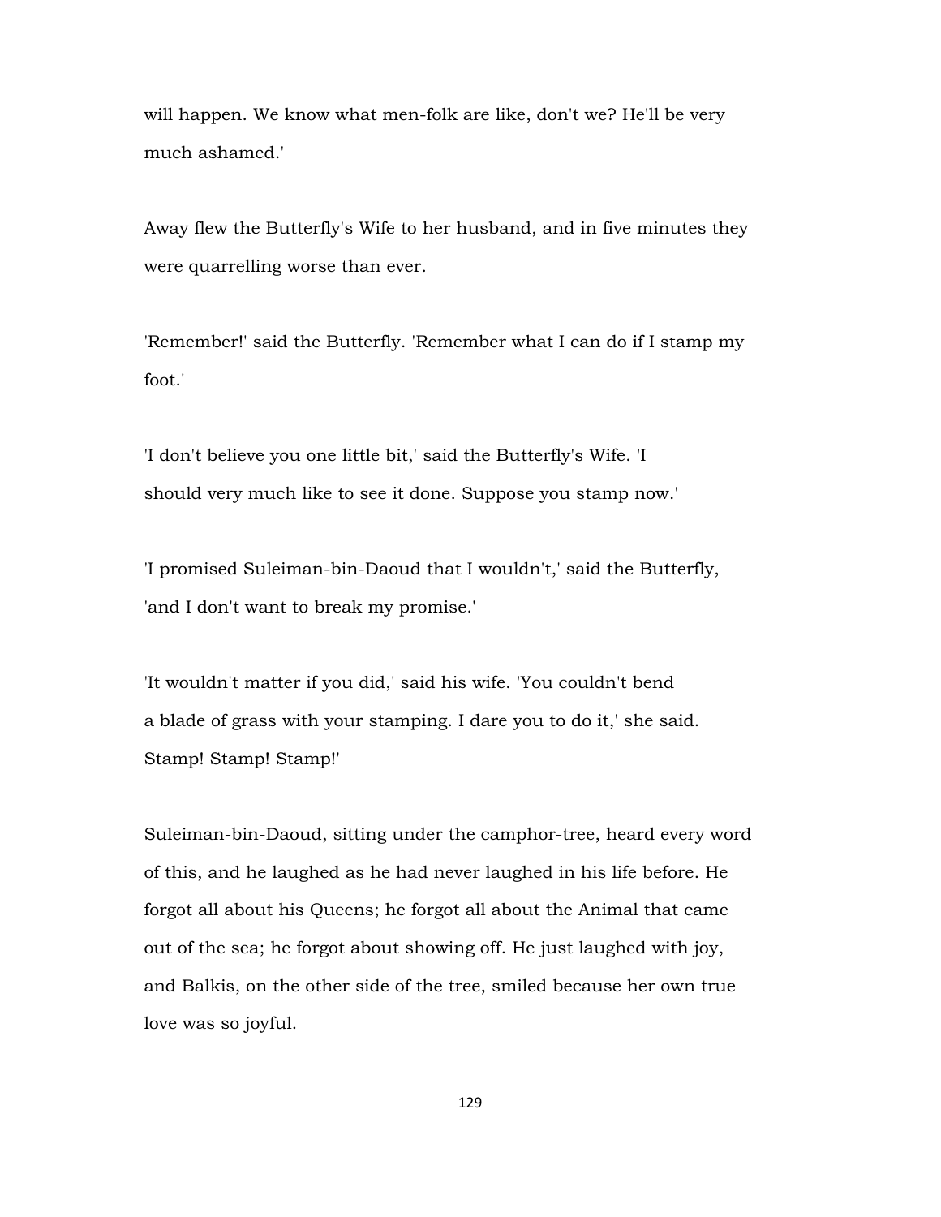will happen. We know what men-folk are like, don't we? He'll be very much ashamed.'

Away flew the Butterfly's Wife to her husband, and in five minutes they were quarrelling worse than ever.

'Remember!' said the Butterfly. 'Remember what I can do if I stamp my foot.'

'I don't believe you one little bit,' said the Butterfly's Wife. 'I should very much like to see it done. Suppose you stamp now.'

'I promised Suleiman-bin-Daoud that I wouldn't,' said the Butterfly, 'and I don't want to break my promise.'

'It wouldn't matter if you did,' said his wife. 'You couldn't bend a blade of grass with your stamping. I dare you to do it,' she said. Stamp! Stamp! Stamp!'

Suleiman-bin-Daoud, sitting under the camphor-tree, heard every word of this, and he laughed as he had never laughed in his life before. He forgot all about his Queens; he forgot all about the Animal that came out of the sea; he forgot about showing off. He just laughed with joy, and Balkis, on the other side of the tree, smiled because her own true love was so joyful.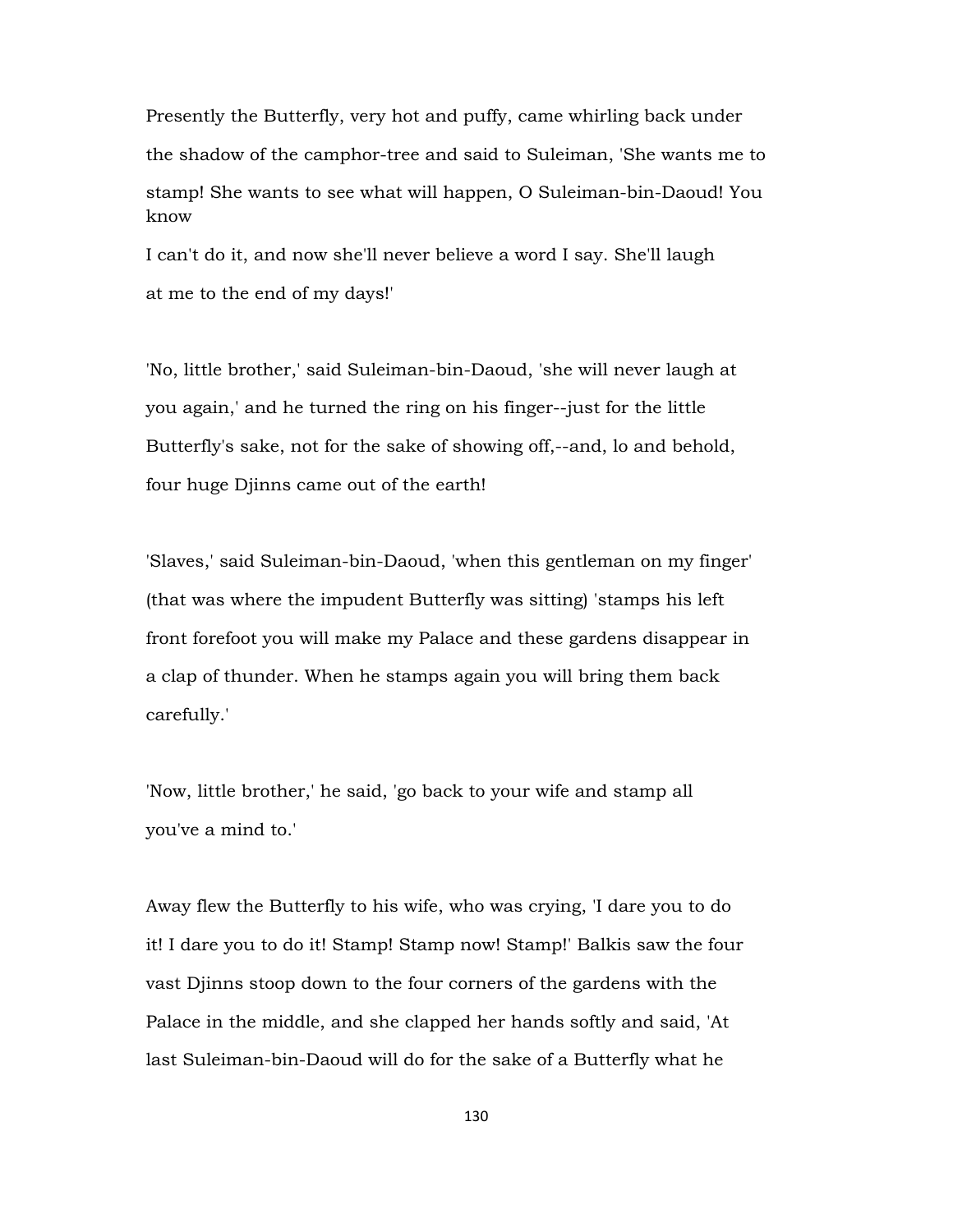Presently the Butterfly, very hot and puffy, came whirling back under the shadow of the camphor-tree and said to Suleiman, 'She wants me to stamp! She wants to see what will happen, O Suleiman-bin-Daoud! You know I can't do it, and now she'll never believe a word I say. She'll laugh at me to the end of my days!'

'No, little brother,' said Suleiman-bin-Daoud, 'she will never laugh at you again,' and he turned the ring on his finger--just for the little Butterfly's sake, not for the sake of showing off,--and, lo and behold, four huge Djinns came out of the earth!

'Slaves,' said Suleiman-bin-Daoud, 'when this gentleman on my finger' (that was where the impudent Butterfly was sitting) 'stamps his left front forefoot you will make my Palace and these gardens disappear in a clap of thunder. When he stamps again you will bring them back carefully.'

'Now, little brother,' he said, 'go back to your wife and stamp all you've a mind to.'

Away flew the Butterfly to his wife, who was crying, 'I dare you to do it! I dare you to do it! Stamp! Stamp now! Stamp!' Balkis saw the four vast Djinns stoop down to the four corners of the gardens with the Palace in the middle, and she clapped her hands softly and said, 'At last Suleiman-bin-Daoud will do for the sake of a Butterfly what he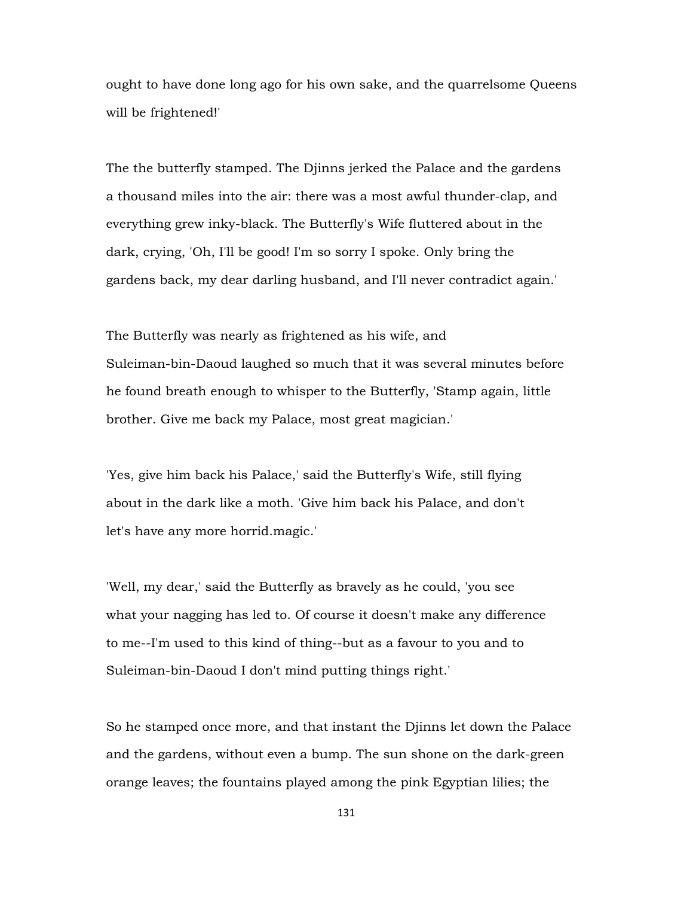ought to have done long ago for his own sake, and the quarrelsome Queens will be frightened!'

The the butterfly stamped. The Djinns jerked the Palace and the gardens a thousand miles into the air: there was a most awful thunder-clap, and everything grew inky-black. The Butterfly's Wife fluttered about in the dark, crying, 'Oh, I'll be good! I'm so sorry I spoke. Only bring the gardens back, my dear darling husband, and I'll never contradict again.'

The Butterfly was nearly as frightened as his wife, and Suleiman-bin-Daoud laughed so much that it was several minutes before he found breath enough to whisper to the Butterfly, 'Stamp again, little brother. Give me back my Palace, most great magician.'

'Yes, give him back his Palace,' said the Butterfly's Wife, still flying about in the dark like a moth. 'Give him back his Palace, and don't let's have any more horrid.magic.'

'Well, my dear,' said the Butterfly as bravely as he could, 'you see what your nagging has led to. Of course it doesn't make any difference to me--I'm used to this kind of thing--but as a favour to you and to Suleiman-bin-Daoud I don't mind putting things right.'

So he stamped once more, and that instant the Djinns let down the Palace and the gardens, without even a bump. The sun shone on the dark-green orange leaves; the fountains played among the pink Egyptian lilies; the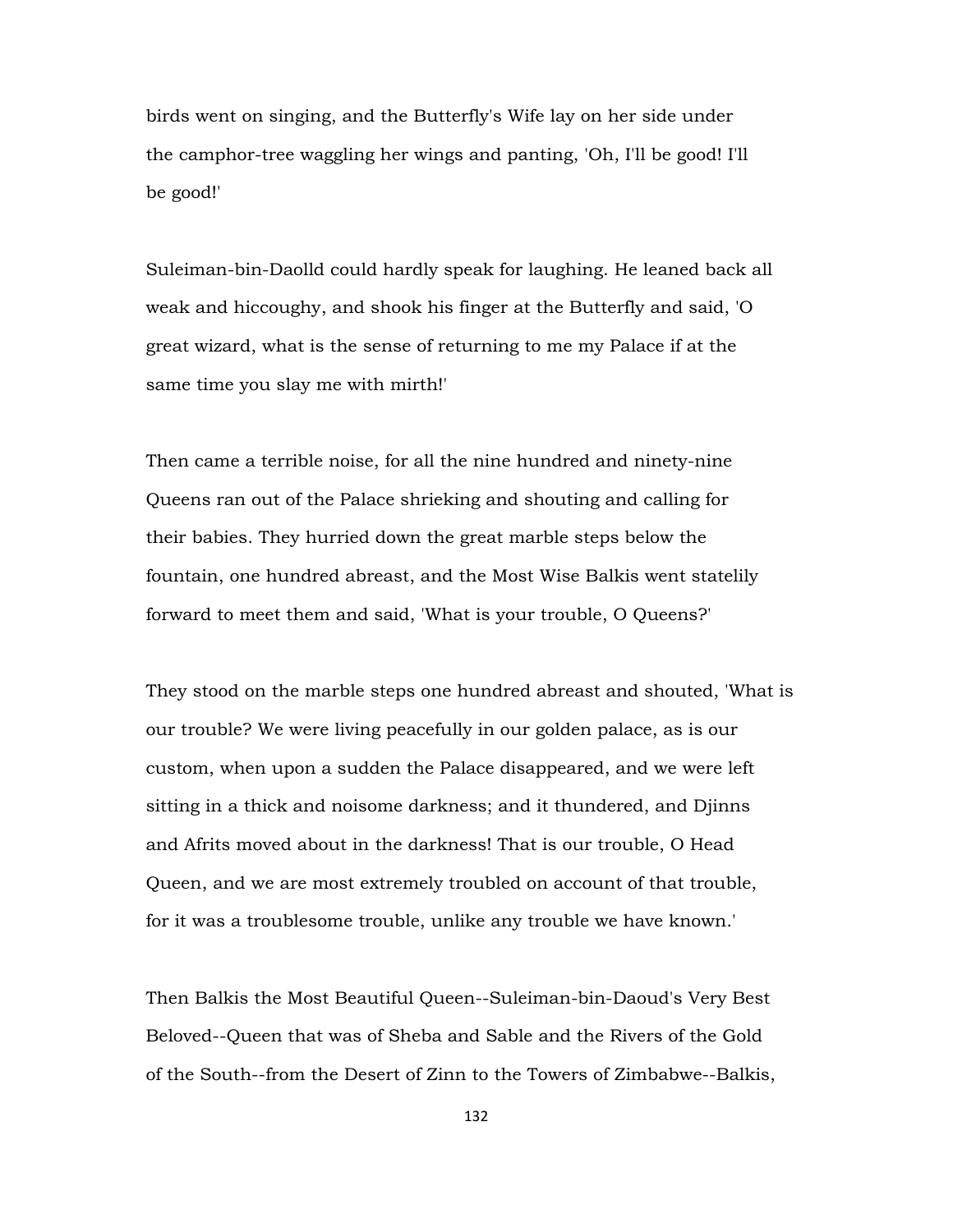birds went on singing, and the Butterfly's Wife lay on her side under the camphor-tree waggling her wings and panting, 'Oh, I'll be good! I'll be good!'

Suleiman-bin-Daolld could hardly speak for laughing. He leaned back all weak and hiccoughy, and shook his finger at the Butterfly and said, 'O great wizard, what is the sense of returning to me my Palace if at the same time you slay me with mirth!'

Then came a terrible noise, for all the nine hundred and ninety-nine Queens ran out of the Palace shrieking and shouting and calling for their babies. They hurried down the great marble steps below the fountain, one hundred abreast, and the Most Wise Balkis went statelily forward to meet them and said, 'What is your trouble, O Queens?'

They stood on the marble steps one hundred abreast and shouted, 'What is our trouble? We were living peacefully in our golden palace, as is our custom, when upon a sudden the Palace disappeared, and we were left sitting in a thick and noisome darkness; and it thundered, and Djinns and Afrits moved about in the darkness! That is our trouble, O Head Queen, and we are most extremely troubled on account of that trouble, for it was a troublesome trouble, unlike any trouble we have known.'

Then Balkis the Most Beautiful Queen--Suleiman-bin-Daoud's Very Best Beloved--Queen that was of Sheba and Sable and the Rivers of the Gold of the South--from the Desert of Zinn to the Towers of Zimbabwe--Balkis,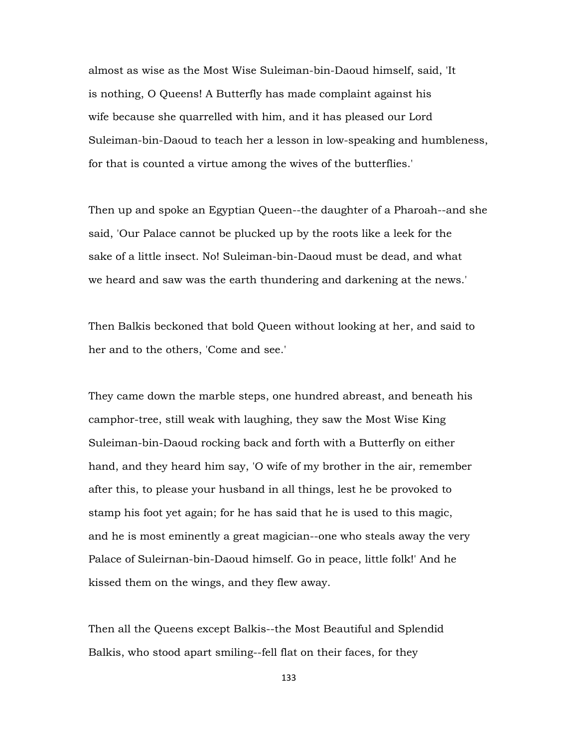almost as wise as the Most Wise Suleiman-bin-Daoud himself, said, 'It is nothing, O Queens! A Butterfly has made complaint against his wife because she quarrelled with him, and it has pleased our Lord Suleiman-bin-Daoud to teach her a lesson in low-speaking and humbleness, for that is counted a virtue among the wives of the butterflies.'

Then up and spoke an Egyptian Queen--the daughter of a Pharoah--and she said, 'Our Palace cannot be plucked up by the roots like a leek for the sake of a little insect. No! Suleiman-bin-Daoud must be dead, and what we heard and saw was the earth thundering and darkening at the news.'

Then Balkis beckoned that bold Queen without looking at her, and said to her and to the others, 'Come and see.'

They came down the marble steps, one hundred abreast, and beneath his camphor-tree, still weak with laughing, they saw the Most Wise King Suleiman-bin-Daoud rocking back and forth with a Butterfly on either hand, and they heard him say, 'O wife of my brother in the air, remember after this, to please your husband in all things, lest he be provoked to stamp his foot yet again; for he has said that he is used to this magic, and he is most eminently a great magician--one who steals away the very Palace of Suleirnan-bin-Daoud himself. Go in peace, little folk!' And he kissed them on the wings, and they flew away.

Then all the Queens except Balkis--the Most Beautiful and Splendid Balkis, who stood apart smiling--fell flat on their faces, for they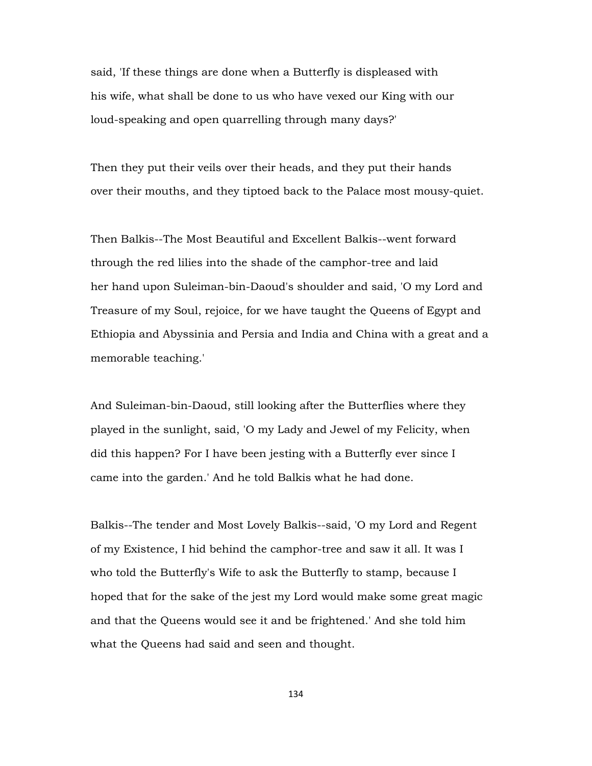said, 'If these things are done when a Butterfly is displeased with his wife, what shall be done to us who have vexed our King with our loud-speaking and open quarrelling through many days?'

Then they put their veils over their heads, and they put their hands over their mouths, and they tiptoed back to the Palace most mousy-quiet.

Then Balkis--The Most Beautiful and Excellent Balkis--went forward through the red lilies into the shade of the camphor-tree and laid her hand upon Suleiman-bin-Daoud's shoulder and said, 'O my Lord and Treasure of my Soul, rejoice, for we have taught the Queens of Egypt and Ethiopia and Abyssinia and Persia and India and China with a great and a memorable teaching.'

And Suleiman-bin-Daoud, still looking after the Butterflies where they played in the sunlight, said, 'O my Lady and Jewel of my Felicity, when did this happen? For I have been jesting with a Butterfly ever since I came into the garden.' And he told Balkis what he had done.

Balkis--The tender and Most Lovely Balkis--said, 'O my Lord and Regent of my Existence, I hid behind the camphor-tree and saw it all. It was I who told the Butterfly's Wife to ask the Butterfly to stamp, because I hoped that for the sake of the jest my Lord would make some great magic and that the Queens would see it and be frightened.' And she told him what the Queens had said and seen and thought.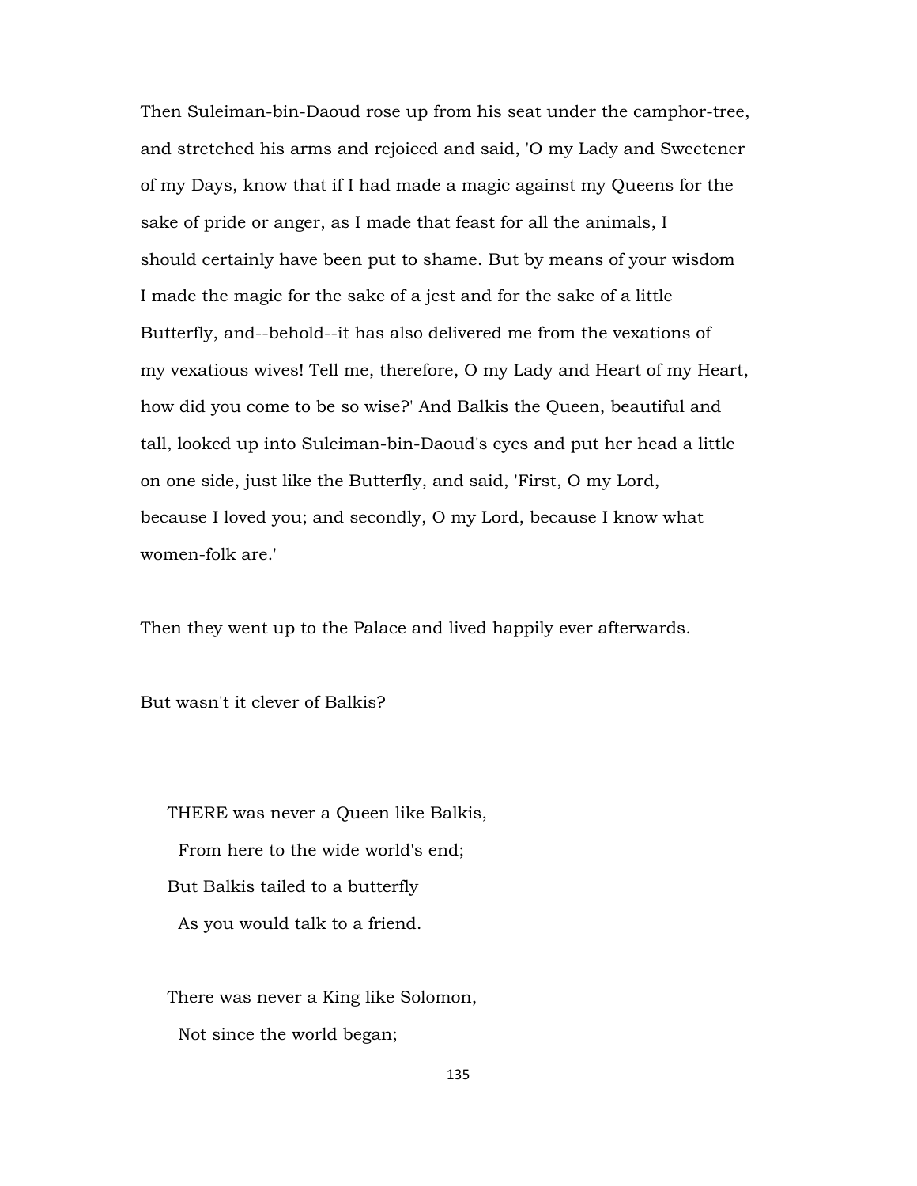Then Suleiman-bin-Daoud rose up from his seat under the camphor-tree, and stretched his arms and rejoiced and said, 'O my Lady and Sweetener of my Days, know that if I had made a magic against my Queens for the sake of pride or anger, as I made that feast for all the animals, I should certainly have been put to shame. But by means of your wisdom I made the magic for the sake of a jest and for the sake of a little Butterfly, and--behold--it has also delivered me from the vexations of my vexatious wives! Tell me, therefore, O my Lady and Heart of my Heart, how did you come to be so wise?' And Balkis the Queen, beautiful and tall, looked up into Suleiman-bin-Daoud's eyes and put her head a little on one side, just like the Butterfly, and said, 'First, O my Lord, because I loved you; and secondly, O my Lord, because I know what women-folk are.'

Then they went up to the Palace and lived happily ever afterwards.

But wasn't it clever of Balkis?

THERE was never a Queen like Balkis,  
  From here to the wide world's end;  
But Balkis tailed to a butterfly  
  As you would talk to a friend.

There was never a King like Solomon,  
  Not since the world began;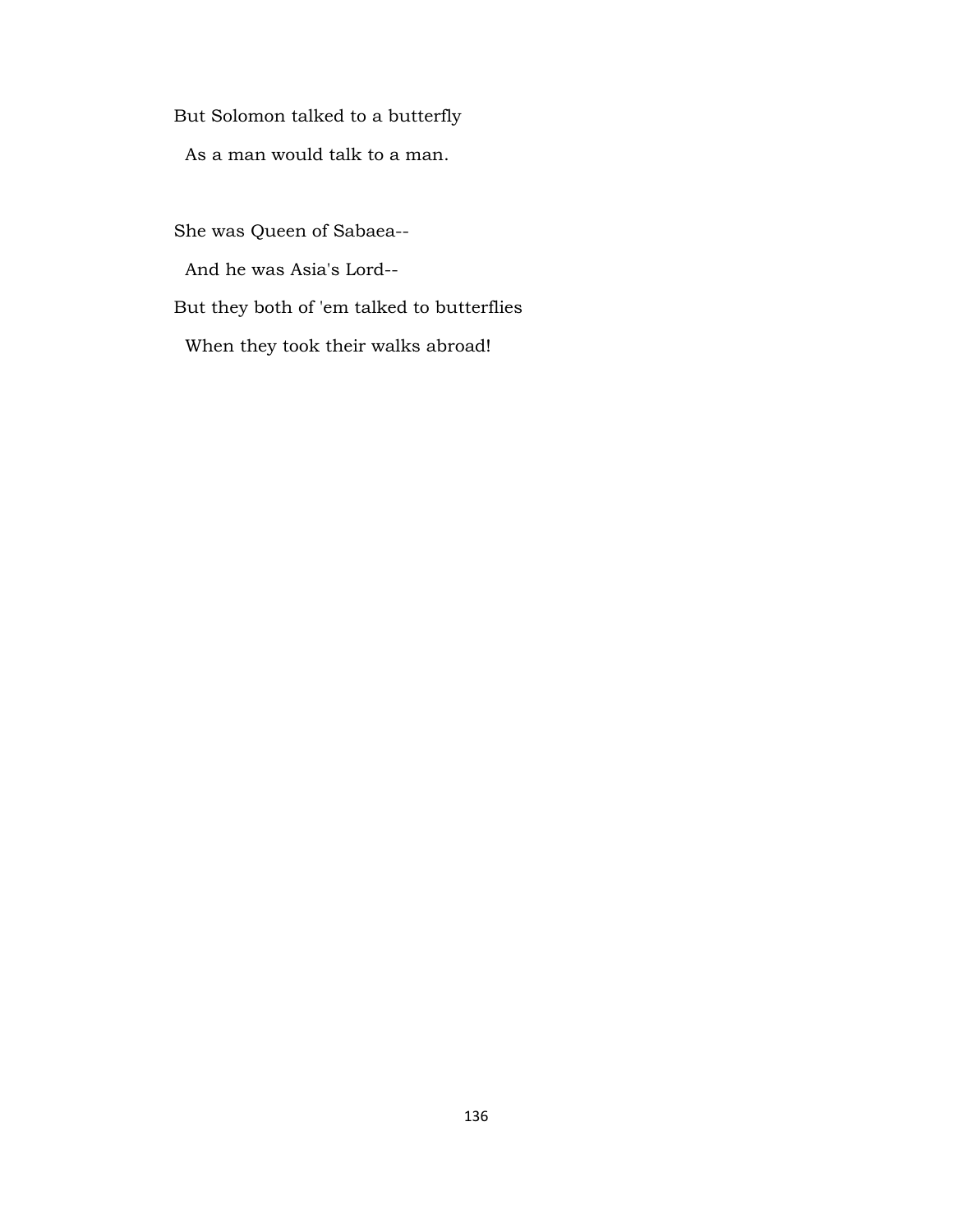But Solomon talked to a butterfly

  As a man would talk to a man.

She was Queen of Sabaea--

  And he was Asia's Lord--

But they both of 'em talked to butterflies

  When they took their walks abroad!